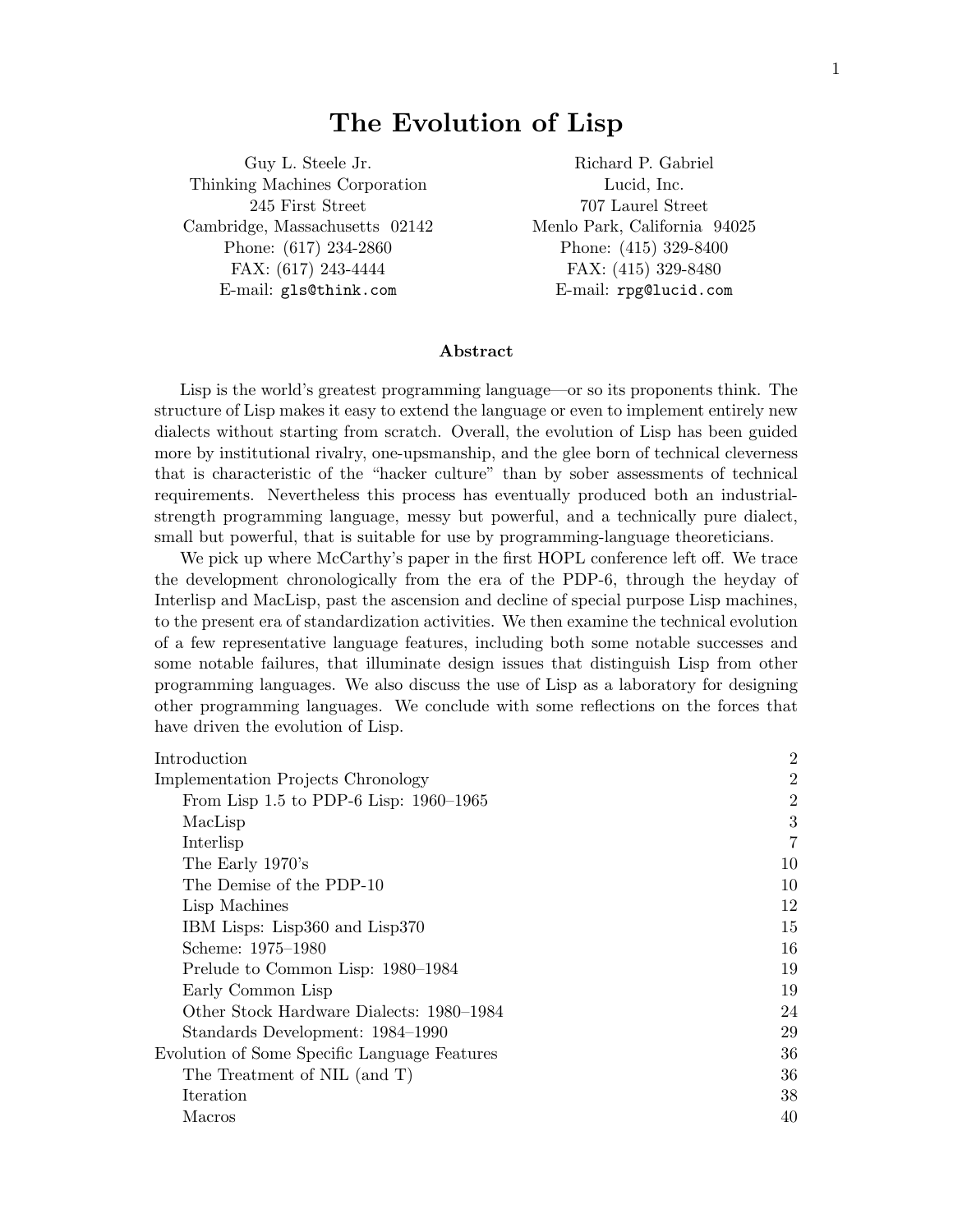# The Evolution of Lisp

Guy L. Steele Jr.
Thinking Machines Corporation
245 First Street
Cambridge, Massachusetts 02142
Phone: (617) 234-2860
FAX: (617) 243-4444
E-mail: `gls@think.com`

Richard P. Gabriel
Lucid, Inc.
707 Laurel Street
Menlo Park, California 94025
Phone: (415) 329-8400
FAX: (415) 329-8480
E-mail: `rpg@lucid.com`

### Abstract

Lisp is the world's greatest programming language—or so its proponents think. The structure of Lisp makes it easy to extend the language or even to implement entirely new dialects without starting from scratch. Overall, the evolution of Lisp has been guided more by institutional rivalry, one-upsmanship, and the glee born of technical cleverness that is characteristic of the "hacker culture" than by sober assessments of technical requirements. Nevertheless this process has eventually produced both an industrial-strength programming language, messy but powerful, and a technically pure dialect, small but powerful, that is suitable for use by programming-language theoreticians.

We pick up where McCarthy's paper in the first HOPL conference left off. We trace the development chronologically from the era of the PDP-6, through the heyday of Interlisp and MacLisp, past the ascension and decline of special purpose Lisp machines, to the present era of standardization activities. We then examine the technical evolution of a few representative language features, including both some notable successes and some notable failures, that illuminate design issues that distinguish Lisp from other programming languages. We also discuss the use of Lisp as a laboratory for designing other programming languages. We conclude with some reflections on the forces that have driven the evolution of Lisp.

| | |
|---|---|
| Introduction | 2 |
| Implementation Projects Chronology | 2 |
| From Lisp 1.5 to PDP-6 Lisp: 1960–1965 | 2 |
| MacLisp | 3 |
| Interlisp | 7 |
| The Early 1970's | 10 |
| The Demise of the PDP-10 | 10 |
| Lisp Machines | 12 |
| IBM Lisps: Lisp360 and Lisp370 | 15 |
| Scheme: 1975–1980 | 16 |
| Prelude to Common Lisp: 1980–1984 | 19 |
| Early Common Lisp | 19 |
| Other Stock Hardware Dialects: 1980–1984 | 24 |
| Standards Development: 1984–1990 | 29 |
| Evolution of Some Specific Language Features | 36 |
| The Treatment of NIL (and T) | 36 |
| Iteration | 38 |
| Macros | 40 |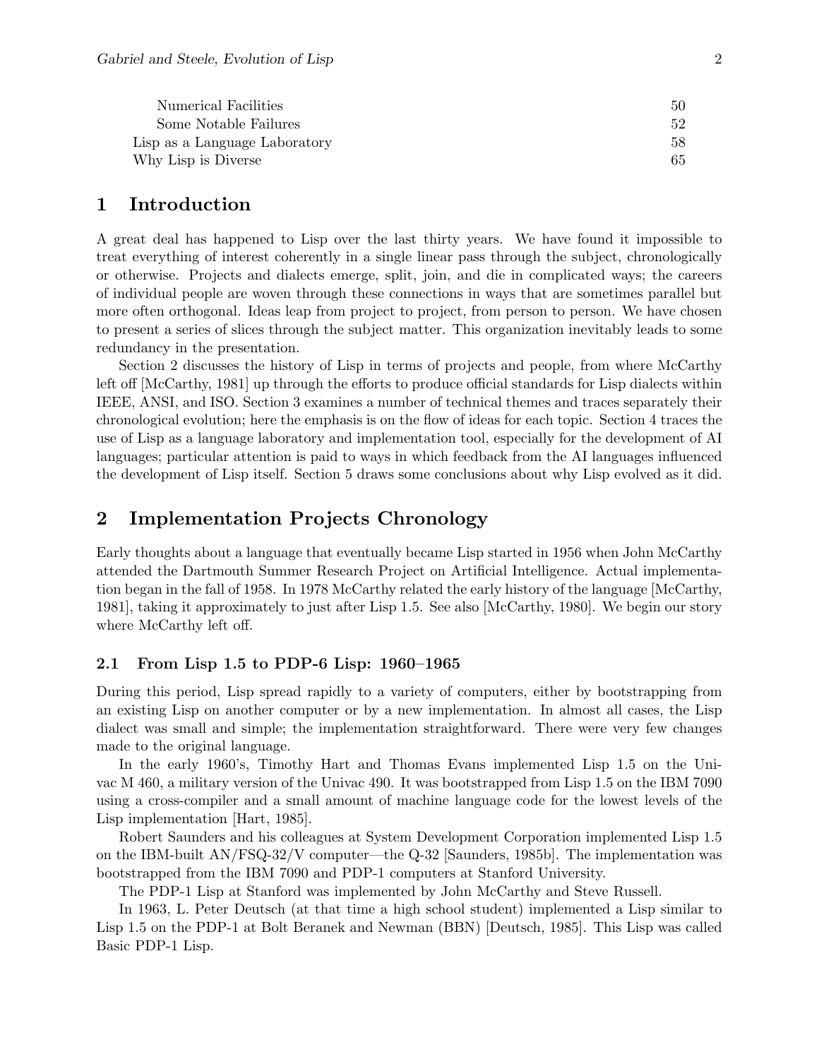| | |
|---|---|
| Numerical Facilities | 50 |
| Some Notable Failures | 52 |
| Lisp as a Language Laboratory | 58 |
| Why Lisp is Diverse | 65 |

## 1 Introduction

A great deal has happened to Lisp over the last thirty years. We have found it impossible to treat everything of interest coherently in a single linear pass through the subject, chronologically or otherwise. Projects and dialects emerge, split, join, and die in complicated ways; the careers of individual people are woven through these connections in ways that are sometimes parallel but more often orthogonal. Ideas leap from project to project, from person to person. We have chosen to present a series of slices through the subject matter. This organization inevitably leads to some redundancy in the presentation.

Section 2 discusses the history of Lisp in terms of projects and people, from where McCarthy left off [McCarthy, 1981] up through the efforts to produce official standards for Lisp dialects within IEEE, ANSI, and ISO. Section 3 examines a number of technical themes and traces separately their chronological evolution; here the emphasis is on the flow of ideas for each topic. Section 4 traces the use of Lisp as a language laboratory and implementation tool, especially for the development of AI languages; particular attention is paid to ways in which feedback from the AI languages influenced the development of Lisp itself. Section 5 draws some conclusions about why Lisp evolved as it did.

## 2 Implementation Projects Chronology

Early thoughts about a language that eventually became Lisp started in 1956 when John McCarthy attended the Dartmouth Summer Research Project on Artificial Intelligence. Actual implementation began in the fall of 1958. In 1978 McCarthy related the early history of the language [McCarthy, 1981], taking it approximately to just after Lisp 1.5. See also [McCarthy, 1980]. We begin our story where McCarthy left off.

### 2.1 From Lisp 1.5 to PDP-6 Lisp: 1960–1965

During this period, Lisp spread rapidly to a variety of computers, either by bootstrapping from an existing Lisp on another computer or by a new implementation. In almost all cases, the Lisp dialect was small and simple; the implementation straightforward. There were very few changes made to the original language.

In the early 1960's, Timothy Hart and Thomas Evans implemented Lisp 1.5 on the Univac M 460, a military version of the Univac 490. It was bootstrapped from Lisp 1.5 on the IBM 7090 using a cross-compiler and a small amount of machine language code for the lowest levels of the Lisp implementation [Hart, 1985].

Robert Saunders and his colleagues at System Development Corporation implemented Lisp 1.5 on the IBM-built AN/FSQ-32/V computer—the Q-32 [Saunders, 1985b]. The implementation was bootstrapped from the IBM 7090 and PDP-1 computers at Stanford University.

The PDP-1 Lisp at Stanford was implemented by John McCarthy and Steve Russell.

In 1963, L. Peter Deutsch (at that time a high school student) implemented a Lisp similar to Lisp 1.5 on the PDP-1 at Bolt Beranek and Newman (BBN) [Deutsch, 1985]. This Lisp was called Basic PDP-1 Lisp.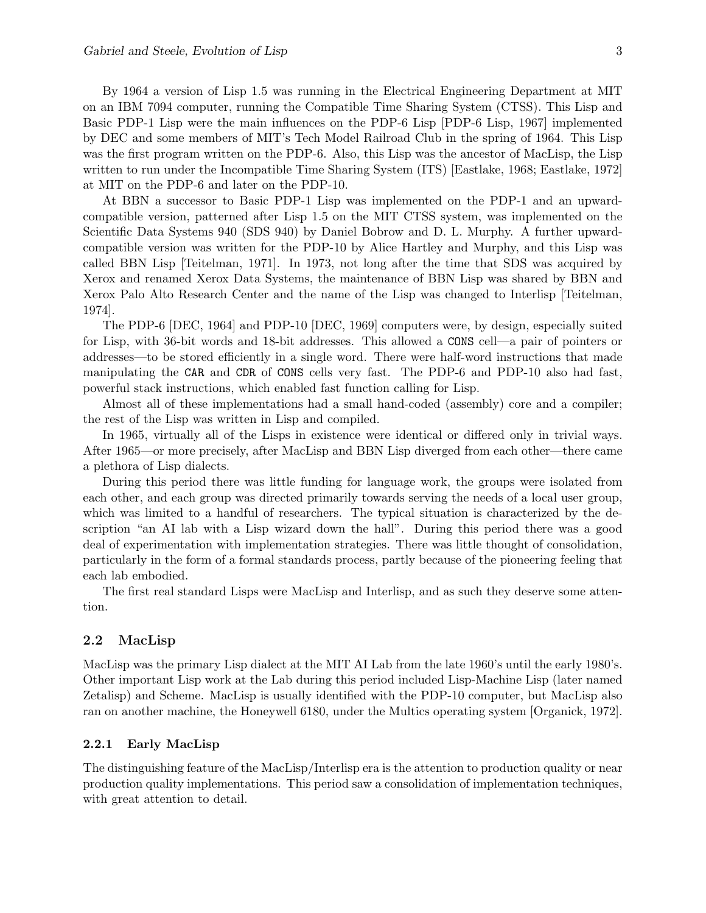By 1964 a version of Lisp 1.5 was running in the Electrical Engineering Department at MIT on an IBM 7094 computer, running the Compatible Time Sharing System (CTSS). This Lisp and Basic PDP-1 Lisp were the main influences on the PDP-6 Lisp [PDP-6 Lisp, 1967] implemented by DEC and some members of MIT's Tech Model Railroad Club in the spring of 1964. This Lisp was the first program written on the PDP-6. Also, this Lisp was the ancestor of MacLisp, the Lisp written to run under the Incompatible Time Sharing System (ITS) [Eastlake, 1968; Eastlake, 1972] at MIT on the PDP-6 and later on the PDP-10.

At BBN a successor to Basic PDP-1 Lisp was implemented on the PDP-1 and an upward-compatible version, patterned after Lisp 1.5 on the MIT CTSS system, was implemented on the Scientific Data Systems 940 (SDS 940) by Daniel Bobrow and D. L. Murphy. A further upward-compatible version was written for the PDP-10 by Alice Hartley and Murphy, and this Lisp was called BBN Lisp [Teitelman, 1971]. In 1973, not long after the time that SDS was acquired by Xerox and renamed Xerox Data Systems, the maintenance of BBN Lisp was shared by BBN and Xerox Palo Alto Research Center and the name of the Lisp was changed to Interlisp [Teitelman, 1974].

The PDP-6 [DEC, 1964] and PDP-10 [DEC, 1969] computers were, by design, especially suited for Lisp, with 36-bit words and 18-bit addresses. This allowed a `CONS` cell—a pair of pointers or addresses—to be stored efficiently in a single word. There were half-word instructions that made manipulating the `CAR` and `CDR` of `CONS` cells very fast. The PDP-6 and PDP-10 also had fast, powerful stack instructions, which enabled fast function calling for Lisp.

Almost all of these implementations had a small hand-coded (assembly) core and a compiler; the rest of the Lisp was written in Lisp and compiled.

In 1965, virtually all of the Lisps in existence were identical or differed only in trivial ways. After 1965—or more precisely, after MacLisp and BBN Lisp diverged from each other—there came a plethora of Lisp dialects.

During this period there was little funding for language work, the groups were isolated from each other, and each group was directed primarily towards serving the needs of a local user group, which was limited to a handful of researchers. The typical situation is characterized by the description "an AI lab with a Lisp wizard down the hall". During this period there was a good deal of experimentation with implementation strategies. There was little thought of consolidation, particularly in the form of a formal standards process, partly because of the pioneering feeling that each lab embodied.

The first real standard Lisps were MacLisp and Interlisp, and as such they deserve some attention.

## 2.2 MacLisp

MacLisp was the primary Lisp dialect at the MIT AI Lab from the late 1960's until the early 1980's. Other important Lisp work at the Lab during this period included Lisp-Machine Lisp (later named Zetalisp) and Scheme. MacLisp is usually identified with the PDP-10 computer, but MacLisp also ran on another machine, the Honeywell 6180, under the Multics operating system [Organick, 1972].

### 2.2.1 Early MacLisp

The distinguishing feature of the MacLisp/Interlisp era is the attention to production quality or near production quality implementations. This period saw a consolidation of implementation techniques, with great attention to detail.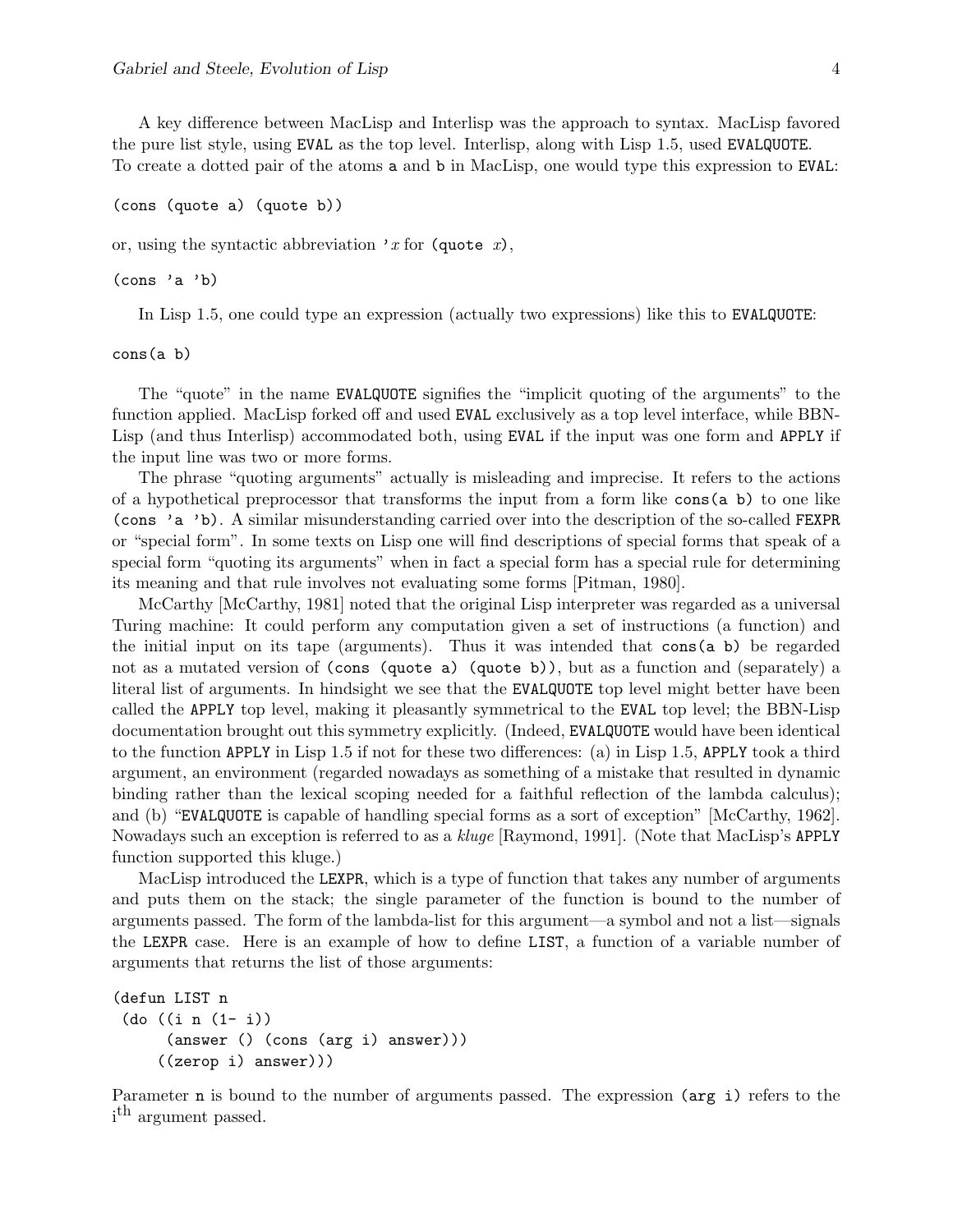A key difference between MacLisp and Interlisp was the approach to syntax. MacLisp favored the pure list style, using `EVAL` as the top level. Interlisp, along with Lisp 1.5, used `EVALQUOTE`. To create a dotted pair of the atoms `a` and `b` in MacLisp, one would type this expression to `EVAL`:

```
(cons (quote a) (quote b))
```

or, using the syntactic abbreviation `'`*x* for `(quote` *x*`)`,

```
(cons 'a 'b)
```

In Lisp 1.5, one could type an expression (actually two expressions) like this to `EVALQUOTE`:

```
cons(a b)
```

The "quote" in the name `EVALQUOTE` signifies the "implicit quoting of the arguments" to the function applied. MacLisp forked off and used `EVAL` exclusively as a top level interface, while BBN-Lisp (and thus Interlisp) accommodated both, using `EVAL` if the input was one form and `APPLY` if the input line was two or more forms.

The phrase "quoting arguments" actually is misleading and imprecise. It refers to the actions of a hypothetical preprocessor that transforms the input from a form like `cons(a b)` to one like `(cons 'a 'b)`. A similar misunderstanding carried over into the description of the so-called `FEXPR` or "special form". In some texts on Lisp one will find descriptions of special forms that speak of a special form "quoting its arguments" when in fact a special form has a special rule for determining its meaning and that rule involves not evaluating some forms [Pitman, 1980].

McCarthy [McCarthy, 1981] noted that the original Lisp interpreter was regarded as a universal Turing machine: It could perform any computation given a set of instructions (a function) and the initial input on its tape (arguments). Thus it was intended that `cons(a b)` be regarded not as a mutated version of `(cons (quote a) (quote b))`, but as a function and (separately) a literal list of arguments. In hindsight we see that the `EVALQUOTE` top level might better have been called the `APPLY` top level, making it pleasantly symmetrical to the `EVAL` top level; the BBN-Lisp documentation brought out this symmetry explicitly. (Indeed, `EVALQUOTE` would have been identical to the function `APPLY` in Lisp 1.5 if not for these two differences: (a) in Lisp 1.5, `APPLY` took a third argument, an environment (regarded nowadays as something of a mistake that resulted in dynamic binding rather than the lexical scoping needed for a faithful reflection of the lambda calculus); and (b) "`EVALQUOTE` is capable of handling special forms as a sort of exception" [McCarthy, 1962]. Nowadays such an exception is referred to as a *kluge* [Raymond, 1991]. (Note that MacLisp's `APPLY` function supported this kluge.)

MacLisp introduced the `LEXPR`, which is a type of function that takes any number of arguments and puts them on the stack; the single parameter of the function is bound to the number of arguments passed. The form of the lambda-list for this argument—a symbol and not a list—signals the `LEXPR` case. Here is an example of how to define `LIST`, a function of a variable number of arguments that returns the list of those arguments:

```
(defun LIST n
 (do ((i n (1- i))
      (answer () (cons (arg i) answer)))
     ((zerop i) answer)))
```

Parameter `n` is bound to the number of arguments passed. The expression `(arg i)` refers to the $i^{th}$ argument passed.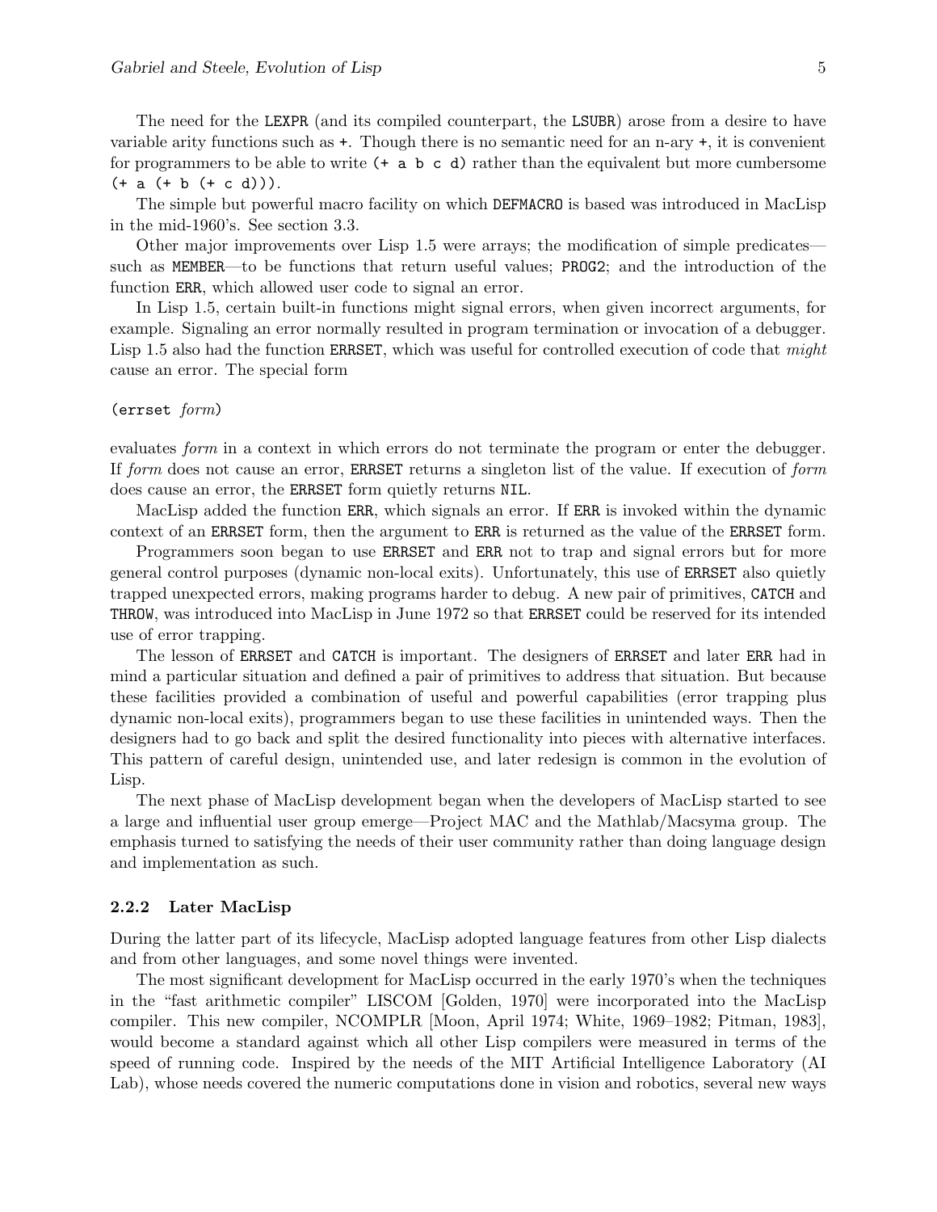The need for the LEXPR (and its compiled counterpart, the LSUBR) arose from a desire to have variable arity functions such as +. Though there is no semantic need for an n-ary +, it is convenient for programmers to be able to write (+ a b c d) rather than the equivalent but more cumbersome (+ a (+ b (+ c d))).

The simple but powerful macro facility on which DEFMACRO is based was introduced in MacLisp in the mid-1960's. See section 3.3.

Other major improvements over Lisp 1.5 were arrays; the modification of simple predicates—such as MEMBER—to be functions that return useful values; PROG2; and the introduction of the function ERR, which allowed user code to signal an error.

In Lisp 1.5, certain built-in functions might signal errors, when given incorrect arguments, for example. Signaling an error normally resulted in program termination or invocation of a debugger. Lisp 1.5 also had the function ERRSET, which was useful for controlled execution of code that *might* cause an error. The special form

```
(errset form)
```

evaluates *form* in a context in which errors do not terminate the program or enter the debugger. If *form* does not cause an error, ERRSET returns a singleton list of the value. If execution of *form* does cause an error, the ERRSET form quietly returns NIL.

MacLisp added the function ERR, which signals an error. If ERR is invoked within the dynamic context of an ERRSET form, then the argument to ERR is returned as the value of the ERRSET form.

Programmers soon began to use ERRSET and ERR not to trap and signal errors but for more general control purposes (dynamic non-local exits). Unfortunately, this use of ERRSET also quietly trapped unexpected errors, making programs harder to debug. A new pair of primitives, CATCH and THROW, was introduced into MacLisp in June 1972 so that ERRSET could be reserved for its intended use of error trapping.

The lesson of ERRSET and CATCH is important. The designers of ERRSET and later ERR had in mind a particular situation and defined a pair of primitives to address that situation. But because these facilities provided a combination of useful and powerful capabilities (error trapping plus dynamic non-local exits), programmers began to use these facilities in unintended ways. Then the designers had to go back and split the desired functionality into pieces with alternative interfaces. This pattern of careful design, unintended use, and later redesign is common in the evolution of Lisp.

The next phase of MacLisp development began when the developers of MacLisp started to see a large and influential user group emerge—Project MAC and the Mathlab/Macsyma group. The emphasis turned to satisfying the needs of their user community rather than doing language design and implementation as such.

### 2.2.2 Later MacLisp

During the latter part of its lifecycle, MacLisp adopted language features from other Lisp dialects and from other languages, and some novel things were invented.

The most significant development for MacLisp occurred in the early 1970's when the techniques in the "fast arithmetic compiler" LISCOM [Golden, 1970] were incorporated into the MacLisp compiler. This new compiler, NCOMPLR [Moon, April 1974; White, 1969–1982; Pitman, 1983], would become a standard against which all other Lisp compilers were measured in terms of the speed of running code. Inspired by the needs of the MIT Artificial Intelligence Laboratory (AI Lab), whose needs covered the numeric computations done in vision and robotics, several new ways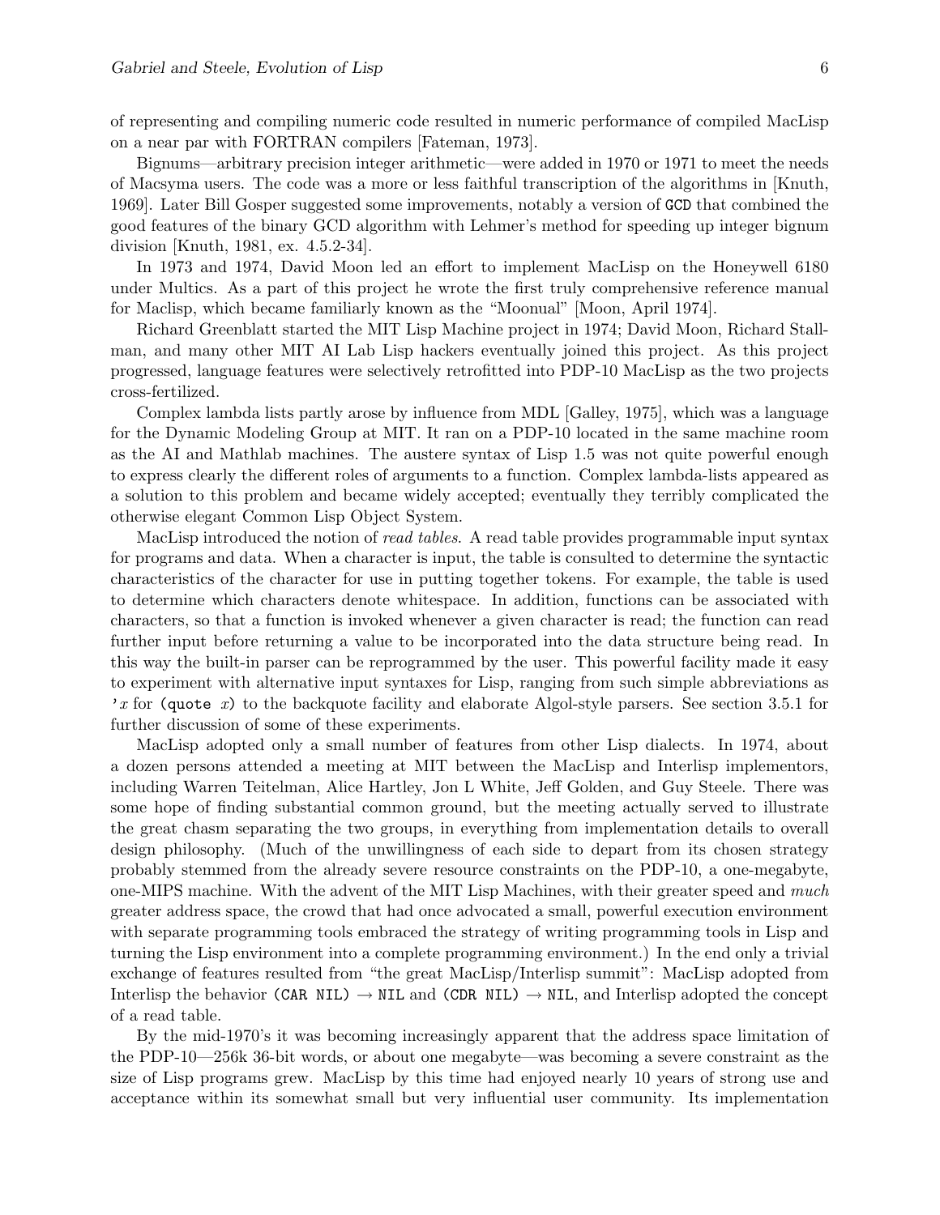of representing and compiling numeric code resulted in numeric performance of compiled MacLisp on a near par with FORTRAN compilers [Fateman, 1973].

Bignums—arbitrary precision integer arithmetic—were added in 1970 or 1971 to meet the needs of Macsyma users. The code was a more or less faithful transcription of the algorithms in [Knuth, 1969]. Later Bill Gosper suggested some improvements, notably a version of `GCD` that combined the good features of the binary GCD algorithm with Lehmer's method for speeding up integer bignum division [Knuth, 1981, ex. 4.5.2-34].

In 1973 and 1974, David Moon led an effort to implement MacLisp on the Honeywell 6180 under Multics. As a part of this project he wrote the first truly comprehensive reference manual for Maclisp, which became familiarly known as the "Moonual" [Moon, April 1974].

Richard Greenblatt started the MIT Lisp Machine project in 1974; David Moon, Richard Stallman, and many other MIT AI Lab Lisp hackers eventually joined this project. As this project progressed, language features were selectively retrofitted into PDP-10 MacLisp as the two projects cross-fertilized.

Complex lambda lists partly arose by influence from MDL [Galley, 1975], which was a language for the Dynamic Modeling Group at MIT. It ran on a PDP-10 located in the same machine room as the AI and Mathlab machines. The austere syntax of Lisp 1.5 was not quite powerful enough to express clearly the different roles of arguments to a function. Complex lambda-lists appeared as a solution to this problem and became widely accepted; eventually they terribly complicated the otherwise elegant Common Lisp Object System.

MacLisp introduced the notion of *read tables*. A read table provides programmable input syntax for programs and data. When a character is input, the table is consulted to determine the syntactic characteristics of the character for use in putting together tokens. For example, the table is used to determine which characters denote whitespace. In addition, functions can be associated with characters, so that a function is invoked whenever a given character is read; the function can read further input before returning a value to be incorporated into the data structure being read. In this way the built-in parser can be reprogrammed by the user. This powerful facility made it easy to experiment with alternative input syntaxes for Lisp, ranging from such simple abbreviations as `'`*x* for `(quote` *x*`)` to the backquote facility and elaborate Algol-style parsers. See section 3.5.1 for further discussion of some of these experiments.

MacLisp adopted only a small number of features from other Lisp dialects. In 1974, about a dozen persons attended a meeting at MIT between the MacLisp and Interlisp implementors, including Warren Teitelman, Alice Hartley, Jon L White, Jeff Golden, and Guy Steele. There was some hope of finding substantial common ground, but the meeting actually served to illustrate the great chasm separating the two groups, in everything from implementation details to overall design philosophy. (Much of the unwillingness of each side to depart from its chosen strategy probably stemmed from the already severe resource constraints on the PDP-10, a one-megabyte, one-MIPS machine. With the advent of the MIT Lisp Machines, with their greater speed and *much* greater address space, the crowd that had once advocated a small, powerful execution environment with separate programming tools embraced the strategy of writing programming tools in Lisp and turning the Lisp environment into a complete programming environment.) In the end only a trivial exchange of features resulted from "the great MacLisp/Interlisp summit": MacLisp adopted from Interlisp the behavior `(CAR NIL)` → `NIL` and `(CDR NIL)` → `NIL`, and Interlisp adopted the concept of a read table.

By the mid-1970's it was becoming increasingly apparent that the address space limitation of the PDP-10—256k 36-bit words, or about one megabyte—was becoming a severe constraint as the size of Lisp programs grew. MacLisp by this time had enjoyed nearly 10 years of strong use and acceptance within its somewhat small but very influential user community. Its implementation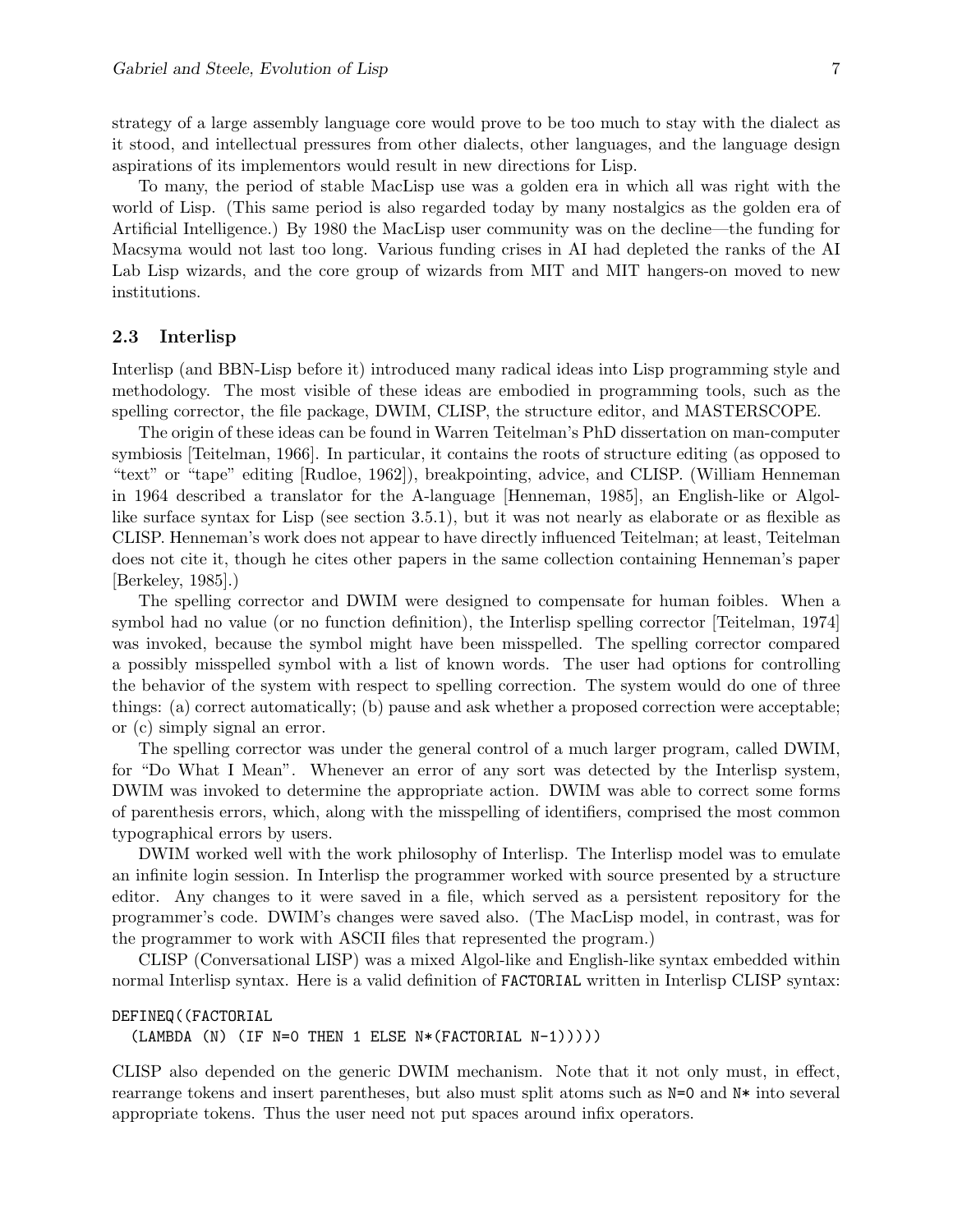strategy of a large assembly language core would prove to be too much to stay with the dialect as it stood, and intellectual pressures from other dialects, other languages, and the language design aspirations of its implementors would result in new directions for Lisp.

To many, the period of stable MacLisp use was a golden era in which all was right with the world of Lisp. (This same period is also regarded today by many nostalgics as the golden era of Artificial Intelligence.) By 1980 the MacLisp user community was on the decline—the funding for Macsyma would not last too long. Various funding crises in AI had depleted the ranks of the AI Lab Lisp wizards, and the core group of wizards from MIT and MIT hangers-on moved to new institutions.

### 2.3 Interlisp

Interlisp (and BBN-Lisp before it) introduced many radical ideas into Lisp programming style and methodology. The most visible of these ideas are embodied in programming tools, such as the spelling corrector, the file package, DWIM, CLISP, the structure editor, and MASTERSCOPE.

The origin of these ideas can be found in Warren Teitelman's PhD dissertation on man-computer symbiosis [Teitelman, 1966]. In particular, it contains the roots of structure editing (as opposed to "text" or "tape" editing [Rudloe, 1962]), breakpointing, advice, and CLISP. (William Henneman in 1964 described a translator for the A-language [Henneman, 1985], an English-like or Algol-like surface syntax for Lisp (see section 3.5.1), but it was not nearly as elaborate or as flexible as CLISP. Henneman's work does not appear to have directly influenced Teitelman; at least, Teitelman does not cite it, though he cites other papers in the same collection containing Henneman's paper [Berkeley, 1985].)

The spelling corrector and DWIM were designed to compensate for human foibles. When a symbol had no value (or no function definition), the Interlisp spelling corrector [Teitelman, 1974] was invoked, because the symbol might have been misspelled. The spelling corrector compared a possibly misspelled symbol with a list of known words. The user had options for controlling the behavior of the system with respect to spelling correction. The system would do one of three things: (a) correct automatically; (b) pause and ask whether a proposed correction were acceptable; or (c) simply signal an error.

The spelling corrector was under the general control of a much larger program, called DWIM, for "Do What I Mean". Whenever an error of any sort was detected by the Interlisp system, DWIM was invoked to determine the appropriate action. DWIM was able to correct some forms of parenthesis errors, which, along with the misspelling of identifiers, comprised the most common typographical errors by users.

DWIM worked well with the work philosophy of Interlisp. The Interlisp model was to emulate an infinite login session. In Interlisp the programmer worked with source presented by a structure editor. Any changes to it were saved in a file, which served as a persistent repository for the programmer's code. DWIM's changes were saved also. (The MacLisp model, in contrast, was for the programmer to work with ASCII files that represented the program.)

CLISP (Conversational LISP) was a mixed Algol-like and English-like syntax embedded within normal Interlisp syntax. Here is a valid definition of `FACTORIAL` written in Interlisp CLISP syntax:

```
DEFINEQ((FACTORIAL
  (LAMBDA (N) (IF N=0 THEN 1 ELSE N*(FACTORIAL N-1)))))
```

CLISP also depended on the generic DWIM mechanism. Note that it not only must, in effect, rearrange tokens and insert parentheses, but also must split atoms such as `N=0` and `N*` into several appropriate tokens. Thus the user need not put spaces around infix operators.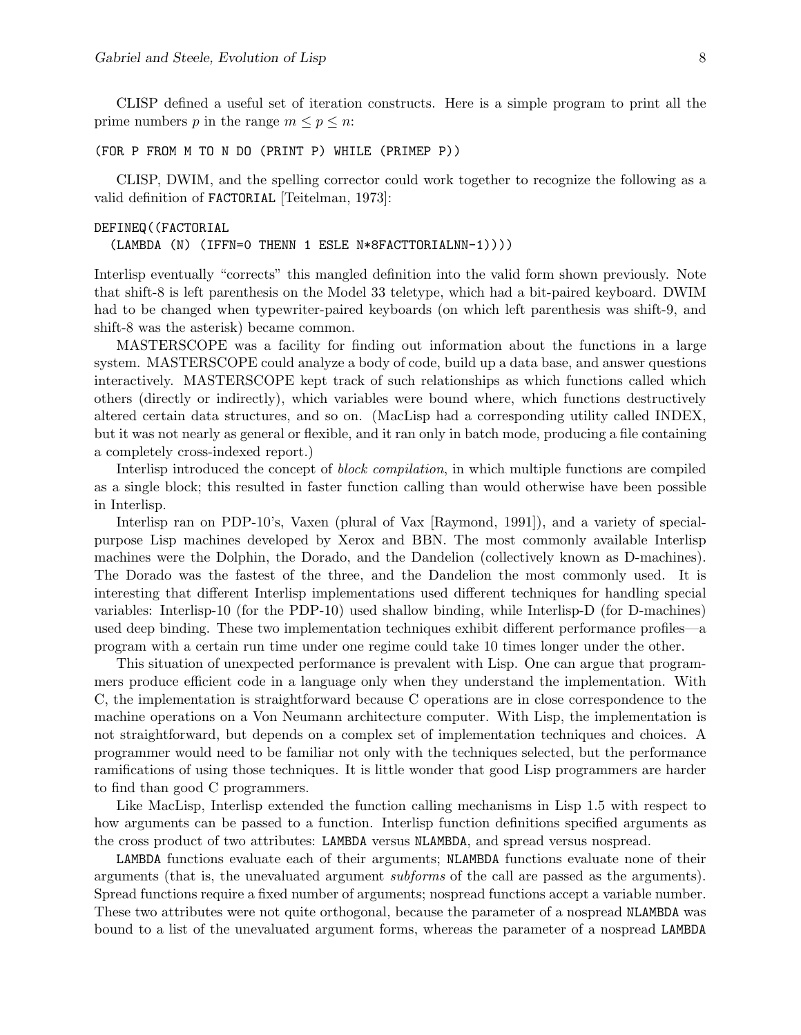CLISP defined a useful set of iteration constructs. Here is a simple program to print all the prime numbers $p$ in the range $m \leq p \leq n$:

```
(FOR P FROM M TO N DO (PRINT P) WHILE (PRIMEP P))
```

CLISP, DWIM, and the spelling corrector could work together to recognize the following as a valid definition of `FACTORIAL` [Teitelman, 1973]:

```
DEFINEQ((FACTORIAL
  (LAMBDA (N) (IFFN=0 THENN 1 ESLE N*8FACTTORIALNN-1))))
```

Interlisp eventually "corrects" this mangled definition into the valid form shown previously. Note that shift-8 is left parenthesis on the Model 33 teletype, which had a bit-paired keyboard. DWIM had to be changed when typewriter-paired keyboards (on which left parenthesis was shift-9, and shift-8 was the asterisk) became common.

MASTERSCOPE was a facility for finding out information about the functions in a large system. MASTERSCOPE could analyze a body of code, build up a data base, and answer questions interactively. MASTERSCOPE kept track of such relationships as which functions called which others (directly or indirectly), which variables were bound where, which functions destructively altered certain data structures, and so on. (MacLisp had a corresponding utility called INDEX, but it was not nearly as general or flexible, and it ran only in batch mode, producing a file containing a completely cross-indexed report.)

Interlisp introduced the concept of *block compilation*, in which multiple functions are compiled as a single block; this resulted in faster function calling than would otherwise have been possible in Interlisp.

Interlisp ran on PDP-10's, Vaxen (plural of Vax [Raymond, 1991]), and a variety of special-purpose Lisp machines developed by Xerox and BBN. The most commonly available Interlisp machines were the Dolphin, the Dorado, and the Dandelion (collectively known as D-machines). The Dorado was the fastest of the three, and the Dandelion the most commonly used. It is interesting that different Interlisp implementations used different techniques for handling special variables: Interlisp-10 (for the PDP-10) used shallow binding, while Interlisp-D (for D-machines) used deep binding. These two implementation techniques exhibit different performance profiles—a program with a certain run time under one regime could take 10 times longer under the other.

This situation of unexpected performance is prevalent with Lisp. One can argue that programmers produce efficient code in a language only when they understand the implementation. With C, the implementation is straightforward because C operations are in close correspondence to the machine operations on a Von Neumann architecture computer. With Lisp, the implementation is not straightforward, but depends on a complex set of implementation techniques and choices. A programmer would need to be familiar not only with the techniques selected, but the performance ramifications of using those techniques. It is little wonder that good Lisp programmers are harder to find than good C programmers.

Like MacLisp, Interlisp extended the function calling mechanisms in Lisp 1.5 with respect to how arguments can be passed to a function. Interlisp function definitions specified arguments as the cross product of two attributes: `LAMBDA` versus `NLAMBDA`, and spread versus nospread.

`LAMBDA` functions evaluate each of their arguments; `NLAMBDA` functions evaluate none of their arguments (that is, the unevaluated argument *subforms* of the call are passed as the arguments). Spread functions require a fixed number of arguments; nospread functions accept a variable number. These two attributes were not quite orthogonal, because the parameter of a nospread `NLAMBDA` was bound to a list of the unevaluated argument forms, whereas the parameter of a nospread `LAMBDA`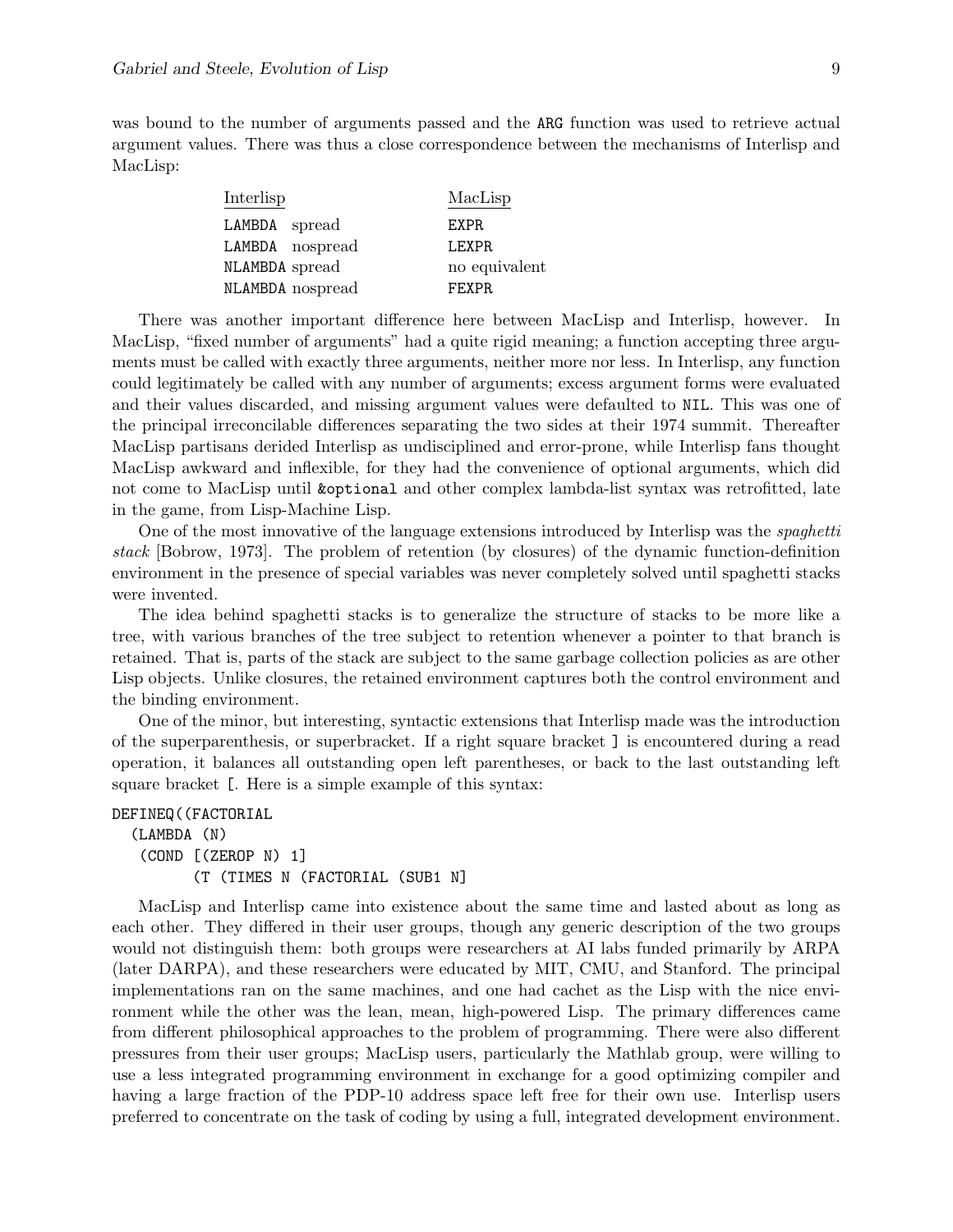was bound to the number of arguments passed and the ARG function was used to retrieve actual argument values. There was thus a close correspondence between the mechanisms of Interlisp and MacLisp:

| Interlisp | MacLisp |
|---|---|
| LAMBDA spread | EXPR |
| LAMBDA nospread | LEXPR |
| NLAMBDA spread | no equivalent |
| NLAMBDA nospread | FEXPR |

There was another important difference here between MacLisp and Interlisp, however. In MacLisp, "fixed number of arguments" had a quite rigid meaning; a function accepting three arguments must be called with exactly three arguments, neither more nor less. In Interlisp, any function could legitimately be called with any number of arguments; excess argument forms were evaluated and their values discarded, and missing argument values were defaulted to NIL. This was one of the principal irreconcilable differences separating the two sides at their 1974 summit. Thereafter MacLisp partisans derided Interlisp as undisciplined and error-prone, while Interlisp fans thought MacLisp awkward and inflexible, for they had the convenience of optional arguments, which did not come to MacLisp until &optional and other complex lambda-list syntax was retrofitted, late in the game, from Lisp-Machine Lisp.

One of the most innovative of the language extensions introduced by Interlisp was the *spaghetti stack* [Bobrow, 1973]. The problem of retention (by closures) of the dynamic function-definition environment in the presence of special variables was never completely solved until spaghetti stacks were invented.

The idea behind spaghetti stacks is to generalize the structure of stacks to be more like a tree, with various branches of the tree subject to retention whenever a pointer to that branch is retained. That is, parts of the stack are subject to the same garbage collection policies as are other Lisp objects. Unlike closures, the retained environment captures both the control environment and the binding environment.

One of the minor, but interesting, syntactic extensions that Interlisp made was the introduction of the superparenthesis, or superbracket. If a right square bracket ] is encountered during a read operation, it balances all outstanding open left parentheses, or back to the last outstanding left square bracket [. Here is a simple example of this syntax:

```
DEFINEQ((FACTORIAL
  (LAMBDA (N)
   (COND [(ZEROP N) 1]
         (T (TIMES N (FACTORIAL (SUB1 N]
```

MacLisp and Interlisp came into existence about the same time and lasted about as long as each other. They differed in their user groups, though any generic description of the two groups would not distinguish them: both groups were researchers at AI labs funded primarily by ARPA (later DARPA), and these researchers were educated by MIT, CMU, and Stanford. The principal implementations ran on the same machines, and one had cachet as the Lisp with the nice environment while the other was the lean, mean, high-powered Lisp. The primary differences came from different philosophical approaches to the problem of programming. There were also different pressures from their user groups; MacLisp users, particularly the Mathlab group, were willing to use a less integrated programming environment in exchange for a good optimizing compiler and having a large fraction of the PDP-10 address space left free for their own use. Interlisp users preferred to concentrate on the task of coding by using a full, integrated development environment.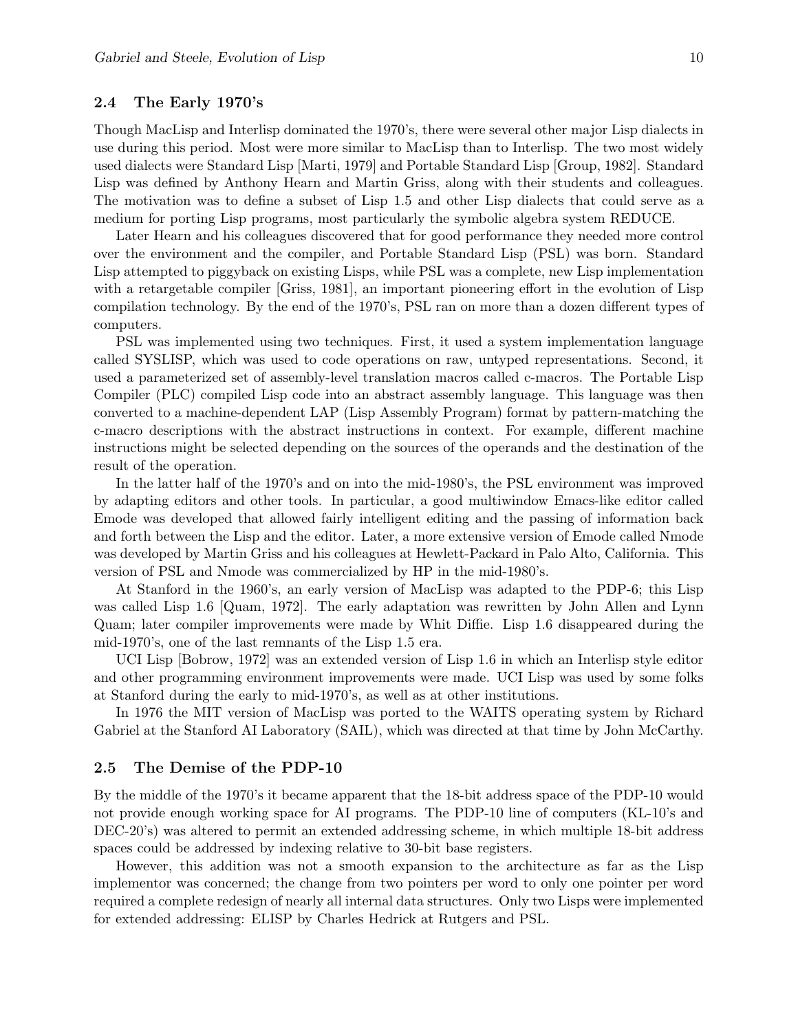## 2.4 The Early 1970's

Though MacLisp and Interlisp dominated the 1970's, there were several other major Lisp dialects in use during this period. Most were more similar to MacLisp than to Interlisp. The two most widely used dialects were Standard Lisp [Marti, 1979] and Portable Standard Lisp [Group, 1982]. Standard Lisp was defined by Anthony Hearn and Martin Griss, along with their students and colleagues. The motivation was to define a subset of Lisp 1.5 and other Lisp dialects that could serve as a medium for porting Lisp programs, most particularly the symbolic algebra system REDUCE.

Later Hearn and his colleagues discovered that for good performance they needed more control over the environment and the compiler, and Portable Standard Lisp (PSL) was born. Standard Lisp attempted to piggyback on existing Lisps, while PSL was a complete, new Lisp implementation with a retargetable compiler [Griss, 1981], an important pioneering effort in the evolution of Lisp compilation technology. By the end of the 1970's, PSL ran on more than a dozen different types of computers.

PSL was implemented using two techniques. First, it used a system implementation language called SYSLISP, which was used to code operations on raw, untyped representations. Second, it used a parameterized set of assembly-level translation macros called c-macros. The Portable Lisp Compiler (PLC) compiled Lisp code into an abstract assembly language. This language was then converted to a machine-dependent LAP (Lisp Assembly Program) format by pattern-matching the c-macro descriptions with the abstract instructions in context. For example, different machine instructions might be selected depending on the sources of the operands and the destination of the result of the operation.

In the latter half of the 1970's and on into the mid-1980's, the PSL environment was improved by adapting editors and other tools. In particular, a good multiwindow Emacs-like editor called Emode was developed that allowed fairly intelligent editing and the passing of information back and forth between the Lisp and the editor. Later, a more extensive version of Emode called Nmode was developed by Martin Griss and his colleagues at Hewlett-Packard in Palo Alto, California. This version of PSL and Nmode was commercialized by HP in the mid-1980's.

At Stanford in the 1960's, an early version of MacLisp was adapted to the PDP-6; this Lisp was called Lisp 1.6 [Quam, 1972]. The early adaptation was rewritten by John Allen and Lynn Quam; later compiler improvements were made by Whit Diffie. Lisp 1.6 disappeared during the mid-1970's, one of the last remnants of the Lisp 1.5 era.

UCI Lisp [Bobrow, 1972] was an extended version of Lisp 1.6 in which an Interlisp style editor and other programming environment improvements were made. UCI Lisp was used by some folks at Stanford during the early to mid-1970's, as well as at other institutions.

In 1976 the MIT version of MacLisp was ported to the WAITS operating system by Richard Gabriel at the Stanford AI Laboratory (SAIL), which was directed at that time by John McCarthy.

## 2.5 The Demise of the PDP-10

By the middle of the 1970's it became apparent that the 18-bit address space of the PDP-10 would not provide enough working space for AI programs. The PDP-10 line of computers (KL-10's and DEC-20's) was altered to permit an extended addressing scheme, in which multiple 18-bit address spaces could be addressed by indexing relative to 30-bit base registers.

However, this addition was not a smooth expansion to the architecture as far as the Lisp implementor was concerned; the change from two pointers per word to only one pointer per word required a complete redesign of nearly all internal data structures. Only two Lisps were implemented for extended addressing: ELISP by Charles Hedrick at Rutgers and PSL.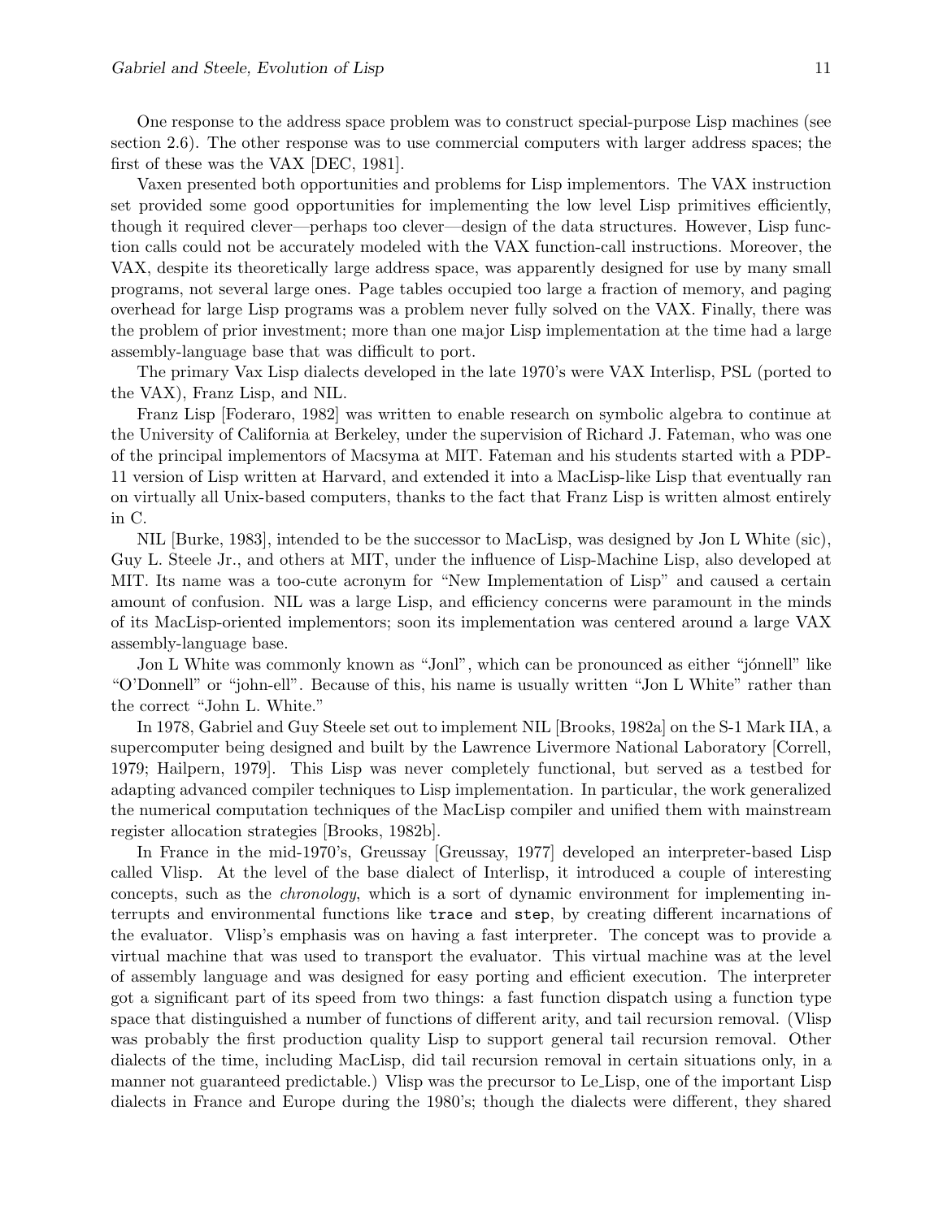One response to the address space problem was to construct special-purpose Lisp machines (see section 2.6). The other response was to use commercial computers with larger address spaces; the first of these was the VAX [DEC, 1981].

Vaxen presented both opportunities and problems for Lisp implementors. The VAX instruction set provided some good opportunities for implementing the low level Lisp primitives efficiently, though it required clever—perhaps too clever—design of the data structures. However, Lisp function calls could not be accurately modeled with the VAX function-call instructions. Moreover, the VAX, despite its theoretically large address space, was apparently designed for use by many small programs, not several large ones. Page tables occupied too large a fraction of memory, and paging overhead for large Lisp programs was a problem never fully solved on the VAX. Finally, there was the problem of prior investment; more than one major Lisp implementation at the time had a large assembly-language base that was difficult to port.

The primary Vax Lisp dialects developed in the late 1970's were VAX Interlisp, PSL (ported to the VAX), Franz Lisp, and NIL.

Franz Lisp [Foderaro, 1982] was written to enable research on symbolic algebra to continue at the University of California at Berkeley, under the supervision of Richard J. Fateman, who was one of the principal implementors of Macsyma at MIT. Fateman and his students started with a PDP-11 version of Lisp written at Harvard, and extended it into a MacLisp-like Lisp that eventually ran on virtually all Unix-based computers, thanks to the fact that Franz Lisp is written almost entirely in C.

NIL [Burke, 1983], intended to be the successor to MacLisp, was designed by Jon L White (sic), Guy L. Steele Jr., and others at MIT, under the influence of Lisp-Machine Lisp, also developed at MIT. Its name was a too-cute acronym for "New Implementation of Lisp" and caused a certain amount of confusion. NIL was a large Lisp, and efficiency concerns were paramount in the minds of its MacLisp-oriented implementors; soon its implementation was centered around a large VAX assembly-language base.

Jon L White was commonly known as "Jonl", which can be pronounced as either "jónnell" like "O'Donnell" or "john-ell". Because of this, his name is usually written "Jon L White" rather than the correct "John L. White."

In 1978, Gabriel and Guy Steele set out to implement NIL [Brooks, 1982a] on the S-1 Mark IIA, a supercomputer being designed and built by the Lawrence Livermore National Laboratory [Correll, 1979; Hailpern, 1979]. This Lisp was never completely functional, but served as a testbed for adapting advanced compiler techniques to Lisp implementation. In particular, the work generalized the numerical computation techniques of the MacLisp compiler and unified them with mainstream register allocation strategies [Brooks, 1982b].

In France in the mid-1970's, Greussay [Greussay, 1977] developed an interpreter-based Lisp called Vlisp. At the level of the base dialect of Interlisp, it introduced a couple of interesting concepts, such as the *chronology*, which is a sort of dynamic environment for implementing interrupts and environmental functions like `trace` and `step`, by creating different incarnations of the evaluator. Vlisp's emphasis was on having a fast interpreter. The concept was to provide a virtual machine that was used to transport the evaluator. This virtual machine was at the level of assembly language and was designed for easy porting and efficient execution. The interpreter got a significant part of its speed from two things: a fast function dispatch using a function type space that distinguished a number of functions of different arity, and tail recursion removal. (Vlisp was probably the first production quality Lisp to support general tail recursion removal. Other dialects of the time, including MacLisp, did tail recursion removal in certain situations only, in a manner not guaranteed predictable.) Vlisp was the precursor to Le_Lisp, one of the important Lisp dialects in France and Europe during the 1980's; though the dialects were different, they shared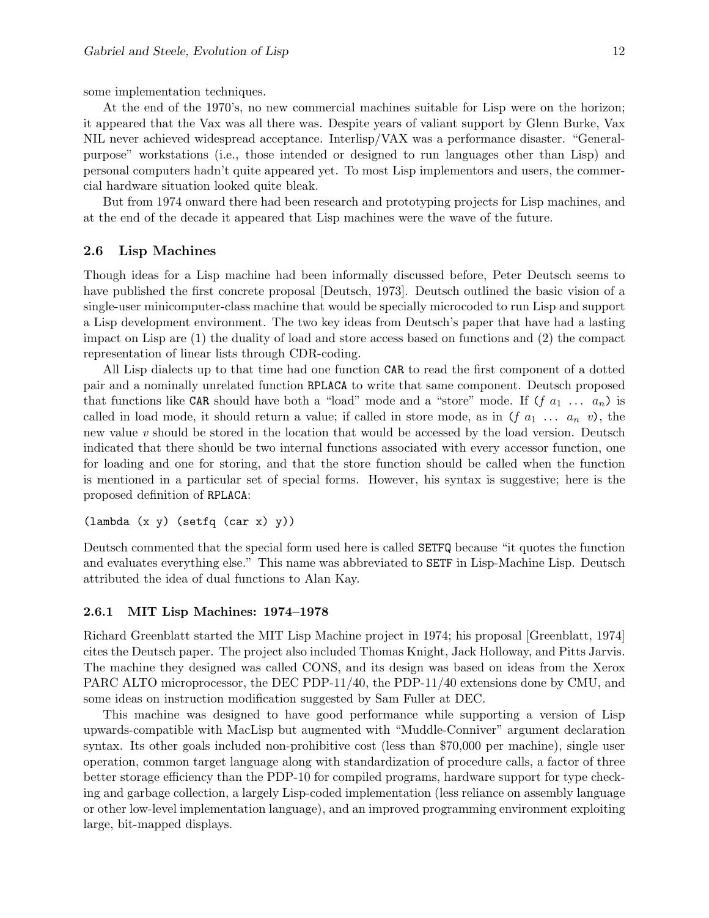some implementation techniques.

At the end of the 1970's, no new commercial machines suitable for Lisp were on the horizon; it appeared that the Vax was all there was. Despite years of valiant support by Glenn Burke, Vax NIL never achieved widespread acceptance. Interlisp/VAX was a performance disaster. "General-purpose" workstations (i.e., those intended or designed to run languages other than Lisp) and personal computers hadn't quite appeared yet. To most Lisp implementors and users, the commercial hardware situation looked quite bleak.

But from 1974 onward there had been research and prototyping projects for Lisp machines, and at the end of the decade it appeared that Lisp machines were the wave of the future.

### 2.6 Lisp Machines

Though ideas for a Lisp machine had been informally discussed before, Peter Deutsch seems to have published the first concrete proposal [Deutsch, 1973]. Deutsch outlined the basic vision of a single-user minicomputer-class machine that would be specially microcoded to run Lisp and support a Lisp development environment. The two key ideas from Deutsch's paper that have had a lasting impact on Lisp are (1) the duality of load and store access based on functions and (2) the compact representation of linear lists through CDR-coding.

All Lisp dialects up to that time had one function `CAR` to read the first component of a dotted pair and a nominally unrelated function `RPLACA` to write that same component. Deutsch proposed that functions like `CAR` should have both a "load" mode and a "store" mode. If ($f\ a_1\ \ldots\ a_n$) is called in load mode, it should return a value; if called in store mode, as in ($f\ a_1\ \ldots\ a_n\ v$), the new value $v$ should be stored in the location that would be accessed by the load version. Deutsch indicated that there should be two internal functions associated with every accessor function, one for loading and one for storing, and that the store function should be called when the function is mentioned in a particular set of special forms. However, his syntax is suggestive; here is the proposed definition of `RPLACA`:

```
(lambda (x y) (setfq (car x) y))
```

Deutsch commented that the special form used here is called `SETFQ` because "it quotes the function and evaluates everything else." This name was abbreviated to `SETF` in Lisp-Machine Lisp. Deutsch attributed the idea of dual functions to Alan Kay.

#### 2.6.1 MIT Lisp Machines: 1974–1978

Richard Greenblatt started the MIT Lisp Machine project in 1974; his proposal [Greenblatt, 1974] cites the Deutsch paper. The project also included Thomas Knight, Jack Holloway, and Pitts Jarvis. The machine they designed was called CONS, and its design was based on ideas from the Xerox PARC ALTO microprocessor, the DEC PDP-11/40, the PDP-11/40 extensions done by CMU, and some ideas on instruction modification suggested by Sam Fuller at DEC.

This machine was designed to have good performance while supporting a version of Lisp upwards-compatible with MacLisp but augmented with "Muddle-Conniver" argument declaration syntax. Its other goals included non-prohibitive cost (less than $70,000 per machine), single user operation, common target language along with standardization of procedure calls, a factor of three better storage efficiency than the PDP-10 for compiled programs, hardware support for type checking and garbage collection, a largely Lisp-coded implementation (less reliance on assembly language or other low-level implementation language), and an improved programming environment exploiting large, bit-mapped displays.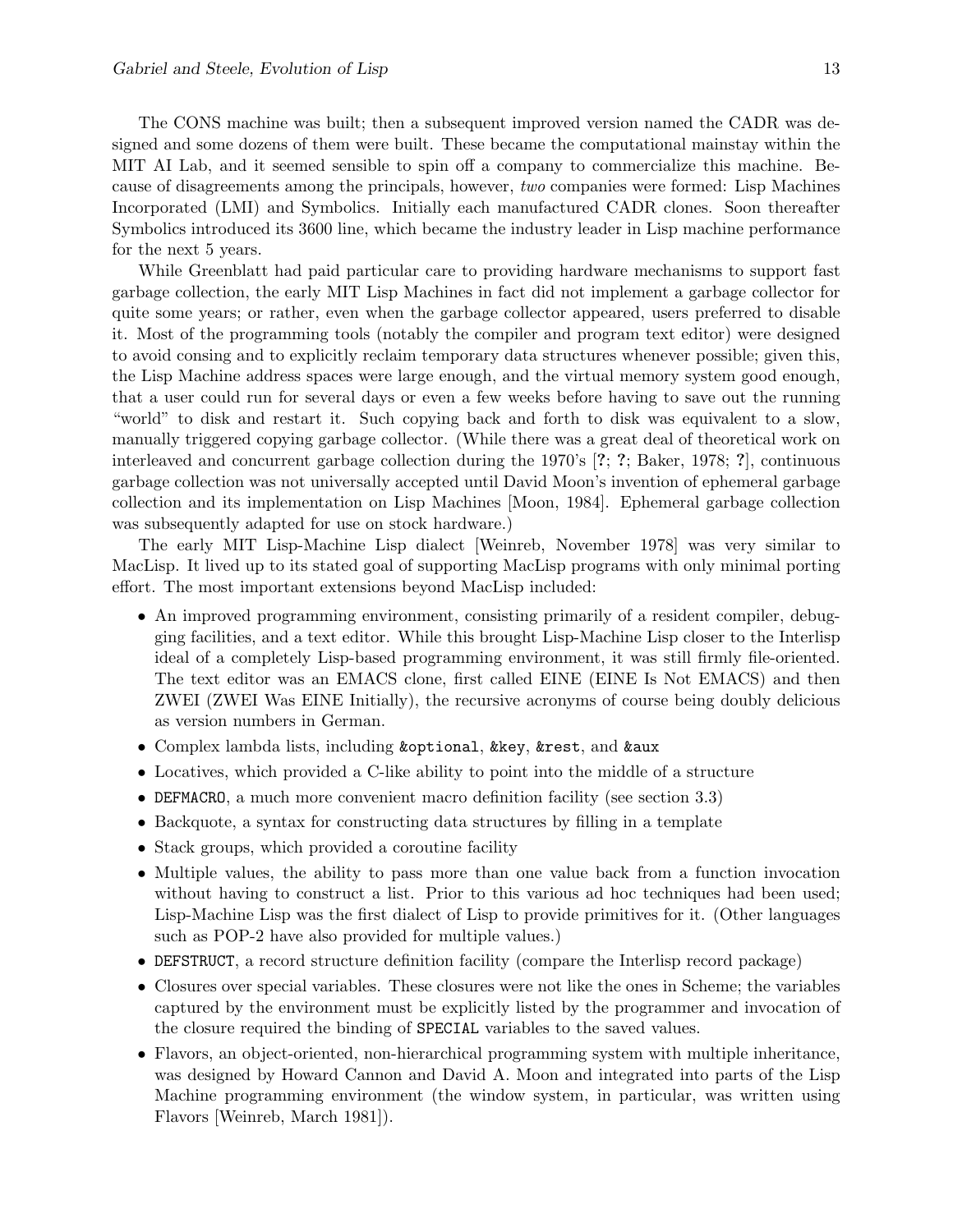The CONS machine was built; then a subsequent improved version named the CADR was designed and some dozens of them were built. These became the computational mainstay within the MIT AI Lab, and it seemed sensible to spin off a company to commercialize this machine. Because of disagreements among the principals, however, *two* companies were formed: Lisp Machines Incorporated (LMI) and Symbolics. Initially each manufactured CADR clones. Soon thereafter Symbolics introduced its 3600 line, which became the industry leader in Lisp machine performance for the next 5 years.

While Greenblatt had paid particular care to providing hardware mechanisms to support fast garbage collection, the early MIT Lisp Machines in fact did not implement a garbage collector for quite some years; or rather, even when the garbage collector appeared, users preferred to disable it. Most of the programming tools (notably the compiler and program text editor) were designed to avoid consing and to explicitly reclaim temporary data structures whenever possible; given this, the Lisp Machine address spaces were large enough, and the virtual memory system good enough, that a user could run for several days or even a few weeks before having to save out the running "world" to disk and restart it. Such copying back and forth to disk was equivalent to a slow, manually triggered copying garbage collector. (While there was a great deal of theoretical work on interleaved and concurrent garbage collection during the 1970's [**?**; **?**; Baker, 1978; **?**], continuous garbage collection was not universally accepted until David Moon's invention of ephemeral garbage collection and its implementation on Lisp Machines [Moon, 1984]. Ephemeral garbage collection was subsequently adapted for use on stock hardware.)

The early MIT Lisp-Machine Lisp dialect [Weinreb, November 1978] was very similar to MacLisp. It lived up to its stated goal of supporting MacLisp programs with only minimal porting effort. The most important extensions beyond MacLisp included:

- An improved programming environment, consisting primarily of a resident compiler, debugging facilities, and a text editor. While this brought Lisp-Machine Lisp closer to the Interlisp ideal of a completely Lisp-based programming environment, it was still firmly file-oriented. The text editor was an EMACS clone, first called EINE (EINE Is Not EMACS) and then ZWEI (ZWEI Was EINE Initially), the recursive acronyms of course being doubly delicious as version numbers in German.
- Complex lambda lists, including `&optional`, `&key`, `&rest`, and `&aux`
- Locatives, which provided a C-like ability to point into the middle of a structure
- `DEFMACRO`, a much more convenient macro definition facility (see section 3.3)
- Backquote, a syntax for constructing data structures by filling in a template
- Stack groups, which provided a coroutine facility
- Multiple values, the ability to pass more than one value back from a function invocation without having to construct a list. Prior to this various ad hoc techniques had been used; Lisp-Machine Lisp was the first dialect of Lisp to provide primitives for it. (Other languages such as POP-2 have also provided for multiple values.)
- `DEFSTRUCT`, a record structure definition facility (compare the Interlisp record package)
- Closures over special variables. These closures were not like the ones in Scheme; the variables captured by the environment must be explicitly listed by the programmer and invocation of the closure required the binding of `SPECIAL` variables to the saved values.
- Flavors, an object-oriented, non-hierarchical programming system with multiple inheritance, was designed by Howard Cannon and David A. Moon and integrated into parts of the Lisp Machine programming environment (the window system, in particular, was written using Flavors [Weinreb, March 1981]).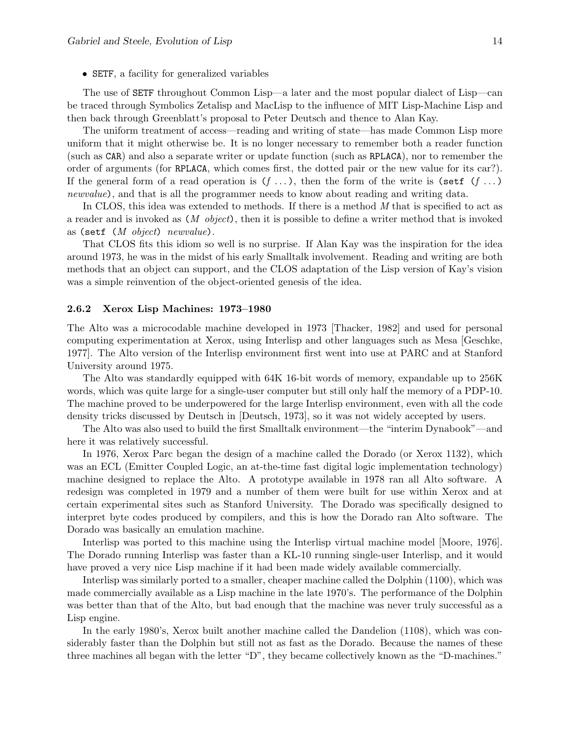- `SETF`, a facility for generalized variables

The use of `SETF` throughout Common Lisp—a later and the most popular dialect of Lisp—can be traced through Symbolics Zetalisp and MacLisp to the influence of MIT Lisp-Machine Lisp and then back through Greenblatt's proposal to Peter Deutsch and thence to Alan Kay.

The uniform treatment of access—reading and writing of state—has made Common Lisp more uniform that it might otherwise be. It is no longer necessary to remember both a reader function (such as `CAR`) and also a separate writer or update function (such as `RPLACA`), nor to remember the order of arguments (for `RPLACA`, which comes first, the dotted pair or the new value for its car?). If the general form of a read operation is `(`*f* ...`)`, then the form of the write is `(setf (`*f* ...`)` *newvalue*`)`, and that is all the programmer needs to know about reading and writing data.

In CLOS, this idea was extended to methods. If there is a method *M* that is specified to act as a reader and is invoked as `(`*M object*`)`, then it is possible to define a writer method that is invoked as `(setf (`*M object*`)` *newvalue*`)`.

That CLOS fits this idiom so well is no surprise. If Alan Kay was the inspiration for the idea around 1973, he was in the midst of his early Smalltalk involvement. Reading and writing are both methods that an object can support, and the CLOS adaptation of the Lisp version of Kay's vision was a simple reinvention of the object-oriented genesis of the idea.

### 2.6.2 Xerox Lisp Machines: 1973–1980

The Alto was a microcodable machine developed in 1973 [Thacker, 1982] and used for personal computing experimentation at Xerox, using Interlisp and other languages such as Mesa [Geschke, 1977]. The Alto version of the Interlisp environment first went into use at PARC and at Stanford University around 1975.

The Alto was standardly equipped with 64K 16-bit words of memory, expandable up to 256K words, which was quite large for a single-user computer but still only half the memory of a PDP-10. The machine proved to be underpowered for the large Interlisp environment, even with all the code density tricks discussed by Deutsch in [Deutsch, 1973], so it was not widely accepted by users.

The Alto was also used to build the first Smalltalk environment—the "interim Dynabook"—and here it was relatively successful.

In 1976, Xerox Parc began the design of a machine called the Dorado (or Xerox 1132), which was an ECL (Emitter Coupled Logic, an at-the-time fast digital logic implementation technology) machine designed to replace the Alto. A prototype available in 1978 ran all Alto software. A redesign was completed in 1979 and a number of them were built for use within Xerox and at certain experimental sites such as Stanford University. The Dorado was specifically designed to interpret byte codes produced by compilers, and this is how the Dorado ran Alto software. The Dorado was basically an emulation machine.

Interlisp was ported to this machine using the Interlisp virtual machine model [Moore, 1976]. The Dorado running Interlisp was faster than a KL-10 running single-user Interlisp, and it would have proved a very nice Lisp machine if it had been made widely available commercially.

Interlisp was similarly ported to a smaller, cheaper machine called the Dolphin (1100), which was made commercially available as a Lisp machine in the late 1970's. The performance of the Dolphin was better than that of the Alto, but bad enough that the machine was never truly successful as a Lisp engine.

In the early 1980's, Xerox built another machine called the Dandelion (1108), which was considerably faster than the Dolphin but still not as fast as the Dorado. Because the names of these three machines all began with the letter "D", they became collectively known as the "D-machines."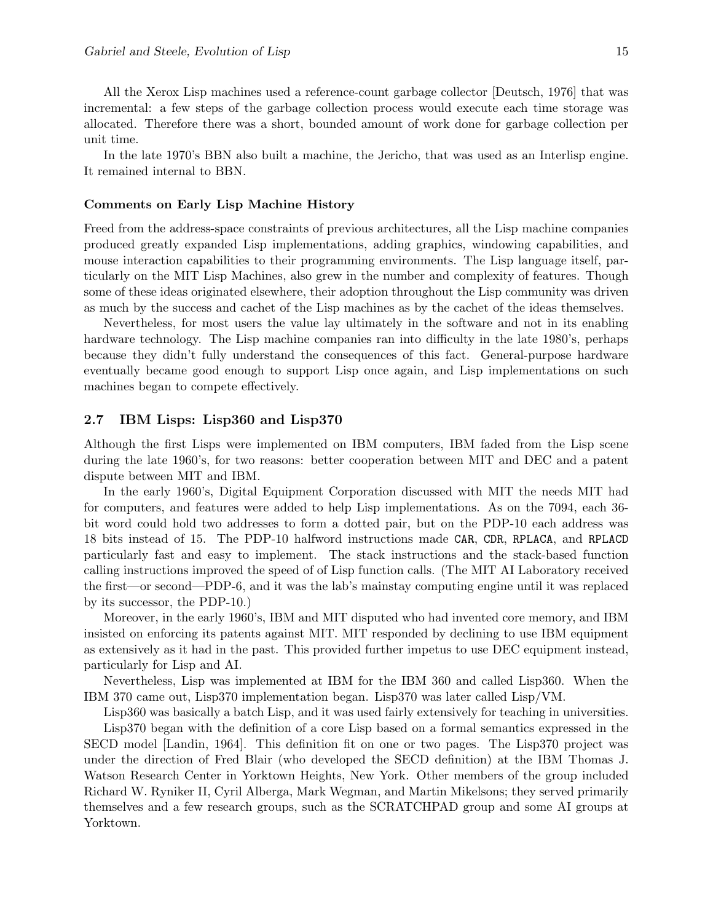All the Xerox Lisp machines used a reference-count garbage collector [Deutsch, 1976] that was incremental: a few steps of the garbage collection process would execute each time storage was allocated. Therefore there was a short, bounded amount of work done for garbage collection per unit time.

In the late 1970's BBN also built a machine, the Jericho, that was used as an Interlisp engine. It remained internal to BBN.

#### Comments on Early Lisp Machine History

Freed from the address-space constraints of previous architectures, all the Lisp machine companies produced greatly expanded Lisp implementations, adding graphics, windowing capabilities, and mouse interaction capabilities to their programming environments. The Lisp language itself, particularly on the MIT Lisp Machines, also grew in the number and complexity of features. Though some of these ideas originated elsewhere, their adoption throughout the Lisp community was driven as much by the success and cachet of the Lisp machines as by the cachet of the ideas themselves.

Nevertheless, for most users the value lay ultimately in the software and not in its enabling hardware technology. The Lisp machine companies ran into difficulty in the late 1980's, perhaps because they didn't fully understand the consequences of this fact. General-purpose hardware eventually became good enough to support Lisp once again, and Lisp implementations on such machines began to compete effectively.

### 2.7 IBM Lisps: Lisp360 and Lisp370

Although the first Lisps were implemented on IBM computers, IBM faded from the Lisp scene during the late 1960's, for two reasons: better cooperation between MIT and DEC and a patent dispute between MIT and IBM.

In the early 1960's, Digital Equipment Corporation discussed with MIT the needs MIT had for computers, and features were added to help Lisp implementations. As on the 7094, each 36-bit word could hold two addresses to form a dotted pair, but on the PDP-10 each address was 18 bits instead of 15. The PDP-10 halfword instructions made `CAR`, `CDR`, `RPLACA`, and `RPLACD` particularly fast and easy to implement. The stack instructions and the stack-based function calling instructions improved the speed of of Lisp function calls. (The MIT AI Laboratory received the first—or second—PDP-6, and it was the lab's mainstay computing engine until it was replaced by its successor, the PDP-10.)

Moreover, in the early 1960's, IBM and MIT disputed who had invented core memory, and IBM insisted on enforcing its patents against MIT. MIT responded by declining to use IBM equipment as extensively as it had in the past. This provided further impetus to use DEC equipment instead, particularly for Lisp and AI.

Nevertheless, Lisp was implemented at IBM for the IBM 360 and called Lisp360. When the IBM 370 came out, Lisp370 implementation began. Lisp370 was later called Lisp/VM.

Lisp360 was basically a batch Lisp, and it was used fairly extensively for teaching in universities.

Lisp370 began with the definition of a core Lisp based on a formal semantics expressed in the SECD model [Landin, 1964]. This definition fit on one or two pages. The Lisp370 project was under the direction of Fred Blair (who developed the SECD definition) at the IBM Thomas J. Watson Research Center in Yorktown Heights, New York. Other members of the group included Richard W. Ryniker II, Cyril Alberga, Mark Wegman, and Martin Mikelsons; they served primarily themselves and a few research groups, such as the SCRATCHPAD group and some AI groups at Yorktown.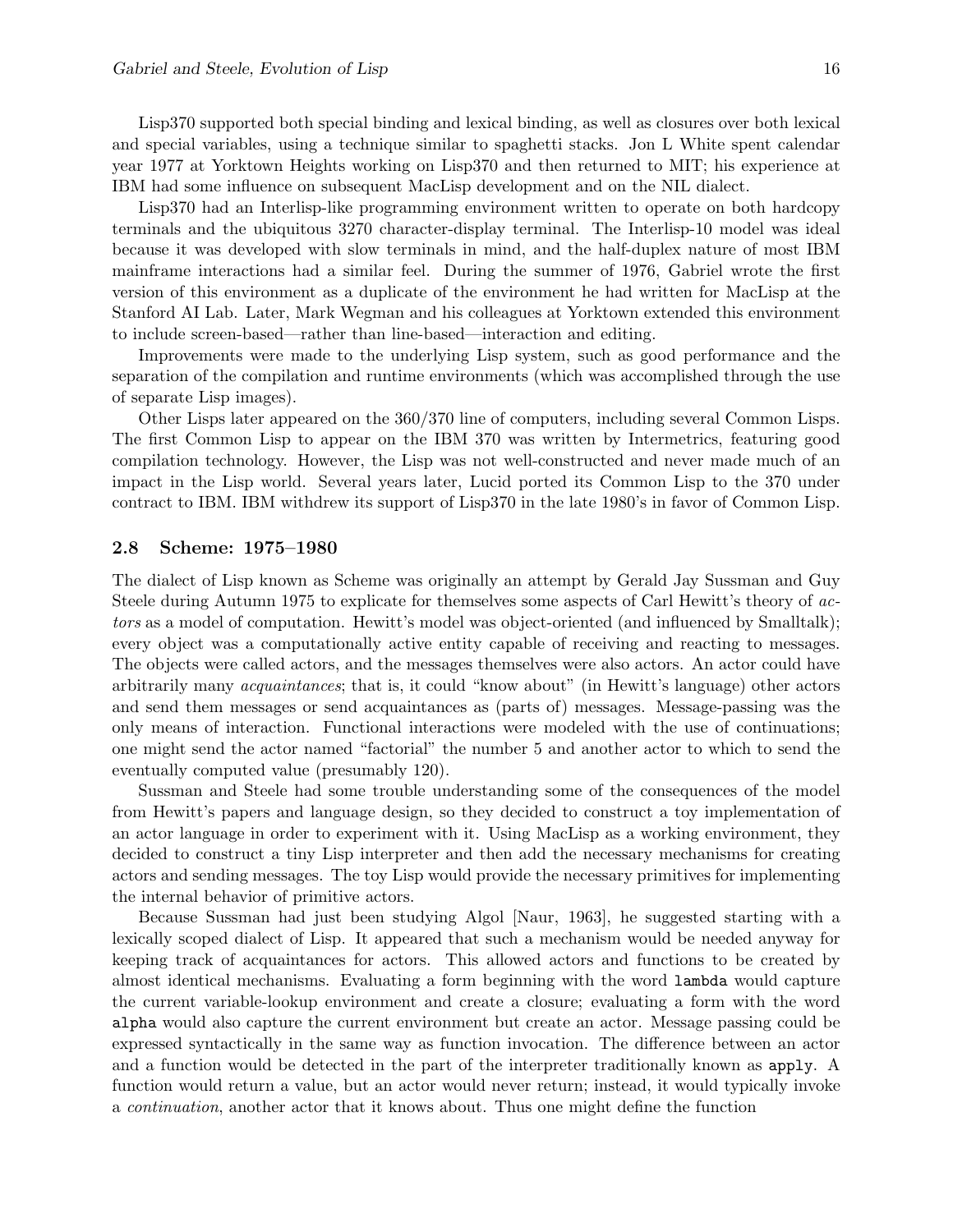Lisp370 supported both special binding and lexical binding, as well as closures over both lexical and special variables, using a technique similar to spaghetti stacks. Jon L White spent calendar year 1977 at Yorktown Heights working on Lisp370 and then returned to MIT; his experience at IBM had some influence on subsequent MacLisp development and on the NIL dialect.

Lisp370 had an Interlisp-like programming environment written to operate on both hardcopy terminals and the ubiquitous 3270 character-display terminal. The Interlisp-10 model was ideal because it was developed with slow terminals in mind, and the half-duplex nature of most IBM mainframe interactions had a similar feel. During the summer of 1976, Gabriel wrote the first version of this environment as a duplicate of the environment he had written for MacLisp at the Stanford AI Lab. Later, Mark Wegman and his colleagues at Yorktown extended this environment to include screen-based—rather than line-based—interaction and editing.

Improvements were made to the underlying Lisp system, such as good performance and the separation of the compilation and runtime environments (which was accomplished through the use of separate Lisp images).

Other Lisps later appeared on the 360/370 line of computers, including several Common Lisps. The first Common Lisp to appear on the IBM 370 was written by Intermetrics, featuring good compilation technology. However, the Lisp was not well-constructed and never made much of an impact in the Lisp world. Several years later, Lucid ported its Common Lisp to the 370 under contract to IBM. IBM withdrew its support of Lisp370 in the late 1980's in favor of Common Lisp.

### 2.8 Scheme: 1975–1980

The dialect of Lisp known as Scheme was originally an attempt by Gerald Jay Sussman and Guy Steele during Autumn 1975 to explicate for themselves some aspects of Carl Hewitt's theory of *actors* as a model of computation. Hewitt's model was object-oriented (and influenced by Smalltalk); every object was a computationally active entity capable of receiving and reacting to messages. The objects were called actors, and the messages themselves were also actors. An actor could have arbitrarily many *acquaintances*; that is, it could "know about" (in Hewitt's language) other actors and send them messages or send acquaintances as (parts of) messages. Message-passing was the only means of interaction. Functional interactions were modeled with the use of continuations; one might send the actor named "factorial" the number 5 and another actor to which to send the eventually computed value (presumably 120).

Sussman and Steele had some trouble understanding some of the consequences of the model from Hewitt's papers and language design, so they decided to construct a toy implementation of an actor language in order to experiment with it. Using MacLisp as a working environment, they decided to construct a tiny Lisp interpreter and then add the necessary mechanisms for creating actors and sending messages. The toy Lisp would provide the necessary primitives for implementing the internal behavior of primitive actors.

Because Sussman had just been studying Algol [Naur, 1963], he suggested starting with a lexically scoped dialect of Lisp. It appeared that such a mechanism would be needed anyway for keeping track of acquaintances for actors. This allowed actors and functions to be created by almost identical mechanisms. Evaluating a form beginning with the word `lambda` would capture the current variable-lookup environment and create a closure; evaluating a form with the word `alpha` would also capture the current environment but create an actor. Message passing could be expressed syntactically in the same way as function invocation. The difference between an actor and a function would be detected in the part of the interpreter traditionally known as `apply`. A function would return a value, but an actor would never return; instead, it would typically invoke a *continuation*, another actor that it knows about. Thus one might define the function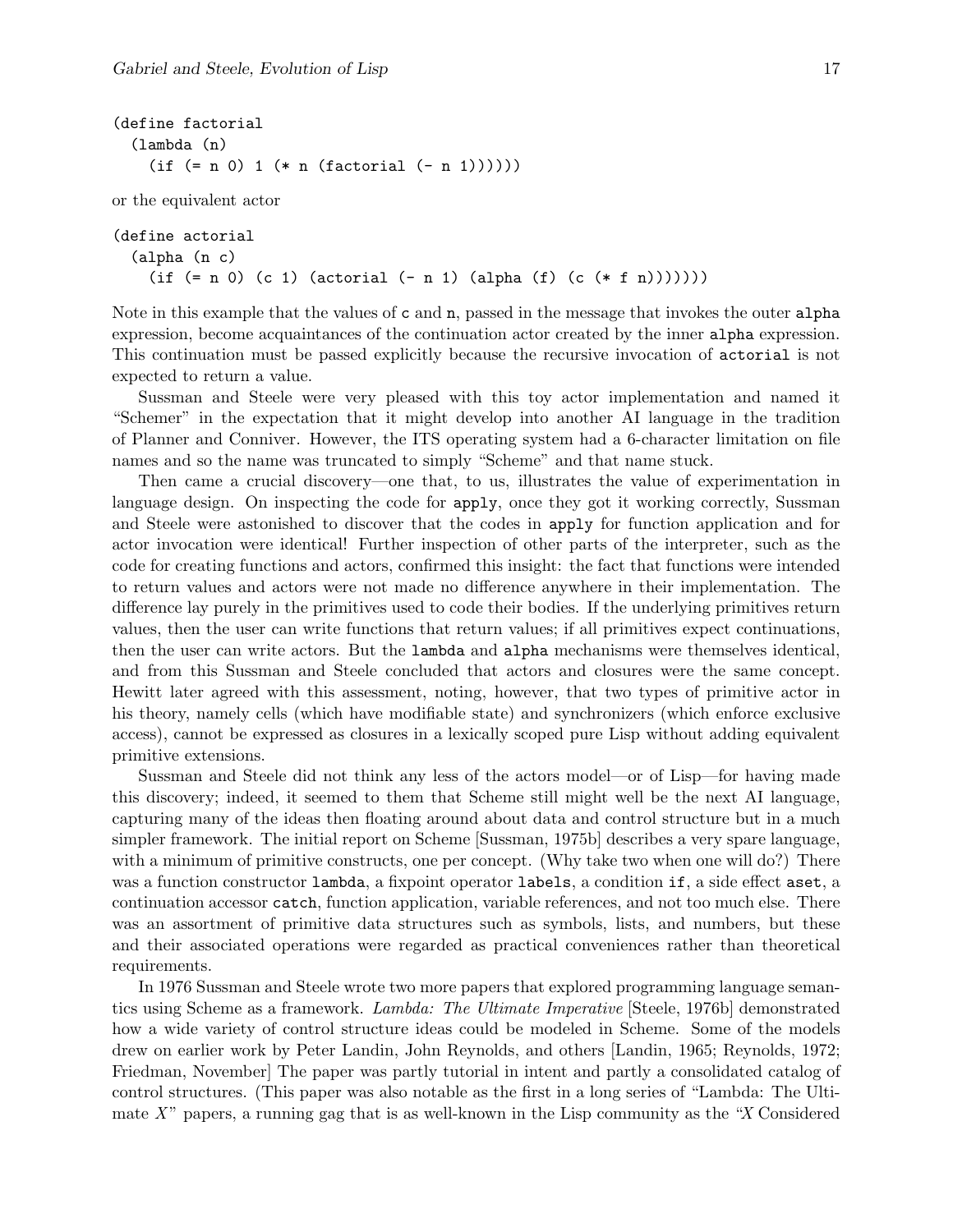```
(define factorial
  (lambda (n)
    (if (= n 0) 1 (* n (factorial (- n 1))))))
```

or the equivalent actor

```
(define actorial
  (alpha (n c)
    (if (= n 0) (c 1) (actorial (- n 1) (alpha (f) (c (* f n)))))))
```

Note in this example that the values of `c` and `n`, passed in the message that invokes the outer `alpha` expression, become acquaintances of the continuation actor created by the inner `alpha` expression. This continuation must be passed explicitly because the recursive invocation of `actorial` is not expected to return a value.

Sussman and Steele were very pleased with this toy actor implementation and named it "Schemer" in the expectation that it might develop into another AI language in the tradition of Planner and Conniver. However, the ITS operating system had a 6-character limitation on file names and so the name was truncated to simply "Scheme" and that name stuck.

Then came a crucial discovery—one that, to us, illustrates the value of experimentation in language design. On inspecting the code for `apply`, once they got it working correctly, Sussman and Steele were astonished to discover that the codes in `apply` for function application and for actor invocation were identical! Further inspection of other parts of the interpreter, such as the code for creating functions and actors, confirmed this insight: the fact that functions were intended to return values and actors were not made no difference anywhere in their implementation. The difference lay purely in the primitives used to code their bodies. If the underlying primitives return values, then the user can write functions that return values; if all primitives expect continuations, then the user can write actors. But the `lambda` and `alpha` mechanisms were themselves identical, and from this Sussman and Steele concluded that actors and closures were the same concept. Hewitt later agreed with this assessment, noting, however, that two types of primitive actor in his theory, namely cells (which have modifiable state) and synchronizers (which enforce exclusive access), cannot be expressed as closures in a lexically scoped pure Lisp without adding equivalent primitive extensions.

Sussman and Steele did not think any less of the actors model—or of Lisp—for having made this discovery; indeed, it seemed to them that Scheme still might well be the next AI language, capturing many of the ideas then floating around about data and control structure but in a much simpler framework. The initial report on Scheme [Sussman, 1975b] describes a very spare language, with a minimum of primitive constructs, one per concept. (Why take two when one will do?) There was a function constructor `lambda`, a fixpoint operator `labels`, a condition `if`, a side effect `aset`, a continuation accessor `catch`, function application, variable references, and not too much else. There was an assortment of primitive data structures such as symbols, lists, and numbers, but these and their associated operations were regarded as practical conveniences rather than theoretical requirements.

In 1976 Sussman and Steele wrote two more papers that explored programming language semantics using Scheme as a framework. *Lambda: The Ultimate Imperative* [Steele, 1976b] demonstrated how a wide variety of control structure ideas could be modeled in Scheme. Some of the models drew on earlier work by Peter Landin, John Reynolds, and others [Landin, 1965; Reynolds, 1972; Friedman, November] The paper was partly tutorial in intent and partly a consolidated catalog of control structures. (This paper was also notable as the first in a long series of "Lambda: The Ultimate *X*" papers, a running gag that is as well-known in the Lisp community as the "*X* Considered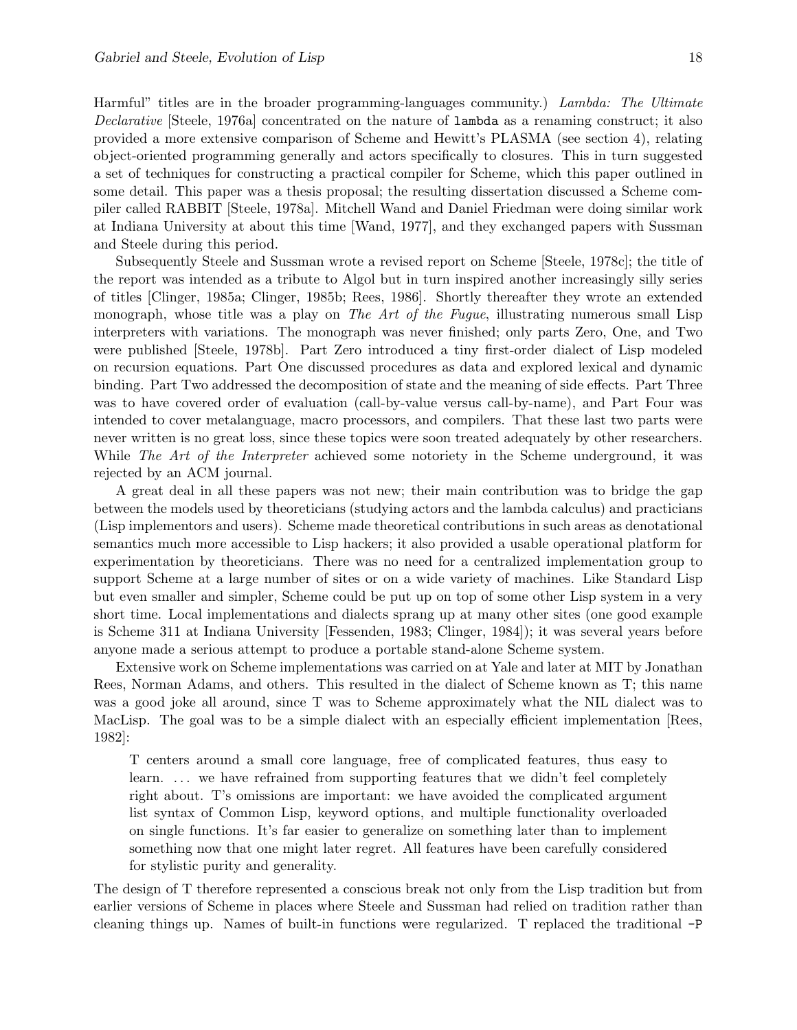Harmful" titles are in the broader programming-languages community.) *Lambda: The Ultimate Declarative* [Steele, 1976a] concentrated on the nature of `lambda` as a renaming construct; it also provided a more extensive comparison of Scheme and Hewitt's PLASMA (see section 4), relating object-oriented programming generally and actors specifically to closures. This in turn suggested a set of techniques for constructing a practical compiler for Scheme, which this paper outlined in some detail. This paper was a thesis proposal; the resulting dissertation discussed a Scheme compiler called RABBIT [Steele, 1978a]. Mitchell Wand and Daniel Friedman were doing similar work at Indiana University at about this time [Wand, 1977], and they exchanged papers with Sussman and Steele during this period.

Subsequently Steele and Sussman wrote a revised report on Scheme [Steele, 1978c]; the title of the report was intended as a tribute to Algol but in turn inspired another increasingly silly series of titles [Clinger, 1985a; Clinger, 1985b; Rees, 1986]. Shortly thereafter they wrote an extended monograph, whose title was a play on *The Art of the Fugue*, illustrating numerous small Lisp interpreters with variations. The monograph was never finished; only parts Zero, One, and Two were published [Steele, 1978b]. Part Zero introduced a tiny first-order dialect of Lisp modeled on recursion equations. Part One discussed procedures as data and explored lexical and dynamic binding. Part Two addressed the decomposition of state and the meaning of side effects. Part Three was to have covered order of evaluation (call-by-value versus call-by-name), and Part Four was intended to cover metalanguage, macro processors, and compilers. That these last two parts were never written is no great loss, since these topics were soon treated adequately by other researchers. While *The Art of the Interpreter* achieved some notoriety in the Scheme underground, it was rejected by an ACM journal.

A great deal in all these papers was not new; their main contribution was to bridge the gap between the models used by theoreticians (studying actors and the lambda calculus) and practicians (Lisp implementors and users). Scheme made theoretical contributions in such areas as denotational semantics much more accessible to Lisp hackers; it also provided a usable operational platform for experimentation by theoreticians. There was no need for a centralized implementation group to support Scheme at a large number of sites or on a wide variety of machines. Like Standard Lisp but even smaller and simpler, Scheme could be put up on top of some other Lisp system in a very short time. Local implementations and dialects sprang up at many other sites (one good example is Scheme 311 at Indiana University [Fessenden, 1983; Clinger, 1984]); it was several years before anyone made a serious attempt to produce a portable stand-alone Scheme system.

Extensive work on Scheme implementations was carried on at Yale and later at MIT by Jonathan Rees, Norman Adams, and others. This resulted in the dialect of Scheme known as T; this name was a good joke all around, since T was to Scheme approximately what the NIL dialect was to MacLisp. The goal was to be a simple dialect with an especially efficient implementation [Rees, 1982]:

> T centers around a small core language, free of complicated features, thus easy to learn. ... we have refrained from supporting features that we didn't feel completely right about. T's omissions are important: we have avoided the complicated argument list syntax of Common Lisp, keyword options, and multiple functionality overloaded on single functions. It's far easier to generalize on something later than to implement something now that one might later regret. All features have been carefully considered for stylistic purity and generality.

The design of T therefore represented a conscious break not only from the Lisp tradition but from earlier versions of Scheme in places where Steele and Sussman had relied on tradition rather than cleaning things up. Names of built-in functions were regularized. T replaced the traditional `-P`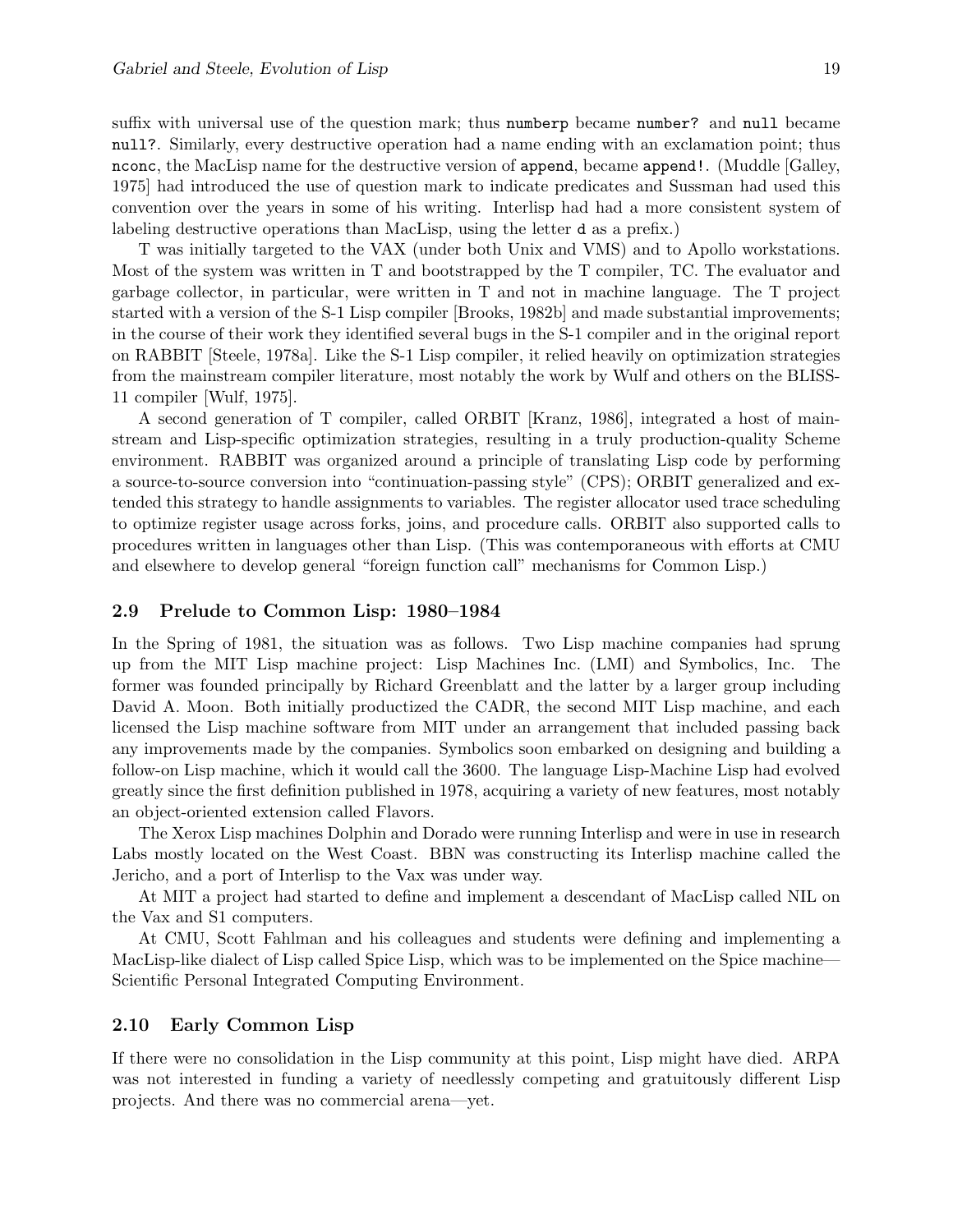suffix with universal use of the question mark; thus `numberp` became `number?` and `null` became `null?`. Similarly, every destructive operation had a name ending with an exclamation point; thus `nconc`, the MacLisp name for the destructive version of `append`, became `append!`. (Muddle [Galley, 1975] had introduced the use of question mark to indicate predicates and Sussman had used this convention over the years in some of his writing. Interlisp had had a more consistent system of labeling destructive operations than MacLisp, using the letter `d` as a prefix.)

T was initially targeted to the VAX (under both Unix and VMS) and to Apollo workstations. Most of the system was written in T and bootstrapped by the T compiler, TC. The evaluator and garbage collector, in particular, were written in T and not in machine language. The T project started with a version of the S-1 Lisp compiler [Brooks, 1982b] and made substantial improvements; in the course of their work they identified several bugs in the S-1 compiler and in the original report on RABBIT [Steele, 1978a]. Like the S-1 Lisp compiler, it relied heavily on optimization strategies from the mainstream compiler literature, most notably the work by Wulf and others on the BLISS-11 compiler [Wulf, 1975].

A second generation of T compiler, called ORBIT [Kranz, 1986], integrated a host of mainstream and Lisp-specific optimization strategies, resulting in a truly production-quality Scheme environment. RABBIT was organized around a principle of translating Lisp code by performing a source-to-source conversion into "continuation-passing style" (CPS); ORBIT generalized and extended this strategy to handle assignments to variables. The register allocator used trace scheduling to optimize register usage across forks, joins, and procedure calls. ORBIT also supported calls to procedures written in languages other than Lisp. (This was contemporaneous with efforts at CMU and elsewhere to develop general "foreign function call" mechanisms for Common Lisp.)

### 2.9 Prelude to Common Lisp: 1980–1984

In the Spring of 1981, the situation was as follows. Two Lisp machine companies had sprung up from the MIT Lisp machine project: Lisp Machines Inc. (LMI) and Symbolics, Inc. The former was founded principally by Richard Greenblatt and the latter by a larger group including David A. Moon. Both initially productized the CADR, the second MIT Lisp machine, and each licensed the Lisp machine software from MIT under an arrangement that included passing back any improvements made by the companies. Symbolics soon embarked on designing and building a follow-on Lisp machine, which it would call the 3600. The language Lisp-Machine Lisp had evolved greatly since the first definition published in 1978, acquiring a variety of new features, most notably an object-oriented extension called Flavors.

The Xerox Lisp machines Dolphin and Dorado were running Interlisp and were in use in research Labs mostly located on the West Coast. BBN was constructing its Interlisp machine called the Jericho, and a port of Interlisp to the Vax was under way.

At MIT a project had started to define and implement a descendant of MacLisp called NIL on the Vax and S1 computers.

At CMU, Scott Fahlman and his colleagues and students were defining and implementing a MacLisp-like dialect of Lisp called Spice Lisp, which was to be implemented on the Spice machine—Scientific Personal Integrated Computing Environment.

### 2.10 Early Common Lisp

If there were no consolidation in the Lisp community at this point, Lisp might have died. ARPA was not interested in funding a variety of needlessly competing and gratuitously different Lisp projects. And there was no commercial arena—yet.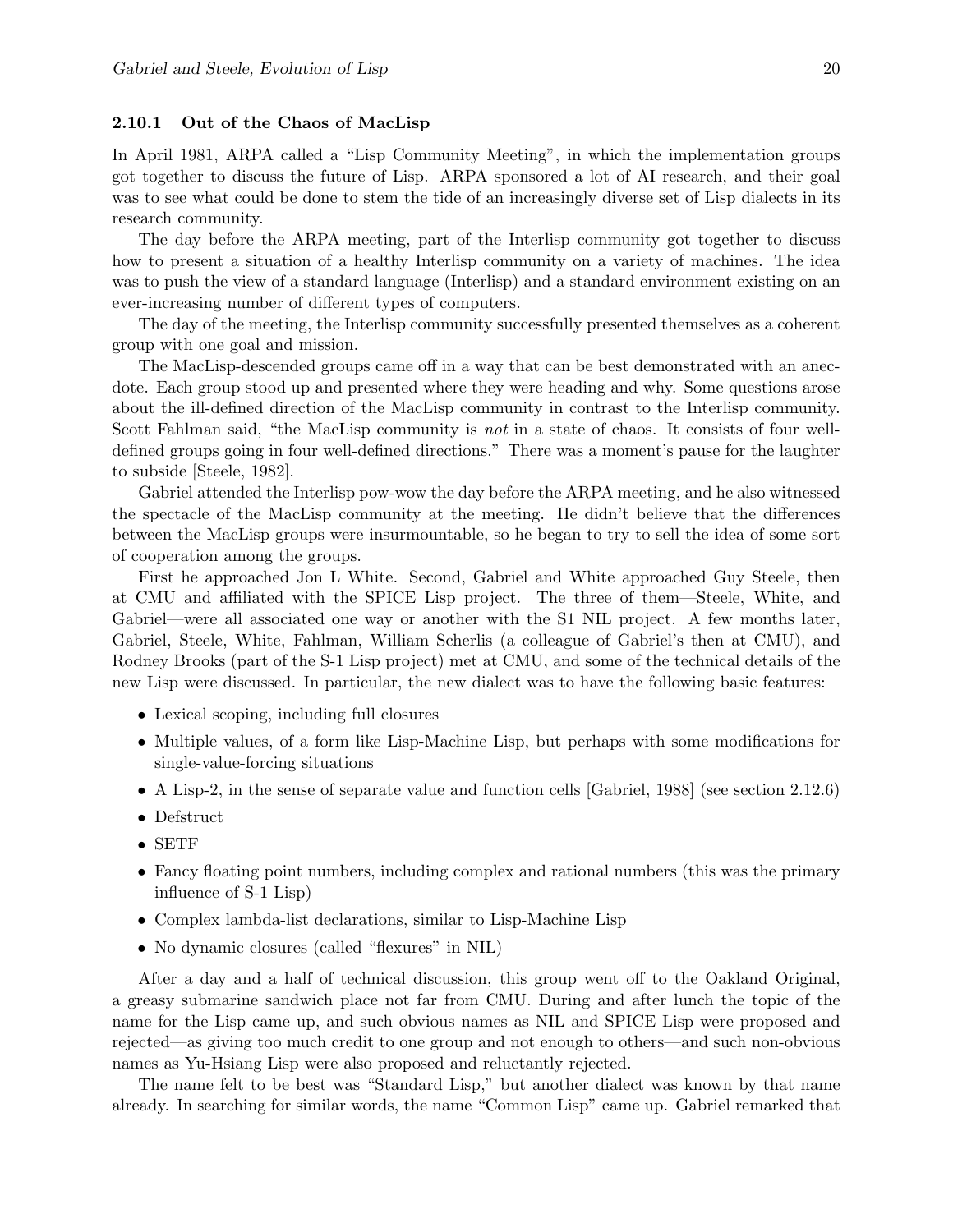### 2.10.1 Out of the Chaos of MacLisp

In April 1981, ARPA called a "Lisp Community Meeting", in which the implementation groups got together to discuss the future of Lisp. ARPA sponsored a lot of AI research, and their goal was to see what could be done to stem the tide of an increasingly diverse set of Lisp dialects in its research community.

The day before the ARPA meeting, part of the Interlisp community got together to discuss how to present a situation of a healthy Interlisp community on a variety of machines. The idea was to push the view of a standard language (Interlisp) and a standard environment existing on an ever-increasing number of different types of computers.

The day of the meeting, the Interlisp community successfully presented themselves as a coherent group with one goal and mission.

The MacLisp-descended groups came off in a way that can be best demonstrated with an anecdote. Each group stood up and presented where they were heading and why. Some questions arose about the ill-defined direction of the MacLisp community in contrast to the Interlisp community. Scott Fahlman said, "the MacLisp community is *not* in a state of chaos. It consists of four well-defined groups going in four well-defined directions." There was a moment's pause for the laughter to subside [Steele, 1982].

Gabriel attended the Interlisp pow-wow the day before the ARPA meeting, and he also witnessed the spectacle of the MacLisp community at the meeting. He didn't believe that the differences between the MacLisp groups were insurmountable, so he began to try to sell the idea of some sort of cooperation among the groups.

First he approached Jon L White. Second, Gabriel and White approached Guy Steele, then at CMU and affiliated with the SPICE Lisp project. The three of them—Steele, White, and Gabriel—were all associated one way or another with the S1 NIL project. A few months later, Gabriel, Steele, White, Fahlman, William Scherlis (a colleague of Gabriel's then at CMU), and Rodney Brooks (part of the S-1 Lisp project) met at CMU, and some of the technical details of the new Lisp were discussed. In particular, the new dialect was to have the following basic features:

- Lexical scoping, including full closures
- Multiple values, of a form like Lisp-Machine Lisp, but perhaps with some modifications for single-value-forcing situations
- A Lisp-2, in the sense of separate value and function cells [Gabriel, 1988] (see section 2.12.6)
- Defstruct
- SETF
- Fancy floating point numbers, including complex and rational numbers (this was the primary influence of S-1 Lisp)
- Complex lambda-list declarations, similar to Lisp-Machine Lisp
- No dynamic closures (called "flexures" in NIL)

After a day and a half of technical discussion, this group went off to the Oakland Original, a greasy submarine sandwich place not far from CMU. During and after lunch the topic of the name for the Lisp came up, and such obvious names as NIL and SPICE Lisp were proposed and rejected—as giving too much credit to one group and not enough to others—and such non-obvious names as Yu-Hsiang Lisp were also proposed and reluctantly rejected.

The name felt to be best was "Standard Lisp," but another dialect was known by that name already. In searching for similar words, the name "Common Lisp" came up. Gabriel remarked that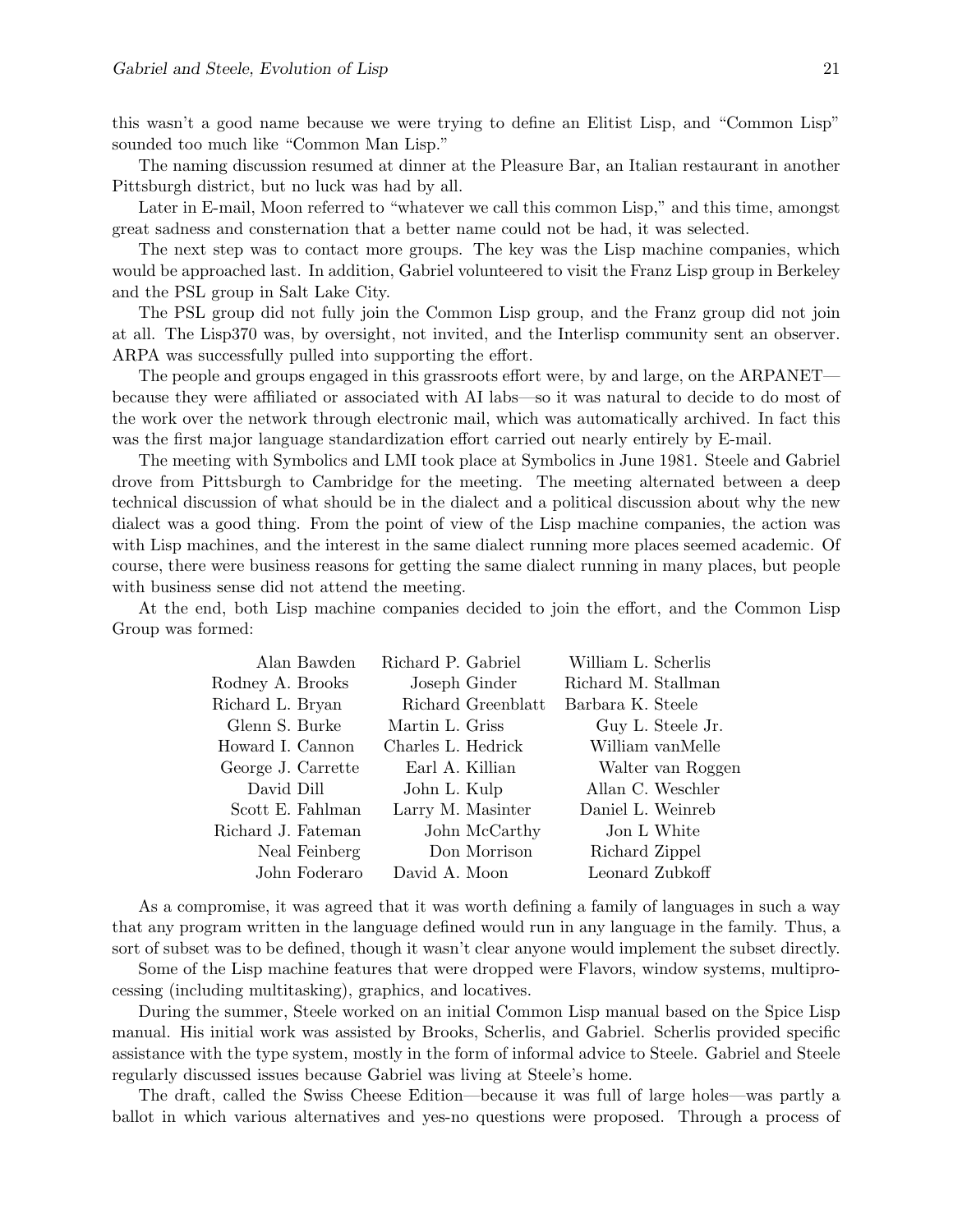this wasn't a good name because we were trying to define an Elitist Lisp, and "Common Lisp" sounded too much like "Common Man Lisp."

The naming discussion resumed at dinner at the Pleasure Bar, an Italian restaurant in another Pittsburgh district, but no luck was had by all.

Later in E-mail, Moon referred to "whatever we call this common Lisp," and this time, amongst great sadness and consternation that a better name could not be had, it was selected.

The next step was to contact more groups. The key was the Lisp machine companies, which would be approached last. In addition, Gabriel volunteered to visit the Franz Lisp group in Berkeley and the PSL group in Salt Lake City.

The PSL group did not fully join the Common Lisp group, and the Franz group did not join at all. The Lisp370 was, by oversight, not invited, and the Interlisp community sent an observer. ARPA was successfully pulled into supporting the effort.

The people and groups engaged in this grassroots effort were, by and large, on the ARPANET—because they were affiliated or associated with AI labs—so it was natural to decide to do most of the work over the network through electronic mail, which was automatically archived. In fact this was the first major language standardization effort carried out nearly entirely by E-mail.

The meeting with Symbolics and LMI took place at Symbolics in June 1981. Steele and Gabriel drove from Pittsburgh to Cambridge for the meeting. The meeting alternated between a deep technical discussion of what should be in the dialect and a political discussion about why the new dialect was a good thing. From the point of view of the Lisp machine companies, the action was with Lisp machines, and the interest in the same dialect running more places seemed academic. Of course, there were business reasons for getting the same dialect running in many places, but people with business sense did not attend the meeting.

At the end, both Lisp machine companies decided to join the effort, and the Common Lisp Group was formed:

| | | |
|---|---|---|
| Alan Bawden | Richard P. Gabriel | William L. Scherlis |
| Rodney A. Brooks | Joseph Ginder | Richard M. Stallman |
| Richard L. Bryan | Richard Greenblatt | Barbara K. Steele |
| Glenn S. Burke | Martin L. Griss | Guy L. Steele Jr. |
| Howard I. Cannon | Charles L. Hedrick | William vanMelle |
| George J. Carrette | Earl A. Killian | Walter van Roggen |
| David Dill | John L. Kulp | Allan C. Weschler |
| Scott E. Fahlman | Larry M. Masinter | Daniel L. Weinreb |
| Richard J. Fateman | John McCarthy | Jon L White |
| Neal Feinberg | Don Morrison | Richard Zippel |
| John Foderaro | David A. Moon | Leonard Zubkoff |

As a compromise, it was agreed that it was worth defining a family of languages in such a way that any program written in the language defined would run in any language in the family. Thus, a sort of subset was to be defined, though it wasn't clear anyone would implement the subset directly.

Some of the Lisp machine features that were dropped were Flavors, window systems, multiprocessing (including multitasking), graphics, and locatives.

During the summer, Steele worked on an initial Common Lisp manual based on the Spice Lisp manual. His initial work was assisted by Brooks, Scherlis, and Gabriel. Scherlis provided specific assistance with the type system, mostly in the form of informal advice to Steele. Gabriel and Steele regularly discussed issues because Gabriel was living at Steele's home.

The draft, called the Swiss Cheese Edition—because it was full of large holes—was partly a ballot in which various alternatives and yes-no questions were proposed. Through a process of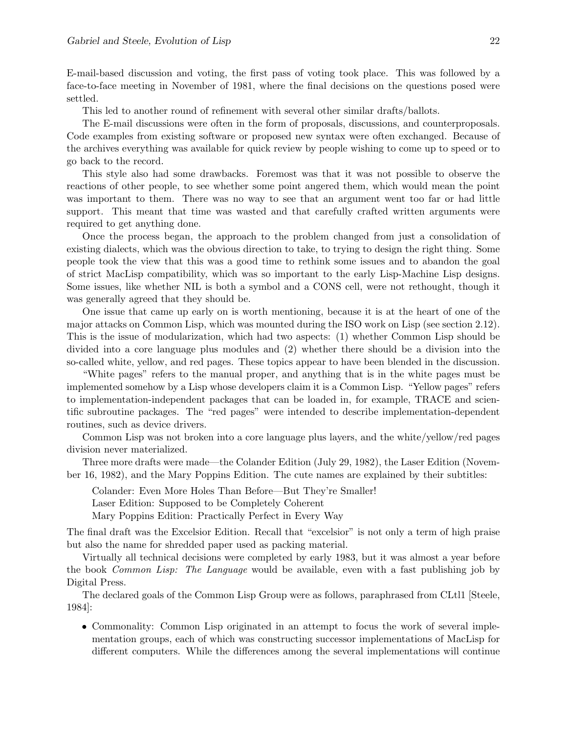E-mail-based discussion and voting, the first pass of voting took place. This was followed by a face-to-face meeting in November of 1981, where the final decisions on the questions posed were settled.

This led to another round of refinement with several other similar drafts/ballots.

The E-mail discussions were often in the form of proposals, discussions, and counterproposals. Code examples from existing software or proposed new syntax were often exchanged. Because of the archives everything was available for quick review by people wishing to come up to speed or to go back to the record.

This style also had some drawbacks. Foremost was that it was not possible to observe the reactions of other people, to see whether some point angered them, which would mean the point was important to them. There was no way to see that an argument went too far or had little support. This meant that time was wasted and that carefully crafted written arguments were required to get anything done.

Once the process began, the approach to the problem changed from just a consolidation of existing dialects, which was the obvious direction to take, to trying to design the right thing. Some people took the view that this was a good time to rethink some issues and to abandon the goal of strict MacLisp compatibility, which was so important to the early Lisp-Machine Lisp designs. Some issues, like whether NIL is both a symbol and a CONS cell, were not rethought, though it was generally agreed that they should be.

One issue that came up early on is worth mentioning, because it is at the heart of one of the major attacks on Common Lisp, which was mounted during the ISO work on Lisp (see section 2.12). This is the issue of modularization, which had two aspects: (1) whether Common Lisp should be divided into a core language plus modules and (2) whether there should be a division into the so-called white, yellow, and red pages. These topics appear to have been blended in the discussion.

"White pages" refers to the manual proper, and anything that is in the white pages must be implemented somehow by a Lisp whose developers claim it is a Common Lisp. "Yellow pages" refers to implementation-independent packages that can be loaded in, for example, TRACE and scientific subroutine packages. The "red pages" were intended to describe implementation-dependent routines, such as device drivers.

Common Lisp was not broken into a core language plus layers, and the white/yellow/red pages division never materialized.

Three more drafts were made—the Colander Edition (July 29, 1982), the Laser Edition (November 16, 1982), and the Mary Poppins Edition. The cute names are explained by their subtitles:

Colander: Even More Holes Than Before—But They're Smaller!  
Laser Edition: Supposed to be Completely Coherent  
Mary Poppins Edition: Practically Perfect in Every Way

The final draft was the Excelsior Edition. Recall that "excelsior" is not only a term of high praise but also the name for shredded paper used as packing material.

Virtually all technical decisions were completed by early 1983, but it was almost a year before the book *Common Lisp: The Language* would be available, even with a fast publishing job by Digital Press.

The declared goals of the Common Lisp Group were as follows, paraphrased from CLtl1 [Steele, 1984]:

- Commonality: Common Lisp originated in an attempt to focus the work of several implementation groups, each of which was constructing successor implementations of MacLisp for different computers. While the differences among the several implementations will continue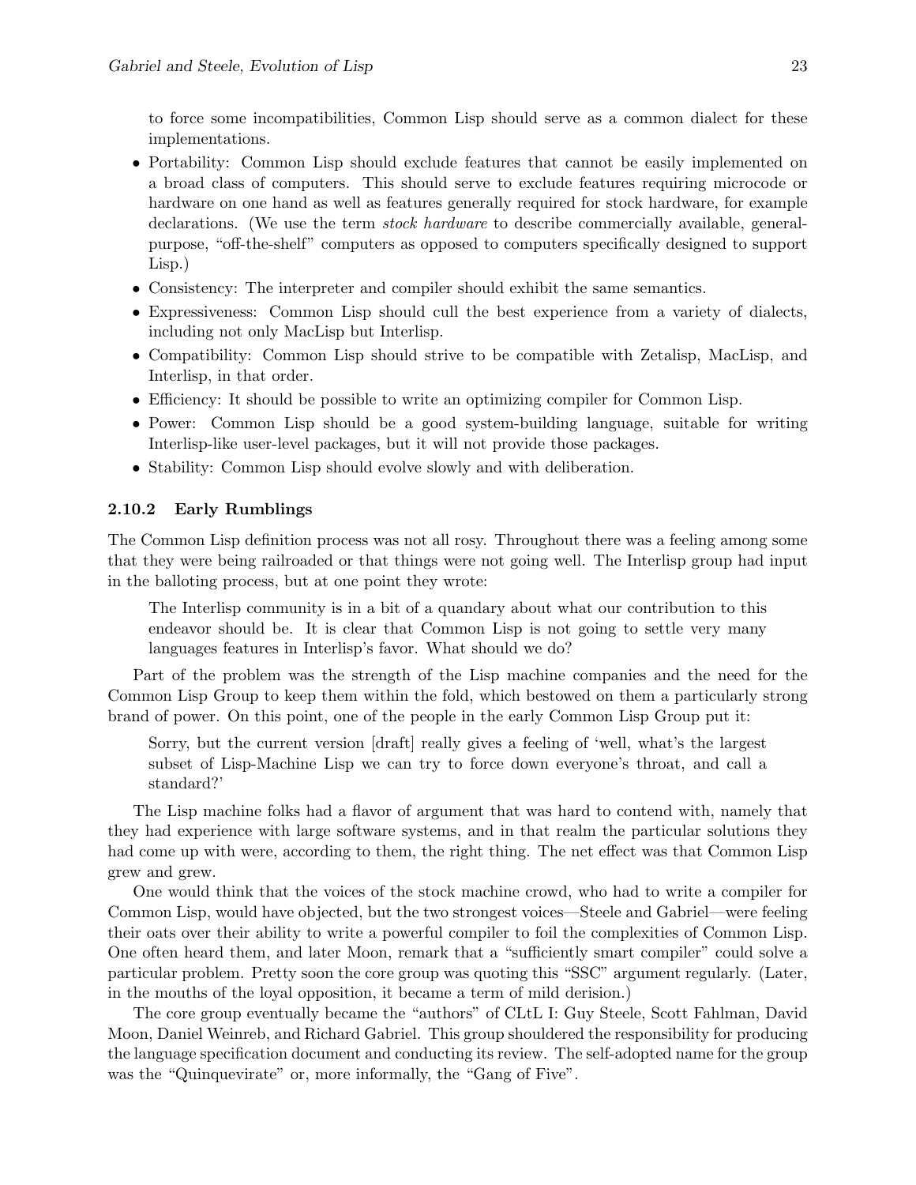to force some incompatibilities, Common Lisp should serve as a common dialect for these implementations.

- Portability: Common Lisp should exclude features that cannot be easily implemented on a broad class of computers. This should serve to exclude features requiring microcode or hardware on one hand as well as features generally required for stock hardware, for example declarations. (We use the term *stock hardware* to describe commercially available, general-purpose, "off-the-shelf" computers as opposed to computers specifically designed to support Lisp.)
- Consistency: The interpreter and compiler should exhibit the same semantics.
- Expressiveness: Common Lisp should cull the best experience from a variety of dialects, including not only MacLisp but Interlisp.
- Compatibility: Common Lisp should strive to be compatible with Zetalisp, MacLisp, and Interlisp, in that order.
- Efficiency: It should be possible to write an optimizing compiler for Common Lisp.
- Power: Common Lisp should be a good system-building language, suitable for writing Interlisp-like user-level packages, but it will not provide those packages.
- Stability: Common Lisp should evolve slowly and with deliberation.

### 2.10.2 Early Rumblings

The Common Lisp definition process was not all rosy. Throughout there was a feeling among some that they were being railroaded or that things were not going well. The Interlisp group had input in the balloting process, but at one point they wrote:

> The Interlisp community is in a bit of a quandary about what our contribution to this endeavor should be. It is clear that Common Lisp is not going to settle very many languages features in Interlisp's favor. What should we do?

Part of the problem was the strength of the Lisp machine companies and the need for the Common Lisp Group to keep them within the fold, which bestowed on them a particularly strong brand of power. On this point, one of the people in the early Common Lisp Group put it:

> Sorry, but the current version [draft] really gives a feeling of 'well, what's the largest subset of Lisp-Machine Lisp we can try to force down everyone's throat, and call a standard?'

The Lisp machine folks had a flavor of argument that was hard to contend with, namely that they had experience with large software systems, and in that realm the particular solutions they had come up with were, according to them, the right thing. The net effect was that Common Lisp grew and grew.

One would think that the voices of the stock machine crowd, who had to write a compiler for Common Lisp, would have objected, but the two strongest voices—Steele and Gabriel—were feeling their oats over their ability to write a powerful compiler to foil the complexities of Common Lisp. One often heard them, and later Moon, remark that a "sufficiently smart compiler" could solve a particular problem. Pretty soon the core group was quoting this "SSC" argument regularly. (Later, in the mouths of the loyal opposition, it became a term of mild derision.)

The core group eventually became the "authors" of CLtL I: Guy Steele, Scott Fahlman, David Moon, Daniel Weinreb, and Richard Gabriel. This group shouldered the responsibility for producing the language specification document and conducting its review. The self-adopted name for the group was the "Quinquevirate" or, more informally, the "Gang of Five".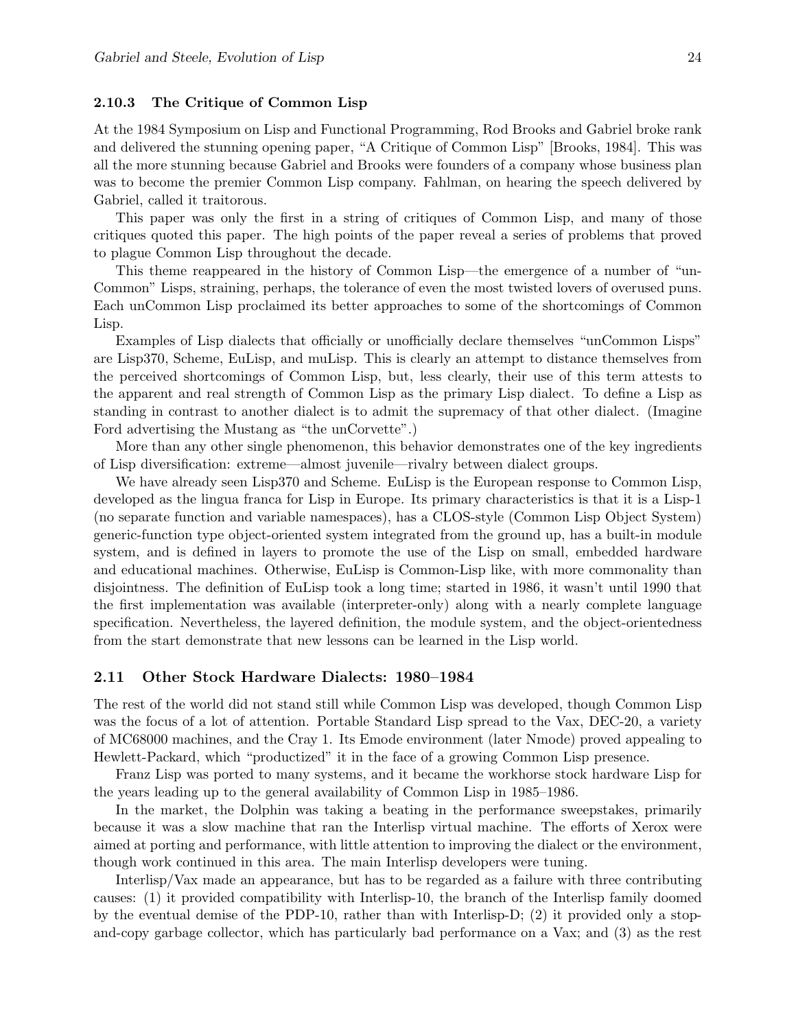### 2.10.3 The Critique of Common Lisp

At the 1984 Symposium on Lisp and Functional Programming, Rod Brooks and Gabriel broke rank and delivered the stunning opening paper, "A Critique of Common Lisp" [Brooks, 1984]. This was all the more stunning because Gabriel and Brooks were founders of a company whose business plan was to become the premier Common Lisp company. Fahlman, on hearing the speech delivered by Gabriel, called it traitorous.

This paper was only the first in a string of critiques of Common Lisp, and many of those critiques quoted this paper. The high points of the paper reveal a series of problems that proved to plague Common Lisp throughout the decade.

This theme reappeared in the history of Common Lisp—the emergence of a number of "un-Common" Lisps, straining, perhaps, the tolerance of even the most twisted lovers of overused puns. Each unCommon Lisp proclaimed its better approaches to some of the shortcomings of Common Lisp.

Examples of Lisp dialects that officially or unofficially declare themselves "unCommon Lisps" are Lisp370, Scheme, EuLisp, and muLisp. This is clearly an attempt to distance themselves from the perceived shortcomings of Common Lisp, but, less clearly, their use of this term attests to the apparent and real strength of Common Lisp as the primary Lisp dialect. To define a Lisp as standing in contrast to another dialect is to admit the supremacy of that other dialect. (Imagine Ford advertising the Mustang as "the unCorvette".)

More than any other single phenomenon, this behavior demonstrates one of the key ingredients of Lisp diversification: extreme—almost juvenile—rivalry between dialect groups.

We have already seen Lisp370 and Scheme. EuLisp is the European response to Common Lisp, developed as the lingua franca for Lisp in Europe. Its primary characteristics is that it is a Lisp-1 (no separate function and variable namespaces), has a CLOS-style (Common Lisp Object System) generic-function type object-oriented system integrated from the ground up, has a built-in module system, and is defined in layers to promote the use of the Lisp on small, embedded hardware and educational machines. Otherwise, EuLisp is Common-Lisp like, with more commonality than disjointness. The definition of EuLisp took a long time; started in 1986, it wasn't until 1990 that the first implementation was available (interpreter-only) along with a nearly complete language specification. Nevertheless, the layered definition, the module system, and the object-orientedness from the start demonstrate that new lessons can be learned in the Lisp world.

## 2.11 Other Stock Hardware Dialects: 1980–1984

The rest of the world did not stand still while Common Lisp was developed, though Common Lisp was the focus of a lot of attention. Portable Standard Lisp spread to the Vax, DEC-20, a variety of MC68000 machines, and the Cray 1. Its Emode environment (later Nmode) proved appealing to Hewlett-Packard, which "productized" it in the face of a growing Common Lisp presence.

Franz Lisp was ported to many systems, and it became the workhorse stock hardware Lisp for the years leading up to the general availability of Common Lisp in 1985–1986.

In the market, the Dolphin was taking a beating in the performance sweepstakes, primarily because it was a slow machine that ran the Interlisp virtual machine. The efforts of Xerox were aimed at porting and performance, with little attention to improving the dialect or the environment, though work continued in this area. The main Interlisp developers were tuning.

Interlisp/Vax made an appearance, but has to be regarded as a failure with three contributing causes: (1) it provided compatibility with Interlisp-10, the branch of the Interlisp family doomed by the eventual demise of the PDP-10, rather than with Interlisp-D; (2) it provided only a stop-and-copy garbage collector, which has particularly bad performance on a Vax; and (3) as the rest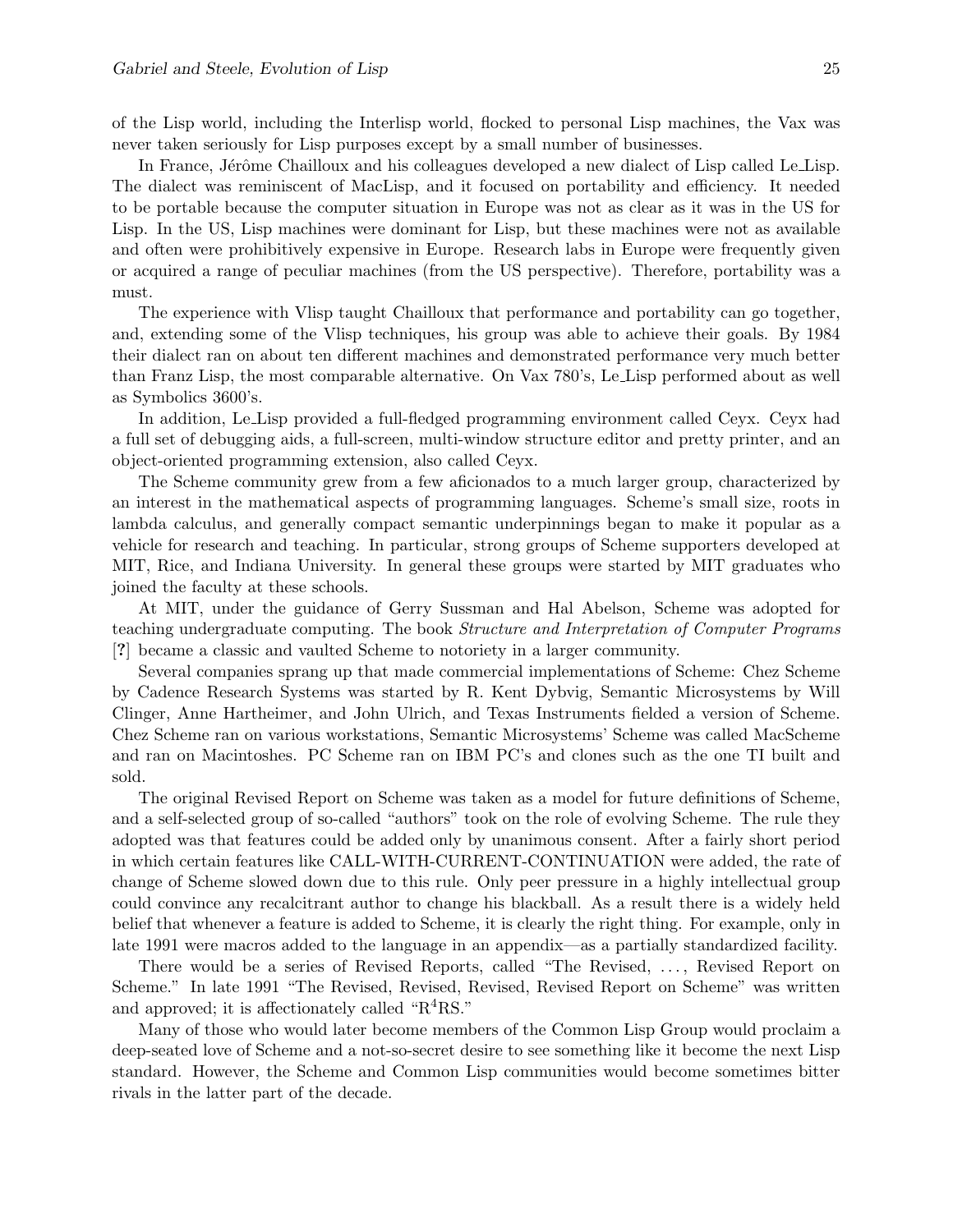of the Lisp world, including the Interlisp world, flocked to personal Lisp machines, the Vax was never taken seriously for Lisp purposes except by a small number of businesses.

In France, Jérôme Chailloux and his colleagues developed a new dialect of Lisp called Le_Lisp. The dialect was reminiscent of MacLisp, and it focused on portability and efficiency. It needed to be portable because the computer situation in Europe was not as clear as it was in the US for Lisp. In the US, Lisp machines were dominant for Lisp, but these machines were not as available and often were prohibitively expensive in Europe. Research labs in Europe were frequently given or acquired a range of peculiar machines (from the US perspective). Therefore, portability was a must.

The experience with Vlisp taught Chailloux that performance and portability can go together, and, extending some of the Vlisp techniques, his group was able to achieve their goals. By 1984 their dialect ran on about ten different machines and demonstrated performance very much better than Franz Lisp, the most comparable alternative. On Vax 780's, Le_Lisp performed about as well as Symbolics 3600's.

In addition, Le_Lisp provided a full-fledged programming environment called Ceyx. Ceyx had a full set of debugging aids, a full-screen, multi-window structure editor and pretty printer, and an object-oriented programming extension, also called Ceyx.

The Scheme community grew from a few aficionados to a much larger group, characterized by an interest in the mathematical aspects of programming languages. Scheme's small size, roots in lambda calculus, and generally compact semantic underpinnings began to make it popular as a vehicle for research and teaching. In particular, strong groups of Scheme supporters developed at MIT, Rice, and Indiana University. In general these groups were started by MIT graduates who joined the faculty at these schools.

At MIT, under the guidance of Gerry Sussman and Hal Abelson, Scheme was adopted for teaching undergraduate computing. The book *Structure and Interpretation of Computer Programs* [**?**] became a classic and vaulted Scheme to notoriety in a larger community.

Several companies sprang up that made commercial implementations of Scheme: Chez Scheme by Cadence Research Systems was started by R. Kent Dybvig, Semantic Microsystems by Will Clinger, Anne Hartheimer, and John Ulrich, and Texas Instruments fielded a version of Scheme. Chez Scheme ran on various workstations, Semantic Microsystems' Scheme was called MacScheme and ran on Macintoshes. PC Scheme ran on IBM PC's and clones such as the one TI built and sold.

The original Revised Report on Scheme was taken as a model for future definitions of Scheme, and a self-selected group of so-called "authors" took on the role of evolving Scheme. The rule they adopted was that features could be added only by unanimous consent. After a fairly short period in which certain features like CALL-WITH-CURRENT-CONTINUATION were added, the rate of change of Scheme slowed down due to this rule. Only peer pressure in a highly intellectual group could convince any recalcitrant author to change his blackball. As a result there is a widely held belief that whenever a feature is added to Scheme, it is clearly the right thing. For example, only in late 1991 were macros added to the language in an appendix—as a partially standardized facility.

There would be a series of Revised Reports, called "The Revised, ..., Revised Report on Scheme." In late 1991 "The Revised, Revised, Revised, Revised Report on Scheme" was written and approved; it is affectionately called "$R^4$RS."

Many of those who would later become members of the Common Lisp Group would proclaim a deep-seated love of Scheme and a not-so-secret desire to see something like it become the next Lisp standard. However, the Scheme and Common Lisp communities would become sometimes bitter rivals in the latter part of the decade.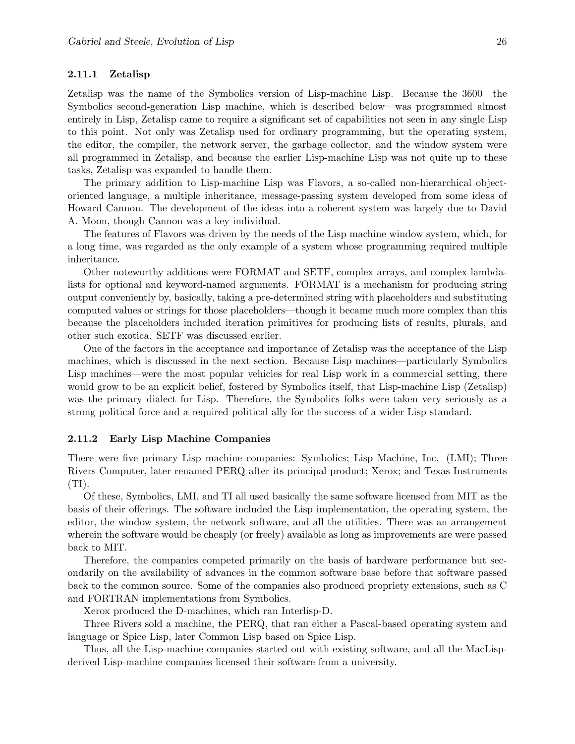### 2.11.1 Zetalisp

Zetalisp was the name of the Symbolics version of Lisp-machine Lisp. Because the 3600—the Symbolics second-generation Lisp machine, which is described below—was programmed almost entirely in Lisp, Zetalisp came to require a significant set of capabilities not seen in any single Lisp to this point. Not only was Zetalisp used for ordinary programming, but the operating system, the editor, the compiler, the network server, the garbage collector, and the window system were all programmed in Zetalisp, and because the earlier Lisp-machine Lisp was not quite up to these tasks, Zetalisp was expanded to handle them.

The primary addition to Lisp-machine Lisp was Flavors, a so-called non-hierarchical object-oriented language, a multiple inheritance, message-passing system developed from some ideas of Howard Cannon. The development of the ideas into a coherent system was largely due to David A. Moon, though Cannon was a key individual.

The features of Flavors was driven by the needs of the Lisp machine window system, which, for a long time, was regarded as the only example of a system whose programming required multiple inheritance.

Other noteworthy additions were FORMAT and SETF, complex arrays, and complex lambda-lists for optional and keyword-named arguments. FORMAT is a mechanism for producing string output conveniently by, basically, taking a pre-determined string with placeholders and substituting computed values or strings for those placeholders—though it became much more complex than this because the placeholders included iteration primitives for producing lists of results, plurals, and other such exotica. SETF was discussed earlier.

One of the factors in the acceptance and importance of Zetalisp was the acceptance of the Lisp machines, which is discussed in the next section. Because Lisp machines—particularly Symbolics Lisp machines—were the most popular vehicles for real Lisp work in a commercial setting, there would grow to be an explicit belief, fostered by Symbolics itself, that Lisp-machine Lisp (Zetalisp) was the primary dialect for Lisp. Therefore, the Symbolics folks were taken very seriously as a strong political force and a required political ally for the success of a wider Lisp standard.

### 2.11.2 Early Lisp Machine Companies

There were five primary Lisp machine companies: Symbolics; Lisp Machine, Inc. (LMI); Three Rivers Computer, later renamed PERQ after its principal product; Xerox; and Texas Instruments (TI).

Of these, Symbolics, LMI, and TI all used basically the same software licensed from MIT as the basis of their offerings. The software included the Lisp implementation, the operating system, the editor, the window system, the network software, and all the utilities. There was an arrangement wherein the software would be cheaply (or freely) available as long as improvements are were passed back to MIT.

Therefore, the companies competed primarily on the basis of hardware performance but secondarily on the availability of advances in the common software base before that software passed back to the common source. Some of the companies also produced propriety extensions, such as C and FORTRAN implementations from Symbolics.

Xerox produced the D-machines, which ran Interlisp-D.

Three Rivers sold a machine, the PERQ, that ran either a Pascal-based operating system and language or Spice Lisp, later Common Lisp based on Spice Lisp.

Thus, all the Lisp-machine companies started out with existing software, and all the MacLisp-derived Lisp-machine companies licensed their software from a university.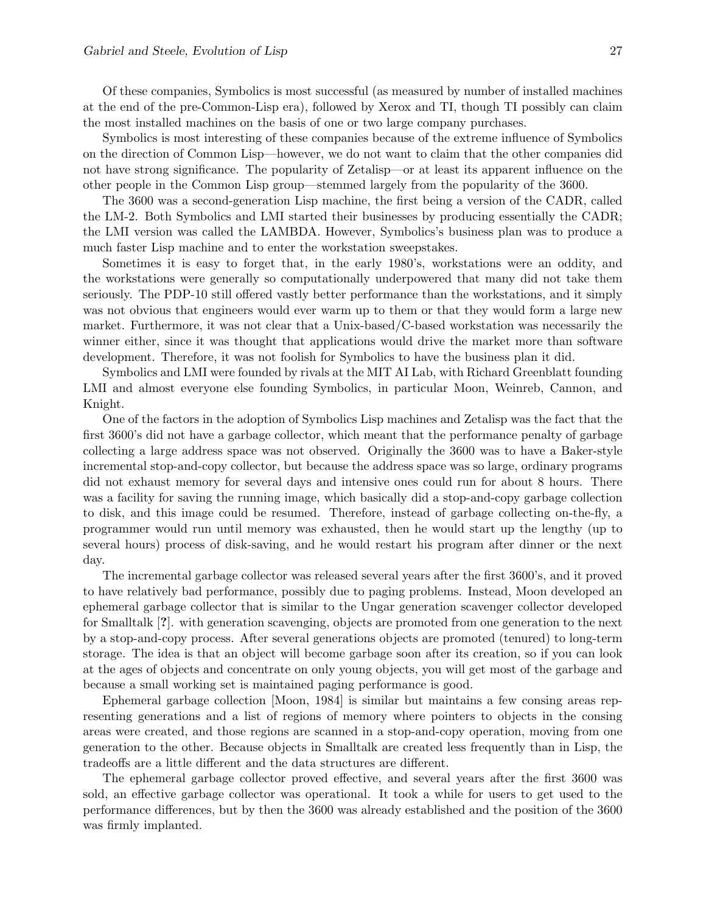Of these companies, Symbolics is most successful (as measured by number of installed machines at the end of the pre-Common-Lisp era), followed by Xerox and TI, though TI possibly can claim the most installed machines on the basis of one or two large company purchases.

Symbolics is most interesting of these companies because of the extreme influence of Symbolics on the direction of Common Lisp—however, we do not want to claim that the other companies did not have strong significance. The popularity of Zetalisp—or at least its apparent influence on the other people in the Common Lisp group—stemmed largely from the popularity of the 3600.

The 3600 was a second-generation Lisp machine, the first being a version of the CADR, called the LM-2. Both Symbolics and LMI started their businesses by producing essentially the CADR; the LMI version was called the LAMBDA. However, Symbolics's business plan was to produce a much faster Lisp machine and to enter the workstation sweepstakes.

Sometimes it is easy to forget that, in the early 1980's, workstations were an oddity, and the workstations were generally so computationally underpowered that many did not take them seriously. The PDP-10 still offered vastly better performance than the workstations, and it simply was not obvious that engineers would ever warm up to them or that they would form a large new market. Furthermore, it was not clear that a Unix-based/C-based workstation was necessarily the winner either, since it was thought that applications would drive the market more than software development. Therefore, it was not foolish for Symbolics to have the business plan it did.

Symbolics and LMI were founded by rivals at the MIT AI Lab, with Richard Greenblatt founding LMI and almost everyone else founding Symbolics, in particular Moon, Weinreb, Cannon, and Knight.

One of the factors in the adoption of Symbolics Lisp machines and Zetalisp was the fact that the first 3600's did not have a garbage collector, which meant that the performance penalty of garbage collecting a large address space was not observed. Originally the 3600 was to have a Baker-style incremental stop-and-copy collector, but because the address space was so large, ordinary programs did not exhaust memory for several days and intensive ones could run for about 8 hours. There was a facility for saving the running image, which basically did a stop-and-copy garbage collection to disk, and this image could be resumed. Therefore, instead of garbage collecting on-the-fly, a programmer would run until memory was exhausted, then he would start up the lengthy (up to several hours) process of disk-saving, and he would restart his program after dinner or the next day.

The incremental garbage collector was released several years after the first 3600's, and it proved to have relatively bad performance, possibly due to paging problems. Instead, Moon developed an ephemeral garbage collector that is similar to the Ungar generation scavenger collector developed for Smalltalk [**?**]. with generation scavenging, objects are promoted from one generation to the next by a stop-and-copy process. After several generations objects are promoted (tenured) to long-term storage. The idea is that an object will become garbage soon after its creation, so if you can look at the ages of objects and concentrate on only young objects, you will get most of the garbage and because a small working set is maintained paging performance is good.

Ephemeral garbage collection [Moon, 1984] is similar but maintains a few consing areas representing generations and a list of regions of memory where pointers to objects in the consing areas were created, and those regions are scanned in a stop-and-copy operation, moving from one generation to the other. Because objects in Smalltalk are created less frequently than in Lisp, the tradeoffs are a little different and the data structures are different.

The ephemeral garbage collector proved effective, and several years after the first 3600 was sold, an effective garbage collector was operational. It took a while for users to get used to the performance differences, but by then the 3600 was already established and the position of the 3600 was firmly implanted.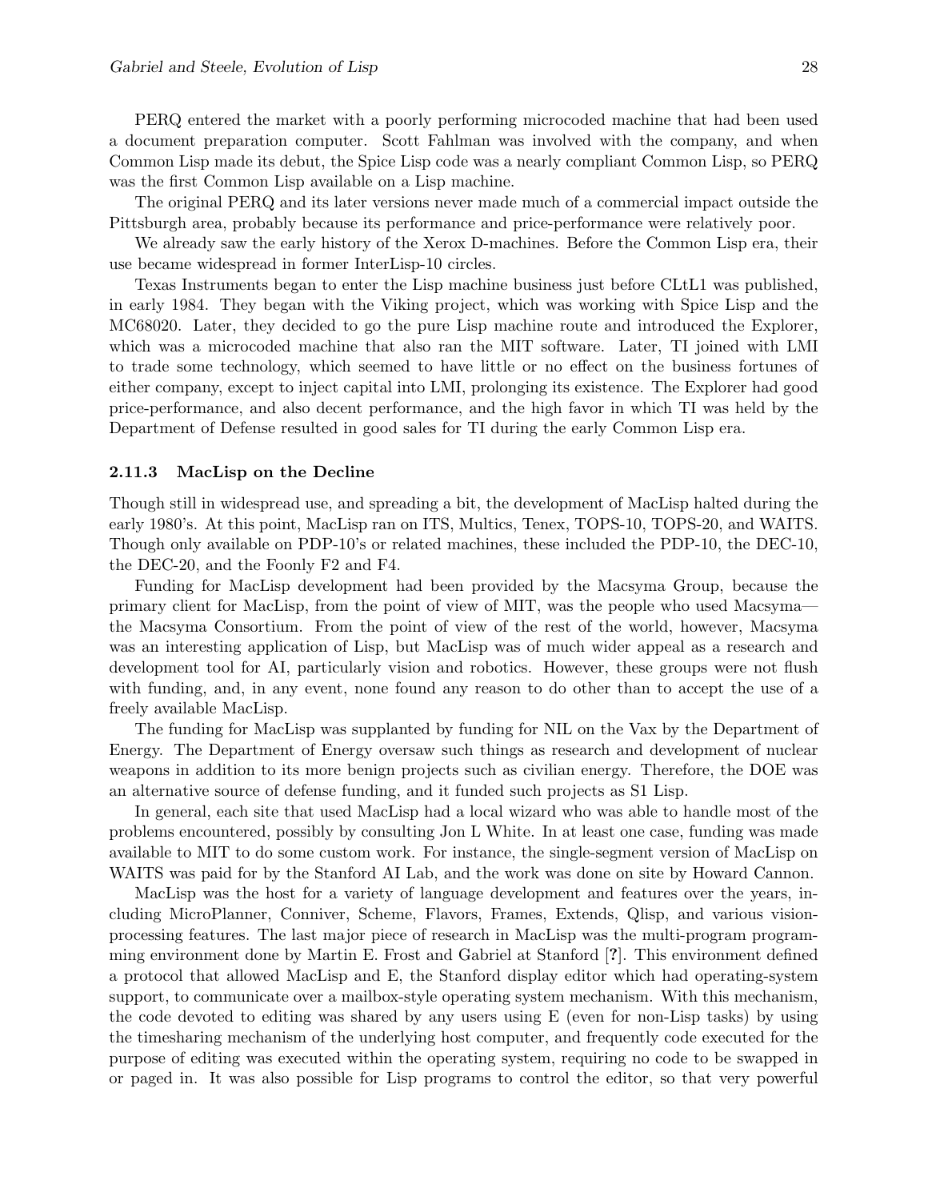PERQ entered the market with a poorly performing microcoded machine that had been used a document preparation computer. Scott Fahlman was involved with the company, and when Common Lisp made its debut, the Spice Lisp code was a nearly compliant Common Lisp, so PERQ was the first Common Lisp available on a Lisp machine.

The original PERQ and its later versions never made much of a commercial impact outside the Pittsburgh area, probably because its performance and price-performance were relatively poor.

We already saw the early history of the Xerox D-machines. Before the Common Lisp era, their use became widespread in former InterLisp-10 circles.

Texas Instruments began to enter the Lisp machine business just before CLtL1 was published, in early 1984. They began with the Viking project, which was working with Spice Lisp and the MC68020. Later, they decided to go the pure Lisp machine route and introduced the Explorer, which was a microcoded machine that also ran the MIT software. Later, TI joined with LMI to trade some technology, which seemed to have little or no effect on the business fortunes of either company, except to inject capital into LMI, prolonging its existence. The Explorer had good price-performance, and also decent performance, and the high favor in which TI was held by the Department of Defense resulted in good sales for TI during the early Common Lisp era.

### 2.11.3 MacLisp on the Decline

Though still in widespread use, and spreading a bit, the development of MacLisp halted during the early 1980's. At this point, MacLisp ran on ITS, Multics, Tenex, TOPS-10, TOPS-20, and WAITS. Though only available on PDP-10's or related machines, these included the PDP-10, the DEC-10, the DEC-20, and the Foonly F2 and F4.

Funding for MacLisp development had been provided by the Macsyma Group, because the primary client for MacLisp, from the point of view of MIT, was the people who used Macsyma—the Macsyma Consortium. From the point of view of the rest of the world, however, Macsyma was an interesting application of Lisp, but MacLisp was of much wider appeal as a research and development tool for AI, particularly vision and robotics. However, these groups were not flush with funding, and, in any event, none found any reason to do other than to accept the use of a freely available MacLisp.

The funding for MacLisp was supplanted by funding for NIL on the Vax by the Department of Energy. The Department of Energy oversaw such things as research and development of nuclear weapons in addition to its more benign projects such as civilian energy. Therefore, the DOE was an alternative source of defense funding, and it funded such projects as S1 Lisp.

In general, each site that used MacLisp had a local wizard who was able to handle most of the problems encountered, possibly by consulting Jon L White. In at least one case, funding was made available to MIT to do some custom work. For instance, the single-segment version of MacLisp on WAITS was paid for by the Stanford AI Lab, and the work was done on site by Howard Cannon.

MacLisp was the host for a variety of language development and features over the years, including MicroPlanner, Conniver, Scheme, Flavors, Frames, Extends, Qlisp, and various vision-processing features. The last major piece of research in MacLisp was the multi-program programming environment done by Martin E. Frost and Gabriel at Stanford [**?**]. This environment defined a protocol that allowed MacLisp and E, the Stanford display editor which had operating-system support, to communicate over a mailbox-style operating system mechanism. With this mechanism, the code devoted to editing was shared by any users using E (even for non-Lisp tasks) by using the timesharing mechanism of the underlying host computer, and frequently code executed for the purpose of editing was executed within the operating system, requiring no code to be swapped in or paged in. It was also possible for Lisp programs to control the editor, so that very powerful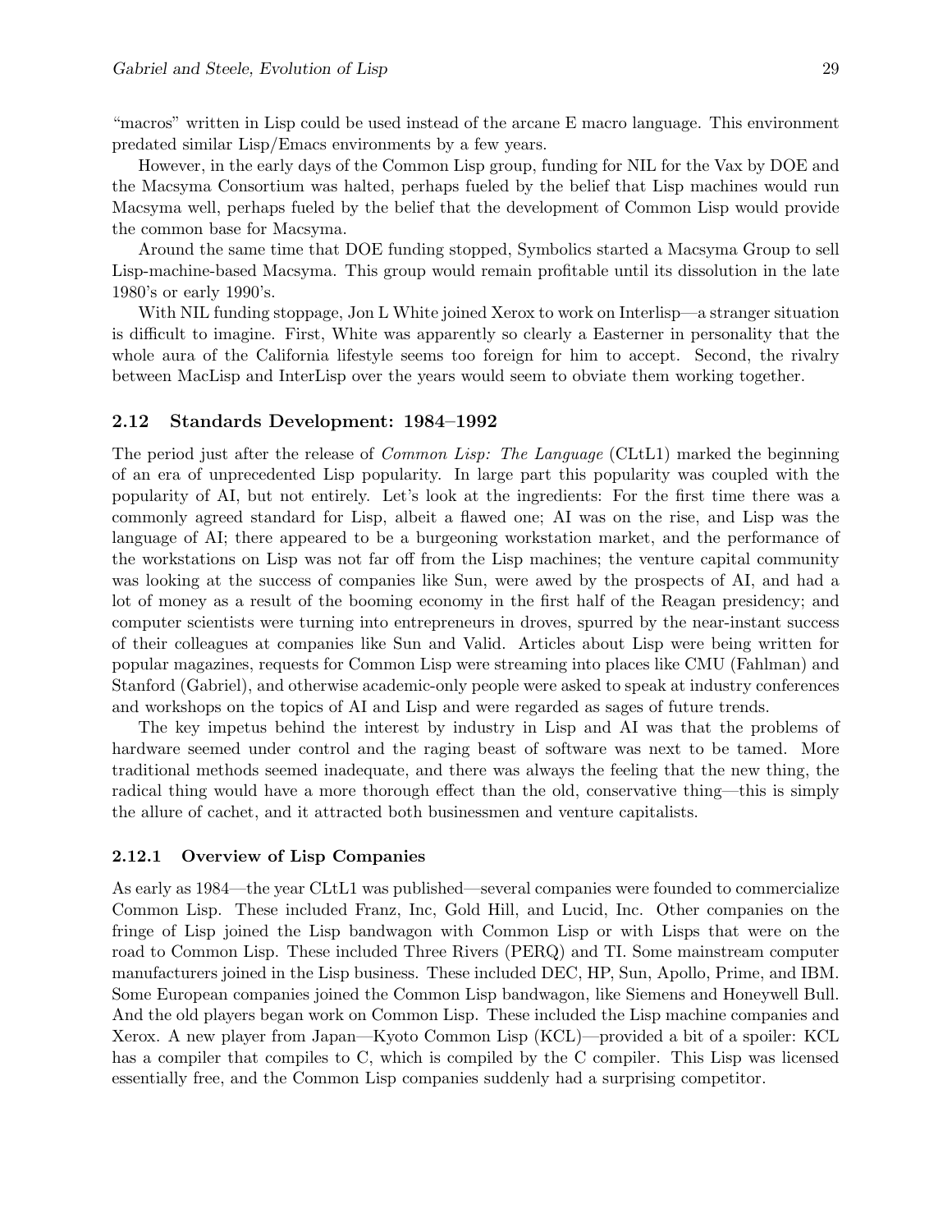"macros" written in Lisp could be used instead of the arcane E macro language. This environment predated similar Lisp/Emacs environments by a few years.

However, in the early days of the Common Lisp group, funding for NIL for the Vax by DOE and the Macsyma Consortium was halted, perhaps fueled by the belief that Lisp machines would run Macsyma well, perhaps fueled by the belief that the development of Common Lisp would provide the common base for Macsyma.

Around the same time that DOE funding stopped, Symbolics started a Macsyma Group to sell Lisp-machine-based Macsyma. This group would remain profitable until its dissolution in the late 1980's or early 1990's.

With NIL funding stoppage, Jon L White joined Xerox to work on Interlisp—a stranger situation is difficult to imagine. First, White was apparently so clearly a Easterner in personality that the whole aura of the California lifestyle seems too foreign for him to accept. Second, the rivalry between MacLisp and InterLisp over the years would seem to obviate them working together.

### 2.12 Standards Development: 1984–1992

The period just after the release of *Common Lisp: The Language* (CLtL1) marked the beginning of an era of unprecedented Lisp popularity. In large part this popularity was coupled with the popularity of AI, but not entirely. Let's look at the ingredients: For the first time there was a commonly agreed standard for Lisp, albeit a flawed one; AI was on the rise, and Lisp was the language of AI; there appeared to be a burgeoning workstation market, and the performance of the workstations on Lisp was not far off from the Lisp machines; the venture capital community was looking at the success of companies like Sun, were awed by the prospects of AI, and had a lot of money as a result of the booming economy in the first half of the Reagan presidency; and computer scientists were turning into entrepreneurs in droves, spurred by the near-instant success of their colleagues at companies like Sun and Valid. Articles about Lisp were being written for popular magazines, requests for Common Lisp were streaming into places like CMU (Fahlman) and Stanford (Gabriel), and otherwise academic-only people were asked to speak at industry conferences and workshops on the topics of AI and Lisp and were regarded as sages of future trends.

The key impetus behind the interest by industry in Lisp and AI was that the problems of hardware seemed under control and the raging beast of software was next to be tamed. More traditional methods seemed inadequate, and there was always the feeling that the new thing, the radical thing would have a more thorough effect than the old, conservative thing—this is simply the allure of cachet, and it attracted both businessmen and venture capitalists.

#### 2.12.1 Overview of Lisp Companies

As early as 1984—the year CLtL1 was published—several companies were founded to commercialize Common Lisp. These included Franz, Inc, Gold Hill, and Lucid, Inc. Other companies on the fringe of Lisp joined the Lisp bandwagon with Common Lisp or with Lisps that were on the road to Common Lisp. These included Three Rivers (PERQ) and TI. Some mainstream computer manufacturers joined in the Lisp business. These included DEC, HP, Sun, Apollo, Prime, and IBM. Some European companies joined the Common Lisp bandwagon, like Siemens and Honeywell Bull. And the old players began work on Common Lisp. These included the Lisp machine companies and Xerox. A new player from Japan—Kyoto Common Lisp (KCL)—provided a bit of a spoiler: KCL has a compiler that compiles to C, which is compiled by the C compiler. This Lisp was licensed essentially free, and the Common Lisp companies suddenly had a surprising competitor.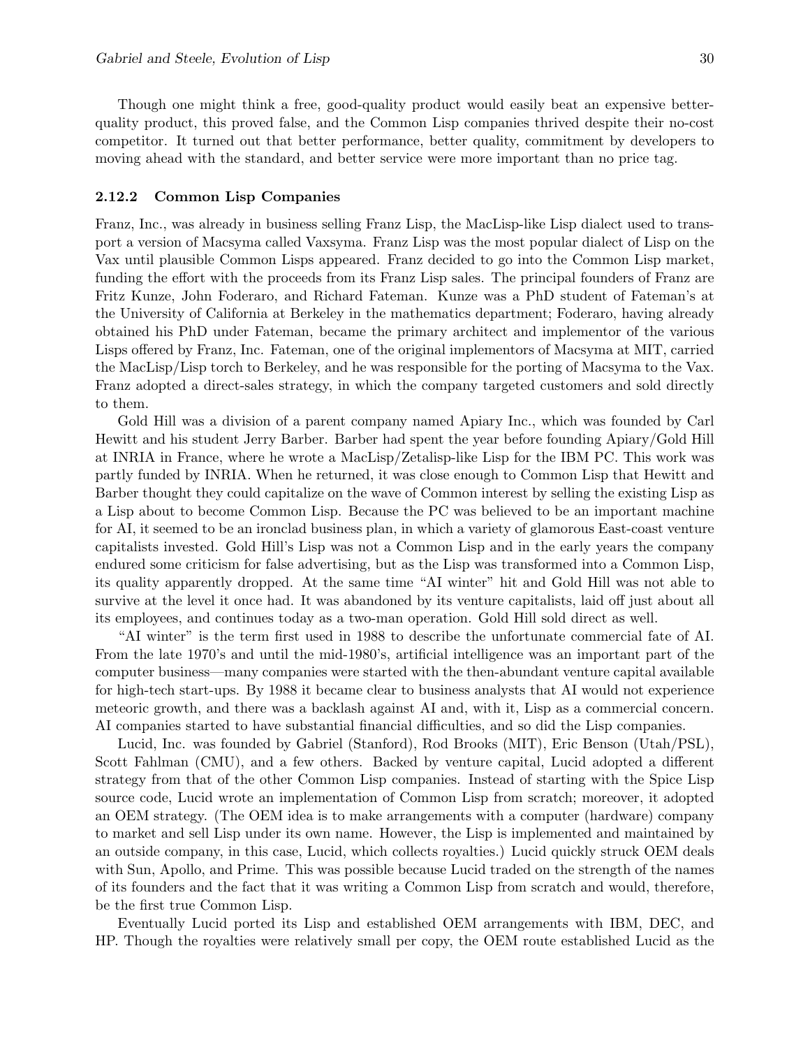Though one might think a free, good-quality product would easily beat an expensive better-quality product, this proved false, and the Common Lisp companies thrived despite their no-cost competitor. It turned out that better performance, better quality, commitment by developers to moving ahead with the standard, and better service were more important than no price tag.

### 2.12.2 Common Lisp Companies

Franz, Inc., was already in business selling Franz Lisp, the MacLisp-like Lisp dialect used to transport a version of Macsyma called Vaxsyma. Franz Lisp was the most popular dialect of Lisp on the Vax until plausible Common Lisps appeared. Franz decided to go into the Common Lisp market, funding the effort with the proceeds from its Franz Lisp sales. The principal founders of Franz are Fritz Kunze, John Foderaro, and Richard Fateman. Kunze was a PhD student of Fateman's at the University of California at Berkeley in the mathematics department; Foderaro, having already obtained his PhD under Fateman, became the primary architect and implementor of the various Lisps offered by Franz, Inc. Fateman, one of the original implementors of Macsyma at MIT, carried the MacLisp/Lisp torch to Berkeley, and he was responsible for the porting of Macsyma to the Vax. Franz adopted a direct-sales strategy, in which the company targeted customers and sold directly to them.

Gold Hill was a division of a parent company named Apiary Inc., which was founded by Carl Hewitt and his student Jerry Barber. Barber had spent the year before founding Apiary/Gold Hill at INRIA in France, where he wrote a MacLisp/Zetalisp-like Lisp for the IBM PC. This work was partly funded by INRIA. When he returned, it was close enough to Common Lisp that Hewitt and Barber thought they could capitalize on the wave of Common interest by selling the existing Lisp as a Lisp about to become Common Lisp. Because the PC was believed to be an important machine for AI, it seemed to be an ironclad business plan, in which a variety of glamorous East-coast venture capitalists invested. Gold Hill's Lisp was not a Common Lisp and in the early years the company endured some criticism for false advertising, but as the Lisp was transformed into a Common Lisp, its quality apparently dropped. At the same time "AI winter" hit and Gold Hill was not able to survive at the level it once had. It was abandoned by its venture capitalists, laid off just about all its employees, and continues today as a two-man operation. Gold Hill sold direct as well.

"AI winter" is the term first used in 1988 to describe the unfortunate commercial fate of AI. From the late 1970's and until the mid-1980's, artificial intelligence was an important part of the computer business—many companies were started with the then-abundant venture capital available for high-tech start-ups. By 1988 it became clear to business analysts that AI would not experience meteoric growth, and there was a backlash against AI and, with it, Lisp as a commercial concern. AI companies started to have substantial financial difficulties, and so did the Lisp companies.

Lucid, Inc. was founded by Gabriel (Stanford), Rod Brooks (MIT), Eric Benson (Utah/PSL), Scott Fahlman (CMU), and a few others. Backed by venture capital, Lucid adopted a different strategy from that of the other Common Lisp companies. Instead of starting with the Spice Lisp source code, Lucid wrote an implementation of Common Lisp from scratch; moreover, it adopted an OEM strategy. (The OEM idea is to make arrangements with a computer (hardware) company to market and sell Lisp under its own name. However, the Lisp is implemented and maintained by an outside company, in this case, Lucid, which collects royalties.) Lucid quickly struck OEM deals with Sun, Apollo, and Prime. This was possible because Lucid traded on the strength of the names of its founders and the fact that it was writing a Common Lisp from scratch and would, therefore, be the first true Common Lisp.

Eventually Lucid ported its Lisp and established OEM arrangements with IBM, DEC, and HP. Though the royalties were relatively small per copy, the OEM route established Lucid as the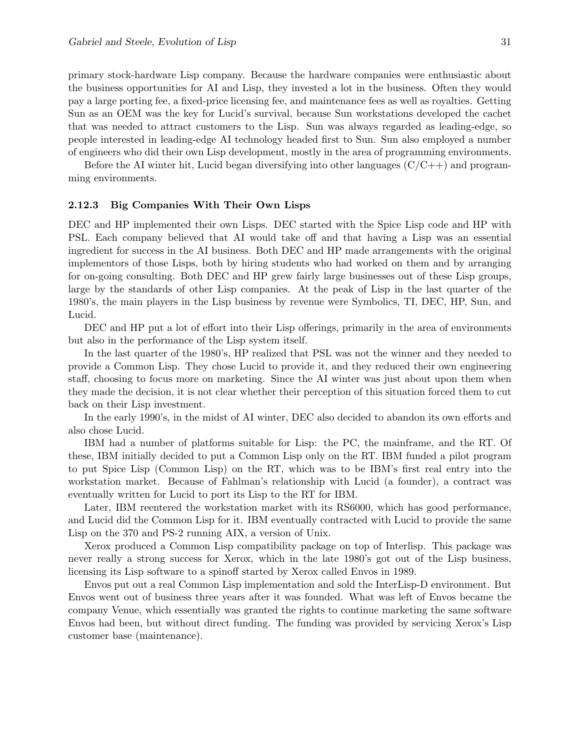primary stock-hardware Lisp company. Because the hardware companies were enthusiastic about the business opportunities for AI and Lisp, they invested a lot in the business. Often they would pay a large porting fee, a fixed-price licensing fee, and maintenance fees as well as royalties. Getting Sun as an OEM was the key for Lucid's survival, because Sun workstations developed the cachet that was needed to attract customers to the Lisp. Sun was always regarded as leading-edge, so people interested in leading-edge AI technology headed first to Sun. Sun also employed a number of engineers who did their own Lisp development, mostly in the area of programming environments.

Before the AI winter hit, Lucid began diversifying into other languages (C/C++) and programming environments.

### 2.12.3 Big Companies With Their Own Lisps

DEC and HP implemented their own Lisps. DEC started with the Spice Lisp code and HP with PSL. Each company believed that AI would take off and that having a Lisp was an essential ingredient for success in the AI business. Both DEC and HP made arrangements with the original implementors of those Lisps, both by hiring students who had worked on them and by arranging for on-going consulting. Both DEC and HP grew fairly large businesses out of these Lisp groups, large by the standards of other Lisp companies. At the peak of Lisp in the last quarter of the 1980's, the main players in the Lisp business by revenue were Symbolics, TI, DEC, HP, Sun, and Lucid.

DEC and HP put a lot of effort into their Lisp offerings, primarily in the area of environments but also in the performance of the Lisp system itself.

In the last quarter of the 1980's, HP realized that PSL was not the winner and they needed to provide a Common Lisp. They chose Lucid to provide it, and they reduced their own engineering staff, choosing to focus more on marketing. Since the AI winter was just about upon them when they made the decision, it is not clear whether their perception of this situation forced them to cut back on their Lisp investment.

In the early 1990's, in the midst of AI winter, DEC also decided to abandon its own efforts and also chose Lucid.

IBM had a number of platforms suitable for Lisp: the PC, the mainframe, and the RT. Of these, IBM initially decided to put a Common Lisp only on the RT. IBM funded a pilot program to put Spice Lisp (Common Lisp) on the RT, which was to be IBM's first real entry into the workstation market. Because of Fahlman's relationship with Lucid (a founder), a contract was eventually written for Lucid to port its Lisp to the RT for IBM.

Later, IBM reentered the workstation market with its RS6000, which has good performance, and Lucid did the Common Lisp for it. IBM eventually contracted with Lucid to provide the same Lisp on the 370 and PS-2 running AIX, a version of Unix.

Xerox produced a Common Lisp compatibility package on top of Interlisp. This package was never really a strong success for Xerox, which in the late 1980's got out of the Lisp business, licensing its Lisp software to a spinoff started by Xerox called Envos in 1989.

Envos put out a real Common Lisp implementation and sold the InterLisp-D environment. But Envos went out of business three years after it was founded. What was left of Envos became the company Venue, which essentially was granted the rights to continue marketing the same software Envos had been, but without direct funding. The funding was provided by servicing Xerox's Lisp customer base (maintenance).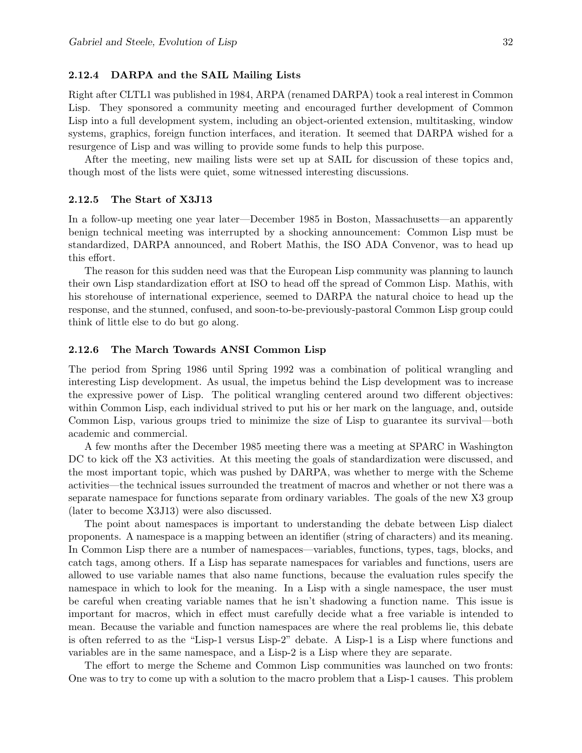### 2.12.4 DARPA and the SAIL Mailing Lists

Right after CLTL1 was published in 1984, ARPA (renamed DARPA) took a real interest in Common Lisp. They sponsored a community meeting and encouraged further development of Common Lisp into a full development system, including an object-oriented extension, multitasking, window systems, graphics, foreign function interfaces, and iteration. It seemed that DARPA wished for a resurgence of Lisp and was willing to provide some funds to help this purpose.

After the meeting, new mailing lists were set up at SAIL for discussion of these topics and, though most of the lists were quiet, some witnessed interesting discussions.

### 2.12.5 The Start of X3J13

In a follow-up meeting one year later—December 1985 in Boston, Massachusetts—an apparently benign technical meeting was interrupted by a shocking announcement: Common Lisp must be standardized, DARPA announced, and Robert Mathis, the ISO ADA Convenor, was to head up this effort.

The reason for this sudden need was that the European Lisp community was planning to launch their own Lisp standardization effort at ISO to head off the spread of Common Lisp. Mathis, with his storehouse of international experience, seemed to DARPA the natural choice to head up the response, and the stunned, confused, and soon-to-be-previously-pastoral Common Lisp group could think of little else to do but go along.

### 2.12.6 The March Towards ANSI Common Lisp

The period from Spring 1986 until Spring 1992 was a combination of political wrangling and interesting Lisp development. As usual, the impetus behind the Lisp development was to increase the expressive power of Lisp. The political wrangling centered around two different objectives: within Common Lisp, each individual strived to put his or her mark on the language, and, outside Common Lisp, various groups tried to minimize the size of Lisp to guarantee its survival—both academic and commercial.

A few months after the December 1985 meeting there was a meeting at SPARC in Washington DC to kick off the X3 activities. At this meeting the goals of standardization were discussed, and the most important topic, which was pushed by DARPA, was whether to merge with the Scheme activities—the technical issues surrounded the treatment of macros and whether or not there was a separate namespace for functions separate from ordinary variables. The goals of the new X3 group (later to become X3J13) were also discussed.

The point about namespaces is important to understanding the debate between Lisp dialect proponents. A namespace is a mapping between an identifier (string of characters) and its meaning. In Common Lisp there are a number of namespaces—variables, functions, types, tags, blocks, and catch tags, among others. If a Lisp has separate namespaces for variables and functions, users are allowed to use variable names that also name functions, because the evaluation rules specify the namespace in which to look for the meaning. In a Lisp with a single namespace, the user must be careful when creating variable names that he isn't shadowing a function name. This issue is important for macros, which in effect must carefully decide what a free variable is intended to mean. Because the variable and function namespaces are where the real problems lie, this debate is often referred to as the "Lisp-1 versus Lisp-2" debate. A Lisp-1 is a Lisp where functions and variables are in the same namespace, and a Lisp-2 is a Lisp where they are separate.

The effort to merge the Scheme and Common Lisp communities was launched on two fronts: One was to try to come up with a solution to the macro problem that a Lisp-1 causes. This problem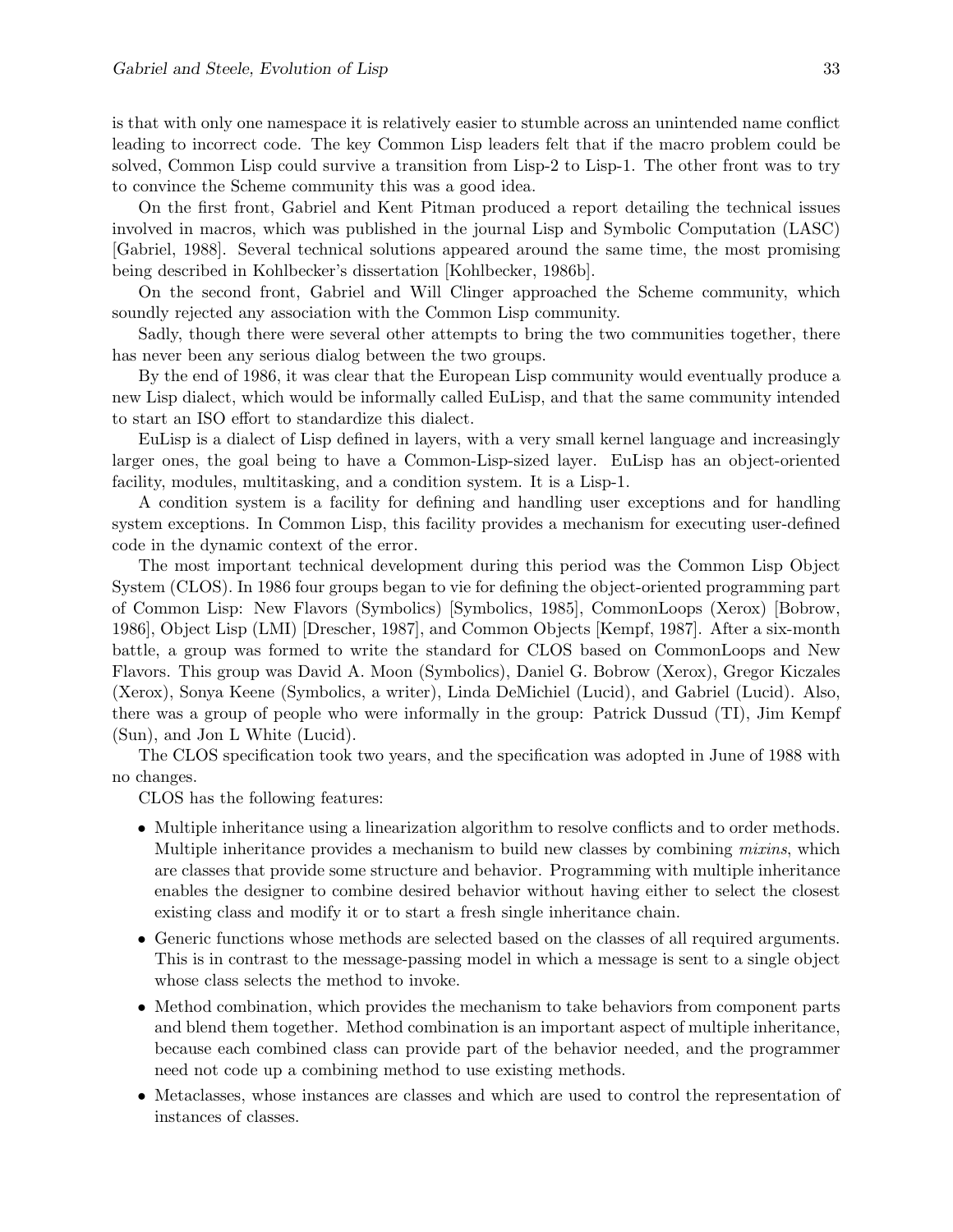is that with only one namespace it is relatively easier to stumble across an unintended name conflict leading to incorrect code. The key Common Lisp leaders felt that if the macro problem could be solved, Common Lisp could survive a transition from Lisp-2 to Lisp-1. The other front was to try to convince the Scheme community this was a good idea.

On the first front, Gabriel and Kent Pitman produced a report detailing the technical issues involved in macros, which was published in the journal Lisp and Symbolic Computation (LASC) [Gabriel, 1988]. Several technical solutions appeared around the same time, the most promising being described in Kohlbecker's dissertation [Kohlbecker, 1986b].

On the second front, Gabriel and Will Clinger approached the Scheme community, which soundly rejected any association with the Common Lisp community.

Sadly, though there were several other attempts to bring the two communities together, there has never been any serious dialog between the two groups.

By the end of 1986, it was clear that the European Lisp community would eventually produce a new Lisp dialect, which would be informally called EuLisp, and that the same community intended to start an ISO effort to standardize this dialect.

EuLisp is a dialect of Lisp defined in layers, with a very small kernel language and increasingly larger ones, the goal being to have a Common-Lisp-sized layer. EuLisp has an object-oriented facility, modules, multitasking, and a condition system. It is a Lisp-1.

A condition system is a facility for defining and handling user exceptions and for handling system exceptions. In Common Lisp, this facility provides a mechanism for executing user-defined code in the dynamic context of the error.

The most important technical development during this period was the Common Lisp Object System (CLOS). In 1986 four groups began to vie for defining the object-oriented programming part of Common Lisp: New Flavors (Symbolics) [Symbolics, 1985], CommonLoops (Xerox) [Bobrow, 1986], Object Lisp (LMI) [Drescher, 1987], and Common Objects [Kempf, 1987]. After a six-month battle, a group was formed to write the standard for CLOS based on CommonLoops and New Flavors. This group was David A. Moon (Symbolics), Daniel G. Bobrow (Xerox), Gregor Kiczales (Xerox), Sonya Keene (Symbolics, a writer), Linda DeMichiel (Lucid), and Gabriel (Lucid). Also, there was a group of people who were informally in the group: Patrick Dussud (TI), Jim Kempf (Sun), and Jon L White (Lucid).

The CLOS specification took two years, and the specification was adopted in June of 1988 with no changes.

CLOS has the following features:

- Multiple inheritance using a linearization algorithm to resolve conflicts and to order methods. Multiple inheritance provides a mechanism to build new classes by combining *mixins*, which are classes that provide some structure and behavior. Programming with multiple inheritance enables the designer to combine desired behavior without having either to select the closest existing class and modify it or to start a fresh single inheritance chain.
- Generic functions whose methods are selected based on the classes of all required arguments. This is in contrast to the message-passing model in which a message is sent to a single object whose class selects the method to invoke.
- Method combination, which provides the mechanism to take behaviors from component parts and blend them together. Method combination is an important aspect of multiple inheritance, because each combined class can provide part of the behavior needed, and the programmer need not code up a combining method to use existing methods.
- Metaclasses, whose instances are classes and which are used to control the representation of instances of classes.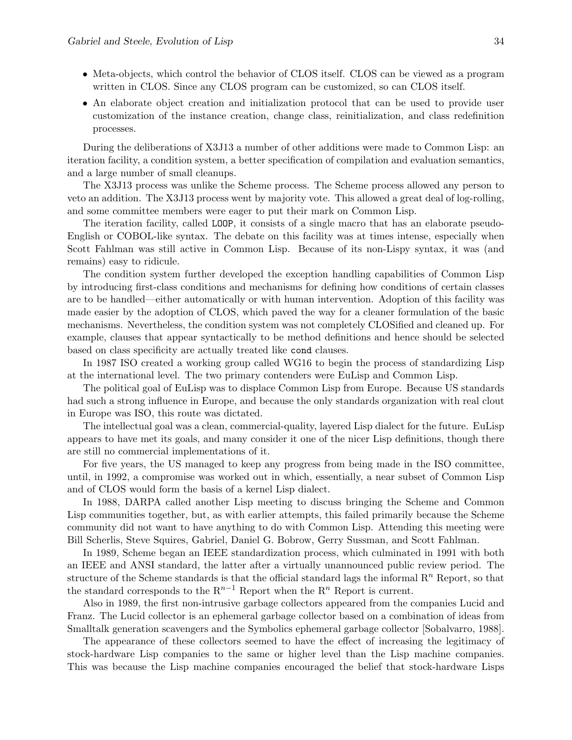- Meta-objects, which control the behavior of CLOS itself. CLOS can be viewed as a program written in CLOS. Since any CLOS program can be customized, so can CLOS itself.
- An elaborate object creation and initialization protocol that can be used to provide user customization of the instance creation, change class, reinitialization, and class redefinition processes.

During the deliberations of X3J13 a number of other additions were made to Common Lisp: an iteration facility, a condition system, a better specification of compilation and evaluation semantics, and a large number of small cleanups.

The X3J13 process was unlike the Scheme process. The Scheme process allowed any person to veto an addition. The X3J13 process went by majority vote. This allowed a great deal of log-rolling, and some committee members were eager to put their mark on Common Lisp.

The iteration facility, called `LOOP`, it consists of a single macro that has an elaborate pseudo-English or COBOL-like syntax. The debate on this facility was at times intense, especially when Scott Fahlman was still active in Common Lisp. Because of its non-Lispy syntax, it was (and remains) easy to ridicule.

The condition system further developed the exception handling capabilities of Common Lisp by introducing first-class conditions and mechanisms for defining how conditions of certain classes are to be handled—either automatically or with human intervention. Adoption of this facility was made easier by the adoption of CLOS, which paved the way for a cleaner formulation of the basic mechanisms. Nevertheless, the condition system was not completely CLOSified and cleaned up. For example, clauses that appear syntactically to be method definitions and hence should be selected based on class specificity are actually treated like `cond` clauses.

In 1987 ISO created a working group called WG16 to begin the process of standardizing Lisp at the international level. The two primary contenders were EuLisp and Common Lisp.

The political goal of EuLisp was to displace Common Lisp from Europe. Because US standards had such a strong influence in Europe, and because the only standards organization with real clout in Europe was ISO, this route was dictated.

The intellectual goal was a clean, commercial-quality, layered Lisp dialect for the future. EuLisp appears to have met its goals, and many consider it one of the nicer Lisp definitions, though there are still no commercial implementations of it.

For five years, the US managed to keep any progress from being made in the ISO committee, until, in 1992, a compromise was worked out in which, essentially, a near subset of Common Lisp and of CLOS would form the basis of a kernel Lisp dialect.

In 1988, DARPA called another Lisp meeting to discuss bringing the Scheme and Common Lisp communities together, but, as with earlier attempts, this failed primarily because the Scheme community did not want to have anything to do with Common Lisp. Attending this meeting were Bill Scherlis, Steve Squires, Gabriel, Daniel G. Bobrow, Gerry Sussman, and Scott Fahlman.

In 1989, Scheme began an IEEE standardization process, which culminated in 1991 with both an IEEE and ANSI standard, the latter after a virtually unannounced public review period. The structure of the Scheme standards is that the official standard lags the informal $\mathrm{R}^n$ Report, so that the standard corresponds to the $\mathrm{R}^{n-1}$ Report when the $\mathrm{R}^n$ Report is current.

Also in 1989, the first non-intrusive garbage collectors appeared from the companies Lucid and Franz. The Lucid collector is an ephemeral garbage collector based on a combination of ideas from Smalltalk generation scavengers and the Symbolics ephemeral garbage collector [Sobalvarro, 1988].

The appearance of these collectors seemed to have the effect of increasing the legitimacy of stock-hardware Lisp companies to the same or higher level than the Lisp machine companies. This was because the Lisp machine companies encouraged the belief that stock-hardware Lisps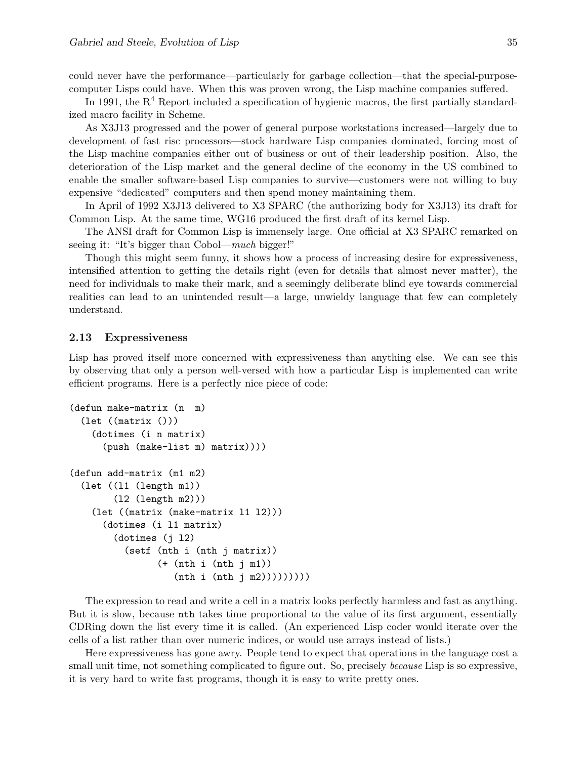could never have the performance—particularly for garbage collection—that the special-purpose-computer Lisps could have. When this was proven wrong, the Lisp machine companies suffered.

In 1991, the R$^4$ Report included a specification of hygienic macros, the first partially standardized macro facility in Scheme.

As X3J13 progressed and the power of general purpose workstations increased—largely due to development of fast risc processors—stock hardware Lisp companies dominated, forcing most of the Lisp machine companies either out of business or out of their leadership position. Also, the deterioration of the Lisp market and the general decline of the economy in the US combined to enable the smaller software-based Lisp companies to survive—customers were not willing to buy expensive "dedicated" computers and then spend money maintaining them.

In April of 1992 X3J13 delivered to X3 SPARC (the authorizing body for X3J13) its draft for Common Lisp. At the same time, WG16 produced the first draft of its kernel Lisp.

The ANSI draft for Common Lisp is immensely large. One official at X3 SPARC remarked on seeing it: "It's bigger than Cobol—*much* bigger!"

Though this might seem funny, it shows how a process of increasing desire for expressiveness, intensified attention to getting the details right (even for details that almost never matter), the need for individuals to make their mark, and a seemingly deliberate blind eye towards commercial realities can lead to an unintended result—a large, unwieldy language that few can completely understand.

### 2.13 Expressiveness

Lisp has proved itself more concerned with expressiveness than anything else. We can see this by observing that only a person well-versed with how a particular Lisp is implemented can write efficient programs. Here is a perfectly nice piece of code:

```
(defun make-matrix (n  m)
  (let ((matrix ()))
    (dotimes (i n matrix)
      (push (make-list m) matrix))))

(defun add-matrix (m1 m2)
  (let ((l1 (length m1))
        (l2 (length m2)))
    (let ((matrix (make-matrix l1 l2)))
      (dotimes (i l1 matrix)
        (dotimes (j l2)
          (setf (nth i (nth j matrix))
                (+ (nth i (nth j m1))
                   (nth i (nth j m2)))))))))
```

The expression to read and write a cell in a matrix looks perfectly harmless and fast as anything. But it is slow, because `nth` takes time proportional to the value of its first argument, essentially CDRing down the list every time it is called. (An experienced Lisp coder would iterate over the cells of a list rather than over numeric indices, or would use arrays instead of lists.)

Here expressiveness has gone awry. People tend to expect that operations in the language cost a small unit time, not something complicated to figure out. So, precisely *because* Lisp is so expressive, it is very hard to write fast programs, though it is easy to write pretty ones.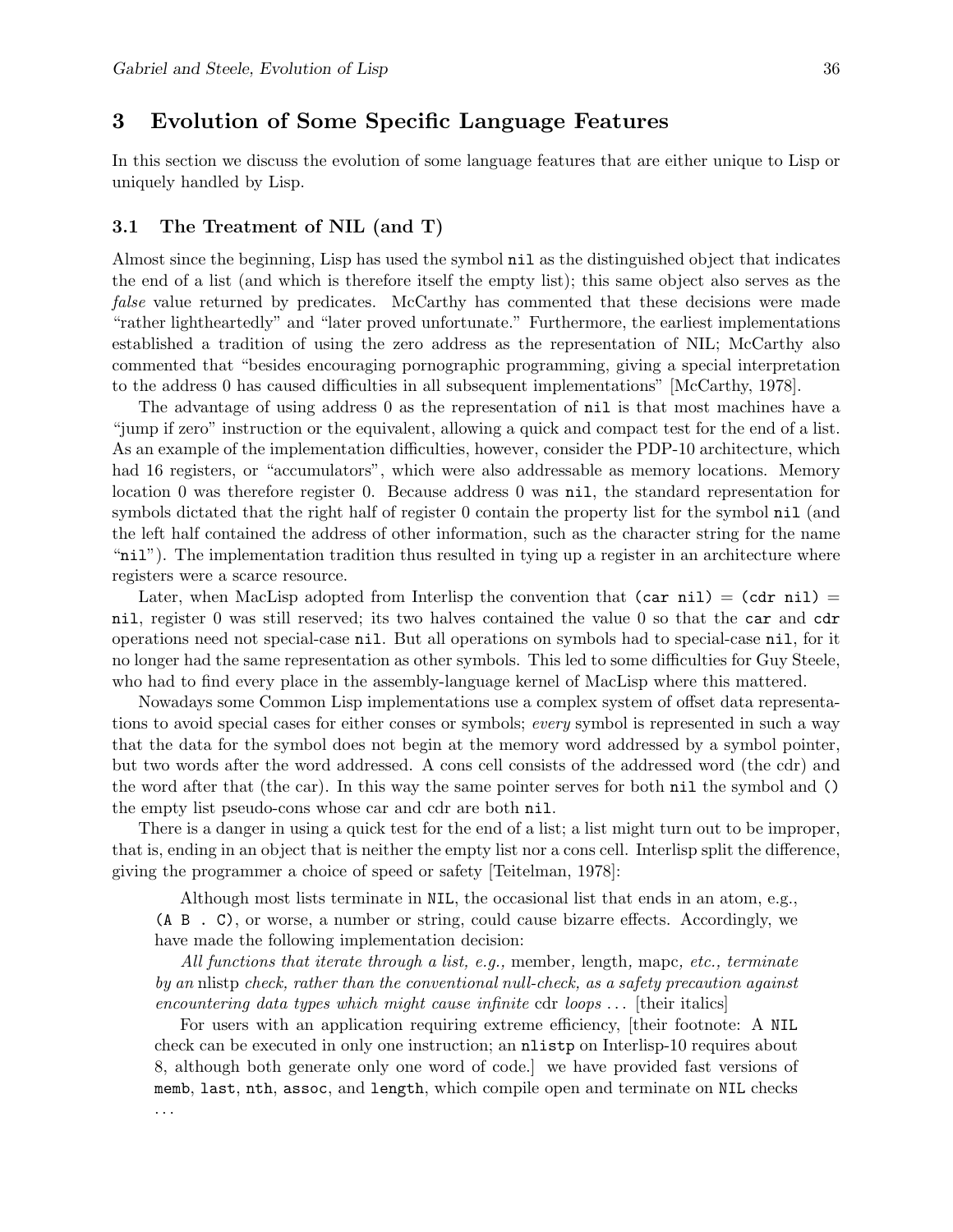## 3 Evolution of Some Specific Language Features

In this section we discuss the evolution of some language features that are either unique to Lisp or uniquely handled by Lisp.

### 3.1 The Treatment of NIL (and T)

Almost since the beginning, Lisp has used the symbol `nil` as the distinguished object that indicates the end of a list (and which is therefore itself the empty list); this same object also serves as the *false* value returned by predicates. McCarthy has commented that these decisions were made "rather lightheartedly" and "later proved unfortunate." Furthermore, the earliest implementations established a tradition of using the zero address as the representation of NIL; McCarthy also commented that "besides encouraging pornographic programming, giving a special interpretation to the address 0 has caused difficulties in all subsequent implementations" [McCarthy, 1978].

The advantage of using address 0 as the representation of `nil` is that most machines have a "jump if zero" instruction or the equivalent, allowing a quick and compact test for the end of a list. As an example of the implementation difficulties, however, consider the PDP-10 architecture, which had 16 registers, or "accumulators", which were also addressable as memory locations. Memory location 0 was therefore register 0. Because address 0 was `nil`, the standard representation for symbols dictated that the right half of register 0 contain the property list for the symbol `nil` (and the left half contained the address of other information, such as the character string for the name "`nil`"). The implementation tradition thus resulted in tying up a register in an architecture where registers were a scarce resource.

Later, when MacLisp adopted from Interlisp the convention that `(car nil)` = `(cdr nil)` = `nil`, register 0 was still reserved; its two halves contained the value 0 so that the `car` and `cdr` operations need not special-case `nil`. But all operations on symbols had to special-case `nil`, for it no longer had the same representation as other symbols. This led to some difficulties for Guy Steele, who had to find every place in the assembly-language kernel of MacLisp where this mattered.

Nowadays some Common Lisp implementations use a complex system of offset data representations to avoid special cases for either conses or symbols; *every* symbol is represented in such a way that the data for the symbol does not begin at the memory word addressed by a symbol pointer, but two words after the word addressed. A cons cell consists of the addressed word (the cdr) and the word after that (the car). In this way the same pointer serves for both `nil` the symbol and `()` the empty list pseudo-cons whose car and cdr are both `nil`.

There is a danger in using a quick test for the end of a list; a list might turn out to be improper, that is, ending in an object that is neither the empty list nor a cons cell. Interlisp split the difference, giving the programmer a choice of speed or safety [Teitelman, 1978]:

> Although most lists terminate in `NIL`, the occasional list that ends in an atom, e.g., `(A B . C)`, or worse, a number or string, could cause bizarre effects. Accordingly, we have made the following implementation decision:
>
> *All functions that iterate through a list, e.g.,* member*,* length*,* mapc*, etc., terminate by an* nlistp *check, rather than the conventional null-check, as a safety precaution against encountering data types which might cause infinite* cdr *loops* ... [their italics]
>
> For users with an application requiring extreme efficiency, [their footnote: A `NIL` check can be executed in only one instruction; an `nlistp` on Interlisp-10 requires about 8, although both generate only one word of code.] we have provided fast versions of `memb`, `last`, `nth`, `assoc`, and `length`, which compile open and terminate on `NIL` checks ...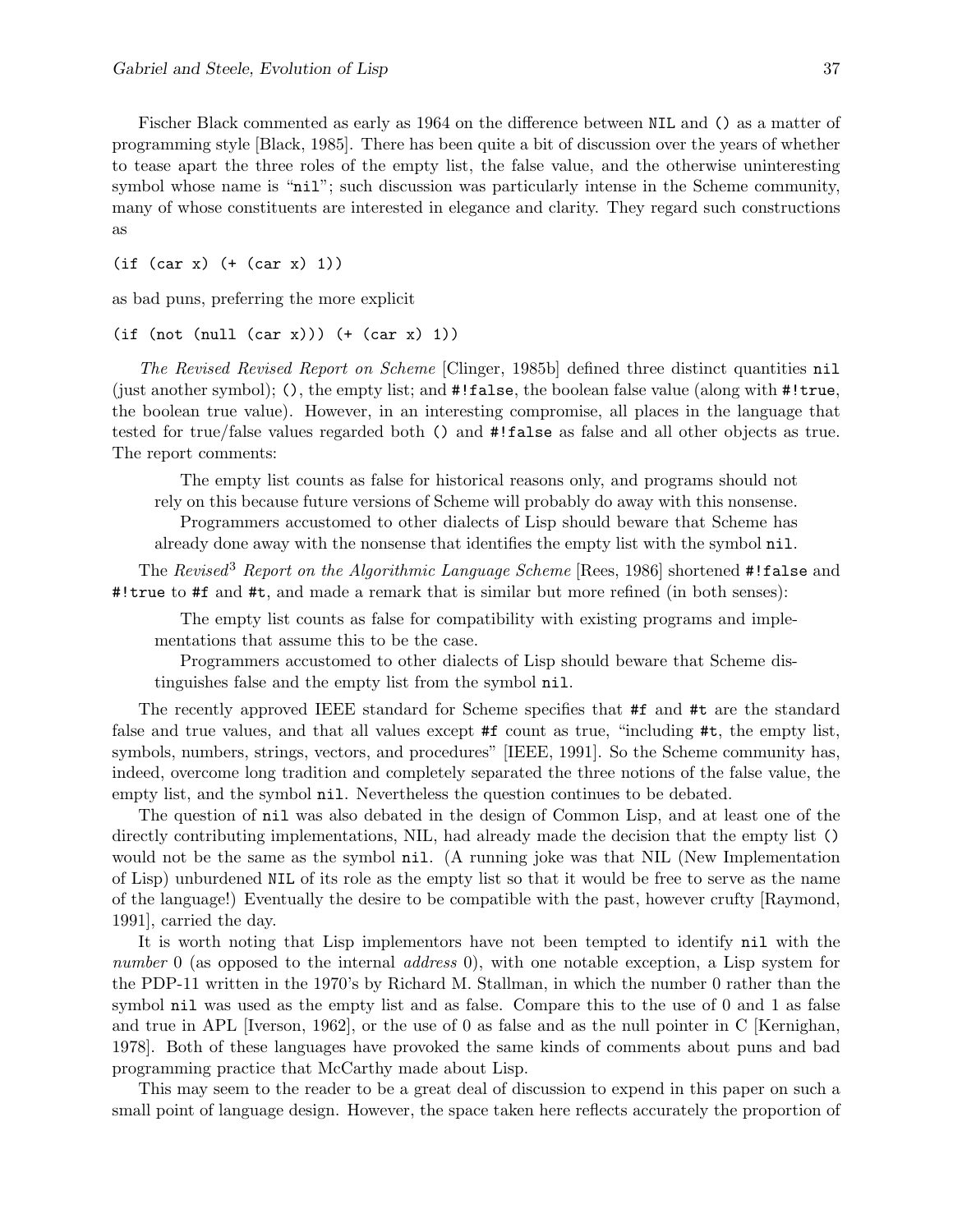Fischer Black commented as early as 1964 on the difference between `NIL` and `()` as a matter of programming style [Black, 1985]. There has been quite a bit of discussion over the years of whether to tease apart the three roles of the empty list, the false value, and the otherwise uninteresting symbol whose name is "`nil`"; such discussion was particularly intense in the Scheme community, many of whose constituents are interested in elegance and clarity. They regard such constructions as

```
(if (car x) (+ (car x) 1))
```

as bad puns, preferring the more explicit

```
(if (not (null (car x))) (+ (car x) 1))
```

*The Revised Revised Report on Scheme* [Clinger, 1985b] defined three distinct quantities `nil` (just another symbol); `()`, the empty list; and `#!false`, the boolean false value (along with `#!true`, the boolean true value). However, in an interesting compromise, all places in the language that tested for true/false values regarded both `()` and `#!false` as false and all other objects as true. The report comments:

> The empty list counts as false for historical reasons only, and programs should not rely on this because future versions of Scheme will probably do away with this nonsense.
>
> Programmers accustomed to other dialects of Lisp should beware that Scheme has already done away with the nonsense that identifies the empty list with the symbol `nil`.

The *Revised*$^3$ *Report on the Algorithmic Language Scheme* [Rees, 1986] shortened `#!false` and `#!true` to `#f` and `#t`, and made a remark that is similar but more refined (in both senses):

> The empty list counts as false for compatibility with existing programs and implementations that assume this to be the case.
>
> Programmers accustomed to other dialects of Lisp should beware that Scheme distinguishes false and the empty list from the symbol `nil`.

The recently approved IEEE standard for Scheme specifies that `#f` and `#t` are the standard false and true values, and that all values except `#f` count as true, "including `#t`, the empty list, symbols, numbers, strings, vectors, and procedures" [IEEE, 1991]. So the Scheme community has, indeed, overcome long tradition and completely separated the three notions of the false value, the empty list, and the symbol `nil`. Nevertheless the question continues to be debated.

The question of `nil` was also debated in the design of Common Lisp, and at least one of the directly contributing implementations, NIL, had already made the decision that the empty list `()` would not be the same as the symbol `nil`. (A running joke was that NIL (New Implementation of Lisp) unburdened `NIL` of its role as the empty list so that it would be free to serve as the name of the language!) Eventually the desire to be compatible with the past, however crufty [Raymond, 1991], carried the day.

It is worth noting that Lisp implementors have not been tempted to identify `nil` with the *number* 0 (as opposed to the internal *address* 0), with one notable exception, a Lisp system for the PDP-11 written in the 1970's by Richard M. Stallman, in which the number 0 rather than the symbol `nil` was used as the empty list and as false. Compare this to the use of 0 and 1 as false and true in APL [Iverson, 1962], or the use of 0 as false and as the null pointer in C [Kernighan, 1978]. Both of these languages have provoked the same kinds of comments about puns and bad programming practice that McCarthy made about Lisp.

This may seem to the reader to be a great deal of discussion to expend in this paper on such a small point of language design. However, the space taken here reflects accurately the proportion of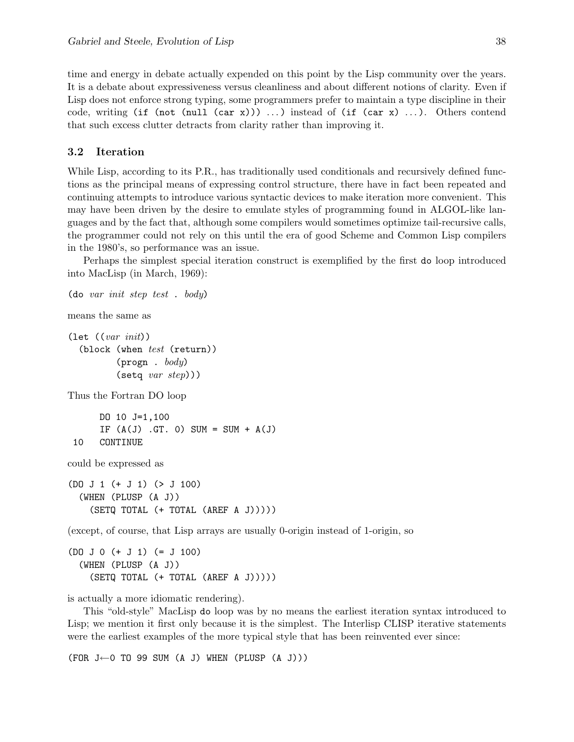time and energy in debate actually expended on this point by the Lisp community over the years. It is a debate about expressiveness versus cleanliness and about different notions of clarity. Even if Lisp does not enforce strong typing, some programmers prefer to maintain a type discipline in their code, writing `(if (not (null (car x))) ...)` instead of `(if (car x) ...)`. Others contend that such excess clutter detracts from clarity rather than improving it.

### 3.2 Iteration

While Lisp, according to its P.R., has traditionally used conditionals and recursively defined functions as the principal means of expressing control structure, there have in fact been repeated and continuing attempts to introduce various syntactic devices to make iteration more convenient. This may have been driven by the desire to emulate styles of programming found in ALGOL-like languages and by the fact that, although some compilers would sometimes optimize tail-recursive calls, the programmer could not rely on this until the era of good Scheme and Common Lisp compilers in the 1980's, so performance was an issue.

Perhaps the simplest special iteration construct is exemplified by the first `do` loop introduced into MacLisp (in March, 1969):

```
(do var init step test . body)
```

means the same as

```
(let ((var init))
  (block (when test (return))
         (progn . body)
         (setq var step)))
```

Thus the Fortran DO loop

```
      DO 10 J=1,100
      IF (A(J) .GT. 0) SUM = SUM + A(J)
 10   CONTINUE
```

could be expressed as

```
(DO J 1 (+ J 1) (> J 100)
  (WHEN (PLUSP (A J))
    (SETQ TOTAL (+ TOTAL (AREF A J)))))
```

(except, of course, that Lisp arrays are usually 0-origin instead of 1-origin, so

```
(DO J 0 (+ J 1) (= J 100)
  (WHEN (PLUSP (A J))
    (SETQ TOTAL (+ TOTAL (AREF A J)))))
```

is actually a more idiomatic rendering).

This "old-style" MacLisp `do` loop was by no means the earliest iteration syntax introduced to Lisp; we mention it first only because it is the simplest. The Interlisp CLISP iterative statements were the earliest examples of the more typical style that has been reinvented ever since:

```
(FOR J←0 TO 99 SUM (A J) WHEN (PLUSP (A J)))
```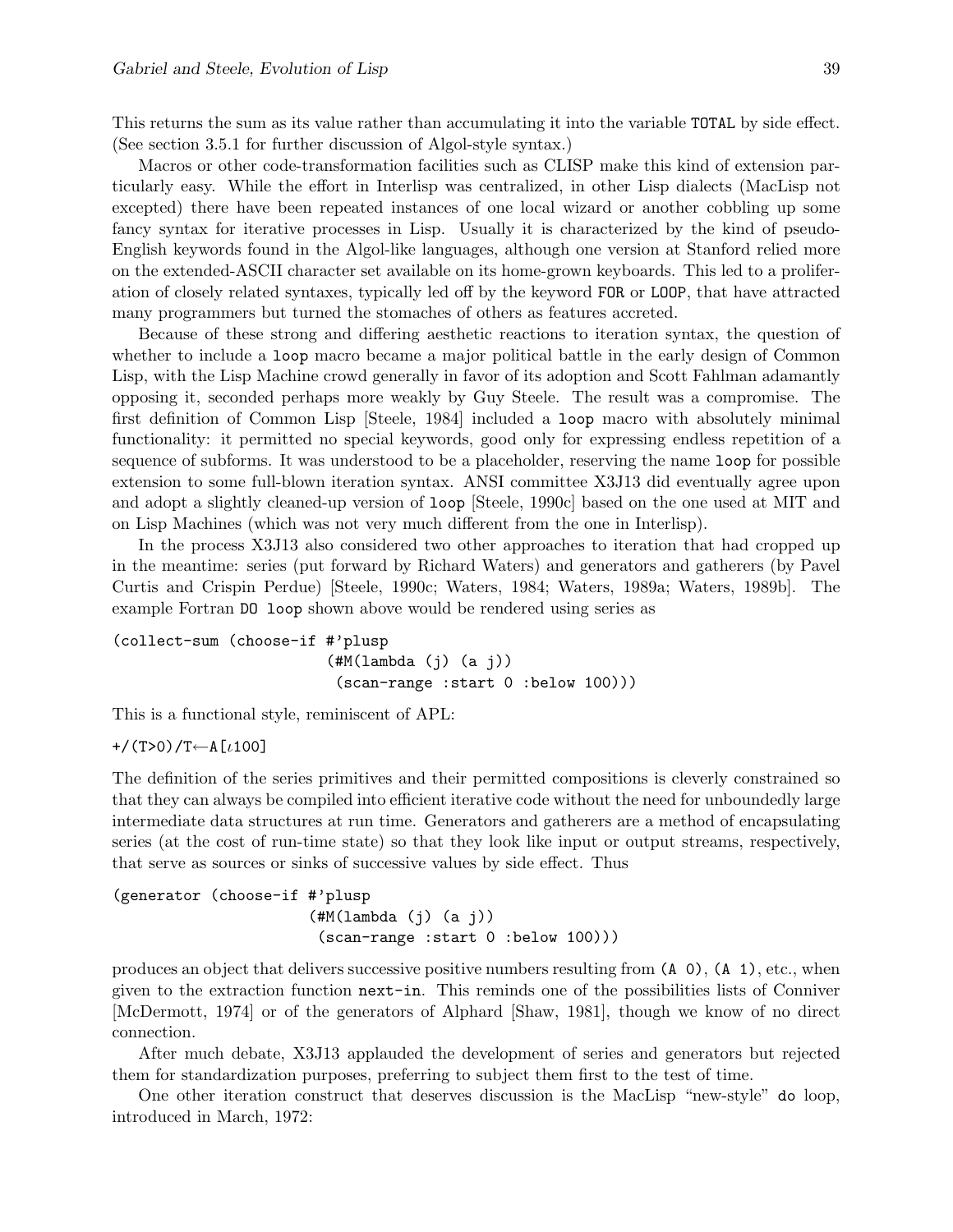This returns the sum as its value rather than accumulating it into the variable `TOTAL` by side effect. (See section 3.5.1 for further discussion of Algol-style syntax.)

Macros or other code-transformation facilities such as CLISP make this kind of extension particularly easy. While the effort in Interlisp was centralized, in other Lisp dialects (MacLisp not excepted) there have been repeated instances of one local wizard or another cobbling up some fancy syntax for iterative processes in Lisp. Usually it is characterized by the kind of pseudo-English keywords found in the Algol-like languages, although one version at Stanford relied more on the extended-ASCII character set available on its home-grown keyboards. This led to a proliferation of closely related syntaxes, typically led off by the keyword `FOR` or `LOOP`, that have attracted many programmers but turned the stomachs of others as features accreted.

Because of these strong and differing aesthetic reactions to iteration syntax, the question of whether to include a `loop` macro became a major political battle in the early design of Common Lisp, with the Lisp Machine crowd generally in favor of its adoption and Scott Fahlman adamantly opposing it, seconded perhaps more weakly by Guy Steele. The result was a compromise. The first definition of Common Lisp [Steele, 1984] included a `loop` macro with absolutely minimal functionality: it permitted no special keywords, good only for expressing endless repetition of a sequence of subforms. It was understood to be a placeholder, reserving the name `loop` for possible extension to some full-blown iteration syntax. ANSI committee X3J13 did eventually agree upon and adopt a slightly cleaned-up version of `loop` [Steele, 1990c] based on the one used at MIT and on Lisp Machines (which was not very much different from the one in Interlisp).

In the process X3J13 also considered two other approaches to iteration that had cropped up in the meantime: series (put forward by Richard Waters) and generators and gatherers (by Pavel Curtis and Crispin Perdue) [Steele, 1990c; Waters, 1984; Waters, 1989a; Waters, 1989b]. The example Fortran `DO loop` shown above would be rendered using series as

```
(collect-sum (choose-if #'plusp
                        (#M(lambda (j) (a j))
                         (scan-range :start 0 :below 100)))
```

This is a functional style, reminiscent of APL:

```
+/(T>0)/T←A[ι100]
```

The definition of the series primitives and their permitted compositions is cleverly constrained so that they can always be compiled into efficient iterative code without the need for unboundedly large intermediate data structures at run time. Generators and gatherers are a method of encapsulating series (at the cost of run-time state) so that they look like input or output streams, respectively, that serve as sources or sinks of successive values by side effect. Thus

```
(generator (choose-if #'plusp
                      (#M(lambda (j) (a j))
                       (scan-range :start 0 :below 100)))
```

produces an object that delivers successive positive numbers resulting from `(A 0)`, `(A 1)`, etc., when given to the extraction function `next-in`. This reminds one of the possibilities lists of Conniver [McDermott, 1974] or of the generators of Alphard [Shaw, 1981], though we know of no direct connection.

After much debate, X3J13 applauded the development of series and generators but rejected them for standardization purposes, preferring to subject them first to the test of time.

One other iteration construct that deserves discussion is the MacLisp "new-style" `do` loop, introduced in March, 1972: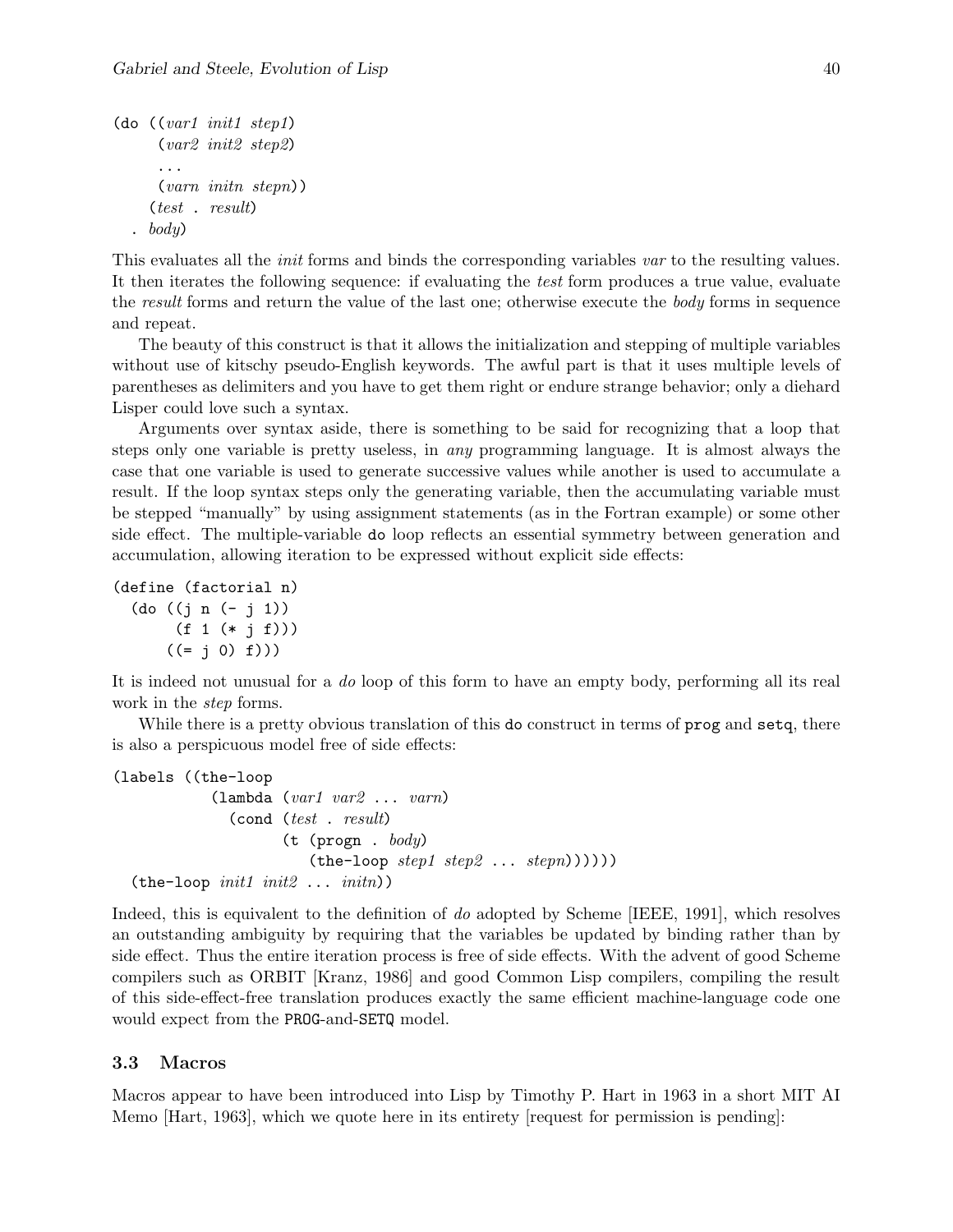```
(do ((var1 init1 step1)
     (var2 init2 step2)
     ...
     (varn initn stepn))
    (test . result)
  . body)
```

This evaluates all the *init* forms and binds the corresponding variables *var* to the resulting values. It then iterates the following sequence: if evaluating the *test* form produces a true value, evaluate the *result* forms and return the value of the last one; otherwise execute the *body* forms in sequence and repeat.

The beauty of this construct is that it allows the initialization and stepping of multiple variables without use of kitschy pseudo-English keywords. The awful part is that it uses multiple levels of parentheses as delimiters and you have to get them right or endure strange behavior; only a diehard Lisper could love such a syntax.

Arguments over syntax aside, there is something to be said for recognizing that a loop that steps only one variable is pretty useless, in *any* programming language. It is almost always the case that one variable is used to generate successive values while another is used to accumulate a result. If the loop syntax steps only the generating variable, then the accumulating variable must be stepped "manually" by using assignment statements (as in the Fortran example) or some other side effect. The multiple-variable `do` loop reflects an essential symmetry between generation and accumulation, allowing iteration to be expressed without explicit side effects:

```
(define (factorial n)
  (do ((j n (- j 1))
       (f 1 (* j f)))
      ((= j 0) f)))
```

It is indeed not unusual for a *do* loop of this form to have an empty body, performing all its real work in the *step* forms.

While there is a pretty obvious translation of this `do` construct in terms of `prog` and `setq`, there is also a perspicuous model free of side effects:

```
(labels ((the-loop
           (lambda (var1 var2 ... varn)
             (cond (test . result)
                   (t (progn . body)
                      (the-loop step1 step2 ... stepn))))))
  (the-loop init1 init2 ... initn))
```

Indeed, this is equivalent to the definition of *do* adopted by Scheme [IEEE, 1991], which resolves an outstanding ambiguity by requiring that the variables be updated by binding rather than by side effect. Thus the entire iteration process is free of side effects. With the advent of good Scheme compilers such as ORBIT [Kranz, 1986] and good Common Lisp compilers, compiling the result of this side-effect-free translation produces exactly the same efficient machine-language code one would expect from the `PROG`-and-`SETQ` model.

### 3.3 Macros

Macros appear to have been introduced into Lisp by Timothy P. Hart in 1963 in a short MIT AI Memo [Hart, 1963], which we quote here in its entirety [request for permission is pending]: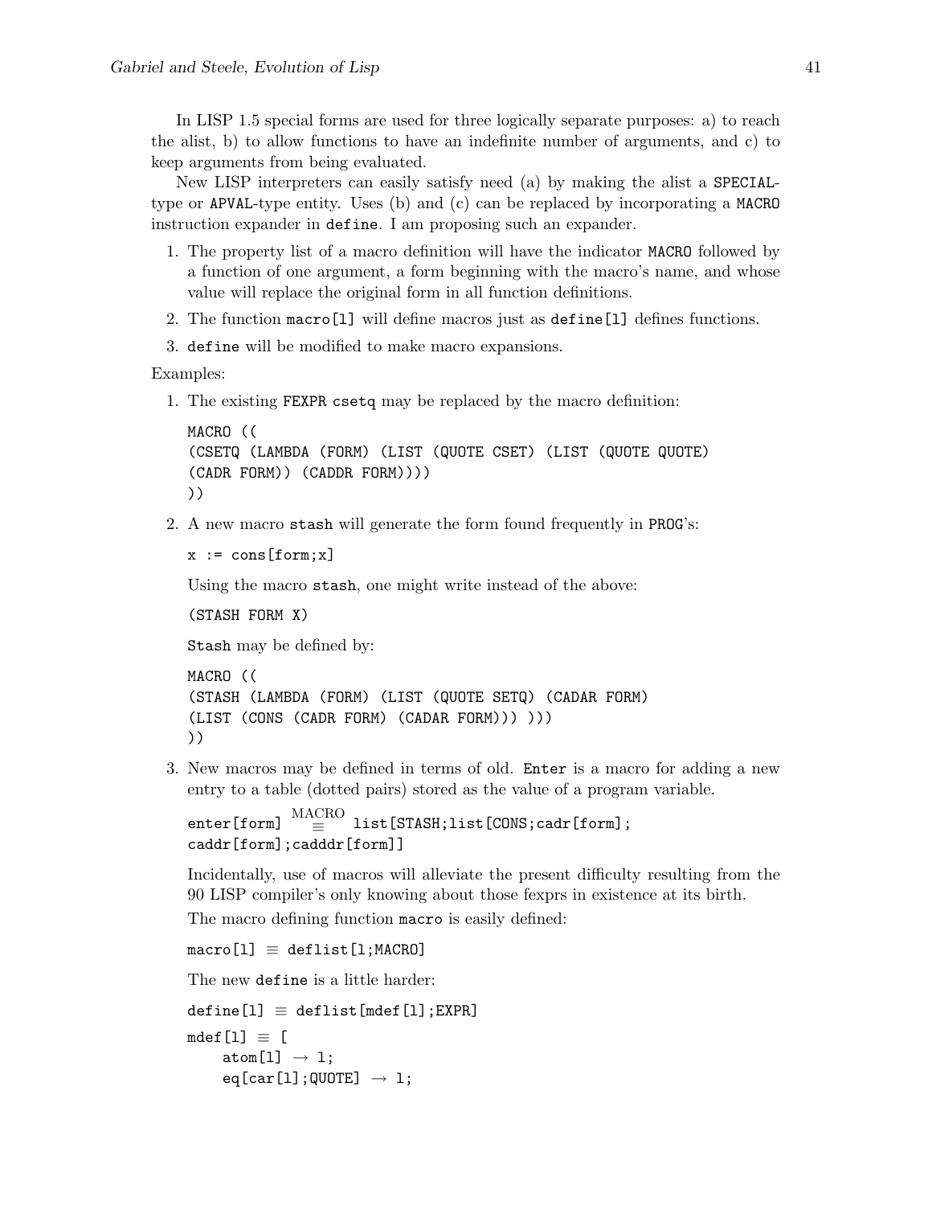In LISP 1.5 special forms are used for three logically separate purposes: a) to reach the alist, b) to allow functions to have an indefinite number of arguments, and c) to keep arguments from being evaluated.

New LISP interpreters can easily satisfy need (a) by making the alist a `SPECIAL`-type or `APVAL`-type entity. Uses (b) and (c) can be replaced by incorporating a `MACRO` instruction expander in `define`. I am proposing such an expander.

1. The property list of a macro definition will have the indicator `MACRO` followed by a function of one argument, a form beginning with the macro's name, and whose value will replace the original form in all function definitions.
2. The function `macro[l]` will define macros just as `define[l]` defines functions.
3. `define` will be modified to make macro expansions.

Examples:

1. The existing `FEXPR csetq` may be replaced by the macro definition:

   ```
   MACRO ((
   (CSETQ (LAMBDA (FORM) (LIST (QUOTE CSET) (LIST (QUOTE QUOTE)
   (CADR FORM)) (CADDR FORM))))
   ))
   ```

2. A new macro `stash` will generate the form found frequently in `PROG`'s:

   ```
   x := cons[form;x]
   ```

   Using the macro `stash`, one might write instead of the above:

   ```
   (STASH FORM X)
   ```

   `Stash` may be defined by:

   ```
   MACRO ((
   (STASH (LAMBDA (FORM) (LIST (QUOTE SETQ) (CADAR FORM)
   (LIST (CONS (CADR FORM) (CADAR FORM))) )))
   ))
   ```

3. New macros may be defined in terms of old. `Enter` is a macro for adding a new entry to a table (dotted pairs) stored as the value of a program variable.

   ```
   enter[form] ≡(MACRO) list[STASH;list[CONS;cadr[form];
   caddr[form];cadddr[form]]
   ```

   Incidentally, use of macros will alleviate the present difficulty resulting from the 90 LISP compiler's only knowing about those fexprs in existence at its birth.

   The macro defining function `macro` is easily defined:

   ```
   macro[l] ≡ deflist[l;MACRO]
   ```

   The new `define` is a little harder:

   ```
   define[l] ≡ deflist[mdef[l];EXPR]
   mdef[l] ≡ [
       atom[l] → l;
       eq[car[l];QUOTE] → l;
   ```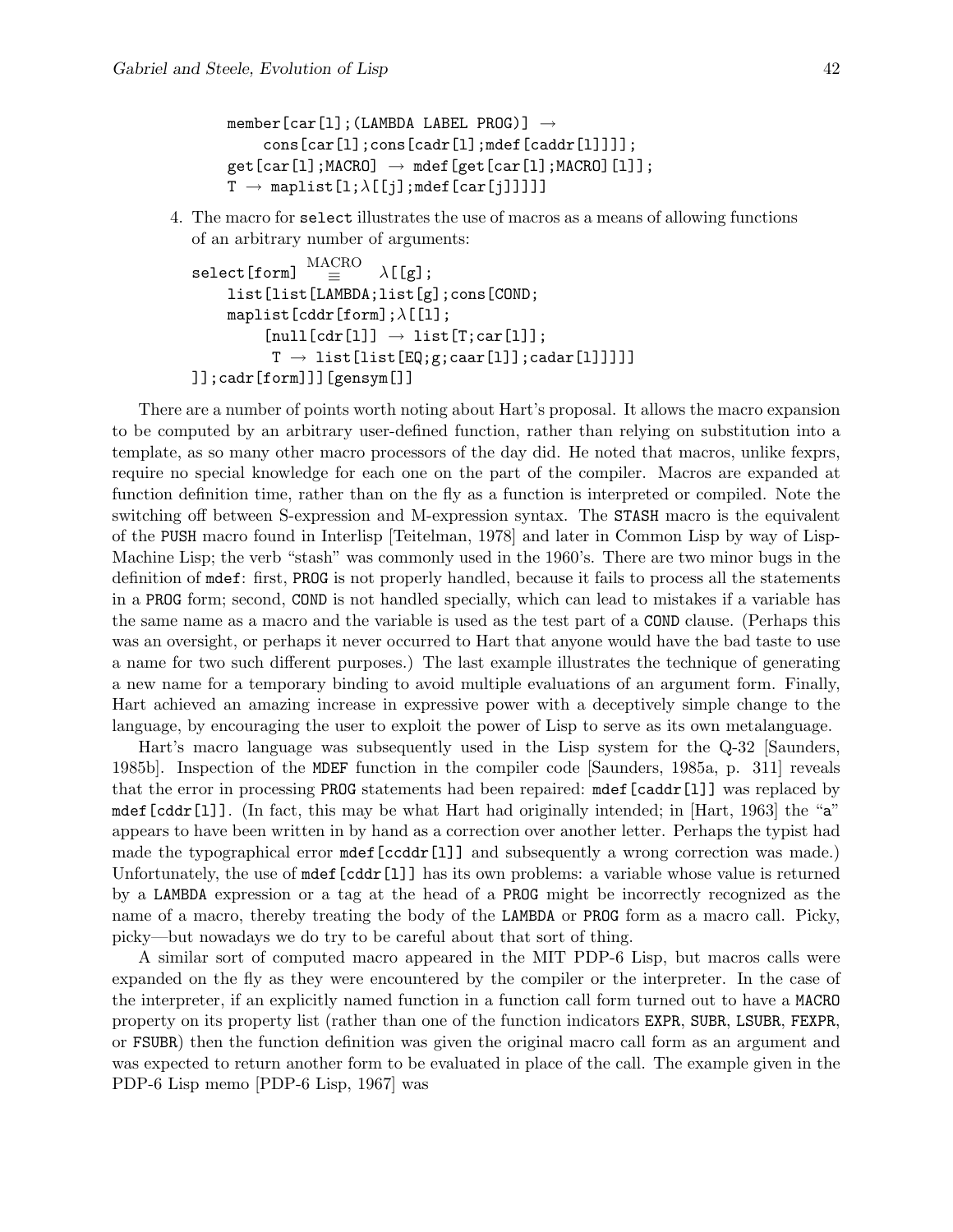```
        member[car[l];(LAMBDA LABEL PROG)] →
            cons[car[l];cons[cadr[l];mdef[caddr[l]]]];
        get[car[l];MACRO] → mdef[get[car[l];MACRO][l]];
        T → maplist[l;λ[[j];mdef[car[j]]]]]]
```

4. The macro for `select` illustrates the use of macros as a means of allowing functions of an arbitrary number of arguments:

```
    select[form] ≡(MACRO) λ[[g];
        list[list[LAMBDA;list[g];cons[COND;
        maplist[cddr[form];λ[[l];
            [null[cdr[l]] → list[T;car[l]];
             T → list[list[EQ;g;caar[l]];cadar[l]]]]]
    ]];cadr[form]]][gensym[]]
```

There are a number of points worth noting about Hart's proposal. It allows the macro expansion to be computed by an arbitrary user-defined function, rather than relying on substitution into a template, as so many other macro processors of the day did. He noted that macros, unlike fexprs, require no special knowledge for each one on the part of the compiler. Macros are expanded at function definition time, rather than on the fly as a function is interpreted or compiled. Note the switching off between S-expression and M-expression syntax. The `STASH` macro is the equivalent of the `PUSH` macro found in Interlisp [Teitelman, 1978] and later in Common Lisp by way of Lisp-Machine Lisp; the verb "stash" was commonly used in the 1960's. There are two minor bugs in the definition of `mdef`: first, `PROG` is not properly handled, because it fails to process all the statements in a `PROG` form; second, `COND` is not handled specially, which can lead to mistakes if a variable has the same name as a macro and the variable is used as the test part of a `COND` clause. (Perhaps this was an oversight, or perhaps it never occurred to Hart that anyone would have the bad taste to use a name for two such different purposes.) The last example illustrates the technique of generating a new name for a temporary binding to avoid multiple evaluations of an argument form. Finally, Hart achieved an amazing increase in expressive power with a deceptively simple change to the language, by encouraging the user to exploit the power of Lisp to serve as its own metalanguage.

Hart's macro language was subsequently used in the Lisp system for the Q-32 [Saunders, 1985b]. Inspection of the `MDEF` function in the compiler code [Saunders, 1985a, p. 311] reveals that the error in processing `PROG` statements had been repaired: `mdef[caddr[l]]` was replaced by `mdef[cddr[l]]`. (In fact, this may be what Hart had originally intended; in [Hart, 1963] the "a" appears to have been written in by hand as a correction over another letter. Perhaps the typist had made the typographical error `mdef[ccddr[l]]` and subsequently a wrong correction was made.) Unfortunately, the use of `mdef[cddr[l]]` has its own problems: a variable whose value is returned by a `LAMBDA` expression or a tag at the head of a `PROG` might be incorrectly recognized as the name of a macro, thereby treating the body of the `LAMBDA` or `PROG` form as a macro call. Picky, picky—but nowadays we do try to be careful about that sort of thing.

A similar sort of computed macro appeared in the MIT PDP-6 Lisp, but macros calls were expanded on the fly as they were encountered by the compiler or the interpreter. In the case of the interpreter, if an explicitly named function in a function call form turned out to have a `MACRO` property on its property list (rather than one of the function indicators `EXPR`, `SUBR`, `LSUBR`, `FEXPR`, or `FSUBR`) then the function definition was given the original macro call form as an argument and was expected to return another form to be evaluated in place of the call. The example given in the PDP-6 Lisp memo [PDP-6 Lisp, 1967] was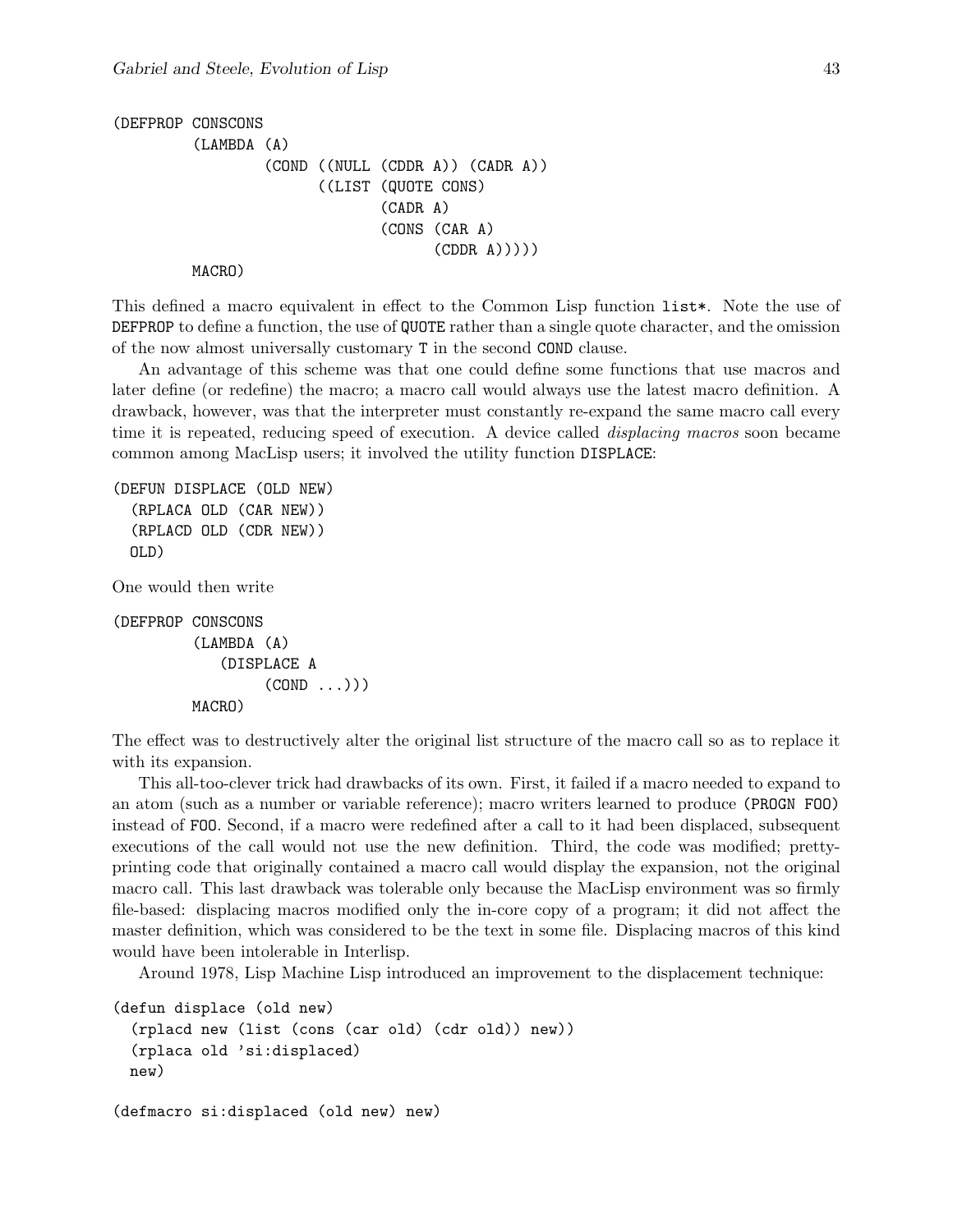```
(DEFPROP CONSCONS
         (LAMBDA (A)
                 (COND ((NULL (CDDR A)) (CADR A))
                       ((LIST (QUOTE CONS)
                              (CADR A)
                              (CONS (CAR A)
                                    (CDDR A))))))
         MACRO)
```

This defined a macro equivalent in effect to the Common Lisp function `list*`. Note the use of `DEFPROP` to define a function, the use of `QUOTE` rather than a single quote character, and the omission of the now almost universally customary `T` in the second `COND` clause.

An advantage of this scheme was that one could define some functions that use macros and later define (or redefine) the macro; a macro call would always use the latest macro definition. A drawback, however, was that the interpreter must constantly re-expand the same macro call every time it is repeated, reducing speed of execution. A device called *displacing macros* soon became common among MacLisp users; it involved the utility function `DISPLACE`:

```
(DEFUN DISPLACE (OLD NEW)
  (RPLACA OLD (CAR NEW))
  (RPLACD OLD (CDR NEW))
  OLD)
```

One would then write

```
(DEFPROP CONSCONS
         (LAMBDA (A)
            (DISPLACE A
                 (COND ...)))
         MACRO)
```

The effect was to destructively alter the original list structure of the macro call so as to replace it with its expansion.

This all-too-clever trick had drawbacks of its own. First, it failed if a macro needed to expand to an atom (such as a number or variable reference); macro writers learned to produce `(PROGN FOO)` instead of `FOO`. Second, if a macro were redefined after a call to it had been displaced, subsequent executions of the call would not use the new definition. Third, the code was modified; pretty-printing code that originally contained a macro call would display the expansion, not the original macro call. This last drawback was tolerable only because the MacLisp environment was so firmly file-based: displacing macros modified only the in-core copy of a program; it did not affect the master definition, which was considered to be the text in some file. Displacing macros of this kind would have been intolerable in Interlisp.

Around 1978, Lisp Machine Lisp introduced an improvement to the displacement technique:

```
(defun displace (old new)
  (rplacd new (list (cons (car old) (cdr old)) new))
  (rplaca old 'si:displaced)
  new)

(defmacro si:displaced (old new) new)
```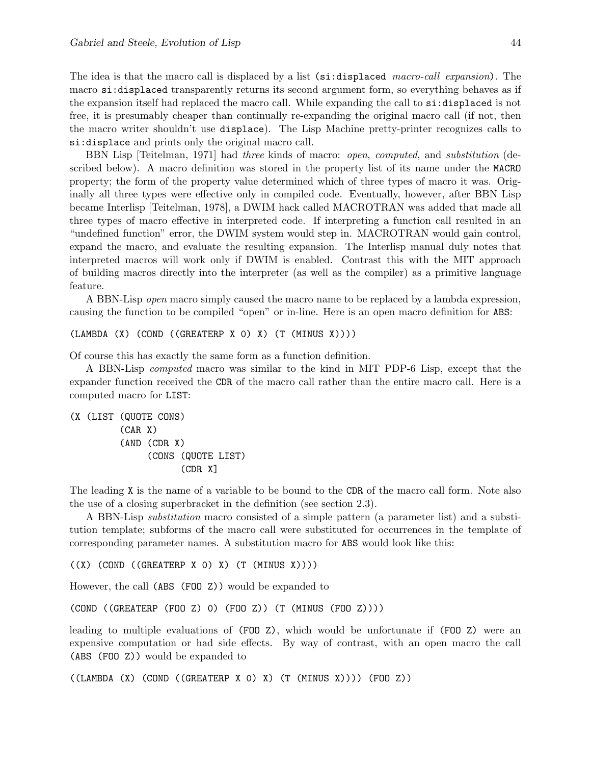The idea is that the macro call is displaced by a list `(si:displaced` *macro-call expansion*`)`. The macro `si:displaced` transparently returns its second argument form, so everything behaves as if the expansion itself had replaced the macro call. While expanding the call to `si:displaced` is not free, it is presumably cheaper than continually re-expanding the original macro call (if not, then the macro writer shouldn't use `displace`). The Lisp Machine pretty-printer recognizes calls to `si:displace` and prints only the original macro call.

BBN Lisp [Teitelman, 1971] had *three* kinds of macro: *open*, *computed*, and *substitution* (described below). A macro definition was stored in the property list of its name under the `MACRO` property; the form of the property value determined which of three types of macro it was. Originally all three types were effective only in compiled code. Eventually, however, after BBN Lisp became Interlisp [Teitelman, 1978], a DWIM hack called MACROTRAN was added that made all three types of macro effective in interpreted code. If interpreting a function call resulted in an "undefined function" error, the DWIM system would step in. MACROTRAN would gain control, expand the macro, and evaluate the resulting expansion. The Interlisp manual duly notes that interpreted macros will work only if DWIM is enabled. Contrast this with the MIT approach of building macros directly into the interpreter (as well as the compiler) as a primitive language feature.

A BBN-Lisp *open* macro simply caused the macro name to be replaced by a lambda expression, causing the function to be compiled "open" or in-line. Here is an open macro definition for `ABS`:

```
(LAMBDA (X) (COND ((GREATERP X 0) X) (T (MINUS X))))
```

Of course this has exactly the same form as a function definition.

A BBN-Lisp *computed* macro was similar to the kind in MIT PDP-6 Lisp, except that the expander function received the `CDR` of the macro call rather than the entire macro call. Here is a computed macro for `LIST`:

```
(X (LIST (QUOTE CONS)
         (CAR X)
         (AND (CDR X)
              (CONS (QUOTE LIST)
                    (CDR X]
```

The leading `X` is the name of a variable to be bound to the `CDR` of the macro call form. Note also the use of a closing superbracket in the definition (see section 2.3).

A BBN-Lisp *substitution* macro consisted of a simple pattern (a parameter list) and a substitution template; subforms of the macro call were substituted for occurrences in the template of corresponding parameter names. A substitution macro for `ABS` would look like this:

```
((X) (COND ((GREATERP X 0) X) (T (MINUS X))))
```

However, the call `(ABS (FOO Z))` would be expanded to

```
(COND ((GREATERP (FOO Z) 0) (FOO Z)) (T (MINUS (FOO Z))))
```

leading to multiple evaluations of `(FOO Z)`, which would be unfortunate if `(FOO Z)` were an expensive computation or had side effects. By way of contrast, with an open macro the call `(ABS (FOO Z))` would be expanded to

```
((LAMBDA (X) (COND ((GREATERP X 0) X) (T (MINUS X)))) (FOO Z))
```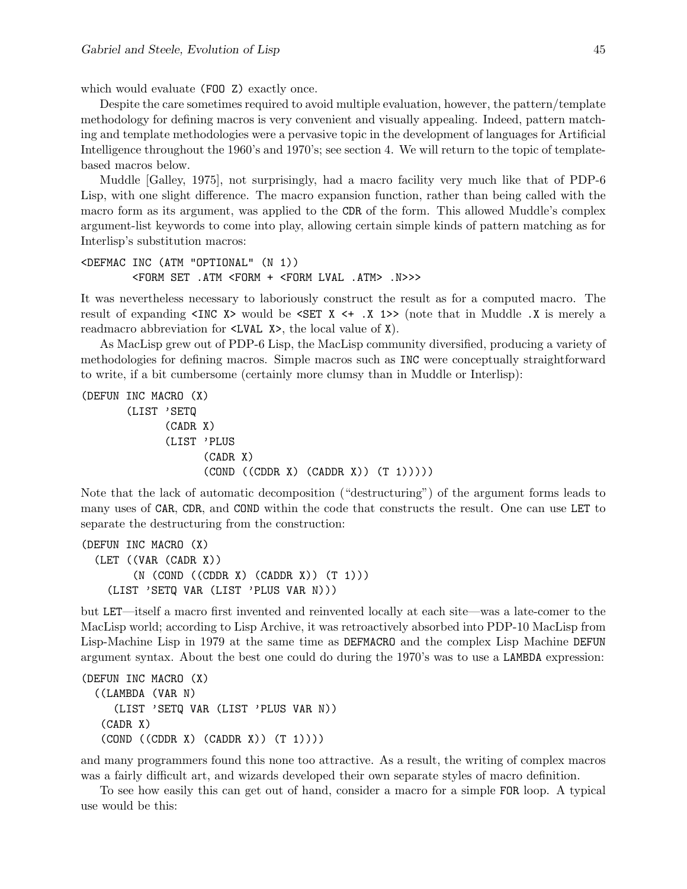which would evaluate `(FOO Z)` exactly once.

Despite the care sometimes required to avoid multiple evaluation, however, the pattern/template methodology for defining macros is very convenient and visually appealing. Indeed, pattern matching and template methodologies were a pervasive topic in the development of languages for Artificial Intelligence throughout the 1960's and 1970's; see section 4. We will return to the topic of template-based macros below.

Muddle [Galley, 1975], not surprisingly, had a macro facility very much like that of PDP-6 Lisp, with one slight difference. The macro expansion function, rather than being called with the macro form as its argument, was applied to the `CDR` of the form. This allowed Muddle's complex argument-list keywords to come into play, allowing certain simple kinds of pattern matching as for Interlisp's substitution macros:

```
<DEFMAC INC (ATM "OPTIONAL" (N 1))
        <FORM SET .ATM <FORM + <FORM LVAL .ATM> .N>>>
```

It was nevertheless necessary to laboriously construct the result as for a computed macro. The result of expanding `<INC X>` would be `<SET X <+ .X 1>>` (note that in Muddle `.X` is merely a readmacro abbreviation for `<LVAL X>`, the local value of `X`).

As MacLisp grew out of PDP-6 Lisp, the MacLisp community diversified, producing a variety of methodologies for defining macros. Simple macros such as `INC` were conceptually straightforward to write, if a bit cumbersome (certainly more clumsy than in Muddle or Interlisp):

```
(DEFUN INC MACRO (X)
       (LIST 'SETQ
             (CADR X)
             (LIST 'PLUS
                   (CADR X)
                   (COND ((CDDR X) (CADDR X)) (T 1)))))
```

Note that the lack of automatic decomposition ("destructuring") of the argument forms leads to many uses of `CAR`, `CDR`, and `COND` within the code that constructs the result. One can use `LET` to separate the destructuring from the construction:

```
(DEFUN INC MACRO (X)
  (LET ((VAR (CADR X))
        (N (COND ((CDDR X) (CADDR X)) (T 1)))
    (LIST 'SETQ VAR (LIST 'PLUS VAR N)))
```

but `LET`—itself a macro first invented and reinvented locally at each site—was a late-comer to the MacLisp world; according to Lisp Archive, it was retroactively absorbed into PDP-10 MacLisp from Lisp-Machine Lisp in 1979 at the same time as `DEFMACRO` and the complex Lisp Machine `DEFUN` argument syntax. About the best one could do during the 1970's was to use a `LAMBDA` expression:

```
(DEFUN INC MACRO (X)
  ((LAMBDA (VAR N)
     (LIST 'SETQ VAR (LIST 'PLUS VAR N))
   (CADR X)
   (COND ((CDDR X) (CADDR X)) (T 1))))
```

and many programmers found this none too attractive. As a result, the writing of complex macros was a fairly difficult art, and wizards developed their own separate styles of macro definition.

To see how easily this can get out of hand, consider a macro for a simple `FOR` loop. A typical use would be this: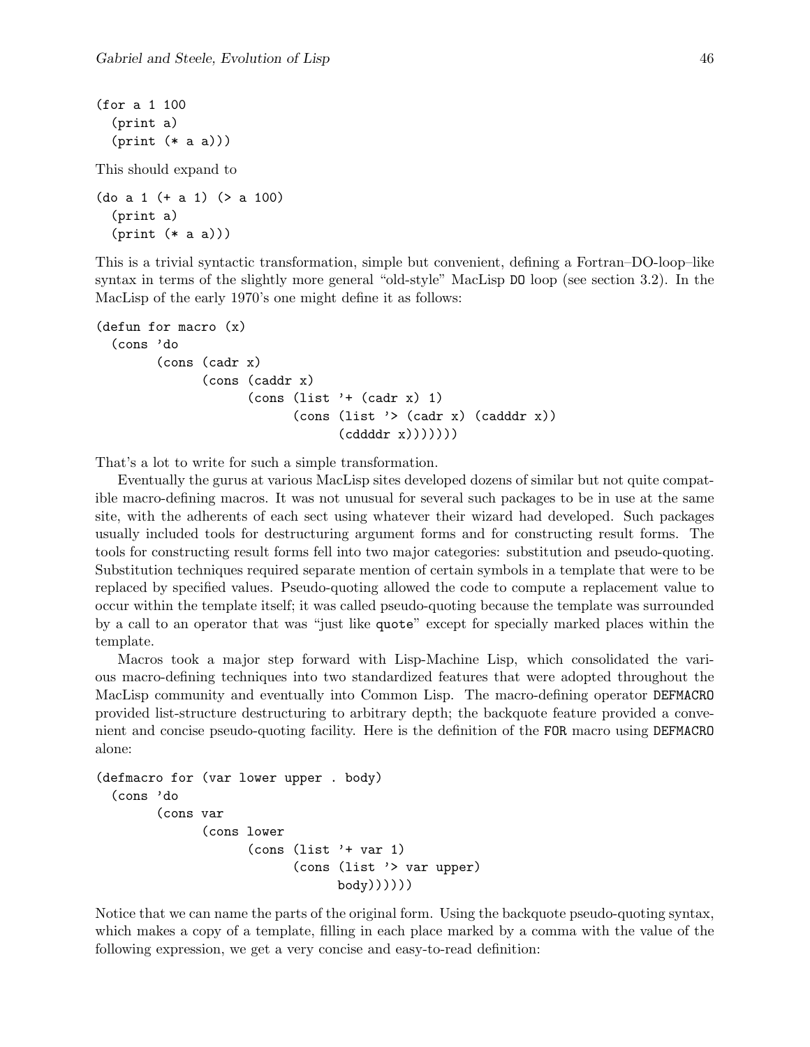```
(for a 1 100
  (print a)
  (print (* a a)))
```

This should expand to

```
(do a 1 (+ a 1) (> a 100)
  (print a)
  (print (* a a)))
```

This is a trivial syntactic transformation, simple but convenient, defining a Fortran–DO-loop–like syntax in terms of the slightly more general "old-style" MacLisp `DO` loop (see section 3.2). In the MacLisp of the early 1970's one might define it as follows:

```
(defun for macro (x)
  (cons 'do
        (cons (cadr x)
              (cons (caddr x)
                    (cons (list '+ (cadr x) 1)
                          (cons (list '> (cadr x) (cadddr x))
                                (cddddr x)))))))
```

That's a lot to write for such a simple transformation.

Eventually the gurus at various MacLisp sites developed dozens of similar but not quite compatible macro-defining macros. It was not unusual for several such packages to be in use at the same site, with the adherents of each sect using whatever their wizard had developed. Such packages usually included tools for destructuring argument forms and for constructing result forms. The tools for constructing result forms fell into two major categories: substitution and pseudo-quoting. Substitution techniques required separate mention of certain symbols in a template that were to be replaced by specified values. Pseudo-quoting allowed the code to compute a replacement value to occur within the template itself; it was called pseudo-quoting because the template was surrounded by a call to an operator that was "just like `quote`" except for specially marked places within the template.

Macros took a major step forward with Lisp-Machine Lisp, which consolidated the various macro-defining techniques into two standardized features that were adopted throughout the MacLisp community and eventually into Common Lisp. The macro-defining operator `DEFMACRO` provided list-structure destructuring to arbitrary depth; the backquote feature provided a convenient and concise pseudo-quoting facility. Here is the definition of the `FOR` macro using `DEFMACRO` alone:

```
(defmacro for (var lower upper . body)
  (cons 'do
        (cons var
              (cons lower
                    (cons (list '+ var 1)
                          (cons (list '> var upper)
                                body))))))
```

Notice that we can name the parts of the original form. Using the backquote pseudo-quoting syntax, which makes a copy of a template, filling in each place marked by a comma with the value of the following expression, we get a very concise and easy-to-read definition: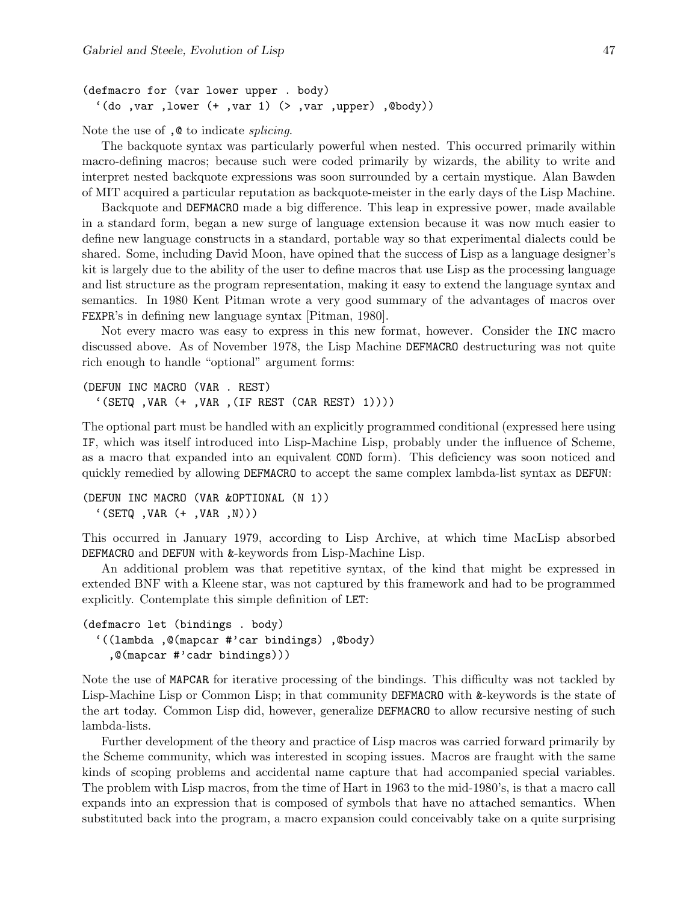```
(defmacro for (var lower upper . body)
  `(do ,var ,lower (+ ,var 1) (> ,var ,upper) ,@body))
```

Note the use of `,@` to indicate *splicing*.

The backquote syntax was particularly powerful when nested. This occurred primarily within macro-defining macros; because such were coded primarily by wizards, the ability to write and interpret nested backquote expressions was soon surrounded by a certain mystique. Alan Bawden of MIT acquired a particular reputation as backquote-meister in the early days of the Lisp Machine.

Backquote and DEFMACRO made a big difference. This leap in expressive power, made available in a standard form, began a new surge of language extension because it was now much easier to define new language constructs in a standard, portable way so that experimental dialects could be shared. Some, including David Moon, have opined that the success of Lisp as a language designer's kit is largely due to the ability of the user to define macros that use Lisp as the processing language and list structure as the program representation, making it easy to extend the language syntax and semantics. In 1980 Kent Pitman wrote a very good summary of the advantages of macros over FEXPR's in defining new language syntax [Pitman, 1980].

Not every macro was easy to express in this new format, however. Consider the INC macro discussed above. As of November 1978, the Lisp Machine DEFMACRO destructuring was not quite rich enough to handle "optional" argument forms:

```
(DEFUN INC MACRO (VAR . REST)
  `(SETQ ,VAR (+ ,VAR ,(IF REST (CAR REST) 1))))
```

The optional part must be handled with an explicitly programmed conditional (expressed here using IF, which was itself introduced into Lisp-Machine Lisp, probably under the influence of Scheme, as a macro that expanded into an equivalent COND form). This deficiency was soon noticed and quickly remedied by allowing DEFMACRO to accept the same complex lambda-list syntax as DEFUN:

```
(DEFUN INC MACRO (VAR &OPTIONAL (N 1))
  `(SETQ ,VAR (+ ,VAR ,N)))
```

This occurred in January 1979, according to Lisp Archive, at which time MacLisp absorbed DEFMACRO and DEFUN with &-keywords from Lisp-Machine Lisp.

An additional problem was that repetitive syntax, of the kind that might be expressed in extended BNF with a Kleene star, was not captured by this framework and had to be programmed explicitly. Contemplate this simple definition of LET:

```
(defmacro let (bindings . body)
  `((lambda ,@(mapcar #'car bindings) ,@body)
    ,@(mapcar #'cadr bindings)))
```

Note the use of MAPCAR for iterative processing of the bindings. This difficulty was not tackled by Lisp-Machine Lisp or Common Lisp; in that community DEFMACRO with &-keywords is the state of the art today. Common Lisp did, however, generalize DEFMACRO to allow recursive nesting of such lambda-lists.

Further development of the theory and practice of Lisp macros was carried forward primarily by the Scheme community, which was interested in scoping issues. Macros are fraught with the same kinds of scoping problems and accidental name capture that had accompanied special variables. The problem with Lisp macros, from the time of Hart in 1963 to the mid-1980's, is that a macro call expands into an expression that is composed of symbols that have no attached semantics. When substituted back into the program, a macro expansion could conceivably take on a quite surprising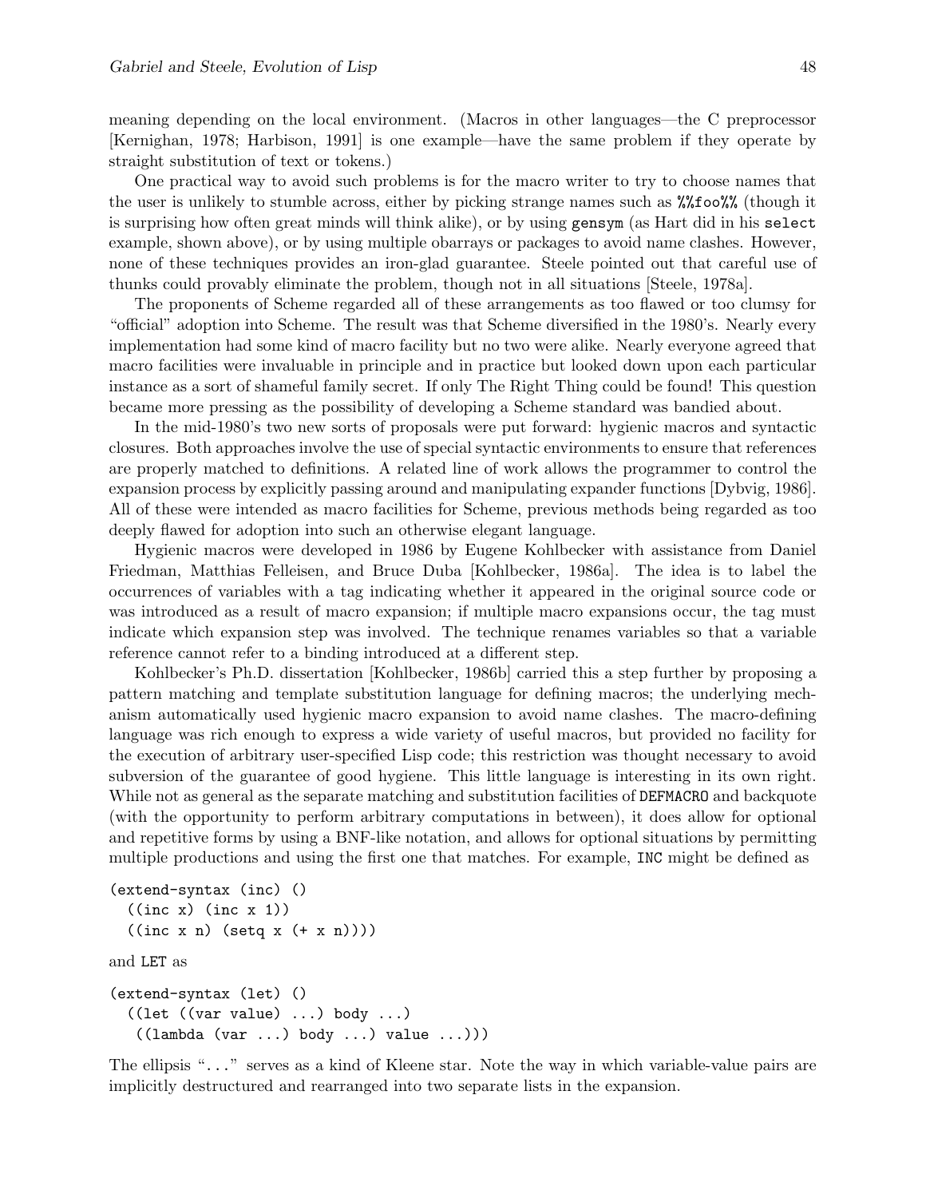meaning depending on the local environment. (Macros in other languages—the C preprocessor [Kernighan, 1978; Harbison, 1991] is one example—have the same problem if they operate by straight substitution of text or tokens.)

One practical way to avoid such problems is for the macro writer to try to choose names that the user is unlikely to stumble across, either by picking strange names such as `%%foo%%` (though it is surprising how often great minds will think alike), or by using `gensym` (as Hart did in his `select` example, shown above), or by using multiple obarrays or packages to avoid name clashes. However, none of these techniques provides an iron-glad guarantee. Steele pointed out that careful use of thunks could provably eliminate the problem, though not in all situations [Steele, 1978a].

The proponents of Scheme regarded all of these arrangements as too flawed or too clumsy for "official" adoption into Scheme. The result was that Scheme diversified in the 1980's. Nearly every implementation had some kind of macro facility but no two were alike. Nearly everyone agreed that macro facilities were invaluable in principle and in practice but looked down upon each particular instance as a sort of shameful family secret. If only The Right Thing could be found! This question became more pressing as the possibility of developing a Scheme standard was bandied about.

In the mid-1980's two new sorts of proposals were put forward: hygienic macros and syntactic closures. Both approaches involve the use of special syntactic environments to ensure that references are properly matched to definitions. A related line of work allows the programmer to control the expansion process by explicitly passing around and manipulating expander functions [Dybvig, 1986]. All of these were intended as macro facilities for Scheme, previous methods being regarded as too deeply flawed for adoption into such an otherwise elegant language.

Hygienic macros were developed in 1986 by Eugene Kohlbecker with assistance from Daniel Friedman, Matthias Felleisen, and Bruce Duba [Kohlbecker, 1986a]. The idea is to label the occurrences of variables with a tag indicating whether it appeared in the original source code or was introduced as a result of macro expansion; if multiple macro expansions occur, the tag must indicate which expansion step was involved. The technique renames variables so that a variable reference cannot refer to a binding introduced at a different step.

Kohlbecker's Ph.D. dissertation [Kohlbecker, 1986b] carried this a step further by proposing a pattern matching and template substitution language for defining macros; the underlying mechanism automatically used hygienic macro expansion to avoid name clashes. The macro-defining language was rich enough to express a wide variety of useful macros, but provided no facility for the execution of arbitrary user-specified Lisp code; this restriction was thought necessary to avoid subversion of the guarantee of good hygiene. This little language is interesting in its own right. While not as general as the separate matching and substitution facilities of `DEFMACRO` and backquote (with the opportunity to perform arbitrary computations in between), it does allow for optional and repetitive forms by using a BNF-like notation, and allows for optional situations by permitting multiple productions and using the first one that matches. For example, `INC` might be defined as

```
(extend-syntax (inc) ()
  ((inc x) (inc x 1))
  ((inc x n) (setq x (+ x n))))
```

and `LET` as

```
(extend-syntax (let) ()
  ((let ((var value) ...) body ...)
   ((lambda (var ...) body ...) value ...)))
```

The ellipsis "`...`" serves as a kind of Kleene star. Note the way in which variable-value pairs are implicitly destructured and rearranged into two separate lists in the expansion.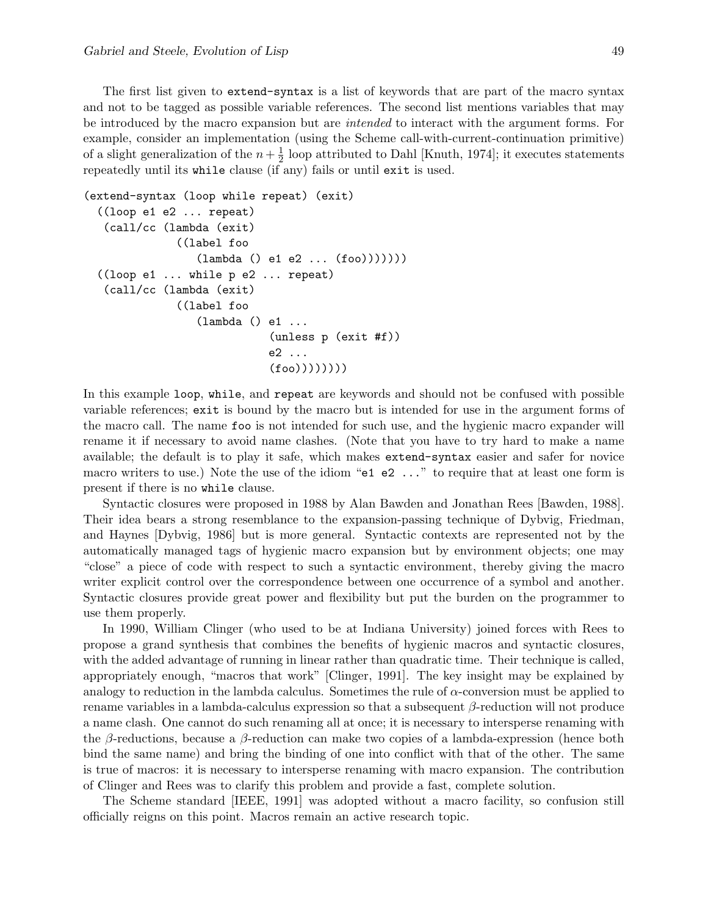The first list given to `extend-syntax` is a list of keywords that are part of the macro syntax and not to be tagged as possible variable references. The second list mentions variables that may be introduced by the macro expansion but are *intended* to interact with the argument forms. For example, consider an implementation (using the Scheme call-with-current-continuation primitive) of a slight generalization of the $n + \frac{1}{2}$ loop attributed to Dahl [Knuth, 1974]; it executes statements repeatedly until its `while` clause (if any) fails or until `exit` is used.

```
(extend-syntax (loop while repeat) (exit)
  ((loop e1 e2 ... repeat)
   (call/cc (lambda (exit)
              ((label foo
                 (lambda () e1 e2 ... (foo)))))))
  ((loop e1 ... while p e2 ... repeat)
   (call/cc (lambda (exit)
              ((label foo
                 (lambda () e1 ...
                            (unless p (exit #f))
                            e2 ...
                            (foo))))))))
```

In this example `loop`, `while`, and `repeat` are keywords and should not be confused with possible variable references; `exit` is bound by the macro but is intended for use in the argument forms of the macro call. The name `foo` is not intended for such use, and the hygienic macro expander will rename it if necessary to avoid name clashes. (Note that you have to try hard to make a name available; the default is to play it safe, which makes `extend-syntax` easier and safer for novice macro writers to use.) Note the use of the idiom "`e1 e2 ...`" to require that at least one form is present if there is no `while` clause.

Syntactic closures were proposed in 1988 by Alan Bawden and Jonathan Rees [Bawden, 1988]. Their idea bears a strong resemblance to the expansion-passing technique of Dybvig, Friedman, and Haynes [Dybvig, 1986] but is more general. Syntactic contexts are represented not by the automatically managed tags of hygienic macro expansion but by environment objects; one may "close" a piece of code with respect to such a syntactic environment, thereby giving the macro writer explicit control over the correspondence between one occurrence of a symbol and another. Syntactic closures provide great power and flexibility but put the burden on the programmer to use them properly.

In 1990, William Clinger (who used to be at Indiana University) joined forces with Rees to propose a grand synthesis that combines the benefits of hygienic macros and syntactic closures, with the added advantage of running in linear rather than quadratic time. Their technique is called, appropriately enough, "macros that work" [Clinger, 1991]. The key insight may be explained by analogy to reduction in the lambda calculus. Sometimes the rule of $\alpha$-conversion must be applied to rename variables in a lambda-calculus expression so that a subsequent $\beta$-reduction will not produce a name clash. One cannot do such renaming all at once; it is necessary to intersperse renaming with the $\beta$-reductions, because a $\beta$-reduction can make two copies of a lambda-expression (hence both bind the same name) and bring the binding of one into conflict with that of the other. The same is true of macros: it is necessary to intersperse renaming with macro expansion. The contribution of Clinger and Rees was to clarify this problem and provide a fast, complete solution.

The Scheme standard [IEEE, 1991] was adopted without a macro facility, so confusion still officially reigns on this point. Macros remain an active research topic.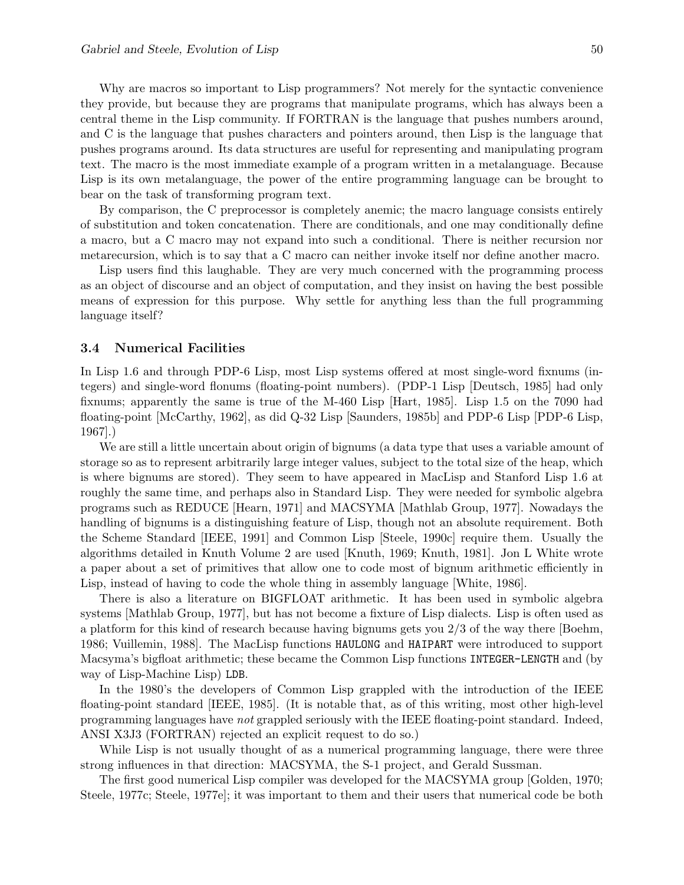Why are macros so important to Lisp programmers? Not merely for the syntactic convenience they provide, but because they are programs that manipulate programs, which has always been a central theme in the Lisp community. If FORTRAN is the language that pushes numbers around, and C is the language that pushes characters and pointers around, then Lisp is the language that pushes programs around. Its data structures are useful for representing and manipulating program text. The macro is the most immediate example of a program written in a metalanguage. Because Lisp is its own metalanguage, the power of the entire programming language can be brought to bear on the task of transforming program text.

By comparison, the C preprocessor is completely anemic; the macro language consists entirely of substitution and token concatenation. There are conditionals, and one may conditionally define a macro, but a C macro may not expand into such a conditional. There is neither recursion nor metarecursion, which is to say that a C macro can neither invoke itself nor define another macro.

Lisp users find this laughable. They are very much concerned with the programming process as an object of discourse and an object of computation, and they insist on having the best possible means of expression for this purpose. Why settle for anything less than the full programming language itself?

### 3.4 Numerical Facilities

In Lisp 1.6 and through PDP-6 Lisp, most Lisp systems offered at most single-word fixnums (integers) and single-word flonums (floating-point numbers). (PDP-1 Lisp [Deutsch, 1985] had only fixnums; apparently the same is true of the M-460 Lisp [Hart, 1985]. Lisp 1.5 on the 7090 had floating-point [McCarthy, 1962], as did Q-32 Lisp [Saunders, 1985b] and PDP-6 Lisp [PDP-6 Lisp, 1967].)

We are still a little uncertain about origin of bignums (a data type that uses a variable amount of storage so as to represent arbitrarily large integer values, subject to the total size of the heap, which is where bignums are stored). They seem to have appeared in MacLisp and Stanford Lisp 1.6 at roughly the same time, and perhaps also in Standard Lisp. They were needed for symbolic algebra programs such as REDUCE [Hearn, 1971] and MACSYMA [Mathlab Group, 1977]. Nowadays the handling of bignums is a distinguishing feature of Lisp, though not an absolute requirement. Both the Scheme Standard [IEEE, 1991] and Common Lisp [Steele, 1990c] require them. Usually the algorithms detailed in Knuth Volume 2 are used [Knuth, 1969; Knuth, 1981]. Jon L White wrote a paper about a set of primitives that allow one to code most of bignum arithmetic efficiently in Lisp, instead of having to code the whole thing in assembly language [White, 1986].

There is also a literature on BIGFLOAT arithmetic. It has been used in symbolic algebra systems [Mathlab Group, 1977], but has not become a fixture of Lisp dialects. Lisp is often used as a platform for this kind of research because having bignums gets you 2/3 of the way there [Boehm, 1986; Vuillemin, 1988]. The MacLisp functions `HAULONG` and `HAIPART` were introduced to support Macsyma's bigfloat arithmetic; these became the Common Lisp functions `INTEGER-LENGTH` and (by way of Lisp-Machine Lisp) `LDB`.

In the 1980's the developers of Common Lisp grappled with the introduction of the IEEE floating-point standard [IEEE, 1985]. (It is notable that, as of this writing, most other high-level programming languages have *not* grappled seriously with the IEEE floating-point standard. Indeed, ANSI X3J3 (FORTRAN) rejected an explicit request to do so.)

While Lisp is not usually thought of as a numerical programming language, there were three strong influences in that direction: MACSYMA, the S-1 project, and Gerald Sussman.

The first good numerical Lisp compiler was developed for the MACSYMA group [Golden, 1970; Steele, 1977c; Steele, 1977e]; it was important to them and their users that numerical code be both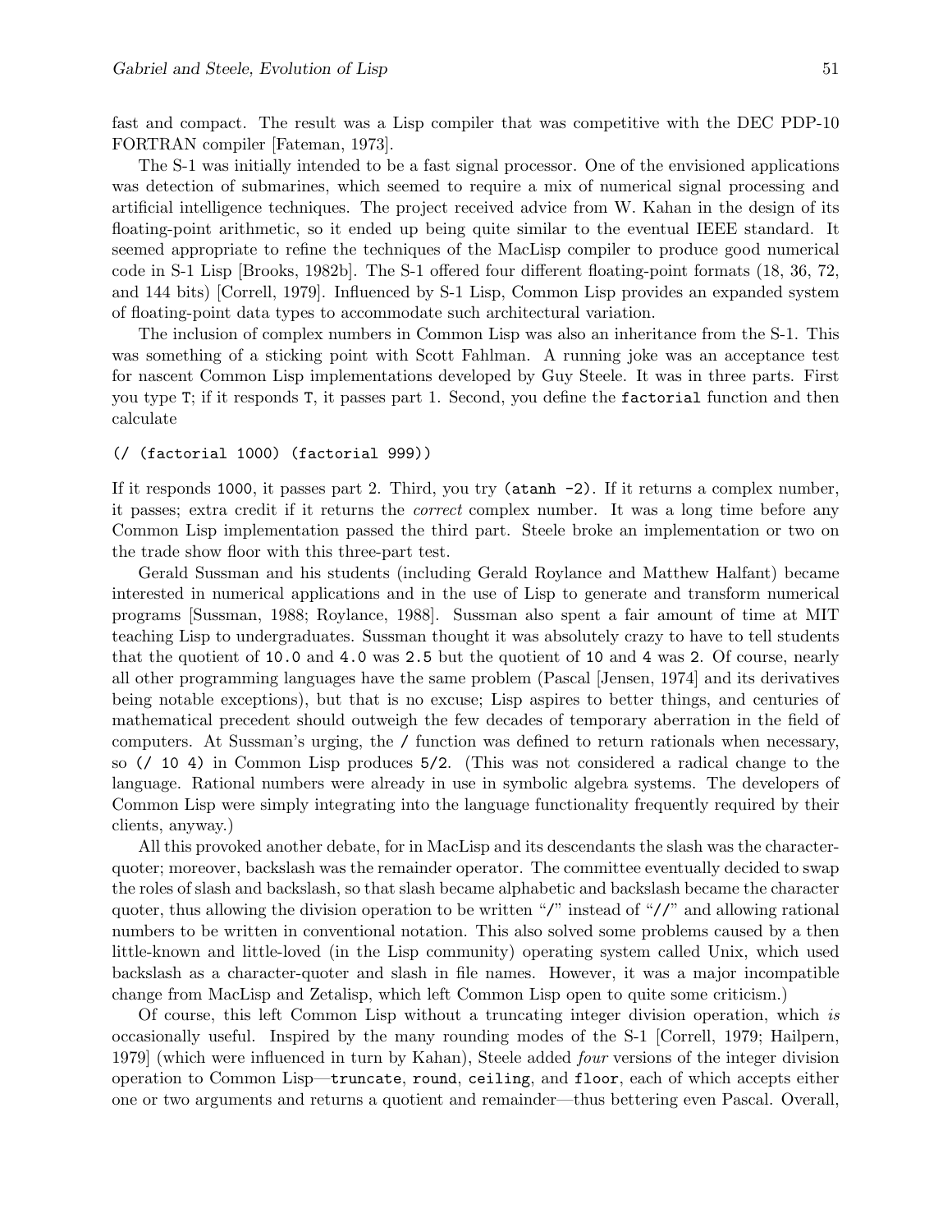fast and compact. The result was a Lisp compiler that was competitive with the DEC PDP-10 FORTRAN compiler [Fateman, 1973].

The S-1 was initially intended to be a fast signal processor. One of the envisioned applications was detection of submarines, which seemed to require a mix of numerical signal processing and artificial intelligence techniques. The project received advice from W. Kahan in the design of its floating-point arithmetic, so it ended up being quite similar to the eventual IEEE standard. It seemed appropriate to refine the techniques of the MacLisp compiler to produce good numerical code in S-1 Lisp [Brooks, 1982b]. The S-1 offered four different floating-point formats (18, 36, 72, and 144 bits) [Correll, 1979]. Influenced by S-1 Lisp, Common Lisp provides an expanded system of floating-point data types to accommodate such architectural variation.

The inclusion of complex numbers in Common Lisp was also an inheritance from the S-1. This was something of a sticking point with Scott Fahlman. A running joke was an acceptance test for nascent Common Lisp implementations developed by Guy Steele. It was in three parts. First you type `T`; if it responds `T`, it passes part 1. Second, you define the `factorial` function and then calculate

```
(/ (factorial 1000) (factorial 999))
```

If it responds `1000`, it passes part 2. Third, you try `(atanh -2)`. If it returns a complex number, it passes; extra credit if it returns the *correct* complex number. It was a long time before any Common Lisp implementation passed the third part. Steele broke an implementation or two on the trade show floor with this three-part test.

Gerald Sussman and his students (including Gerald Roylance and Matthew Halfant) became interested in numerical applications and in the use of Lisp to generate and transform numerical programs [Sussman, 1988; Roylance, 1988]. Sussman also spent a fair amount of time at MIT teaching Lisp to undergraduates. Sussman thought it was absolutely crazy to have to tell students that the quotient of `10.0` and `4.0` was `2.5` but the quotient of `10` and `4` was `2`. Of course, nearly all other programming languages have the same problem (Pascal [Jensen, 1974] and its derivatives being notable exceptions), but that is no excuse; Lisp aspires to better things, and centuries of mathematical precedent should outweigh the few decades of temporary aberration in the field of computers. At Sussman's urging, the `/` function was defined to return rationals when necessary, so `(/ 10 4)` in Common Lisp produces `5/2`. (This was not considered a radical change to the language. Rational numbers were already in use in symbolic algebra systems. The developers of Common Lisp were simply integrating into the language functionality frequently required by their clients, anyway.)

All this provoked another debate, for in MacLisp and its descendants the slash was the character-quoter; moreover, backslash was the remainder operator. The committee eventually decided to swap the roles of slash and backslash, so that slash became alphabetic and backslash became the character quoter, thus allowing the division operation to be written "`/`" instead of "`//`" and allowing rational numbers to be written in conventional notation. This also solved some problems caused by a then little-known and little-loved (in the Lisp community) operating system called Unix, which used backslash as a character-quoter and slash in file names. However, it was a major incompatible change from MacLisp and Zetalisp, which left Common Lisp open to quite some criticism.)

Of course, this left Common Lisp without a truncating integer division operation, which *is* occasionally useful. Inspired by the many rounding modes of the S-1 [Correll, 1979; Hailpern, 1979] (which were influenced in turn by Kahan), Steele added *four* versions of the integer division operation to Common Lisp—`truncate`, `round`, `ceiling`, and `floor`, each of which accepts either one or two arguments and returns a quotient and remainder—thus bettering even Pascal. Overall,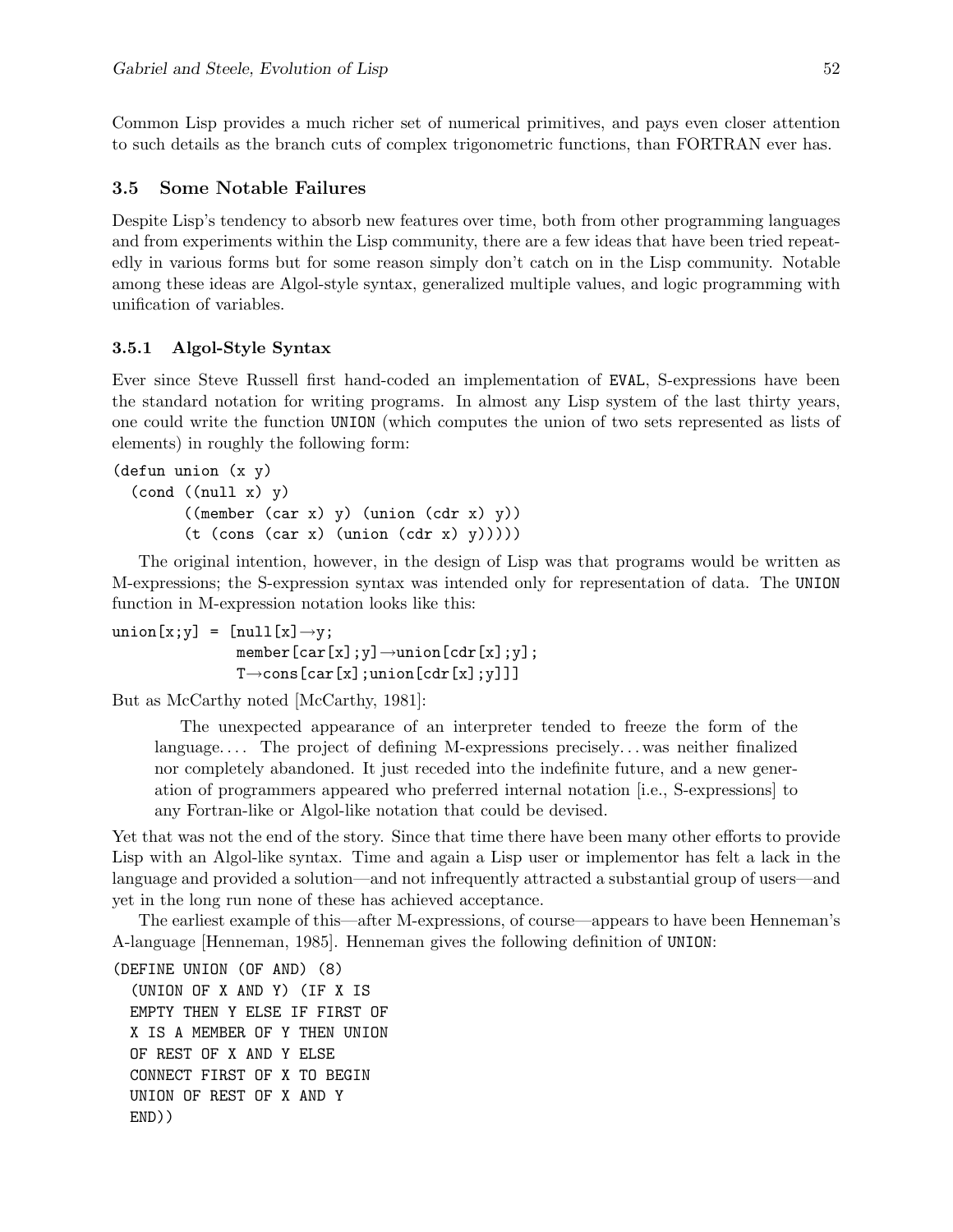Common Lisp provides a much richer set of numerical primitives, and pays even closer attention to such details as the branch cuts of complex trigonometric functions, than FORTRAN ever has.

## 3.5 Some Notable Failures

Despite Lisp's tendency to absorb new features over time, both from other programming languages and from experiments within the Lisp community, there are a few ideas that have been tried repeatedly in various forms but for some reason simply don't catch on in the Lisp community. Notable among these ideas are Algol-style syntax, generalized multiple values, and logic programming with unification of variables.

### 3.5.1 Algol-Style Syntax

Ever since Steve Russell first hand-coded an implementation of `EVAL`, S-expressions have been the standard notation for writing programs. In almost any Lisp system of the last thirty years, one could write the function `UNION` (which computes the union of two sets represented as lists of elements) in roughly the following form:

```
(defun union (x y)
  (cond ((null x) y)
        ((member (car x) y) (union (cdr x) y))
        (t (cons (car x) (union (cdr x) y)))))
```

The original intention, however, in the design of Lisp was that programs would be written as M-expressions; the S-expression syntax was intended only for representation of data. The `UNION` function in M-expression notation looks like this:

```
union[x;y] = [null[x]→y;
              member[car[x];y]→union[cdr[x];y];
              T→cons[car[x];union[cdr[x];y]]]
```

But as McCarthy noted [McCarthy, 1981]:

> The unexpected appearance of an interpreter tended to freeze the form of the language.... The project of defining M-expressions precisely... was neither finalized nor completely abandoned. It just receded into the indefinite future, and a new generation of programmers appeared who preferred internal notation [i.e., S-expressions] to any Fortran-like or Algol-like notation that could be devised.

Yet that was not the end of the story. Since that time there have been many other efforts to provide Lisp with an Algol-like syntax. Time and again a Lisp user or implementor has felt a lack in the language and provided a solution—and not infrequently attracted a substantial group of users—and yet in the long run none of these has achieved acceptance.

The earliest example of this—after M-expressions, of course—appears to have been Henneman's A-language [Henneman, 1985]. Henneman gives the following definition of `UNION`:

```
(DEFINE UNION (OF AND) (8)
  (UNION OF X AND Y) (IF X IS
  EMPTY THEN Y ELSE IF FIRST OF
  X IS A MEMBER OF Y THEN UNION
  OF REST OF X AND Y ELSE
  CONNECT FIRST OF X TO BEGIN
  UNION OF REST OF X AND Y
  END))
```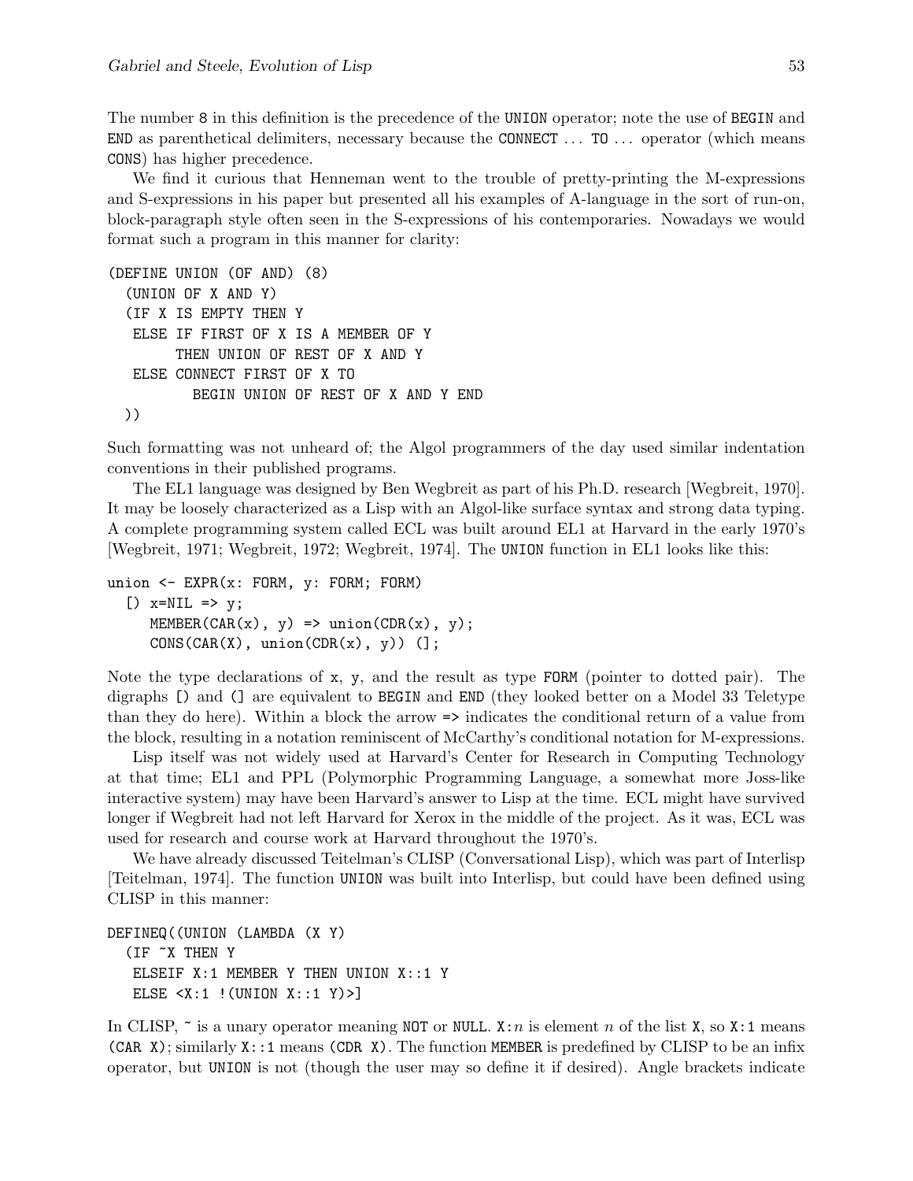The number 8 in this definition is the precedence of the UNION operator; note the use of BEGIN and END as parenthetical delimiters, necessary because the CONNECT ... TO ... operator (which means CONS) has higher precedence.

We find it curious that Henneman went to the trouble of pretty-printing the M-expressions and S-expressions in his paper but presented all his examples of A-language in the sort of run-on, block-paragraph style often seen in the S-expressions of his contemporaries. Nowadays we would format such a program in this manner for clarity:

```
(DEFINE UNION (OF AND) (8)
  (UNION OF X AND Y)
  (IF X IS EMPTY THEN Y
   ELSE IF FIRST OF X IS A MEMBER OF Y
        THEN UNION OF REST OF X AND Y
   ELSE CONNECT FIRST OF X TO
          BEGIN UNION OF REST OF X AND Y END
  ))
```

Such formatting was not unheard of; the Algol programmers of the day used similar indentation conventions in their published programs.

The EL1 language was designed by Ben Wegbreit as part of his Ph.D. research [Wegbreit, 1970]. It may be loosely characterized as a Lisp with an Algol-like surface syntax and strong data typing. A complete programming system called ECL was built around EL1 at Harvard in the early 1970's [Wegbreit, 1971; Wegbreit, 1972; Wegbreit, 1974]. The UNION function in EL1 looks like this:

```
union <- EXPR(x: FORM, y: FORM; FORM)
  [) x=NIL => y;
     MEMBER(CAR(x), y) => union(CDR(x), y);
     CONS(CAR(X), union(CDR(x), y)) (];
```

Note the type declarations of x, y, and the result as type FORM (pointer to dotted pair). The digraphs [) and (] are equivalent to BEGIN and END (they looked better on a Model 33 Teletype than they do here). Within a block the arrow => indicates the conditional return of a value from the block, resulting in a notation reminiscent of McCarthy's conditional notation for M-expressions.

Lisp itself was not widely used at Harvard's Center for Research in Computing Technology at that time; EL1 and PPL (Polymorphic Programming Language, a somewhat more Joss-like interactive system) may have been Harvard's answer to Lisp at the time. ECL might have survived longer if Wegbreit had not left Harvard for Xerox in the middle of the project. As it was, ECL was used for research and course work at Harvard throughout the 1970's.

We have already discussed Teitelman's CLISP (Conversational Lisp), which was part of Interlisp [Teitelman, 1974]. The function UNION was built into Interlisp, but could have been defined using CLISP in this manner:

```
DEFINEQ((UNION (LAMBDA (X Y)
  (IF ~X THEN Y
   ELSEIF X:1 MEMBER Y THEN UNION X::1 Y
   ELSE <X:1 !(UNION X::1 Y)>]
```

In CLISP, ~ is a unary operator meaning NOT or NULL. X:$n$ is element $n$ of the list X, so X:1 means (CAR X); similarly X::1 means (CDR X). The function MEMBER is predefined by CLISP to be an infix operator, but UNION is not (though the user may so define it if desired). Angle brackets indicate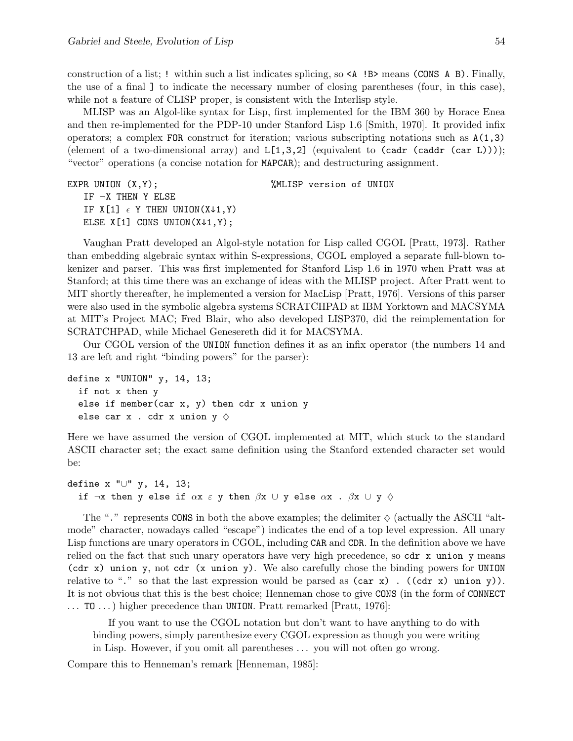construction of a list; `!` within such a list indicates splicing, so `<A !B>` means `(CONS A B)`. Finally, the use of a final `]` to indicate the necessary number of closing parentheses (four, in this case), while not a feature of CLISP proper, is consistent with the Interlisp style.

MLISP was an Algol-like syntax for Lisp, first implemented for the IBM 360 by Horace Enea and then re-implemented for the PDP-10 under Stanford Lisp 1.6 [Smith, 1970]. It provided infix operators; a complex `FOR` construct for iteration; various subscripting notations such as `A(1,3)` (element of a two-dimensional array) and `L[1,3,2]` (equivalent to `(cadr (caddr (car L)))`); "vector" operations (a concise notation for `MAPCAR`); and destructuring assignment.

```
EXPR UNION (X,Y);                          %MLISP version of UNION
   IF ¬X THEN Y ELSE
   IF X[1] ϵ Y THEN UNION(X↓1,Y)
   ELSE X[1] CONS UNION(X↓1,Y);
```

Vaughan Pratt developed an Algol-style notation for Lisp called CGOL [Pratt, 1973]. Rather than embedding algebraic syntax within S-expressions, CGOL employed a separate full-blown tokenizer and parser. This was first implemented for Stanford Lisp 1.6 in 1970 when Pratt was at Stanford; at this time there was an exchange of ideas with the MLISP project. After Pratt went to MIT shortly thereafter, he implemented a version for MacLisp [Pratt, 1976]. Versions of this parser were also used in the symbolic algebra systems SCRATCHPAD at IBM Yorktown and MACSYMA at MIT's Project MAC; Fred Blair, who also developed LISP370, did the reimplementation for SCRATCHPAD, while Michael Genesereth did it for MACSYMA.

Our CGOL version of the `UNION` function defines it as an infix operator (the numbers 14 and 13 are left and right "binding powers" for the parser):

```
define x "UNION" y, 14, 13;
  if not x then y
  else if member(car x, y) then cdr x union y
  else car x . cdr x union y ◇
```

Here we have assumed the version of CGOL implemented at MIT, which stuck to the standard ASCII character set; the exact same definition using the Stanford extended character set would be:

```
define x "∪" y, 14, 13;
  if ¬x then y else if αx ε y then βx ∪ y else αx . βx ∪ y ◇
```

The "." represents `CONS` in both the above examples; the delimiter ◇ (actually the ASCII "altmode" character, nowadays called "escape") indicates the end of a top level expression. All unary Lisp functions are unary operators in CGOL, including `CAR` and `CDR`. In the definition above we have relied on the fact that such unary operators have very high precedence, so `cdr x union y` means `(cdr x) union y`, not `cdr (x union y)`. We also carefully chose the binding powers for `UNION` relative to "." so that the last expression would be parsed as `(car x) . ((cdr x) union y))`. It is not obvious that this is the best choice; Henneman chose to give `CONS` (in the form of `CONNECT ... TO ...`) higher precedence than `UNION`. Pratt remarked [Pratt, 1976]:

> If you want to use the CGOL notation but don't want to have anything to do with binding powers, simply parenthesize every CGOL expression as though you were writing in Lisp. However, if you omit all parentheses ... you will not often go wrong.

Compare this to Henneman's remark [Henneman, 1985]: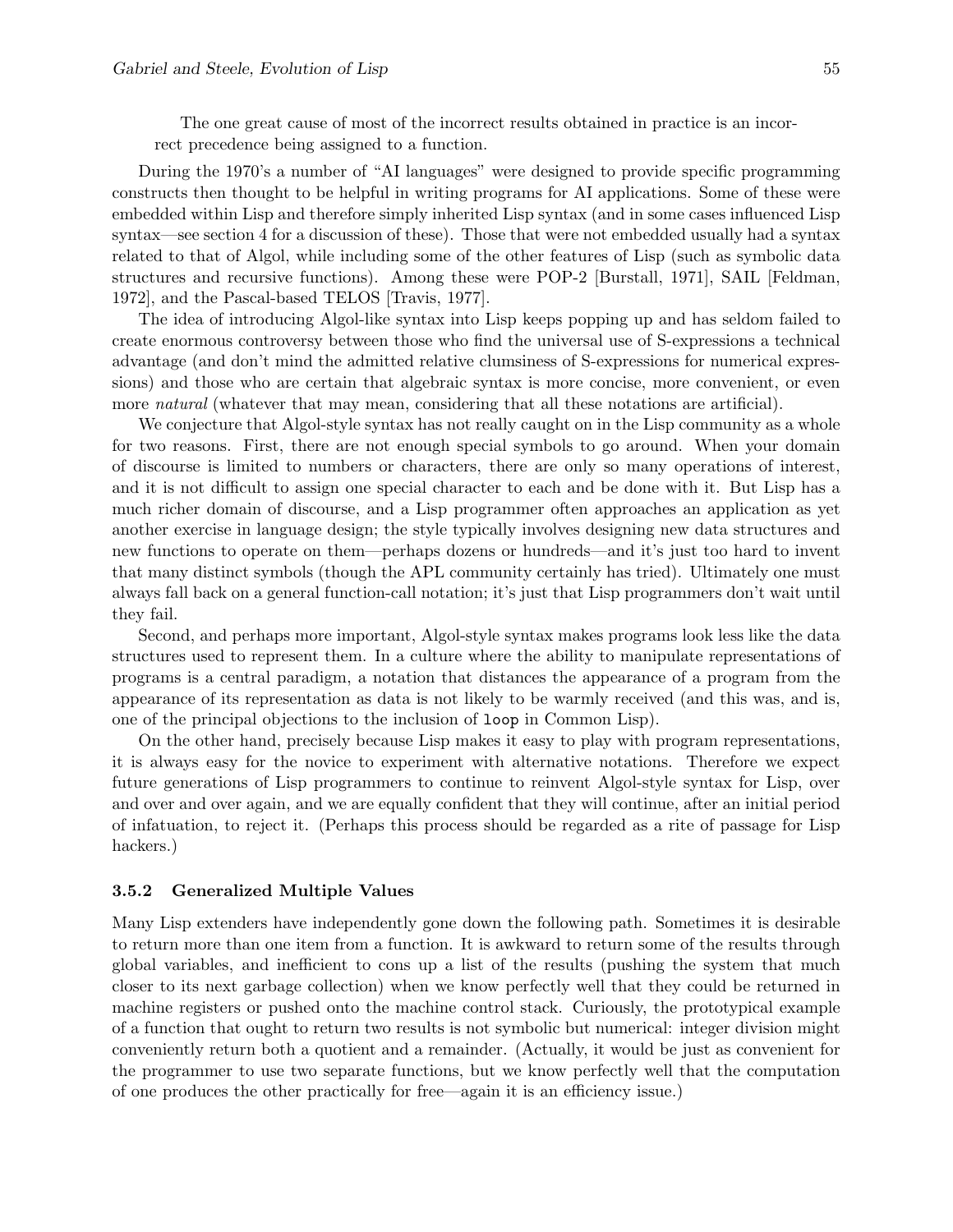> The one great cause of most of the incorrect results obtained in practice is an incorrect precedence being assigned to a function.

During the 1970's a number of "AI languages" were designed to provide specific programming constructs then thought to be helpful in writing programs for AI applications. Some of these were embedded within Lisp and therefore simply inherited Lisp syntax (and in some cases influenced Lisp syntax—see section 4 for a discussion of these). Those that were not embedded usually had a syntax related to that of Algol, while including some of the other features of Lisp (such as symbolic data structures and recursive functions). Among these were POP-2 [Burstall, 1971], SAIL [Feldman, 1972], and the Pascal-based TELOS [Travis, 1977].

The idea of introducing Algol-like syntax into Lisp keeps popping up and has seldom failed to create enormous controversy between those who find the universal use of S-expressions a technical advantage (and don't mind the admitted relative clumsiness of S-expressions for numerical expressions) and those who are certain that algebraic syntax is more concise, more convenient, or even more *natural* (whatever that may mean, considering that all these notations are artificial).

We conjecture that Algol-style syntax has not really caught on in the Lisp community as a whole for two reasons. First, there are not enough special symbols to go around. When your domain of discourse is limited to numbers or characters, there are only so many operations of interest, and it is not difficult to assign one special character to each and be done with it. But Lisp has a much richer domain of discourse, and a Lisp programmer often approaches an application as yet another exercise in language design; the style typically involves designing new data structures and new functions to operate on them—perhaps dozens or hundreds—and it's just too hard to invent that many distinct symbols (though the APL community certainly has tried). Ultimately one must always fall back on a general function-call notation; it's just that Lisp programmers don't wait until they fail.

Second, and perhaps more important, Algol-style syntax makes programs look less like the data structures used to represent them. In a culture where the ability to manipulate representations of programs is a central paradigm, a notation that distances the appearance of a program from the appearance of its representation as data is not likely to be warmly received (and this was, and is, one of the principal objections to the inclusion of `loop` in Common Lisp).

On the other hand, precisely because Lisp makes it easy to play with program representations, it is always easy for the novice to experiment with alternative notations. Therefore we expect future generations of Lisp programmers to continue to reinvent Algol-style syntax for Lisp, over and over and over again, and we are equally confident that they will continue, after an initial period of infatuation, to reject it. (Perhaps this process should be regarded as a rite of passage for Lisp hackers.)

### 3.5.2 Generalized Multiple Values

Many Lisp extenders have independently gone down the following path. Sometimes it is desirable to return more than one item from a function. It is awkward to return some of the results through global variables, and inefficient to cons up a list of the results (pushing the system that much closer to its next garbage collection) when we know perfectly well that they could be returned in machine registers or pushed onto the machine control stack. Curiously, the prototypical example of a function that ought to return two results is not symbolic but numerical: integer division might conveniently return both a quotient and a remainder. (Actually, it would be just as convenient for the programmer to use two separate functions, but we know perfectly well that the computation of one produces the other practically for free—again it is an efficiency issue.)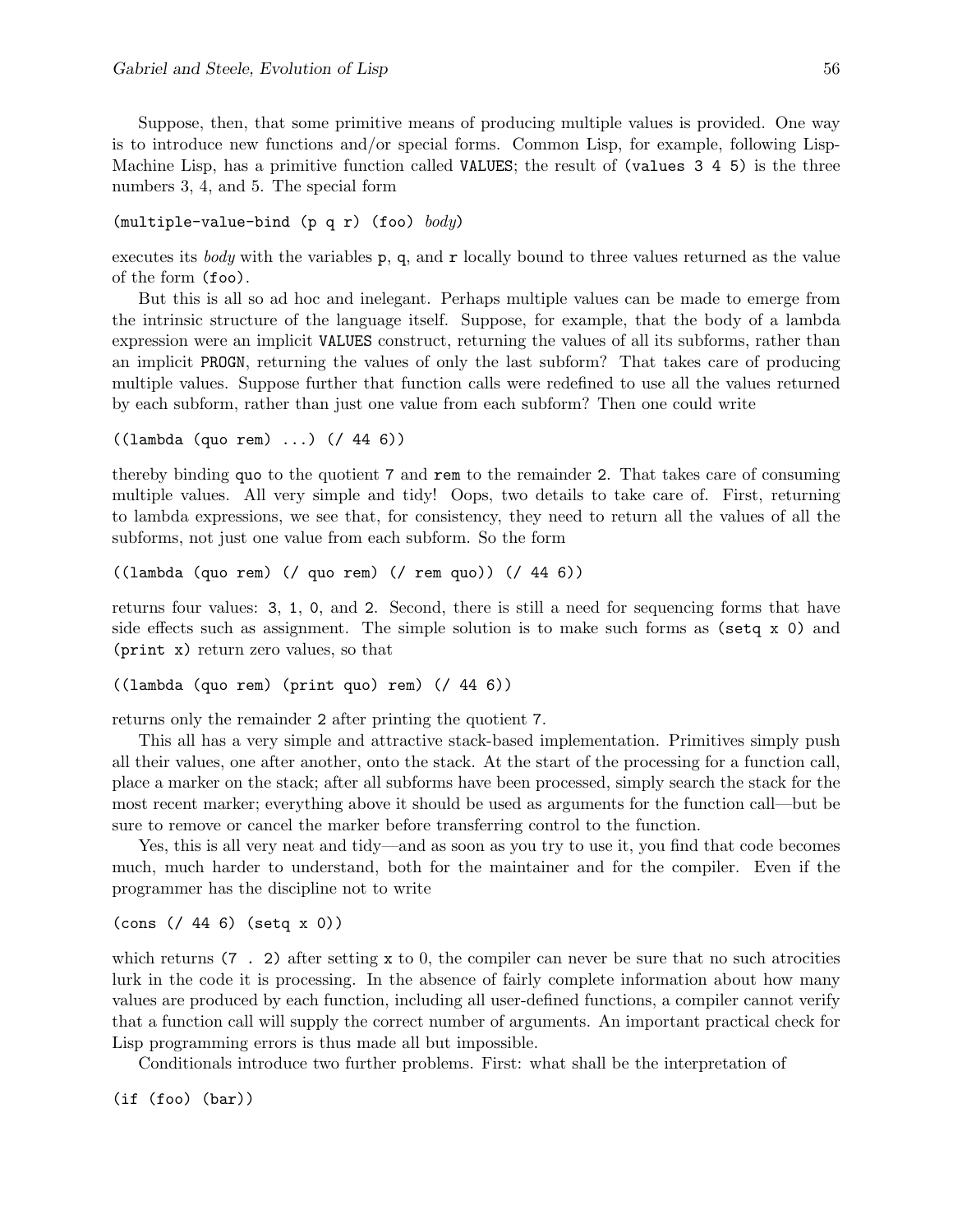Suppose, then, that some primitive means of producing multiple values is provided. One way is to introduce new functions and/or special forms. Common Lisp, for example, following Lisp-Machine Lisp, has a primitive function called `VALUES`; the result of `(values 3 4 5)` is the three numbers 3, 4, and 5. The special form

```
(multiple-value-bind (p q r) (foo) body)
```

executes its *body* with the variables `p`, `q`, and `r` locally bound to three values returned as the value of the form `(foo)`.

But this is all so ad hoc and inelegant. Perhaps multiple values can be made to emerge from the intrinsic structure of the language itself. Suppose, for example, that the body of a lambda expression were an implicit `VALUES` construct, returning the values of all its subforms, rather than an implicit `PROGN`, returning the values of only the last subform? That takes care of producing multiple values. Suppose further that function calls were redefined to use all the values returned by each subform, rather than just one value from each subform? Then one could write

```
((lambda (quo rem) ...) (/ 44 6))
```

thereby binding `quo` to the quotient `7` and `rem` to the remainder `2`. That takes care of consuming multiple values. All very simple and tidy! Oops, two details to take care of. First, returning to lambda expressions, we see that, for consistency, they need to return all the values of all the subforms, not just one value from each subform. So the form

```
((lambda (quo rem) (/ quo rem) (/ rem quo)) (/ 44 6))
```

returns four values: `3`, `1`, `0`, and `2`. Second, there is still a need for sequencing forms that have side effects such as assignment. The simple solution is to make such forms as `(setq x 0)` and `(print x)` return zero values, so that

```
((lambda (quo rem) (print quo) rem) (/ 44 6))
```

returns only the remainder `2` after printing the quotient `7`.

This all has a very simple and attractive stack-based implementation. Primitives simply push all their values, one after another, onto the stack. At the start of the processing for a function call, place a marker on the stack; after all subforms have been processed, simply search the stack for the most recent marker; everything above it should be used as arguments for the function call—but be sure to remove or cancel the marker before transferring control to the function.

Yes, this is all very neat and tidy—and as soon as you try to use it, you find that code becomes much, much harder to understand, both for the maintainer and for the compiler. Even if the programmer has the discipline not to write

```
(cons (/ 44 6) (setq x 0))
```

which returns `(7 . 2)` after setting `x` to 0, the compiler can never be sure that no such atrocities lurk in the code it is processing. In the absence of fairly complete information about how many values are produced by each function, including all user-defined functions, a compiler cannot verify that a function call will supply the correct number of arguments. An important practical check for Lisp programming errors is thus made all but impossible.

Conditionals introduce two further problems. First: what shall be the interpretation of

```
(if (foo) (bar))
```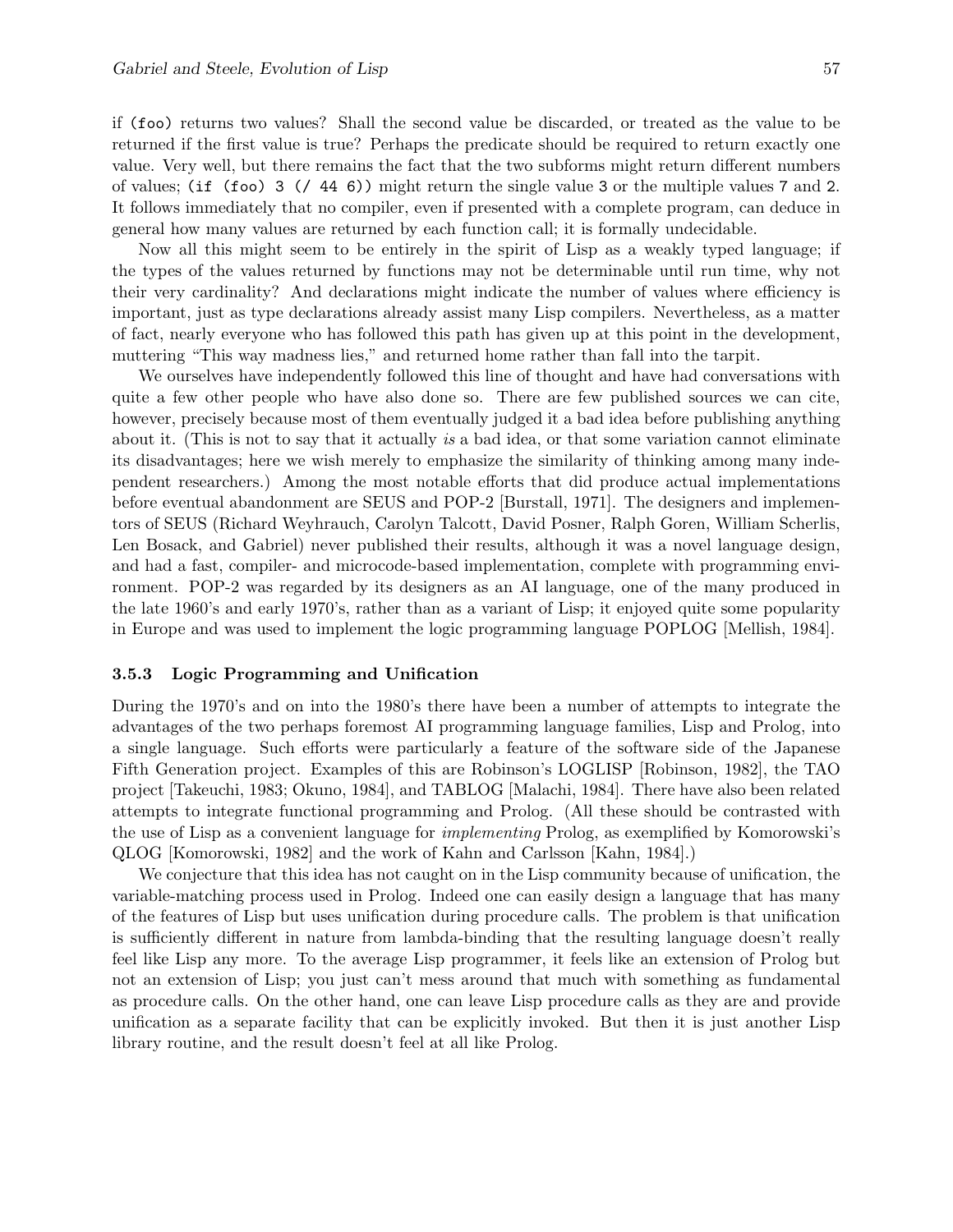if `(foo)` returns two values? Shall the second value be discarded, or treated as the value to be returned if the first value is true? Perhaps the predicate should be required to return exactly one value. Very well, but there remains the fact that the two subforms might return different numbers of values; `(if (foo) 3 (/ 44 6))` might return the single value `3` or the multiple values `7` and `2`. It follows immediately that no compiler, even if presented with a complete program, can deduce in general how many values are returned by each function call; it is formally undecidable.

Now all this might seem to be entirely in the spirit of Lisp as a weakly typed language; if the types of the values returned by functions may not be determinable until run time, why not their very cardinality? And declarations might indicate the number of values where efficiency is important, just as type declarations already assist many Lisp compilers. Nevertheless, as a matter of fact, nearly everyone who has followed this path has given up at this point in the development, muttering "This way madness lies," and returned home rather than fall into the tarpit.

We ourselves have independently followed this line of thought and have had conversations with quite a few other people who have also done so. There are few published sources we can cite, however, precisely because most of them eventually judged it a bad idea before publishing anything about it. (This is not to say that it actually *is* a bad idea, or that some variation cannot eliminate its disadvantages; here we wish merely to emphasize the similarity of thinking among many independent researchers.) Among the most notable efforts that did produce actual implementations before eventual abandonment are SEUS and POP-2 [Burstall, 1971]. The designers and implementors of SEUS (Richard Weyhrauch, Carolyn Talcott, David Posner, Ralph Goren, William Scherlis, Len Bosack, and Gabriel) never published their results, although it was a novel language design, and had a fast, compiler- and microcode-based implementation, complete with programming environment. POP-2 was regarded by its designers as an AI language, one of the many produced in the late 1960's and early 1970's, rather than as a variant of Lisp; it enjoyed quite some popularity in Europe and was used to implement the logic programming language POPLOG [Mellish, 1984].

### 3.5.3 Logic Programming and Unification

During the 1970's and on into the 1980's there have been a number of attempts to integrate the advantages of the two perhaps foremost AI programming language families, Lisp and Prolog, into a single language. Such efforts were particularly a feature of the software side of the Japanese Fifth Generation project. Examples of this are Robinson's LOGLISP [Robinson, 1982], the TAO project [Takeuchi, 1983; Okuno, 1984], and TABLOG [Malachi, 1984]. There have also been related attempts to integrate functional programming and Prolog. (All these should be contrasted with the use of Lisp as a convenient language for *implementing* Prolog, as exemplified by Komorowski's QLOG [Komorowski, 1982] and the work of Kahn and Carlsson [Kahn, 1984].)

We conjecture that this idea has not caught on in the Lisp community because of unification, the variable-matching process used in Prolog. Indeed one can easily design a language that has many of the features of Lisp but uses unification during procedure calls. The problem is that unification is sufficiently different in nature from lambda-binding that the resulting language doesn't really feel like Lisp any more. To the average Lisp programmer, it feels like an extension of Prolog but not an extension of Lisp; you just can't mess around that much with something as fundamental as procedure calls. On the other hand, one can leave Lisp procedure calls as they are and provide unification as a separate facility that can be explicitly invoked. But then it is just another Lisp library routine, and the result doesn't feel at all like Prolog.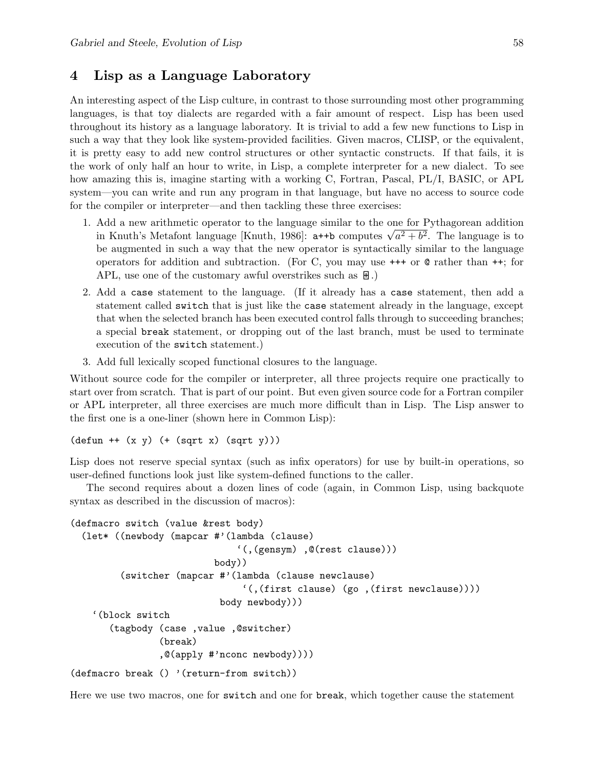## 4 Lisp as a Language Laboratory

An interesting aspect of the Lisp culture, in contrast to those surrounding most other programming languages, is that toy dialects are regarded with a fair amount of respect. Lisp has been used throughout its history as a language laboratory. It is trivial to add a few new functions to Lisp in such a way that they look like system-provided facilities. Given macros, CLISP, or the equivalent, it is pretty easy to add new control structures or other syntactic constructs. If that fails, it is the work of only half an hour to write, in Lisp, a complete interpreter for a new dialect. To see how amazing this is, imagine starting with a working C, Fortran, Pascal, PL/I, BASIC, or APL system—you can write and run any program in that language, but have no access to source code for the compiler or interpreter—and then tackling these three exercises:

1. Add a new arithmetic operator to the language similar to the one for Pythagorean addition in Knuth's Metafont language [Knuth, 1986]: `a++b` computes $\sqrt{a^2+b^2}$. The language is to be augmented in such a way that the new operator is syntactically similar to the language operators for addition and subtraction. (For C, you may use `+++` or `@` rather than `++`; for APL, use one of the customary awful overstrikes such as ⊞.)
2. Add a `case` statement to the language. (If it already has a `case` statement, then add a statement called `switch` that is just like the `case` statement already in the language, except that when the selected branch has been executed control falls through to succeeding branches; a special `break` statement, or dropping out of the last branch, must be used to terminate execution of the `switch` statement.)
3. Add full lexically scoped functional closures to the language.

Without source code for the compiler or interpreter, all three projects require one practically to start over from scratch. That is part of our point. But even given source code for a Fortran compiler or APL interpreter, all three exercises are much more difficult than in Lisp. The Lisp answer to the first one is a one-liner (shown here in Common Lisp):

```
(defun ++ (x y) (+ (sqrt x) (sqrt y)))
```

Lisp does not reserve special syntax (such as infix operators) for use by built-in operations, so user-defined functions look just like system-defined functions to the caller.

The second requires about a dozen lines of code (again, in Common Lisp, using backquote syntax as described in the discussion of macros):

```
(defmacro switch (value &rest body)
  (let* ((newbody (mapcar #'(lambda (clause)
                              `(,(gensym) ,@(rest clause)))
                          body))
         (switcher (mapcar #'(lambda (clause newclause)
                               `(,(first clause) (go ,(first newclause))))
                           body newbody)))
    `(block switch
       (tagbody (case ,value ,@switcher)
                (break)
                ,@(apply #'nconc newbody)))))

(defmacro break () '(return-from switch))
```

Here we use two macros, one for `switch` and one for `break`, which together cause the statement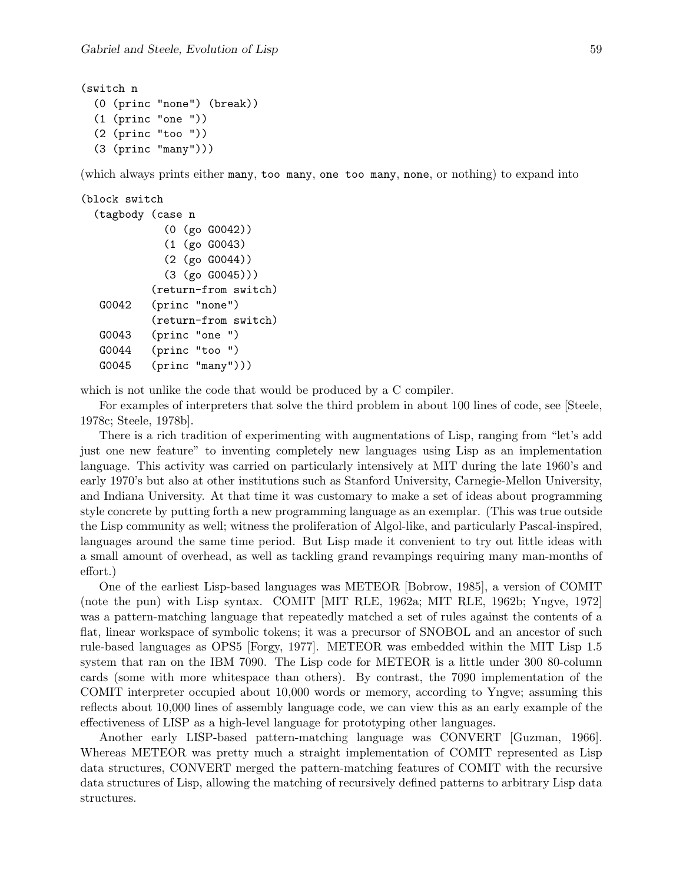```
(switch n
  (0 (princ "none") (break))
  (1 (princ "one "))
  (2 (princ "too "))
  (3 (princ "many")))
```

(which always prints either many, too many, one too many, none, or nothing) to expand into

```
(block switch
  (tagbody (case n
             (0 (go G0042))
             (1 (go G0043)
             (2 (go G0044))
             (3 (go G0045)))
           (return-from switch)
   G0042   (princ "none")
           (return-from switch)
   G0043   (princ "one ")
   G0044   (princ "too ")
   G0045   (princ "many")))
```

which is not unlike the code that would be produced by a C compiler.

For examples of interpreters that solve the third problem in about 100 lines of code, see [Steele, 1978c; Steele, 1978b].

There is a rich tradition of experimenting with augmentations of Lisp, ranging from "let's add just one new feature" to inventing completely new languages using Lisp as an implementation language. This activity was carried on particularly intensively at MIT during the late 1960's and early 1970's but also at other institutions such as Stanford University, Carnegie-Mellon University, and Indiana University. At that time it was customary to make a set of ideas about programming style concrete by putting forth a new programming language as an exemplar. (This was true outside the Lisp community as well; witness the proliferation of Algol-like, and particularly Pascal-inspired, languages around the same time period. But Lisp made it convenient to try out little ideas with a small amount of overhead, as well as tackling grand revampings requiring many man-months of effort.)

One of the earliest Lisp-based languages was METEOR [Bobrow, 1985], a version of COMIT (note the pun) with Lisp syntax. COMIT [MIT RLE, 1962a; MIT RLE, 1962b; Yngve, 1972] was a pattern-matching language that repeatedly matched a set of rules against the contents of a flat, linear workspace of symbolic tokens; it was a precursor of SNOBOL and an ancestor of such rule-based languages as OPS5 [Forgy, 1977]. METEOR was embedded within the MIT Lisp 1.5 system that ran on the IBM 7090. The Lisp code for METEOR is a little under 300 80-column cards (some with more whitespace than others). By contrast, the 7090 implementation of the COMIT interpreter occupied about 10,000 words or memory, according to Yngve; assuming this reflects about 10,000 lines of assembly language code, we can view this as an early example of the effectiveness of LISP as a high-level language for prototyping other languages.

Another early LISP-based pattern-matching language was CONVERT [Guzman, 1966]. Whereas METEOR was pretty much a straight implementation of COMIT represented as Lisp data structures, CONVERT merged the pattern-matching features of COMIT with the recursive data structures of Lisp, allowing the matching of recursively defined patterns to arbitrary Lisp data structures.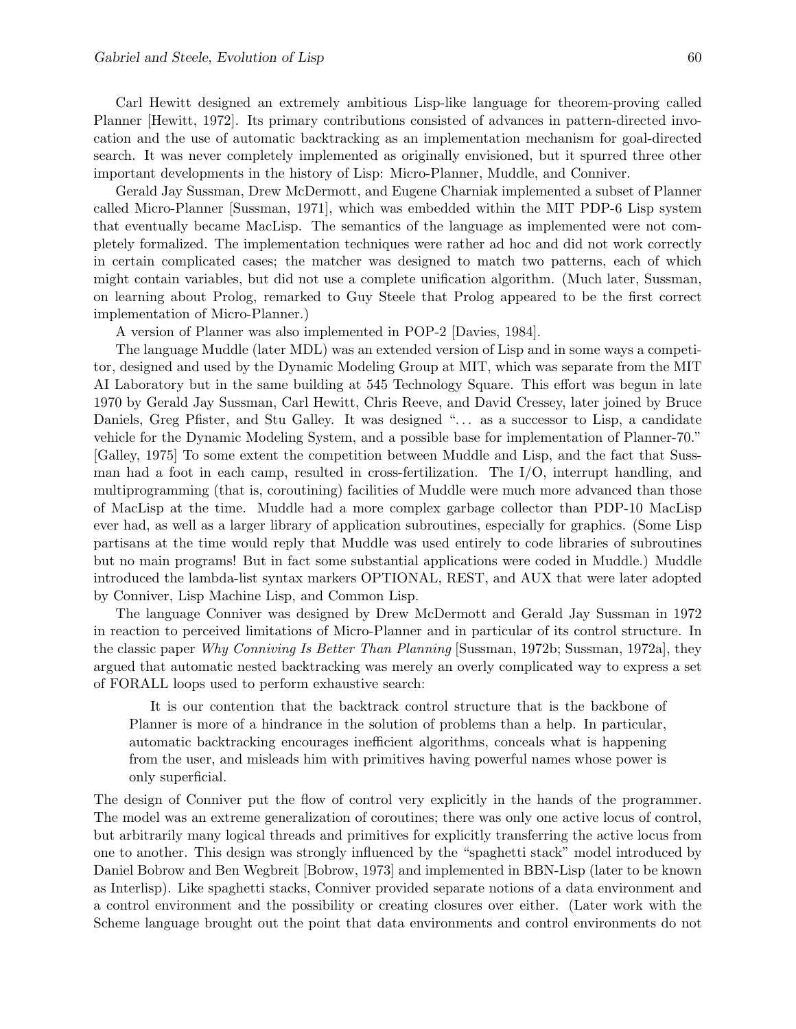Carl Hewitt designed an extremely ambitious Lisp-like language for theorem-proving called Planner [Hewitt, 1972]. Its primary contributions consisted of advances in pattern-directed invocation and the use of automatic backtracking as an implementation mechanism for goal-directed search. It was never completely implemented as originally envisioned, but it spurred three other important developments in the history of Lisp: Micro-Planner, Muddle, and Conniver.

Gerald Jay Sussman, Drew McDermott, and Eugene Charniak implemented a subset of Planner called Micro-Planner [Sussman, 1971], which was embedded within the MIT PDP-6 Lisp system that eventually became MacLisp. The semantics of the language as implemented were not completely formalized. The implementation techniques were rather ad hoc and did not work correctly in certain complicated cases; the matcher was designed to match two patterns, each of which might contain variables, but did not use a complete unification algorithm. (Much later, Sussman, on learning about Prolog, remarked to Guy Steele that Prolog appeared to be the first correct implementation of Micro-Planner.)

A version of Planner was also implemented in POP-2 [Davies, 1984].

The language Muddle (later MDL) was an extended version of Lisp and in some ways a competitor, designed and used by the Dynamic Modeling Group at MIT, which was separate from the MIT AI Laboratory but in the same building at 545 Technology Square. This effort was begun in late 1970 by Gerald Jay Sussman, Carl Hewitt, Chris Reeve, and David Cressey, later joined by Bruce Daniels, Greg Pfister, and Stu Galley. It was designed "... as a successor to Lisp, a candidate vehicle for the Dynamic Modeling System, and a possible base for implementation of Planner-70." [Galley, 1975] To some extent the competition between Muddle and Lisp, and the fact that Sussman had a foot in each camp, resulted in cross-fertilization. The I/O, interrupt handling, and multiprogramming (that is, coroutining) facilities of Muddle were much more advanced than those of MacLisp at the time. Muddle had a more complex garbage collector than PDP-10 MacLisp ever had, as well as a larger library of application subroutines, especially for graphics. (Some Lisp partisans at the time would reply that Muddle was used entirely to code libraries of subroutines but no main programs! But in fact some substantial applications were coded in Muddle.) Muddle introduced the lambda-list syntax markers OPTIONAL, REST, and AUX that were later adopted by Conniver, Lisp Machine Lisp, and Common Lisp.

The language Conniver was designed by Drew McDermott and Gerald Jay Sussman in 1972 in reaction to perceived limitations of Micro-Planner and in particular of its control structure. In the classic paper *Why Conniving Is Better Than Planning* [Sussman, 1972b; Sussman, 1972a], they argued that automatic nested backtracking was merely an overly complicated way to express a set of FORALL loops used to perform exhaustive search:

> It is our contention that the backtrack control structure that is the backbone of Planner is more of a hindrance in the solution of problems than a help. In particular, automatic backtracking encourages inefficient algorithms, conceals what is happening from the user, and misleads him with primitives having powerful names whose power is only superficial.

The design of Conniver put the flow of control very explicitly in the hands of the programmer. The model was an extreme generalization of coroutines; there was only one active locus of control, but arbitrarily many logical threads and primitives for explicitly transferring the active locus from one to another. This design was strongly influenced by the "spaghetti stack" model introduced by Daniel Bobrow and Ben Wegbreit [Bobrow, 1973] and implemented in BBN-Lisp (later to be known as Interlisp). Like spaghetti stacks, Conniver provided separate notions of a data environment and a control environment and the possibility or creating closures over either. (Later work with the Scheme language brought out the point that data environments and control environments do not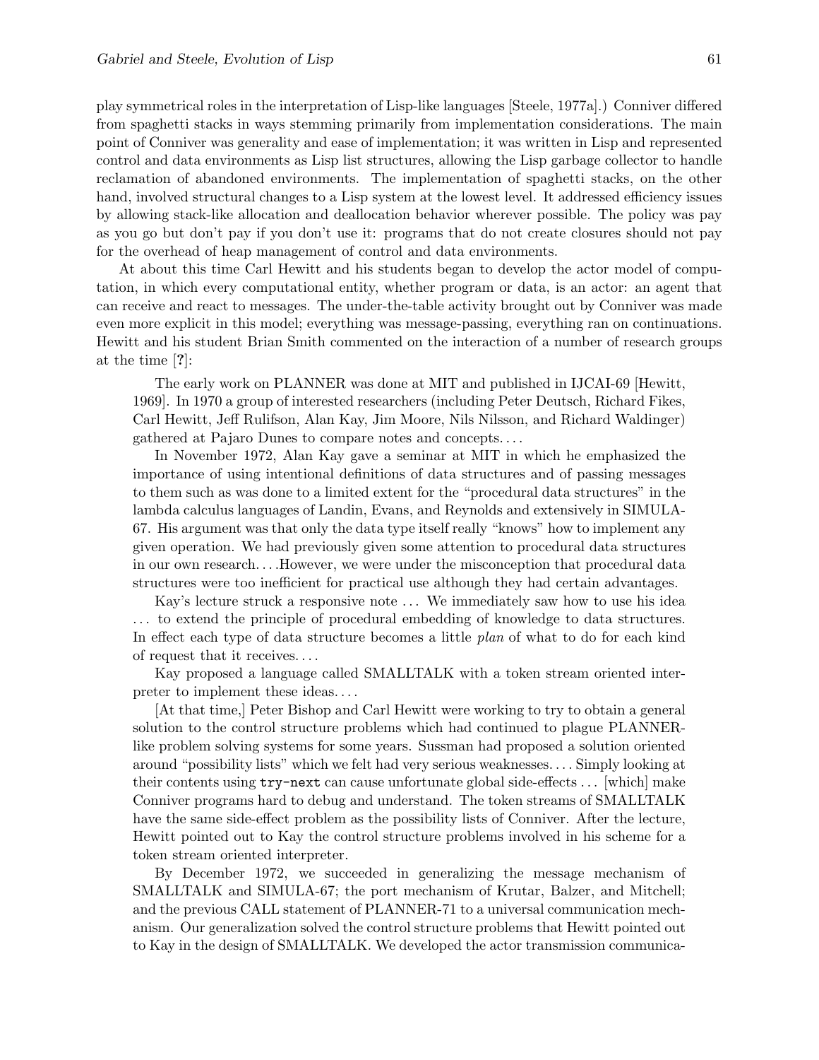play symmetrical roles in the interpretation of Lisp-like languages [Steele, 1977a].) Conniver differed from spaghetti stacks in ways stemming primarily from implementation considerations. The main point of Conniver was generality and ease of implementation; it was written in Lisp and represented control and data environments as Lisp list structures, allowing the Lisp garbage collector to handle reclamation of abandoned environments. The implementation of spaghetti stacks, on the other hand, involved structural changes to a Lisp system at the lowest level. It addressed efficiency issues by allowing stack-like allocation and deallocation behavior wherever possible. The policy was pay as you go but don't pay if you don't use it: programs that do not create closures should not pay for the overhead of heap management of control and data environments.

At about this time Carl Hewitt and his students began to develop the actor model of computation, in which every computational entity, whether program or data, is an actor: an agent that can receive and react to messages. The under-the-table activity brought out by Conniver was made even more explicit in this model; everything was message-passing, everything ran on continuations. Hewitt and his student Brian Smith commented on the interaction of a number of research groups at the time [**?**]:

> The early work on PLANNER was done at MIT and published in IJCAI-69 [Hewitt, 1969]. In 1970 a group of interested researchers (including Peter Deutsch, Richard Fikes, Carl Hewitt, Jeff Rulifson, Alan Kay, Jim Moore, Nils Nilsson, and Richard Waldinger) gathered at Pajaro Dunes to compare notes and concepts. . . .
>
> In November 1972, Alan Kay gave a seminar at MIT in which he emphasized the importance of using intentional definitions of data structures and of passing messages to them such as was done to a limited extent for the "procedural data structures" in the lambda calculus languages of Landin, Evans, and Reynolds and extensively in SIMULA-67. His argument was that only the data type itself really "knows" how to implement any given operation. We had previously given some attention to procedural data structures in our own research. . . .However, we were under the misconception that procedural data structures were too inefficient for practical use although they had certain advantages.
>
> Kay's lecture struck a responsive note . . . We immediately saw how to use his idea . . . to extend the principle of procedural embedding of knowledge to data structures. In effect each type of data structure becomes a little *plan* of what to do for each kind of request that it receives. . . .
>
> Kay proposed a language called SMALLTALK with a token stream oriented interpreter to implement these ideas. . . .
>
> [At that time,] Peter Bishop and Carl Hewitt were working to try to obtain a general solution to the control structure problems which had continued to plague PLANNER-like problem solving systems for some years. Sussman had proposed a solution oriented around "possibility lists" which we felt had very serious weaknesses. . . . Simply looking at their contents using `try-next` can cause unfortunate global side-effects . . . [which] make Conniver programs hard to debug and understand. The token streams of SMALLTALK have the same side-effect problem as the possibility lists of Conniver. After the lecture, Hewitt pointed out to Kay the control structure problems involved in his scheme for a token stream oriented interpreter.
>
> By December 1972, we succeeded in generalizing the message mechanism of SMALLTALK and SIMULA-67; the port mechanism of Krutar, Balzer, and Mitchell; and the previous CALL statement of PLANNER-71 to a universal communication mechanism. Our generalization solved the control structure problems that Hewitt pointed out to Kay in the design of SMALLTALK. We developed the actor transmission communica-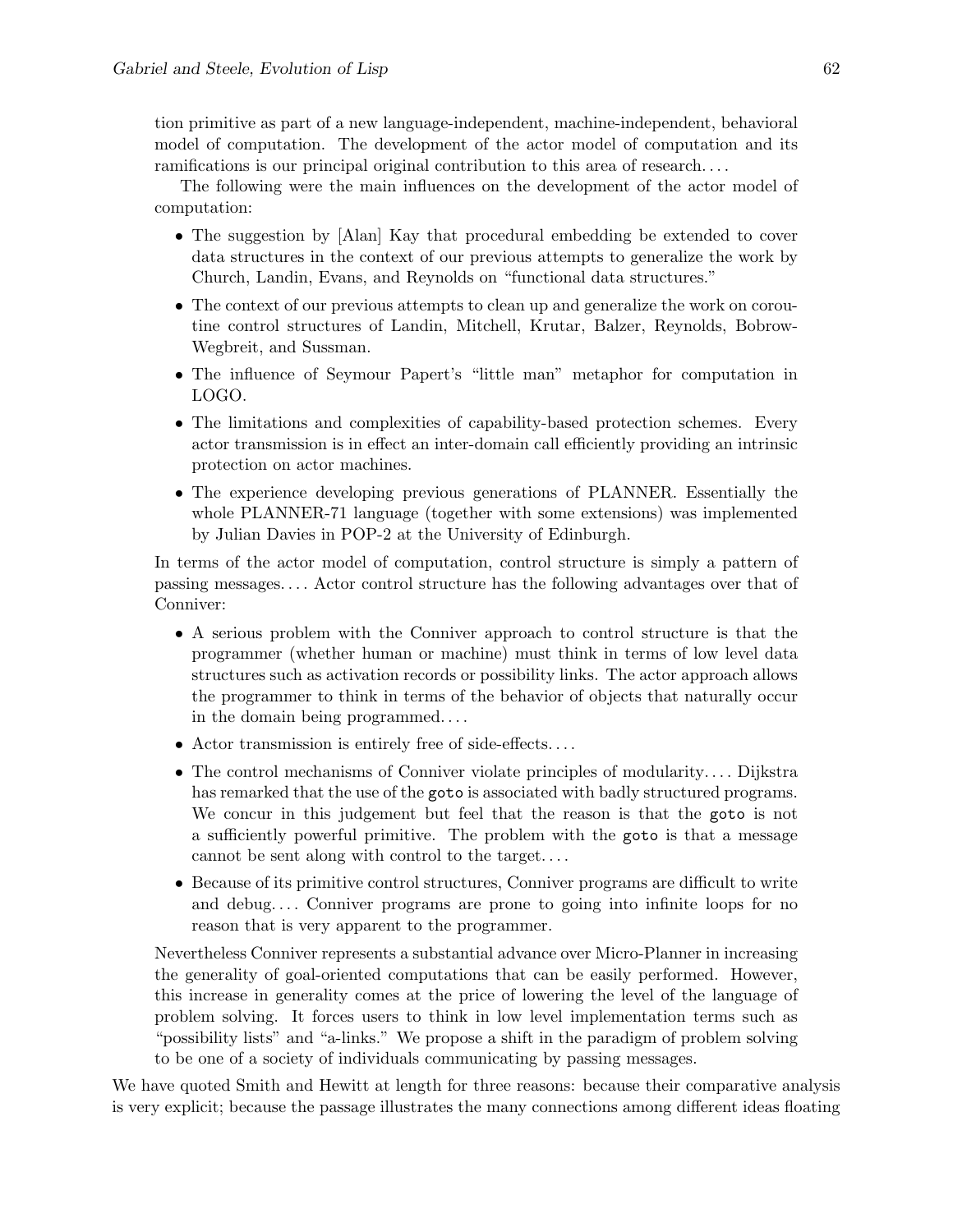tion primitive as part of a new language-independent, machine-independent, behavioral model of computation. The development of the actor model of computation and its ramifications is our principal original contribution to this area of research. . . .

> The following were the main influences on the development of the actor model of computation:
>
> - The suggestion by [Alan] Kay that procedural embedding be extended to cover data structures in the context of our previous attempts to generalize the work by Church, Landin, Evans, and Reynolds on "functional data structures."
> - The context of our previous attempts to clean up and generalize the work on coroutine control structures of Landin, Mitchell, Krutar, Balzer, Reynolds, Bobrow-Wegbreit, and Sussman.
> - The influence of Seymour Papert's "little man" metaphor for computation in LOGO.
> - The limitations and complexities of capability-based protection schemes. Every actor transmission is in effect an inter-domain call efficiently providing an intrinsic protection on actor machines.
> - The experience developing previous generations of PLANNER. Essentially the whole PLANNER-71 language (together with some extensions) was implemented by Julian Davies in POP-2 at the University of Edinburgh.
>
> In terms of the actor model of computation, control structure is simply a pattern of passing messages. . . . Actor control structure has the following advantages over that of Conniver:
>
> - A serious problem with the Conniver approach to control structure is that the programmer (whether human or machine) must think in terms of low level data structures such as activation records or possibility links. The actor approach allows the programmer to think in terms of the behavior of objects that naturally occur in the domain being programmed. . . .
> - Actor transmission is entirely free of side-effects. . . .
> - The control mechanisms of Conniver violate principles of modularity. . . . Dijkstra has remarked that the use of the `goto` is associated with badly structured programs. We concur in this judgement but feel that the reason is that the `goto` is not a sufficiently powerful primitive. The problem with the `goto` is that a message cannot be sent along with control to the target. . . .
> - Because of its primitive control structures, Conniver programs are difficult to write and debug. . . . Conniver programs are prone to going into infinite loops for no reason that is very apparent to the programmer.
>
> Nevertheless Conniver represents a substantial advance over Micro-Planner in increasing the generality of goal-oriented computations that can be easily performed. However, this increase in generality comes at the price of lowering the level of the language of problem solving. It forces users to think in low level implementation terms such as "possibility lists" and "a-links." We propose a shift in the paradigm of problem solving to be one of a society of individuals communicating by passing messages.

We have quoted Smith and Hewitt at length for three reasons: because their comparative analysis is very explicit; because the passage illustrates the many connections among different ideas floating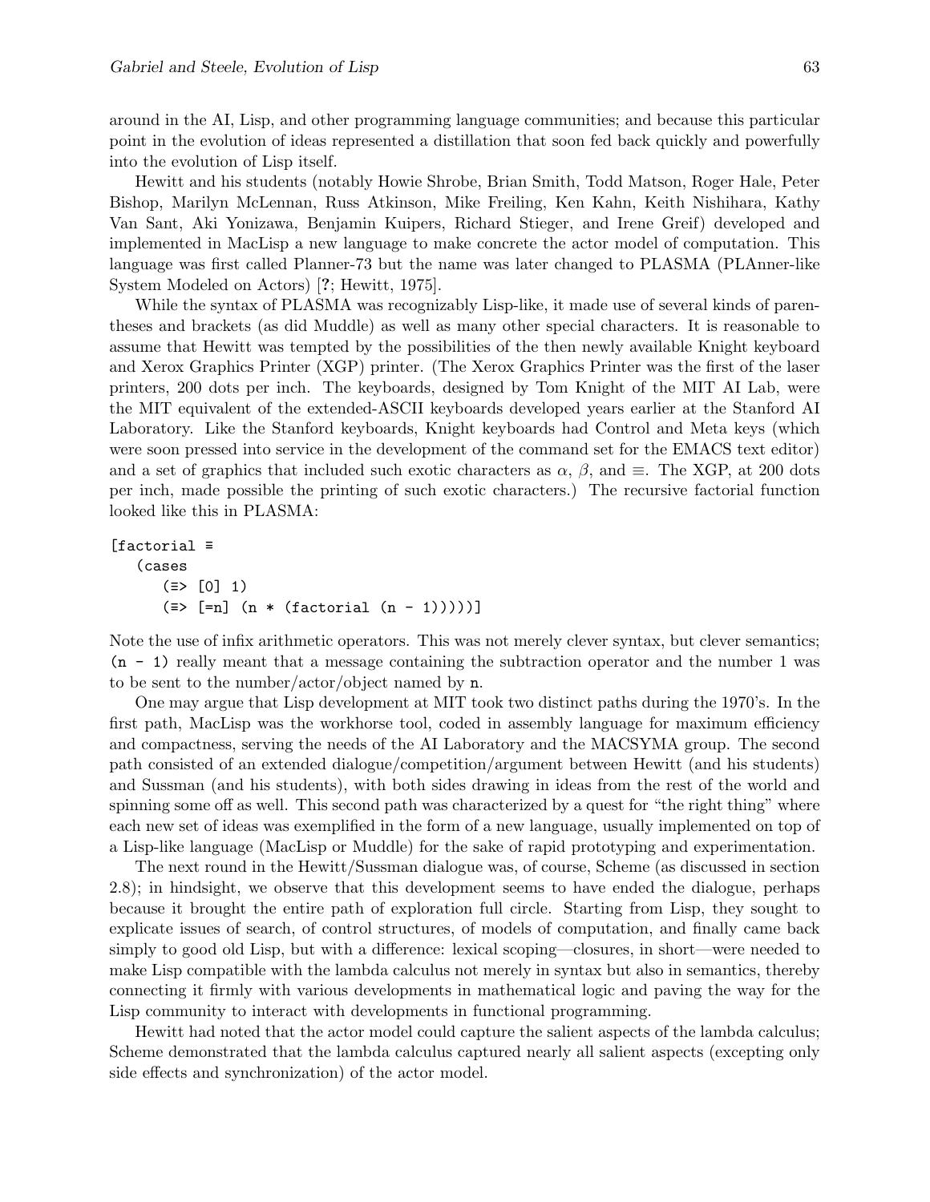around in the AI, Lisp, and other programming language communities; and because this particular point in the evolution of ideas represented a distillation that soon fed back quickly and powerfully into the evolution of Lisp itself.

Hewitt and his students (notably Howie Shrobe, Brian Smith, Todd Matson, Roger Hale, Peter Bishop, Marilyn McLennan, Russ Atkinson, Mike Freiling, Ken Kahn, Keith Nishihara, Kathy Van Sant, Aki Yonizawa, Benjamin Kuipers, Richard Stieger, and Irene Greif) developed and implemented in MacLisp a new language to make concrete the actor model of computation. This language was first called Planner-73 but the name was later changed to PLASMA (PLAnner-like System Modeled on Actors) [**?**; Hewitt, 1975].

While the syntax of PLASMA was recognizably Lisp-like, it made use of several kinds of parentheses and brackets (as did Muddle) as well as many other special characters. It is reasonable to assume that Hewitt was tempted by the possibilities of the then newly available Knight keyboard and Xerox Graphics Printer (XGP) printer. (The Xerox Graphics Printer was the first of the laser printers, 200 dots per inch. The keyboards, designed by Tom Knight of the MIT AI Lab, were the MIT equivalent of the extended-ASCII keyboards developed years earlier at the Stanford AI Laboratory. Like the Stanford keyboards, Knight keyboards had Control and Meta keys (which were soon pressed into service in the development of the command set for the EMACS text editor) and a set of graphics that included such exotic characters as $\alpha$, $\beta$, and $\equiv$. The XGP, at 200 dots per inch, made possible the printing of such exotic characters.) The recursive factorial function looked like this in PLASMA:

```
[factorial ≡
   (cases
      (≡> [0] 1)
      (≡> [=n] (n * (factorial (n - 1)))))]
```

Note the use of infix arithmetic operators. This was not merely clever syntax, but clever semantics; `(n - 1)` really meant that a message containing the subtraction operator and the number 1 was to be sent to the number/actor/object named by `n`.

One may argue that Lisp development at MIT took two distinct paths during the 1970's. In the first path, MacLisp was the workhorse tool, coded in assembly language for maximum efficiency and compactness, serving the needs of the AI Laboratory and the MACSYMA group. The second path consisted of an extended dialogue/competition/argument between Hewitt (and his students) and Sussman (and his students), with both sides drawing in ideas from the rest of the world and spinning some off as well. This second path was characterized by a quest for "the right thing" where each new set of ideas was exemplified in the form of a new language, usually implemented on top of a Lisp-like language (MacLisp or Muddle) for the sake of rapid prototyping and experimentation.

The next round in the Hewitt/Sussman dialogue was, of course, Scheme (as discussed in section 2.8); in hindsight, we observe that this development seems to have ended the dialogue, perhaps because it brought the entire path of exploration full circle. Starting from Lisp, they sought to explicate issues of search, of control structures, of models of computation, and finally came back simply to good old Lisp, but with a difference: lexical scoping—closures, in short—were needed to make Lisp compatible with the lambda calculus not merely in syntax but also in semantics, thereby connecting it firmly with various developments in mathematical logic and paving the way for the Lisp community to interact with developments in functional programming.

Hewitt had noted that the actor model could capture the salient aspects of the lambda calculus; Scheme demonstrated that the lambda calculus captured nearly all salient aspects (excepting only side effects and synchronization) of the actor model.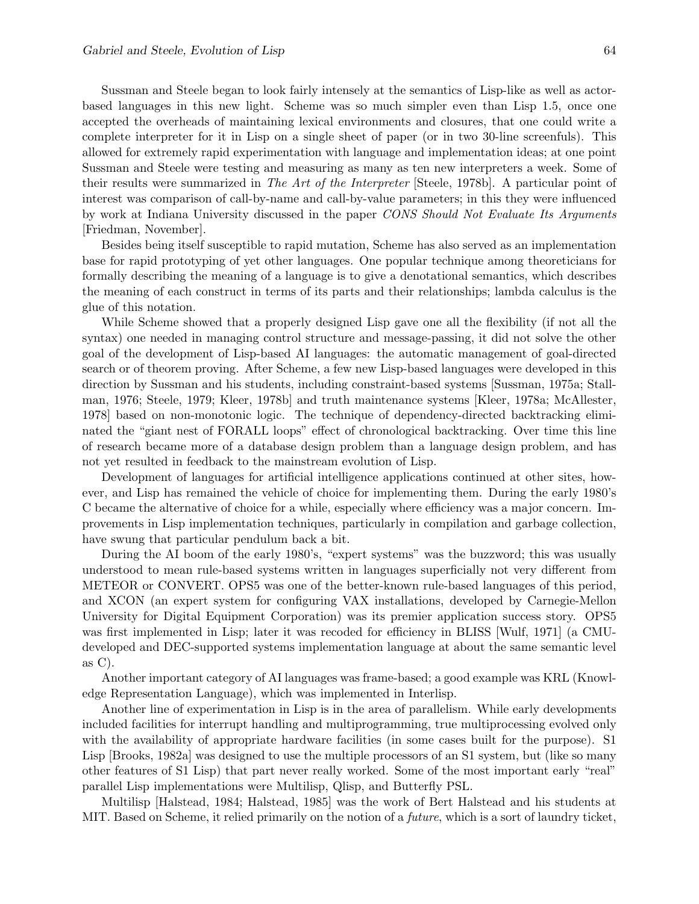Sussman and Steele began to look fairly intensely at the semantics of Lisp-like as well as actor-based languages in this new light. Scheme was so much simpler even than Lisp 1.5, once one accepted the overheads of maintaining lexical environments and closures, that one could write a complete interpreter for it in Lisp on a single sheet of paper (or in two 30-line screenfuls). This allowed for extremely rapid experimentation with language and implementation ideas; at one point Sussman and Steele were testing and measuring as many as ten new interpreters a week. Some of their results were summarized in *The Art of the Interpreter* [Steele, 1978b]. A particular point of interest was comparison of call-by-name and call-by-value parameters; in this they were influenced by work at Indiana University discussed in the paper *CONS Should Not Evaluate Its Arguments* [Friedman, November].

Besides being itself susceptible to rapid mutation, Scheme has also served as an implementation base for rapid prototyping of yet other languages. One popular technique among theoreticians for formally describing the meaning of a language is to give a denotational semantics, which describes the meaning of each construct in terms of its parts and their relationships; lambda calculus is the glue of this notation.

While Scheme showed that a properly designed Lisp gave one all the flexibility (if not all the syntax) one needed in managing control structure and message-passing, it did not solve the other goal of the development of Lisp-based AI languages: the automatic management of goal-directed search or of theorem proving. After Scheme, a few new Lisp-based languages were developed in this direction by Sussman and his students, including constraint-based systems [Sussman, 1975a; Stallman, 1976; Steele, 1979; Kleer, 1978b] and truth maintenance systems [Kleer, 1978a; McAllester, 1978] based on non-monotonic logic. The technique of dependency-directed backtracking eliminated the "giant nest of FORALL loops" effect of chronological backtracking. Over time this line of research became more of a database design problem than a language design problem, and has not yet resulted in feedback to the mainstream evolution of Lisp.

Development of languages for artificial intelligence applications continued at other sites, however, and Lisp has remained the vehicle of choice for implementing them. During the early 1980's C became the alternative of choice for a while, especially where efficiency was a major concern. Improvements in Lisp implementation techniques, particularly in compilation and garbage collection, have swung that particular pendulum back a bit.

During the AI boom of the early 1980's, "expert systems" was the buzzword; this was usually understood to mean rule-based systems written in languages superficially not very different from METEOR or CONVERT. OPS5 was one of the better-known rule-based languages of this period, and XCON (an expert system for configuring VAX installations, developed by Carnegie-Mellon University for Digital Equipment Corporation) was its premier application success story. OPS5 was first implemented in Lisp; later it was recoded for efficiency in BLISS [Wulf, 1971] (a CMU-developed and DEC-supported systems implementation language at about the same semantic level as C).

Another important category of AI languages was frame-based; a good example was KRL (Knowledge Representation Language), which was implemented in Interlisp.

Another line of experimentation in Lisp is in the area of parallelism. While early developments included facilities for interrupt handling and multiprogramming, true multiprocessing evolved only with the availability of appropriate hardware facilities (in some cases built for the purpose). S1 Lisp [Brooks, 1982a] was designed to use the multiple processors of an S1 system, but (like so many other features of S1 Lisp) that part never really worked. Some of the most important early "real" parallel Lisp implementations were Multilisp, Qlisp, and Butterfly PSL.

Multilisp [Halstead, 1984; Halstead, 1985] was the work of Bert Halstead and his students at MIT. Based on Scheme, it relied primarily on the notion of a *future*, which is a sort of laundry ticket,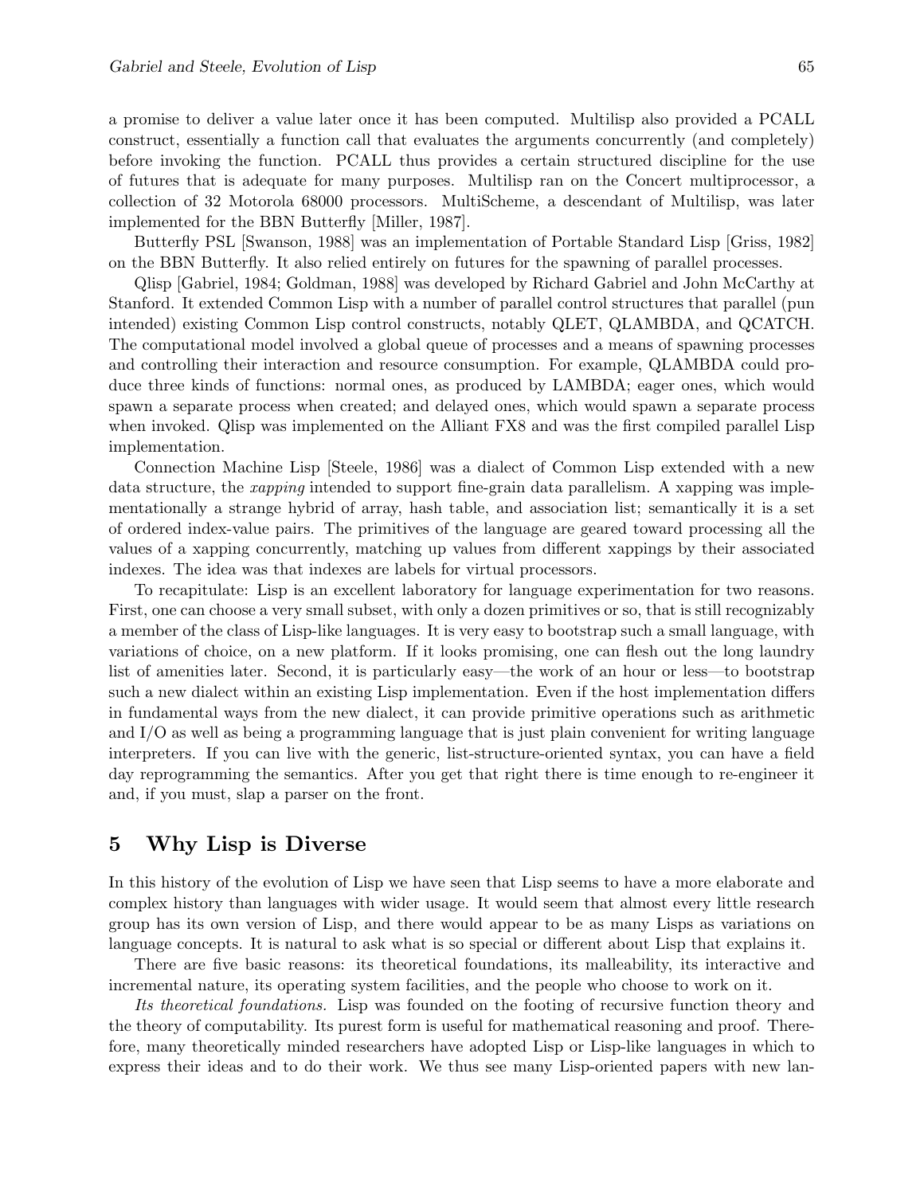a promise to deliver a value later once it has been computed. Multilisp also provided a PCALL construct, essentially a function call that evaluates the arguments concurrently (and completely) before invoking the function. PCALL thus provides a certain structured discipline for the use of futures that is adequate for many purposes. Multilisp ran on the Concert multiprocessor, a collection of 32 Motorola 68000 processors. MultiScheme, a descendant of Multilisp, was later implemented for the BBN Butterfly [Miller, 1987].

Butterfly PSL [Swanson, 1988] was an implementation of Portable Standard Lisp [Griss, 1982] on the BBN Butterfly. It also relied entirely on futures for the spawning of parallel processes.

Qlisp [Gabriel, 1984; Goldman, 1988] was developed by Richard Gabriel and John McCarthy at Stanford. It extended Common Lisp with a number of parallel control structures that parallel (pun intended) existing Common Lisp control constructs, notably QLET, QLAMBDA, and QCATCH. The computational model involved a global queue of processes and a means of spawning processes and controlling their interaction and resource consumption. For example, QLAMBDA could produce three kinds of functions: normal ones, as produced by LAMBDA; eager ones, which would spawn a separate process when created; and delayed ones, which would spawn a separate process when invoked. Qlisp was implemented on the Alliant FX8 and was the first compiled parallel Lisp implementation.

Connection Machine Lisp [Steele, 1986] was a dialect of Common Lisp extended with a new data structure, the *xapping* intended to support fine-grain data parallelism. A xapping was implementationally a strange hybrid of array, hash table, and association list; semantically it is a set of ordered index-value pairs. The primitives of the language are geared toward processing all the values of a xapping concurrently, matching up values from different xappings by their associated indexes. The idea was that indexes are labels for virtual processors.

To recapitulate: Lisp is an excellent laboratory for language experimentation for two reasons. First, one can choose a very small subset, with only a dozen primitives or so, that is still recognizably a member of the class of Lisp-like languages. It is very easy to bootstrap such a small language, with variations of choice, on a new platform. If it looks promising, one can flesh out the long laundry list of amenities later. Second, it is particularly easy—the work of an hour or less—to bootstrap such a new dialect within an existing Lisp implementation. Even if the host implementation differs in fundamental ways from the new dialect, it can provide primitive operations such as arithmetic and I/O as well as being a programming language that is just plain convenient for writing language interpreters. If you can live with the generic, list-structure-oriented syntax, you can have a field day reprogramming the semantics. After you get that right there is time enough to re-engineer it and, if you must, slap a parser on the front.

## 5 Why Lisp is Diverse

In this history of the evolution of Lisp we have seen that Lisp seems to have a more elaborate and complex history than languages with wider usage. It would seem that almost every little research group has its own version of Lisp, and there would appear to be as many Lisps as variations on language concepts. It is natural to ask what is so special or different about Lisp that explains it.

There are five basic reasons: its theoretical foundations, its malleability, its interactive and incremental nature, its operating system facilities, and the people who choose to work on it.

*Its theoretical foundations.* Lisp was founded on the footing of recursive function theory and the theory of computability. Its purest form is useful for mathematical reasoning and proof. Therefore, many theoretically minded researchers have adopted Lisp or Lisp-like languages in which to express their ideas and to do their work. We thus see many Lisp-oriented papers with new lan-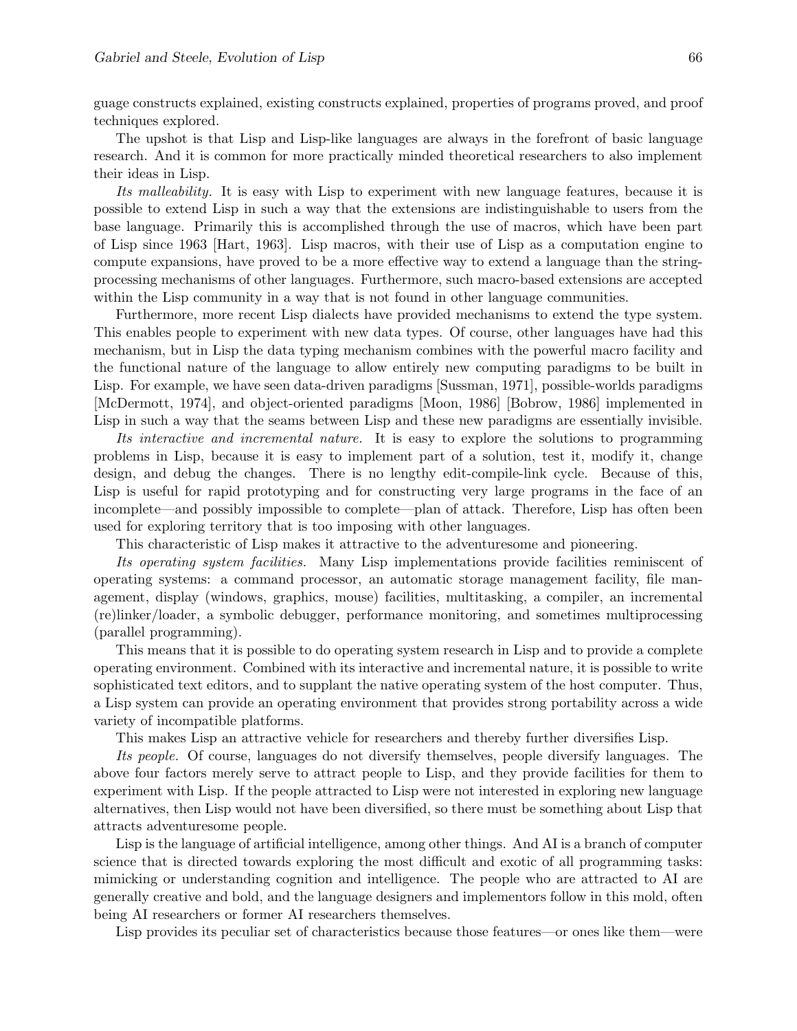guage constructs explained, existing constructs explained, properties of programs proved, and proof techniques explored.

The upshot is that Lisp and Lisp-like languages are always in the forefront of basic language research. And it is common for more practically minded theoretical researchers to also implement their ideas in Lisp.

*Its malleability.* It is easy with Lisp to experiment with new language features, because it is possible to extend Lisp in such a way that the extensions are indistinguishable to users from the base language. Primarily this is accomplished through the use of macros, which have been part of Lisp since 1963 [Hart, 1963]. Lisp macros, with their use of Lisp as a computation engine to compute expansions, have proved to be a more effective way to extend a language than the string-processing mechanisms of other languages. Furthermore, such macro-based extensions are accepted within the Lisp community in a way that is not found in other language communities.

Furthermore, more recent Lisp dialects have provided mechanisms to extend the type system. This enables people to experiment with new data types. Of course, other languages have had this mechanism, but in Lisp the data typing mechanism combines with the powerful macro facility and the functional nature of the language to allow entirely new computing paradigms to be built in Lisp. For example, we have seen data-driven paradigms [Sussman, 1971], possible-worlds paradigms [McDermott, 1974], and object-oriented paradigms [Moon, 1986] [Bobrow, 1986] implemented in Lisp in such a way that the seams between Lisp and these new paradigms are essentially invisible.

*Its interactive and incremental nature.* It is easy to explore the solutions to programming problems in Lisp, because it is easy to implement part of a solution, test it, modify it, change design, and debug the changes. There is no lengthy edit-compile-link cycle. Because of this, Lisp is useful for rapid prototyping and for constructing very large programs in the face of an incomplete—and possibly impossible to complete—plan of attack. Therefore, Lisp has often been used for exploring territory that is too imposing with other languages.

This characteristic of Lisp makes it attractive to the adventuresome and pioneering.

*Its operating system facilities.* Many Lisp implementations provide facilities reminiscent of operating systems: a command processor, an automatic storage management facility, file management, display (windows, graphics, mouse) facilities, multitasking, a compiler, an incremental (re)linker/loader, a symbolic debugger, performance monitoring, and sometimes multiprocessing (parallel programming).

This means that it is possible to do operating system research in Lisp and to provide a complete operating environment. Combined with its interactive and incremental nature, it is possible to write sophisticated text editors, and to supplant the native operating system of the host computer. Thus, a Lisp system can provide an operating environment that provides strong portability across a wide variety of incompatible platforms.

This makes Lisp an attractive vehicle for researchers and thereby further diversifies Lisp.

*Its people.* Of course, languages do not diversify themselves, people diversify languages. The above four factors merely serve to attract people to Lisp, and they provide facilities for them to experiment with Lisp. If the people attracted to Lisp were not interested in exploring new language alternatives, then Lisp would not have been diversified, so there must be something about Lisp that attracts adventuresome people.

Lisp is the language of artificial intelligence, among other things. And AI is a branch of computer science that is directed towards exploring the most difficult and exotic of all programming tasks: mimicking or understanding cognition and intelligence. The people who are attracted to AI are generally creative and bold, and the language designers and implementors follow in this mold, often being AI researchers or former AI researchers themselves.

Lisp provides its peculiar set of characteristics because those features—or ones like them—were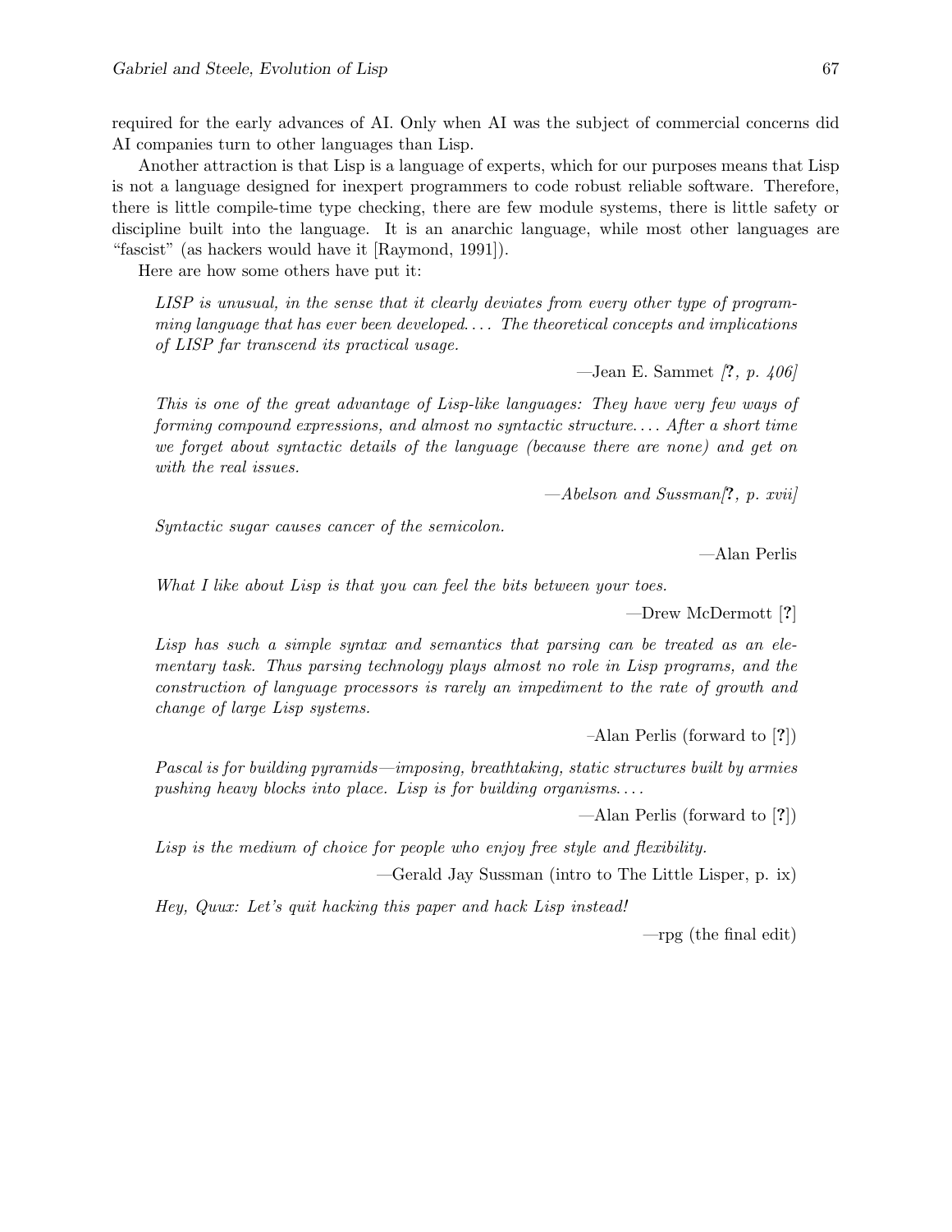required for the early advances of AI. Only when AI was the subject of commercial concerns did AI companies turn to other languages than Lisp.

Another attraction is that Lisp is a language of experts, which for our purposes means that Lisp is not a language designed for inexpert programmers to code robust reliable software. Therefore, there is little compile-time type checking, there are few module systems, there is little safety or discipline built into the language. It is an anarchic language, while most other languages are "fascist" (as hackers would have it [Raymond, 1991]).

Here are how some others have put it:

> *LISP is unusual, in the sense that it clearly deviates from every other type of programming language that has ever been developed.... The theoretical concepts and implications of LISP far transcend its practical usage.*
>
> —Jean E. Sammet *[?, p. 406]*

> *This is one of the great advantage of Lisp-like languages: They have very few ways of forming compound expressions, and almost no syntactic structure.... After a short time we forget about syntactic details of the language (because there are none) and get on with the real issues.*
>
> *—Abelson and Sussman[?, p. xvii]*

> *Syntactic sugar causes cancer of the semicolon.*
>
> —Alan Perlis

> *What I like about Lisp is that you can feel the bits between your toes.*
>
> —Drew McDermott [?]

> *Lisp has such a simple syntax and semantics that parsing can be treated as an elementary task. Thus parsing technology plays almost no role in Lisp programs, and the construction of language processors is rarely an impediment to the rate of growth and change of large Lisp systems.*
>
> –Alan Perlis (forward to [?])

> *Pascal is for building pyramids—imposing, breathtaking, static structures built by armies pushing heavy blocks into place. Lisp is for building organisms....*
>
> —Alan Perlis (forward to [?])

> *Lisp is the medium of choice for people who enjoy free style and flexibility.*
>
> —Gerald Jay Sussman (intro to The Little Lisper, p. ix)

> *Hey, Quux: Let's quit hacking this paper and hack Lisp instead!*
>
> —rpg (the final edit)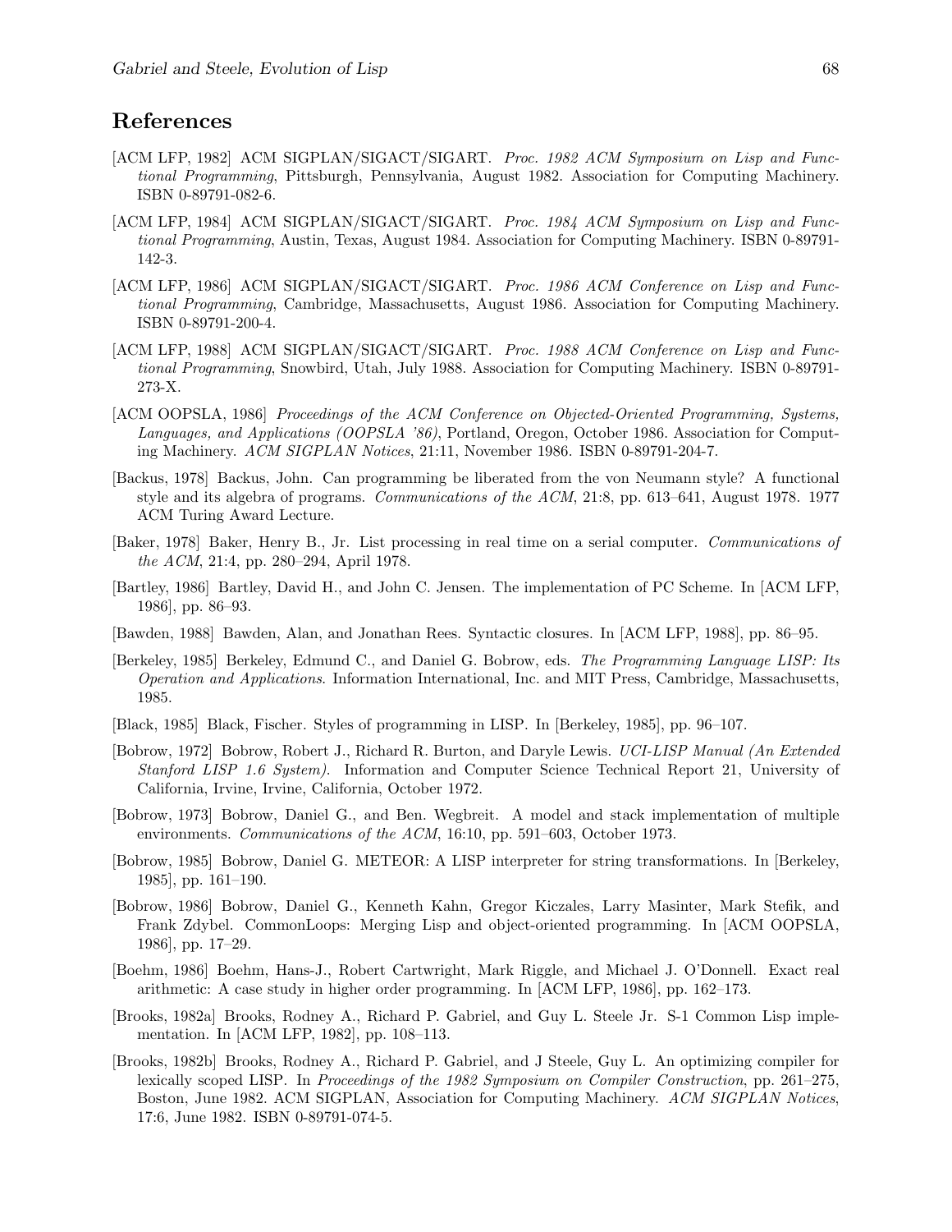## References

[ACM LFP, 1982] ACM SIGPLAN/SIGACT/SIGART. *Proc. 1982 ACM Symposium on Lisp and Functional Programming*, Pittsburgh, Pennsylvania, August 1982. Association for Computing Machinery. ISBN 0-89791-082-6.

[ACM LFP, 1984] ACM SIGPLAN/SIGACT/SIGART. *Proc. 1984 ACM Symposium on Lisp and Functional Programming*, Austin, Texas, August 1984. Association for Computing Machinery. ISBN 0-89791-142-3.

[ACM LFP, 1986] ACM SIGPLAN/SIGACT/SIGART. *Proc. 1986 ACM Conference on Lisp and Functional Programming*, Cambridge, Massachusetts, August 1986. Association for Computing Machinery. ISBN 0-89791-200-4.

[ACM LFP, 1988] ACM SIGPLAN/SIGACT/SIGART. *Proc. 1988 ACM Conference on Lisp and Functional Programming*, Snowbird, Utah, July 1988. Association for Computing Machinery. ISBN 0-89791-273-X.

[ACM OOPSLA, 1986] *Proceedings of the ACM Conference on Objected-Oriented Programming, Systems, Languages, and Applications (OOPSLA '86)*, Portland, Oregon, October 1986. Association for Computing Machinery. *ACM SIGPLAN Notices*, 21:11, November 1986. ISBN 0-89791-204-7.

[Backus, 1978] Backus, John. Can programming be liberated from the von Neumann style? A functional style and its algebra of programs. *Communications of the ACM*, 21:8, pp. 613–641, August 1978. 1977 ACM Turing Award Lecture.

[Baker, 1978] Baker, Henry B., Jr. List processing in real time on a serial computer. *Communications of the ACM*, 21:4, pp. 280–294, April 1978.

[Bartley, 1986] Bartley, David H., and John C. Jensen. The implementation of PC Scheme. In [ACM LFP, 1986], pp. 86–93.

[Bawden, 1988] Bawden, Alan, and Jonathan Rees. Syntactic closures. In [ACM LFP, 1988], pp. 86–95.

[Berkeley, 1985] Berkeley, Edmund C., and Daniel G. Bobrow, eds. *The Programming Language LISP: Its Operation and Applications*. Information International, Inc. and MIT Press, Cambridge, Massachusetts, 1985.

[Black, 1985] Black, Fischer. Styles of programming in LISP. In [Berkeley, 1985], pp. 96–107.

[Bobrow, 1972] Bobrow, Robert J., Richard R. Burton, and Daryle Lewis. *UCI-LISP Manual (An Extended Stanford LISP 1.6 System)*. Information and Computer Science Technical Report 21, University of California, Irvine, Irvine, California, October 1972.

[Bobrow, 1973] Bobrow, Daniel G., and Ben. Wegbreit. A model and stack implementation of multiple environments. *Communications of the ACM*, 16:10, pp. 591–603, October 1973.

[Bobrow, 1985] Bobrow, Daniel G. METEOR: A LISP interpreter for string transformations. In [Berkeley, 1985], pp. 161–190.

[Bobrow, 1986] Bobrow, Daniel G., Kenneth Kahn, Gregor Kiczales, Larry Masinter, Mark Stefik, and Frank Zdybel. CommonLoops: Merging Lisp and object-oriented programming. In [ACM OOPSLA, 1986], pp. 17–29.

[Boehm, 1986] Boehm, Hans-J., Robert Cartwright, Mark Riggle, and Michael J. O'Donnell. Exact real arithmetic: A case study in higher order programming. In [ACM LFP, 1986], pp. 162–173.

[Brooks, 1982a] Brooks, Rodney A., Richard P. Gabriel, and Guy L. Steele Jr. S-1 Common Lisp implementation. In [ACM LFP, 1982], pp. 108–113.

[Brooks, 1982b] Brooks, Rodney A., Richard P. Gabriel, and J Steele, Guy L. An optimizing compiler for lexically scoped LISP. In *Proceedings of the 1982 Symposium on Compiler Construction*, pp. 261–275, Boston, June 1982. ACM SIGPLAN, Association for Computing Machinery. *ACM SIGPLAN Notices*, 17:6, June 1982. ISBN 0-89791-074-5.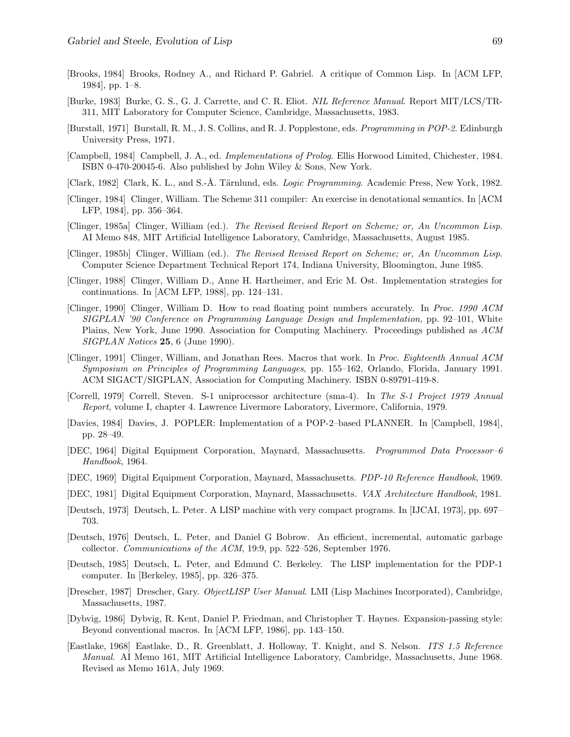[Brooks, 1984] Brooks, Rodney A., and Richard P. Gabriel. A critique of Common Lisp. In [ACM LFP, 1984], pp. 1–8.

[Burke, 1983] Burke, G. S., G. J. Carrette, and C. R. Eliot. *NIL Reference Manual*. Report MIT/LCS/TR-311, MIT Laboratory for Computer Science, Cambridge, Massachusetts, 1983.

[Burstall, 1971] Burstall, R. M., J. S. Collins, and R. J. Popplestone, eds. *Programming in POP-2*. Edinburgh University Press, 1971.

[Campbell, 1984] Campbell, J. A., ed. *Implementations of Prolog*. Ellis Horwood Limited, Chichester, 1984. ISBN 0-470-20045-6. Also published by John Wiley & Sons, New York.

[Clark, 1982] Clark, K. L., and S.-Å. Tärnlund, eds. *Logic Programming*. Academic Press, New York, 1982.

[Clinger, 1984] Clinger, William. The Scheme 311 compiler: An exercise in denotational semantics. In [ACM LFP, 1984], pp. 356–364.

[Clinger, 1985a] Clinger, William (ed.). *The Revised Revised Report on Scheme; or, An Uncommon Lisp*. AI Memo 848, MIT Artificial Intelligence Laboratory, Cambridge, Massachusetts, August 1985.

[Clinger, 1985b] Clinger, William (ed.). *The Revised Revised Report on Scheme; or, An Uncommon Lisp*. Computer Science Department Technical Report 174, Indiana University, Bloomington, June 1985.

[Clinger, 1988] Clinger, William D., Anne H. Hartheimer, and Eric M. Ost. Implementation strategies for continuations. In [ACM LFP, 1988], pp. 124–131.

[Clinger, 1990] Clinger, William D. How to read floating point numbers accurately. In *Proc. 1990 ACM SIGPLAN '90 Conference on Programming Language Design and Implementation*, pp. 92–101, White Plains, New York, June 1990. Association for Computing Machinery. Proceedings published as *ACM SIGPLAN Notices* **25**, 6 (June 1990).

[Clinger, 1991] Clinger, William, and Jonathan Rees. Macros that work. In *Proc. Eighteenth Annual ACM Symposium on Principles of Programming Languages*, pp. 155–162, Orlando, Florida, January 1991. ACM SIGACT/SIGPLAN, Association for Computing Machinery. ISBN 0-89791-419-8.

[Correll, 1979] Correll, Steven. S-1 uniprocessor architecture (sma-4). In *The S-1 Project 1979 Annual Report*, volume I, chapter 4. Lawrence Livermore Laboratory, Livermore, California, 1979.

[Davies, 1984] Davies, J. POPLER: Implementation of a POP-2–based PLANNER. In [Campbell, 1984], pp. 28–49.

[DEC, 1964] Digital Equipment Corporation, Maynard, Massachusetts. *Programmed Data Processor–6 Handbook*, 1964.

[DEC, 1969] Digital Equipment Corporation, Maynard, Massachusetts. *PDP-10 Reference Handbook*, 1969.

[DEC, 1981] Digital Equipment Corporation, Maynard, Massachusetts. *VAX Architecture Handbook*, 1981.

[Deutsch, 1973] Deutsch, L. Peter. A LISP machine with very compact programs. In [IJCAI, 1973], pp. 697–703.

[Deutsch, 1976] Deutsch, L. Peter, and Daniel G Bobrow. An efficient, incremental, automatic garbage collector. *Communications of the ACM*, 19:9, pp. 522–526, September 1976.

[Deutsch, 1985] Deutsch, L. Peter, and Edmund C. Berkeley. The LISP implementation for the PDP-1 computer. In [Berkeley, 1985], pp. 326–375.

[Drescher, 1987] Drescher, Gary. *ObjectLISP User Manual*. LMI (Lisp Machines Incorporated), Cambridge, Massachusetts, 1987.

[Dybvig, 1986] Dybvig, R. Kent, Daniel P. Friedman, and Christopher T. Haynes. Expansion-passing style: Beyond conventional macros. In [ACM LFP, 1986], pp. 143–150.

[Eastlake, 1968] Eastlake, D., R. Greenblatt, J. Holloway, T. Knight, and S. Nelson. *ITS 1.5 Reference Manual*. AI Memo 161, MIT Artificial Intelligence Laboratory, Cambridge, Massachusetts, June 1968. Revised as Memo 161A, July 1969.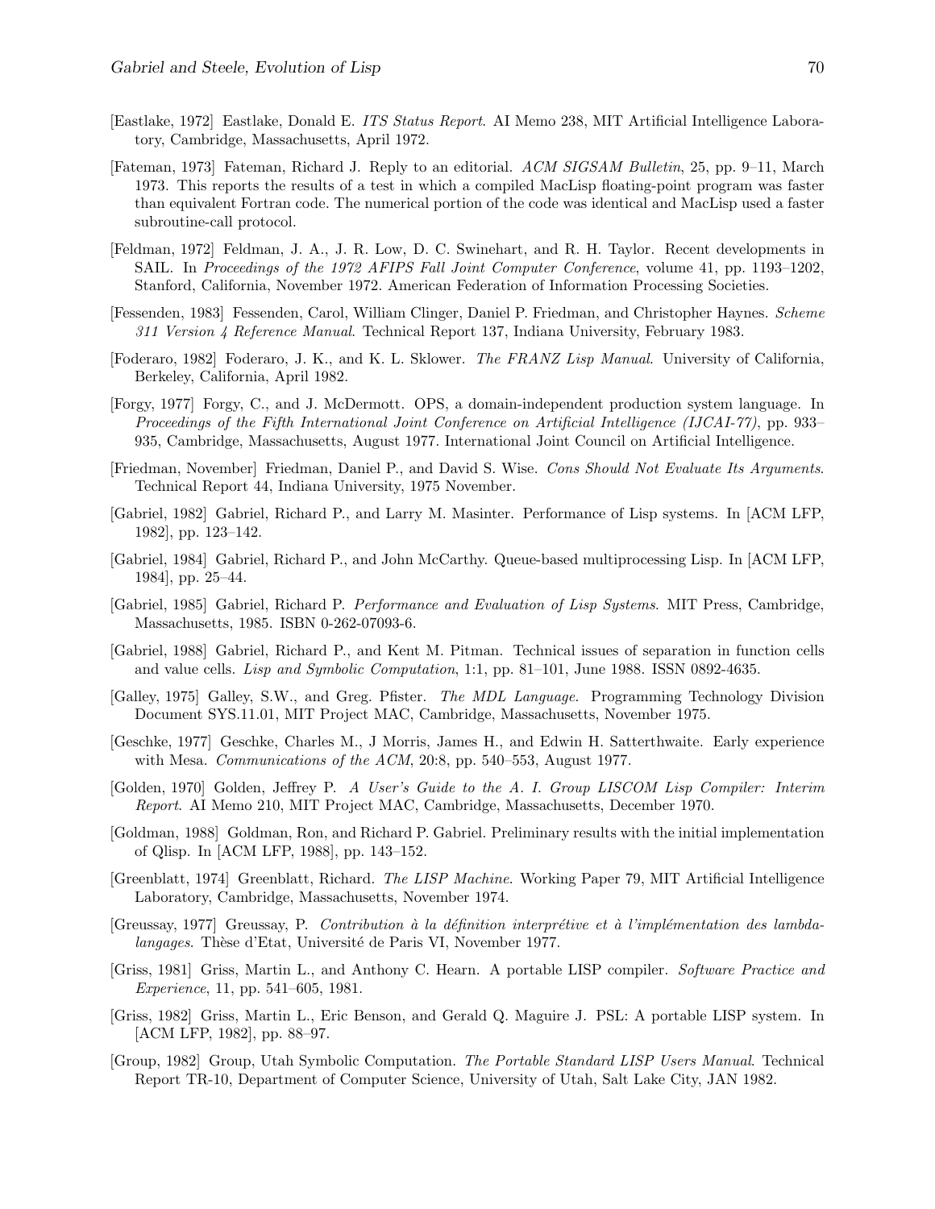[Eastlake, 1972] Eastlake, Donald E. *ITS Status Report*. AI Memo 238, MIT Artificial Intelligence Laboratory, Cambridge, Massachusetts, April 1972.

[Fateman, 1973] Fateman, Richard J. Reply to an editorial. *ACM SIGSAM Bulletin*, 25, pp. 9–11, March 1973. This reports the results of a test in which a compiled MacLisp floating-point program was faster than equivalent Fortran code. The numerical portion of the code was identical and MacLisp used a faster subroutine-call protocol.

[Feldman, 1972] Feldman, J. A., J. R. Low, D. C. Swinehart, and R. H. Taylor. Recent developments in SAIL. In *Proceedings of the 1972 AFIPS Fall Joint Computer Conference*, volume 41, pp. 1193–1202, Stanford, California, November 1972. American Federation of Information Processing Societies.

[Fessenden, 1983] Fessenden, Carol, William Clinger, Daniel P. Friedman, and Christopher Haynes. *Scheme 311 Version 4 Reference Manual*. Technical Report 137, Indiana University, February 1983.

[Foderaro, 1982] Foderaro, J. K., and K. L. Sklower. *The FRANZ Lisp Manual*. University of California, Berkeley, California, April 1982.

[Forgy, 1977] Forgy, C., and J. McDermott. OPS, a domain-independent production system language. In *Proceedings of the Fifth International Joint Conference on Artificial Intelligence (IJCAI-77)*, pp. 933–935, Cambridge, Massachusetts, August 1977. International Joint Council on Artificial Intelligence.

[Friedman, November] Friedman, Daniel P., and David S. Wise. *Cons Should Not Evaluate Its Arguments*. Technical Report 44, Indiana University, 1975 November.

[Gabriel, 1982] Gabriel, Richard P., and Larry M. Masinter. Performance of Lisp systems. In [ACM LFP, 1982], pp. 123–142.

[Gabriel, 1984] Gabriel, Richard P., and John McCarthy. Queue-based multiprocessing Lisp. In [ACM LFP, 1984], pp. 25–44.

[Gabriel, 1985] Gabriel, Richard P. *Performance and Evaluation of Lisp Systems*. MIT Press, Cambridge, Massachusetts, 1985. ISBN 0-262-07093-6.

[Gabriel, 1988] Gabriel, Richard P., and Kent M. Pitman. Technical issues of separation in function cells and value cells. *Lisp and Symbolic Computation*, 1:1, pp. 81–101, June 1988. ISSN 0892-4635.

[Galley, 1975] Galley, S.W., and Greg. Pfister. *The MDL Language*. Programming Technology Division Document SYS.11.01, MIT Project MAC, Cambridge, Massachusetts, November 1975.

[Geschke, 1977] Geschke, Charles M., J Morris, James H., and Edwin H. Satterthwaite. Early experience with Mesa. *Communications of the ACM*, 20:8, pp. 540–553, August 1977.

[Golden, 1970] Golden, Jeffrey P. *A User's Guide to the A. I. Group LISCOM Lisp Compiler: Interim Report*. AI Memo 210, MIT Project MAC, Cambridge, Massachusetts, December 1970.

[Goldman, 1988] Goldman, Ron, and Richard P. Gabriel. Preliminary results with the initial implementation of Qlisp. In [ACM LFP, 1988], pp. 143–152.

[Greenblatt, 1974] Greenblatt, Richard. *The LISP Machine*. Working Paper 79, MIT Artificial Intelligence Laboratory, Cambridge, Massachusetts, November 1974.

[Greussay, 1977] Greussay, P. *Contribution à la définition interprétive et à l'implémentation des lambda-langages*. Thèse d'Etat, Université de Paris VI, November 1977.

[Griss, 1981] Griss, Martin L., and Anthony C. Hearn. A portable LISP compiler. *Software Practice and Experience*, 11, pp. 541–605, 1981.

[Griss, 1982] Griss, Martin L., Eric Benson, and Gerald Q. Maguire J. PSL: A portable LISP system. In [ACM LFP, 1982], pp. 88–97.

[Group, 1982] Group, Utah Symbolic Computation. *The Portable Standard LISP Users Manual*. Technical Report TR-10, Department of Computer Science, University of Utah, Salt Lake City, JAN 1982.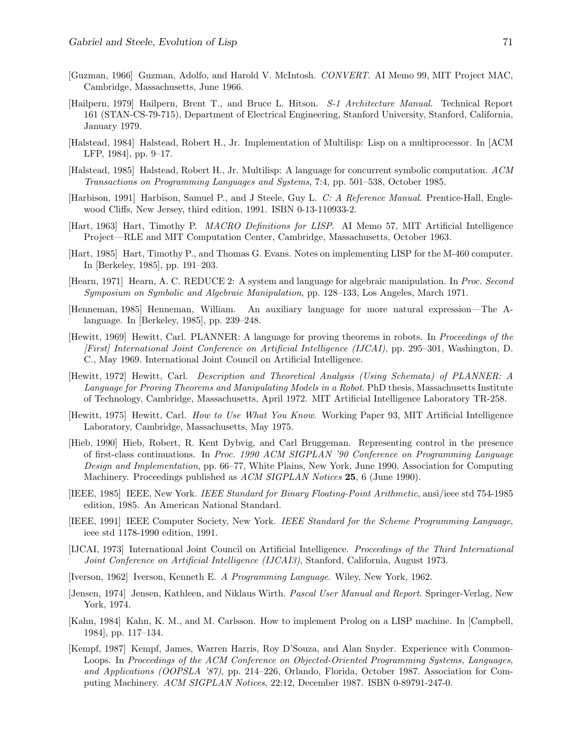[Guzman, 1966] Guzman, Adolfo, and Harold V. McIntosh. *CONVERT*. AI Memo 99, MIT Project MAC, Cambridge, Massachusetts, June 1966.

[Hailpern, 1979] Hailpern, Brent T., and Bruce L. Hitson. *S-1 Architecture Manual*. Technical Report 161 (STAN-CS-79-715), Department of Electrical Engineering, Stanford University, Stanford, California, January 1979.

[Halstead, 1984] Halstead, Robert H., Jr. Implementation of Multilisp: Lisp on a multiprocessor. In [ACM LFP, 1984], pp. 9–17.

[Halstead, 1985] Halstead, Robert H., Jr. Multilisp: A language for concurrent symbolic computation. *ACM Transactions on Programming Languages and Systems*, 7:4, pp. 501–538, October 1985.

[Harbison, 1991] Harbison, Samuel P., and J Steele, Guy L. *C: A Reference Manual*. Prentice-Hall, Englewood Cliffs, New Jersey, third edition, 1991. ISBN 0-13-110933-2.

[Hart, 1963] Hart, Timothy P. *MACRO Definitions for LISP*. AI Memo 57, MIT Artificial Intelligence Project—RLE and MIT Computation Center, Cambridge, Massachusetts, October 1963.

[Hart, 1985] Hart, Timothy P., and Thomas G. Evans. Notes on implementing LISP for the M-460 computer. In [Berkeley, 1985], pp. 191–203.

[Hearn, 1971] Hearn, A. C. REDUCE 2: A system and language for algebraic manipulation. In *Proc. Second Symposium on Symbolic and Algebraic Manipulation*, pp. 128–133, Los Angeles, March 1971.

[Henneman, 1985] Henneman, William. An auxiliary language for more natural expression—The A-language. In [Berkeley, 1985], pp. 239–248.

[Hewitt, 1969] Hewitt, Carl. PLANNER: A language for proving theorems in robots. In *Proceedings of the [First] International Joint Conference on Artificial Intelligence (IJCAI)*, pp. 295–301, Washington, D. C., May 1969. International Joint Council on Artificial Intelligence.

[Hewitt, 1972] Hewitt, Carl. *Description and Theoretical Analysis (Using Schemata) of PLANNER: A Language for Proving Theorems and Manipulating Models in a Robot*. PhD thesis, Massachusetts Institute of Technology, Cambridge, Massachusetts, April 1972. MIT Artificial Intelligence Laboratory TR-258.

[Hewitt, 1975] Hewitt, Carl. *How to Use What You Know*. Working Paper 93, MIT Artificial Intelligence Laboratory, Cambridge, Massachusetts, May 1975.

[Hieb, 1990] Hieb, Robert, R. Kent Dybvig, and Carl Bruggeman. Representing control in the presence of first-class continuations. In *Proc. 1990 ACM SIGPLAN '90 Conference on Programming Language Design and Implementation*, pp. 66–77, White Plains, New York, June 1990. Association for Computing Machinery. Proceedings published as *ACM SIGPLAN Notices* **25**, 6 (June 1990).

[IEEE, 1985] IEEE, New York. *IEEE Standard for Binary Floating-Point Arithmetic*, ansi/ieee std 754-1985 edition, 1985. An American National Standard.

[IEEE, 1991] IEEE Computer Society, New York. *IEEE Standard for the Scheme Programming Language*, ieee std 1178-1990 edition, 1991.

[IJCAI, 1973] International Joint Council on Artificial Intelligence. *Proceedings of the Third International Joint Conference on Artificial Intelligence (IJCAI3)*, Stanford, California, August 1973.

[Iverson, 1962] Iverson, Kenneth E. *A Programming Language*. Wiley, New York, 1962.

[Jensen, 1974] Jensen, Kathleen, and Niklaus Wirth. *Pascal User Manual and Report*. Springer-Verlag, New York, 1974.

[Kahn, 1984] Kahn, K. M., and M. Carlsson. How to implement Prolog on a LISP machine. In [Campbell, 1984], pp. 117–134.

[Kempf, 1987] Kempf, James, Warren Harris, Roy D'Souza, and Alan Snyder. Experience with CommonLoops. In *Proceedings of the ACM Conference on Objected-Oriented Programming Systems, Languages, and Applications (OOPSLA '87)*, pp. 214–226, Orlando, Florida, October 1987. Association for Computing Machinery. *ACM SIGPLAN Notices*, 22:12, December 1987. ISBN 0-89791-247-0.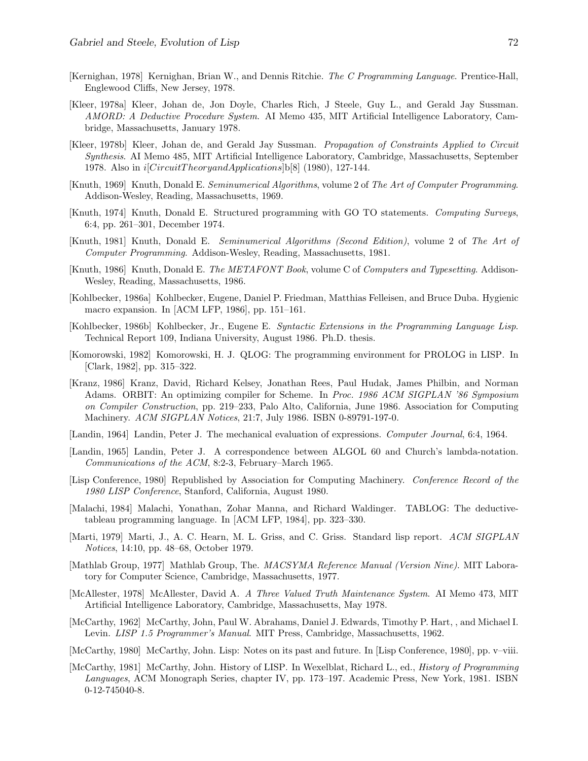[Kernighan, 1978] Kernighan, Brian W., and Dennis Ritchie. *The C Programming Language*. Prentice-Hall, Englewood Cliffs, New Jersey, 1978.

[Kleer, 1978a] Kleer, Johan de, Jon Doyle, Charles Rich, J Steele, Guy L., and Gerald Jay Sussman. *AMORD: A Deductive Procedure System*. AI Memo 435, MIT Artificial Intelligence Laboratory, Cambridge, Massachusetts, January 1978.

[Kleer, 1978b] Kleer, Johan de, and Gerald Jay Sussman. *Propagation of Constraints Applied to Circuit Synthesis*. AI Memo 485, MIT Artificial Intelligence Laboratory, Cambridge, Massachusetts, September 1978. Also in *i*[*CircuitTheoryandApplications*]b[8] (1980), 127-144.

[Knuth, 1969] Knuth, Donald E. *Seminumerical Algorithms*, volume 2 of *The Art of Computer Programming*. Addison-Wesley, Reading, Massachusetts, 1969.

[Knuth, 1974] Knuth, Donald E. Structured programming with GO TO statements. *Computing Surveys*, 6:4, pp. 261–301, December 1974.

[Knuth, 1981] Knuth, Donald E. *Seminumerical Algorithms (Second Edition)*, volume 2 of *The Art of Computer Programming*. Addison-Wesley, Reading, Massachusetts, 1981.

[Knuth, 1986] Knuth, Donald E. *The METAFONT Book*, volume C of *Computers and Typesetting*. Addison-Wesley, Reading, Massachusetts, 1986.

[Kohlbecker, 1986a] Kohlbecker, Eugene, Daniel P. Friedman, Matthias Felleisen, and Bruce Duba. Hygienic macro expansion. In [ACM LFP, 1986], pp. 151–161.

[Kohlbecker, 1986b] Kohlbecker, Jr., Eugene E. *Syntactic Extensions in the Programming Language Lisp*. Technical Report 109, Indiana University, August 1986. Ph.D. thesis.

[Komorowski, 1982] Komorowski, H. J. QLOG: The programming environment for PROLOG in LISP. In [Clark, 1982], pp. 315–322.

[Kranz, 1986] Kranz, David, Richard Kelsey, Jonathan Rees, Paul Hudak, James Philbin, and Norman Adams. ORBIT: An optimizing compiler for Scheme. In *Proc. 1986 ACM SIGPLAN '86 Symposium on Compiler Construction*, pp. 219–233, Palo Alto, California, June 1986. Association for Computing Machinery. *ACM SIGPLAN Notices*, 21:7, July 1986. ISBN 0-89791-197-0.

[Landin, 1964] Landin, Peter J. The mechanical evaluation of expressions. *Computer Journal*, 6:4, 1964.

[Landin, 1965] Landin, Peter J. A correspondence between ALGOL 60 and Church's lambda-notation. *Communications of the ACM*, 8:2-3, February–March 1965.

[Lisp Conference, 1980] Republished by Association for Computing Machinery. *Conference Record of the 1980 LISP Conference*, Stanford, California, August 1980.

[Malachi, 1984] Malachi, Yonathan, Zohar Manna, and Richard Waldinger. TABLOG: The deductive-tableau programming language. In [ACM LFP, 1984], pp. 323–330.

[Marti, 1979] Marti, J., A. C. Hearn, M. L. Griss, and C. Griss. Standard lisp report. *ACM SIGPLAN Notices*, 14:10, pp. 48–68, October 1979.

[Mathlab Group, 1977] Mathlab Group, The. *MACSYMA Reference Manual (Version Nine)*. MIT Laboratory for Computer Science, Cambridge, Massachusetts, 1977.

[McAllester, 1978] McAllester, David A. *A Three Valued Truth Maintenance System*. AI Memo 473, MIT Artificial Intelligence Laboratory, Cambridge, Massachusetts, May 1978.

[McCarthy, 1962] McCarthy, John, Paul W. Abrahams, Daniel J. Edwards, Timothy P. Hart, , and Michael I. Levin. *LISP 1.5 Programmer's Manual*. MIT Press, Cambridge, Massachusetts, 1962.

[McCarthy, 1980] McCarthy, John. Lisp: Notes on its past and future. In [Lisp Conference, 1980], pp. v–viii.

[McCarthy, 1981] McCarthy, John. History of LISP. In Wexelblat, Richard L., ed., *History of Programming Languages*, ACM Monograph Series, chapter IV, pp. 173–197. Academic Press, New York, 1981. ISBN 0-12-745040-8.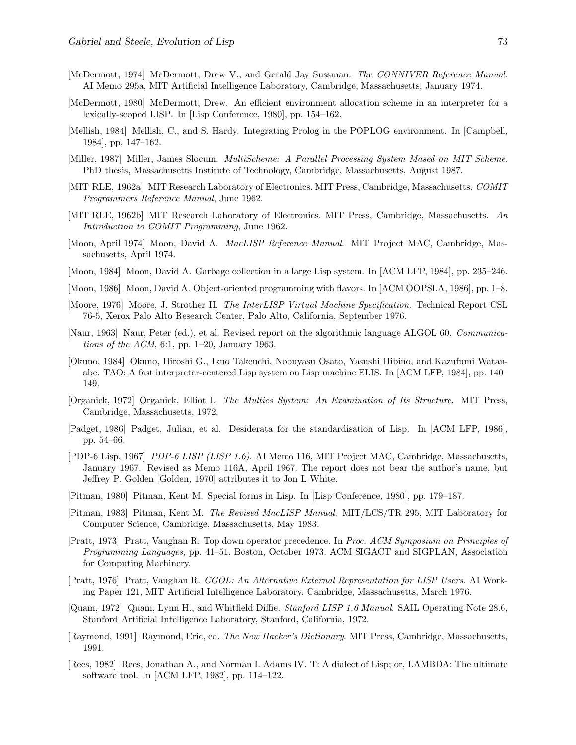[McDermott, 1974] McDermott, Drew V., and Gerald Jay Sussman. *The CONNIVER Reference Manual*. AI Memo 295a, MIT Artificial Intelligence Laboratory, Cambridge, Massachusetts, January 1974.

[McDermott, 1980] McDermott, Drew. An efficient environment allocation scheme in an interpreter for a lexically-scoped LISP. In [Lisp Conference, 1980], pp. 154–162.

[Mellish, 1984] Mellish, C., and S. Hardy. Integrating Prolog in the POPLOG environment. In [Campbell, 1984], pp. 147–162.

[Miller, 1987] Miller, James Slocum. *MultiScheme: A Parallel Processing System Mased on MIT Scheme*. PhD thesis, Massachusetts Institute of Technology, Cambridge, Massachusetts, August 1987.

[MIT RLE, 1962a] MIT Research Laboratory of Electronics. MIT Press, Cambridge, Massachusetts. *COMIT Programmers Reference Manual*, June 1962.

[MIT RLE, 1962b] MIT Research Laboratory of Electronics. MIT Press, Cambridge, Massachusetts. *An Introduction to COMIT Programming*, June 1962.

[Moon, April 1974] Moon, David A. *MacLISP Reference Manual*. MIT Project MAC, Cambridge, Massachusetts, April 1974.

[Moon, 1984] Moon, David A. Garbage collection in a large Lisp system. In [ACM LFP, 1984], pp. 235–246.

[Moon, 1986] Moon, David A. Object-oriented programming with flavors. In [ACM OOPSLA, 1986], pp. 1–8.

[Moore, 1976] Moore, J. Strother II. *The InterLISP Virtual Machine Specification*. Technical Report CSL 76-5, Xerox Palo Alto Research Center, Palo Alto, California, September 1976.

[Naur, 1963] Naur, Peter (ed.), et al. Revised report on the algorithmic language ALGOL 60. *Communications of the ACM*, 6:1, pp. 1–20, January 1963.

[Okuno, 1984] Okuno, Hiroshi G., Ikuo Takeuchi, Nobuyasu Osato, Yasushi Hibino, and Kazufumi Watanabe. TAO: A fast interpreter-centered Lisp system on Lisp machine ELIS. In [ACM LFP, 1984], pp. 140–149.

[Organick, 1972] Organick, Elliot I. *The Multics System: An Examination of Its Structure*. MIT Press, Cambridge, Massachusetts, 1972.

[Padget, 1986] Padget, Julian, et al. Desiderata for the standardisation of Lisp. In [ACM LFP, 1986], pp. 54–66.

[PDP-6 Lisp, 1967] *PDP-6 LISP (LISP 1.6)*. AI Memo 116, MIT Project MAC, Cambridge, Massachusetts, January 1967. Revised as Memo 116A, April 1967. The report does not bear the author's name, but Jeffrey P. Golden [Golden, 1970] attributes it to Jon L White.

[Pitman, 1980] Pitman, Kent M. Special forms in Lisp. In [Lisp Conference, 1980], pp. 179–187.

[Pitman, 1983] Pitman, Kent M. *The Revised MacLISP Manual*. MIT/LCS/TR 295, MIT Laboratory for Computer Science, Cambridge, Massachusetts, May 1983.

[Pratt, 1973] Pratt, Vaughan R. Top down operator precedence. In *Proc. ACM Symposium on Principles of Programming Languages*, pp. 41–51, Boston, October 1973. ACM SIGACT and SIGPLAN, Association for Computing Machinery.

[Pratt, 1976] Pratt, Vaughan R. *CGOL: An Alternative External Representation for LISP Users*. AI Working Paper 121, MIT Artificial Intelligence Laboratory, Cambridge, Massachusetts, March 1976.

[Quam, 1972] Quam, Lynn H., and Whitfield Diffie. *Stanford LISP 1.6 Manual*. SAIL Operating Note 28.6, Stanford Artificial Intelligence Laboratory, Stanford, California, 1972.

[Raymond, 1991] Raymond, Eric, ed. *The New Hacker's Dictionary*. MIT Press, Cambridge, Massachusetts, 1991.

[Rees, 1982] Rees, Jonathan A., and Norman I. Adams IV. T: A dialect of Lisp; or, LAMBDA: The ultimate software tool. In [ACM LFP, 1982], pp. 114–122.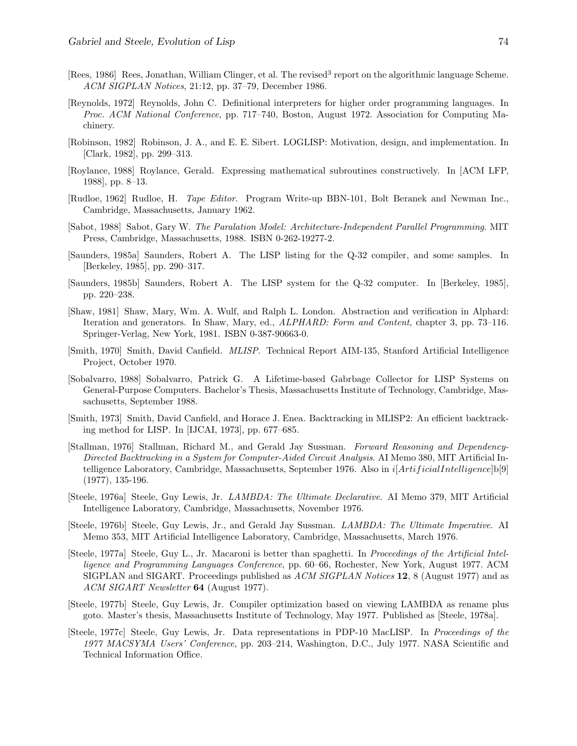[Rees, 1986] Rees, Jonathan, William Clinger, et al. The revised[3] report on the algorithmic language Scheme. *ACM SIGPLAN Notices*, 21:12, pp. 37–79, December 1986.

[Reynolds, 1972] Reynolds, John C. Definitional interpreters for higher order programming languages. In *Proc. ACM National Conference*, pp. 717–740, Boston, August 1972. Association for Computing Machinery.

[Robinson, 1982] Robinson, J. A., and E. E. Sibert. LOGLISP: Motivation, design, and implementation. In [Clark, 1982], pp. 299–313.

[Roylance, 1988] Roylance, Gerald. Expressing mathematical subroutines constructively. In [ACM LFP, 1988], pp. 8–13.

[Rudloe, 1962] Rudloe, H. *Tape Editor*. Program Write-up BBN-101, Bolt Beranek and Newman Inc., Cambridge, Massachusetts, January 1962.

[Sabot, 1988] Sabot, Gary W. *The Paralation Model: Architecture-Independent Parallel Programming*. MIT Press, Cambridge, Massachusetts, 1988. ISBN 0-262-19277-2.

[Saunders, 1985a] Saunders, Robert A. The LISP listing for the Q-32 compiler, and some samples. In [Berkeley, 1985], pp. 290–317.

[Saunders, 1985b] Saunders, Robert A. The LISP system for the Q-32 computer. In [Berkeley, 1985], pp. 220–238.

[Shaw, 1981] Shaw, Mary, Wm. A. Wulf, and Ralph L. London. Abstraction and verification in Alphard: Iteration and generators. In Shaw, Mary, ed., *ALPHARD: Form and Content*, chapter 3, pp. 73–116. Springer-Verlag, New York, 1981. ISBN 0-387-90663-0.

[Smith, 1970] Smith, David Canfield. *MLISP*. Technical Report AIM-135, Stanford Artificial Intelligence Project, October 1970.

[Sobalvarro, 1988] Sobalvarro, Patrick G. A Lifetime-based Gabrbage Collector for LISP Systems on General-Purpose Computers. Bachelor's Thesis, Massachusetts Institute of Technology, Cambridge, Massachusetts, September 1988.

[Smith, 1973] Smith, David Canfield, and Horace J. Enea. Backtracking in MLISP2: An efficient backtracking method for LISP. In [IJCAI, 1973], pp. 677–685.

[Stallman, 1976] Stallman, Richard M., and Gerald Jay Sussman. *Forward Reasoning and Dependency-Directed Backtracking in a System for Computer-Aided Circuit Analysis*. AI Memo 380, MIT Artificial Intelligence Laboratory, Cambridge, Massachusetts, September 1976. Also in $i[ArtificialIntelligence]b[9]$ (1977), 135-196.

[Steele, 1976a] Steele, Guy Lewis, Jr. *LAMBDA: The Ultimate Declarative*. AI Memo 379, MIT Artificial Intelligence Laboratory, Cambridge, Massachusetts, November 1976.

[Steele, 1976b] Steele, Guy Lewis, Jr., and Gerald Jay Sussman. *LAMBDA: The Ultimate Imperative*. AI Memo 353, MIT Artificial Intelligence Laboratory, Cambridge, Massachusetts, March 1976.

[Steele, 1977a] Steele, Guy L., Jr. Macaroni is better than spaghetti. In *Proceedings of the Artificial Intelligence and Programming Languages Conference*, pp. 60–66, Rochester, New York, August 1977. ACM SIGPLAN and SIGART. Proceedings published as *ACM SIGPLAN Notices* **12**, 8 (August 1977) and as *ACM SIGART Newsletter* **64** (August 1977).

[Steele, 1977b] Steele, Guy Lewis, Jr. Compiler optimization based on viewing LAMBDA as rename plus goto. Master's thesis, Massachusetts Institute of Technology, May 1977. Published as [Steele, 1978a].

[Steele, 1977c] Steele, Guy Lewis, Jr. Data representations in PDP-10 MacLISP. In *Proceedings of the 1977 MACSYMA Users' Conference*, pp. 203–214, Washington, D.C., July 1977. NASA Scientific and Technical Information Office.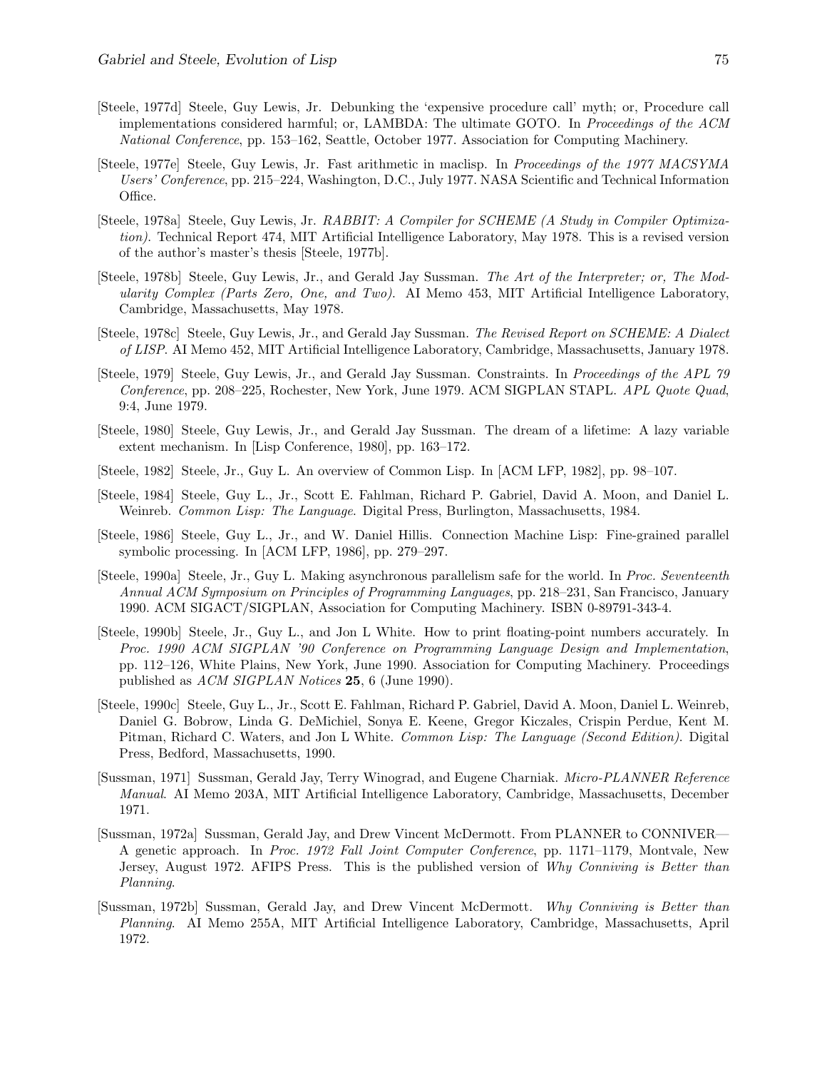[Steele, 1977d] Steele, Guy Lewis, Jr. Debunking the 'expensive procedure call' myth; or, Procedure call implementations considered harmful; or, LAMBDA: The ultimate GOTO. In *Proceedings of the ACM National Conference*, pp. 153–162, Seattle, October 1977. Association for Computing Machinery.

[Steele, 1977e] Steele, Guy Lewis, Jr. Fast arithmetic in maclisp. In *Proceedings of the 1977 MACSYMA Users' Conference*, pp. 215–224, Washington, D.C., July 1977. NASA Scientific and Technical Information Office.

[Steele, 1978a] Steele, Guy Lewis, Jr. *RABBIT: A Compiler for SCHEME (A Study in Compiler Optimization)*. Technical Report 474, MIT Artificial Intelligence Laboratory, May 1978. This is a revised version of the author's master's thesis [Steele, 1977b].

[Steele, 1978b] Steele, Guy Lewis, Jr., and Gerald Jay Sussman. *The Art of the Interpreter; or, The Modularity Complex (Parts Zero, One, and Two)*. AI Memo 453, MIT Artificial Intelligence Laboratory, Cambridge, Massachusetts, May 1978.

[Steele, 1978c] Steele, Guy Lewis, Jr., and Gerald Jay Sussman. *The Revised Report on SCHEME: A Dialect of LISP*. AI Memo 452, MIT Artificial Intelligence Laboratory, Cambridge, Massachusetts, January 1978.

[Steele, 1979] Steele, Guy Lewis, Jr., and Gerald Jay Sussman. Constraints. In *Proceedings of the APL 79 Conference*, pp. 208–225, Rochester, New York, June 1979. ACM SIGPLAN STAPL. *APL Quote Quad*, 9:4, June 1979.

[Steele, 1980] Steele, Guy Lewis, Jr., and Gerald Jay Sussman. The dream of a lifetime: A lazy variable extent mechanism. In [Lisp Conference, 1980], pp. 163–172.

[Steele, 1982] Steele, Jr., Guy L. An overview of Common Lisp. In [ACM LFP, 1982], pp. 98–107.

[Steele, 1984] Steele, Guy L., Jr., Scott E. Fahlman, Richard P. Gabriel, David A. Moon, and Daniel L. Weinreb. *Common Lisp: The Language*. Digital Press, Burlington, Massachusetts, 1984.

[Steele, 1986] Steele, Guy L., Jr., and W. Daniel Hillis. Connection Machine Lisp: Fine-grained parallel symbolic processing. In [ACM LFP, 1986], pp. 279–297.

[Steele, 1990a] Steele, Jr., Guy L. Making asynchronous parallelism safe for the world. In *Proc. Seventeenth Annual ACM Symposium on Principles of Programming Languages*, pp. 218–231, San Francisco, January 1990. ACM SIGACT/SIGPLAN, Association for Computing Machinery. ISBN 0-89791-343-4.

[Steele, 1990b] Steele, Jr., Guy L., and Jon L White. How to print floating-point numbers accurately. In *Proc. 1990 ACM SIGPLAN '90 Conference on Programming Language Design and Implementation*, pp. 112–126, White Plains, New York, June 1990. Association for Computing Machinery. Proceedings published as *ACM SIGPLAN Notices* **25**, 6 (June 1990).

[Steele, 1990c] Steele, Guy L., Jr., Scott E. Fahlman, Richard P. Gabriel, David A. Moon, Daniel L. Weinreb, Daniel G. Bobrow, Linda G. DeMichiel, Sonya E. Keene, Gregor Kiczales, Crispin Perdue, Kent M. Pitman, Richard C. Waters, and Jon L White. *Common Lisp: The Language (Second Edition)*. Digital Press, Bedford, Massachusetts, 1990.

[Sussman, 1971] Sussman, Gerald Jay, Terry Winograd, and Eugene Charniak. *Micro-PLANNER Reference Manual*. AI Memo 203A, MIT Artificial Intelligence Laboratory, Cambridge, Massachusetts, December 1971.

[Sussman, 1972a] Sussman, Gerald Jay, and Drew Vincent McDermott. From PLANNER to CONNIVER—A genetic approach. In *Proc. 1972 Fall Joint Computer Conference*, pp. 1171–1179, Montvale, New Jersey, August 1972. AFIPS Press. This is the published version of *Why Conniving is Better than Planning*.

[Sussman, 1972b] Sussman, Gerald Jay, and Drew Vincent McDermott. *Why Conniving is Better than Planning*. AI Memo 255A, MIT Artificial Intelligence Laboratory, Cambridge, Massachusetts, April 1972.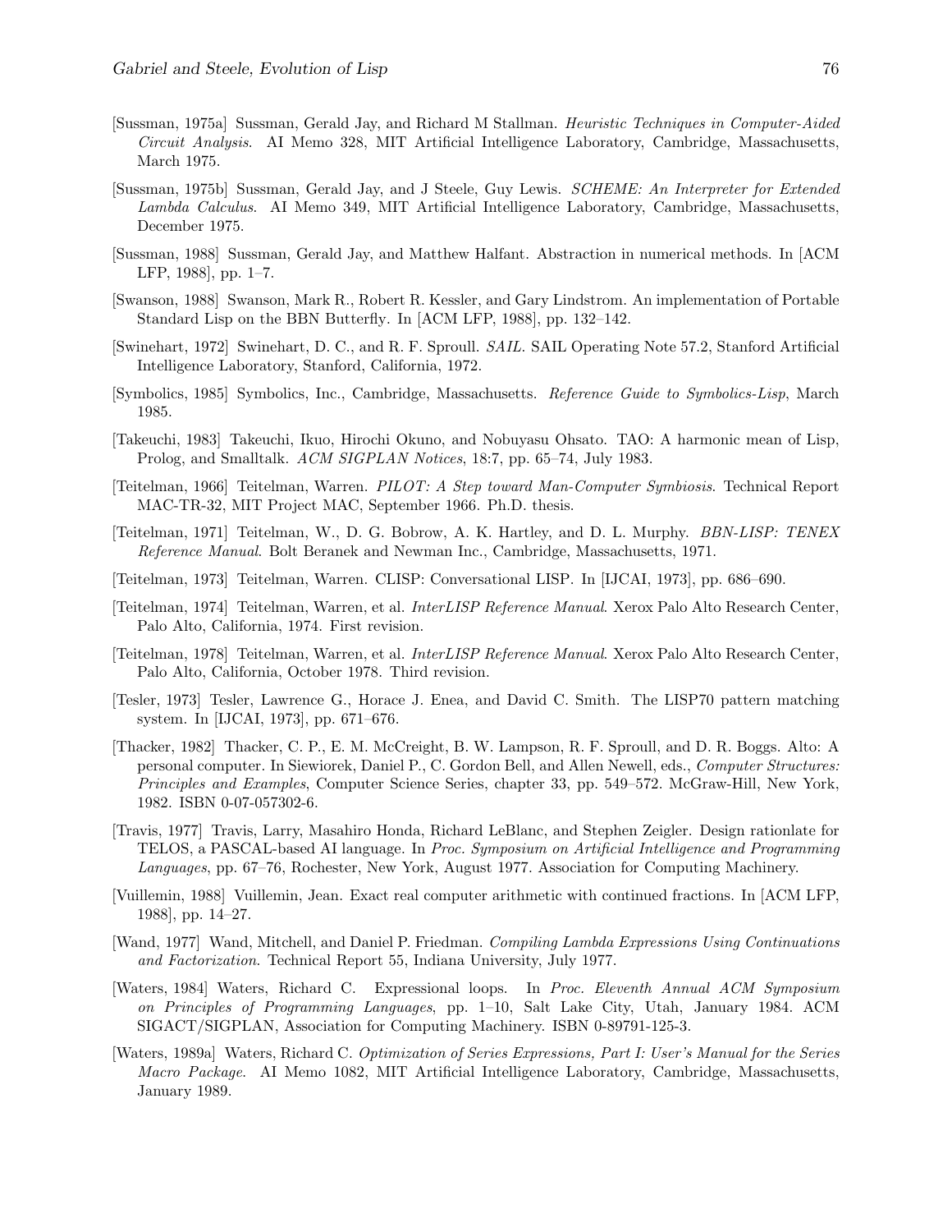[Sussman, 1975a] Sussman, Gerald Jay, and Richard M Stallman. *Heuristic Techniques in Computer-Aided Circuit Analysis*. AI Memo 328, MIT Artificial Intelligence Laboratory, Cambridge, Massachusetts, March 1975.

[Sussman, 1975b] Sussman, Gerald Jay, and J Steele, Guy Lewis. *SCHEME: An Interpreter for Extended Lambda Calculus*. AI Memo 349, MIT Artificial Intelligence Laboratory, Cambridge, Massachusetts, December 1975.

[Sussman, 1988] Sussman, Gerald Jay, and Matthew Halfant. Abstraction in numerical methods. In [ACM LFP, 1988], pp. 1–7.

[Swanson, 1988] Swanson, Mark R., Robert R. Kessler, and Gary Lindstrom. An implementation of Portable Standard Lisp on the BBN Butterfly. In [ACM LFP, 1988], pp. 132–142.

[Swinehart, 1972] Swinehart, D. C., and R. F. Sproull. *SAIL*. SAIL Operating Note 57.2, Stanford Artificial Intelligence Laboratory, Stanford, California, 1972.

[Symbolics, 1985] Symbolics, Inc., Cambridge, Massachusetts. *Reference Guide to Symbolics-Lisp*, March 1985.

[Takeuchi, 1983] Takeuchi, Ikuo, Hirochi Okuno, and Nobuyasu Ohsato. TAO: A harmonic mean of Lisp, Prolog, and Smalltalk. *ACM SIGPLAN Notices*, 18:7, pp. 65–74, July 1983.

[Teitelman, 1966] Teitelman, Warren. *PILOT: A Step toward Man-Computer Symbiosis*. Technical Report MAC-TR-32, MIT Project MAC, September 1966. Ph.D. thesis.

[Teitelman, 1971] Teitelman, W., D. G. Bobrow, A. K. Hartley, and D. L. Murphy. *BBN-LISP: TENEX Reference Manual*. Bolt Beranek and Newman Inc., Cambridge, Massachusetts, 1971.

[Teitelman, 1973] Teitelman, Warren. CLISP: Conversational LISP. In [IJCAI, 1973], pp. 686–690.

[Teitelman, 1974] Teitelman, Warren, et al. *InterLISP Reference Manual*. Xerox Palo Alto Research Center, Palo Alto, California, 1974. First revision.

[Teitelman, 1978] Teitelman, Warren, et al. *InterLISP Reference Manual*. Xerox Palo Alto Research Center, Palo Alto, California, October 1978. Third revision.

[Tesler, 1973] Tesler, Lawrence G., Horace J. Enea, and David C. Smith. The LISP70 pattern matching system. In [IJCAI, 1973], pp. 671–676.

[Thacker, 1982] Thacker, C. P., E. M. McCreight, B. W. Lampson, R. F. Sproull, and D. R. Boggs. Alto: A personal computer. In Siewiorek, Daniel P., C. Gordon Bell, and Allen Newell, eds., *Computer Structures: Principles and Examples*, Computer Science Series, chapter 33, pp. 549–572. McGraw-Hill, New York, 1982. ISBN 0-07-057302-6.

[Travis, 1977] Travis, Larry, Masahiro Honda, Richard LeBlanc, and Stephen Zeigler. Design rationlate for TELOS, a PASCAL-based AI language. In *Proc. Symposium on Artificial Intelligence and Programming Languages*, pp. 67–76, Rochester, New York, August 1977. Association for Computing Machinery.

[Vuillemin, 1988] Vuillemin, Jean. Exact real computer arithmetic with continued fractions. In [ACM LFP, 1988], pp. 14–27.

[Wand, 1977] Wand, Mitchell, and Daniel P. Friedman. *Compiling Lambda Expressions Using Continuations and Factorization*. Technical Report 55, Indiana University, July 1977.

[Waters, 1984] Waters, Richard C. Expressional loops. In *Proc. Eleventh Annual ACM Symposium on Principles of Programming Languages*, pp. 1–10, Salt Lake City, Utah, January 1984. ACM SIGACT/SIGPLAN, Association for Computing Machinery. ISBN 0-89791-125-3.

[Waters, 1989a] Waters, Richard C. *Optimization of Series Expressions, Part I: User's Manual for the Series Macro Package*. AI Memo 1082, MIT Artificial Intelligence Laboratory, Cambridge, Massachusetts, January 1989.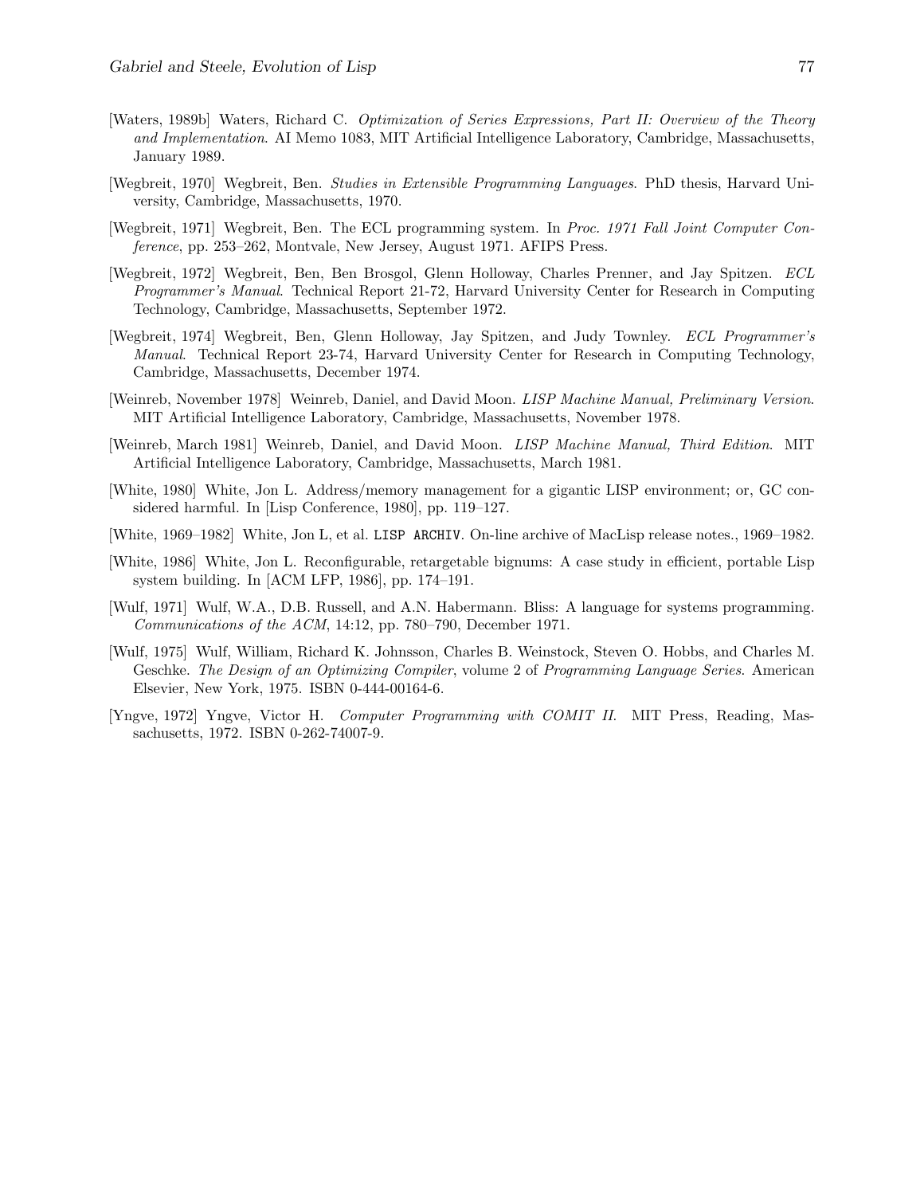[Waters, 1989b] Waters, Richard C. *Optimization of Series Expressions, Part II: Overview of the Theory and Implementation*. AI Memo 1083, MIT Artificial Intelligence Laboratory, Cambridge, Massachusetts, January 1989.

[Wegbreit, 1970] Wegbreit, Ben. *Studies in Extensible Programming Languages*. PhD thesis, Harvard University, Cambridge, Massachusetts, 1970.

[Wegbreit, 1971] Wegbreit, Ben. The ECL programming system. In *Proc. 1971 Fall Joint Computer Conference*, pp. 253–262, Montvale, New Jersey, August 1971. AFIPS Press.

[Wegbreit, 1972] Wegbreit, Ben, Ben Brosgol, Glenn Holloway, Charles Prenner, and Jay Spitzen. *ECL Programmer's Manual*. Technical Report 21-72, Harvard University Center for Research in Computing Technology, Cambridge, Massachusetts, September 1972.

[Wegbreit, 1974] Wegbreit, Ben, Glenn Holloway, Jay Spitzen, and Judy Townley. *ECL Programmer's Manual*. Technical Report 23-74, Harvard University Center for Research in Computing Technology, Cambridge, Massachusetts, December 1974.

[Weinreb, November 1978] Weinreb, Daniel, and David Moon. *LISP Machine Manual, Preliminary Version*. MIT Artificial Intelligence Laboratory, Cambridge, Massachusetts, November 1978.

[Weinreb, March 1981] Weinreb, Daniel, and David Moon. *LISP Machine Manual, Third Edition*. MIT Artificial Intelligence Laboratory, Cambridge, Massachusetts, March 1981.

[White, 1980] White, Jon L. Address/memory management for a gigantic LISP environment; or, GC considered harmful. In [Lisp Conference, 1980], pp. 119–127.

[White, 1969–1982] White, Jon L, et al. `LISP ARCHIV`. On-line archive of MacLisp release notes., 1969–1982.

[White, 1986] White, Jon L. Reconfigurable, retargetable bignums: A case study in efficient, portable Lisp system building. In [ACM LFP, 1986], pp. 174–191.

[Wulf, 1971] Wulf, W.A., D.B. Russell, and A.N. Habermann. Bliss: A language for systems programming. *Communications of the ACM*, 14:12, pp. 780–790, December 1971.

[Wulf, 1975] Wulf, William, Richard K. Johnsson, Charles B. Weinstock, Steven O. Hobbs, and Charles M. Geschke. *The Design of an Optimizing Compiler*, volume 2 of *Programming Language Series*. American Elsevier, New York, 1975. ISBN 0-444-00164-6.

[Yngve, 1972] Yngve, Victor H. *Computer Programming with COMIT II*. MIT Press, Reading, Massachusetts, 1972. ISBN 0-262-74007-9.